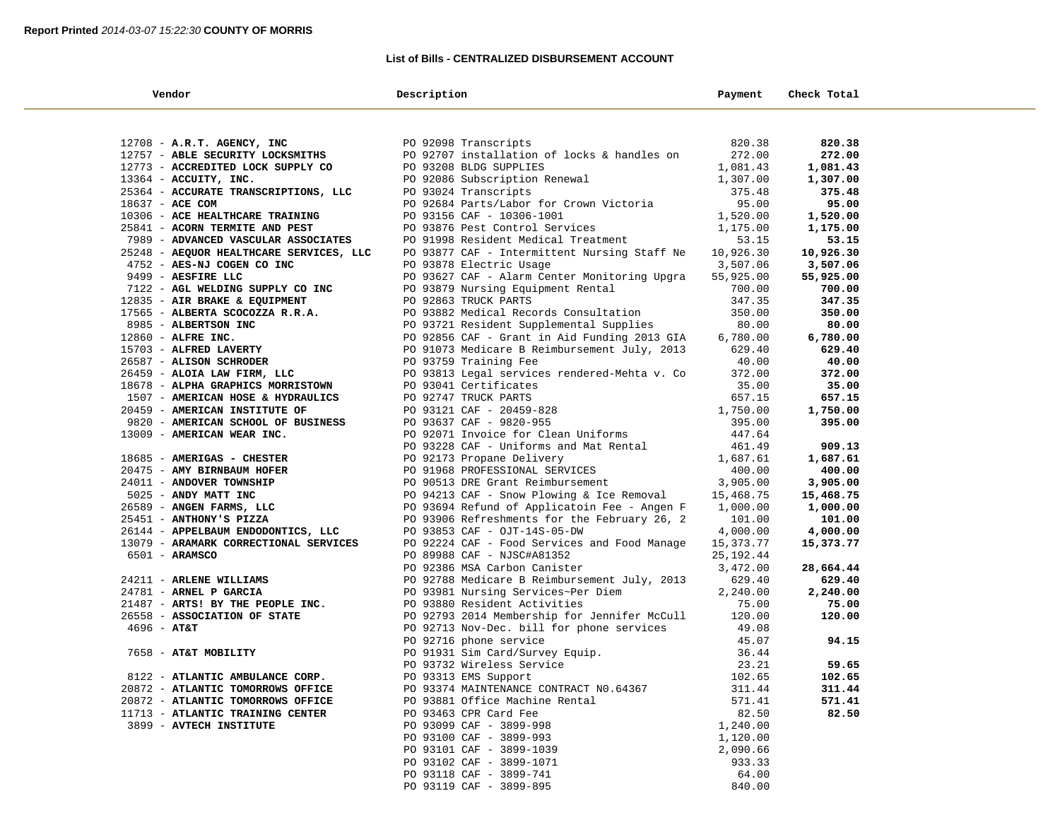**Report Printed** *2014-03-07 15:22:30* **COUNTY OF MORRIS**

## List of Bills - CENTRALIZED DISBURSEMENT ACCOUNT

| Vendor | Description | Payment | Check Total |
|---|---|---|---|
| 12708 - **A.R.T. AGENCY, INC** | PO 92098 Transcripts | 820.38 | **820.38** |
| 12757 - **ABLE SECURITY LOCKSMITHS** | PO 92707 installation of locks & handles on | 272.00 | **272.00** |
| 12773 - **ACCREDITED LOCK SUPPLY CO** | PO 93208 BLDG SUPPLIES | 1,081.43 | **1,081.43** |
| 13364 - **ACCUITY, INC.** | PO 92086 Subscription Renewal | 1,307.00 | **1,307.00** |
| 25364 - **ACCURATE TRANSCRIPTIONS, LLC** | PO 93024 Transcripts | 375.48 | **375.48** |
| 18637 - **ACE COM** | PO 92684 Parts/Labor for Crown Victoria | 95.00 | **95.00** |
| 10306 - **ACE HEALTHCARE TRAINING** | PO 93156 CAF - 10306-1001 | 1,520.00 | **1,520.00** |
| 25841 - **ACORN TERMITE AND PEST** | PO 93876 Pest Control Services | 1,175.00 | **1,175.00** |
| 7989 - **ADVANCED VASCULAR ASSOCIATES** | PO 91998 Resident Medical Treatment | 53.15 | **53.15** |
| 25248 - **AEQUOR HEALTHCARE SERVICES, LLC** | PO 93877 CAF - Intermittent Nursing Staff Ne | 10,926.30 | **10,926.30** |
| 4752 - **AES-NJ COGEN CO INC** | PO 93878 Electric Usage | 3,507.06 | **3,507.06** |
| 9499 - **AESFIRE LLC** | PO 93627 CAF - Alarm Center Monitoring Upgra | 55,925.00 | **55,925.00** |
| 7122 - **AGL WELDING SUPPLY CO INC** | PO 93879 Nursing Equipment Rental | 700.00 | **700.00** |
| 12835 - **AIR BRAKE & EQUIPMENT** | PO 92863 TRUCK PARTS | 347.35 | **347.35** |
| 17565 - **ALBERTA SCOCOZZA R.R.A.** | PO 93882 Medical Records Consultation | 350.00 | **350.00** |
| 8985 - **ALBERTSON INC** | PO 93721 Resident Supplemental Supplies | 80.00 | **80.00** |
| 12860 - **ALFRE INC.** | PO 92856 CAF - Grant in Aid Funding 2013 GIA | 6,780.00 | **6,780.00** |
| 15703 - **ALFRED LAVERTY** | PO 91073 Medicare B Reimbursement July, 2013 | 629.40 | **629.40** |
| 26587 - **ALISON SCHRODER** | PO 93759 Training Fee | 40.00 | **40.00** |
| 26459 - **ALOIA LAW FIRM, LLC** | PO 93813 Legal services rendered-Mehta v. Co | 372.00 | **372.00** |
| 18678 - **ALPHA GRAPHICS MORRISTOWN** | PO 93041 Certificates | 35.00 | **35.00** |
| 1507 - **AMERICAN HOSE & HYDRAULICS** | PO 92747 TRUCK PARTS | 657.15 | **657.15** |
| 20459 - **AMERICAN INSTITUTE OF** | PO 93121 CAF - 20459-828 | 1,750.00 | **1,750.00** |
| 9820 - **AMERICAN SCHOOL OF BUSINESS** | PO 93637 CAF - 9820-955 | 395.00 | **395.00** |
| 13009 - **AMERICAN WEAR INC.** | PO 92071 Invoice for Clean Uniforms | 447.64 | |
| | PO 93228 CAF - Uniforms and Mat Rental | 461.49 | **909.13** |
| 18685 - **AMERIGAS - CHESTER** | PO 92173 Propane Delivery | 1,687.61 | **1,687.61** |
| 20475 - **AMY BIRNBAUM HOFER** | PO 91968 PROFESSIONAL SERVICES | 400.00 | **400.00** |
| 24011 - **ANDOVER TOWNSHIP** | PO 90513 DRE Grant Reimbursement | 3,905.00 | **3,905.00** |
| 5025 - **ANDY MATT INC** | PO 94213 CAF - Snow Plowing & Ice Removal | 15,468.75 | **15,468.75** |
| 26589 - **ANGEN FARMS, LLC** | PO 93694 Refund of Applicatoin Fee - Angen F | 1,000.00 | **1,000.00** |
| 25451 - **ANTHONY'S PIZZA** | PO 93906 Refreshments for the February 26, 2 | 101.00 | **101.00** |
| 26144 - **APPELBAUM ENDODONTICS, LLC** | PO 93853 CAF - OJT-14S-05-DW | 4,000.00 | **4,000.00** |
| 13079 - **ARAMARK CORRECTIONAL SERVICES** | PO 92224 CAF - Food Services and Food Manage | 15,373.77 | **15,373.77** |
| 6501 - **ARAMSCO** | PO 89988 CAF - NJSC#A81352 | 25,192.44 | |
| | PO 92386 MSA Carbon Canister | 3,472.00 | **28,664.44** |
| 24211 - **ARLENE WILLIAMS** | PO 92788 Medicare B Reimbursement July, 2013 | 629.40 | **629.40** |
| 24781 - **ARNEL P GARCIA** | PO 93981 Nursing Services~Per Diem | 2,240.00 | **2,240.00** |
| 21487 - **ARTS! BY THE PEOPLE INC.** | PO 93880 Resident Activities | 75.00 | **75.00** |
| 26558 - **ASSOCIATION OF STATE** | PO 92793 2014 Membership for Jennifer McCull | 120.00 | **120.00** |
| 4696 - **AT&T** | PO 92713 Nov-Dec. bill for phone services | 49.08 | |
| | PO 92716 phone service | 45.07 | **94.15** |
| 7658 - **AT&T MOBILITY** | PO 91931 Sim Card/Survey Equip. | 36.44 | |
| | PO 93732 Wireless Service | 23.21 | **59.65** |
| 8122 - **ATLANTIC AMBULANCE CORP.** | PO 93313 EMS Support | 102.65 | **102.65** |
| 20872 - **ATLANTIC TOMORROWS OFFICE** | PO 93374 MAINTENANCE CONTRACT N0.64367 | 311.44 | **311.44** |
| 20872 - **ATLANTIC TOMORROWS OFFICE** | PO 93881 Office Machine Rental | 571.41 | **571.41** |
| 11713 - **ATLANTIC TRAINING CENTER** | PO 93463 CPR Card Fee | 82.50 | **82.50** |
| 3899 - **AVTECH INSTITUTE** | PO 93099 CAF - 3899-998 | 1,240.00 | |
| | PO 93100 CAF - 3899-993 | 1,120.00 | |
| | PO 93101 CAF - 3899-1039 | 2,090.66 | |
| | PO 93102 CAF - 3899-1071 | 933.33 | |
| | PO 93118 CAF - 3899-741 | 64.00 | |
| | PO 93119 CAF - 3899-895 | 840.00 | |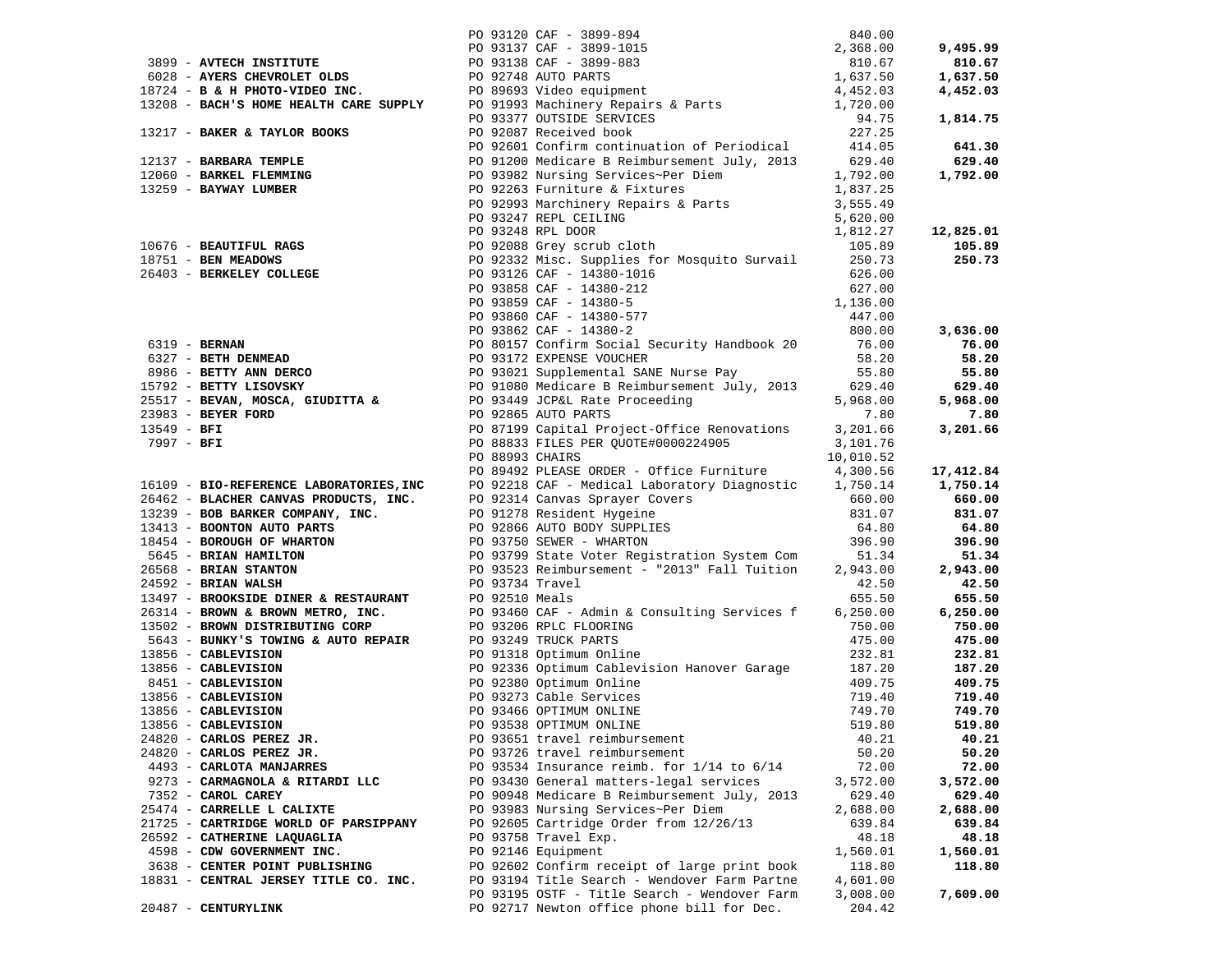| Vendor | PO / Description | Amount | Total |
|---|---|---|---|
| | PO 93120 CAF - 3899-894 | 840.00 | |
| | PO 93137 CAF - 3899-1015 | 2,368.00 | **9,495.99** |
| 3899 - **AVTECH INSTITUTE** | PO 93138 CAF - 3899-883 | 810.67 | **810.67** |
| 6028 - **AYERS CHEVROLET OLDS** | PO 92748 AUTO PARTS | 1,637.50 | **1,637.50** |
| 18724 - **B & H PHOTO-VIDEO INC.** | PO 89693 Video equipment | 4,452.03 | **4,452.03** |
| 13208 - **BACH'S HOME HEALTH CARE SUPPLY** | PO 91993 Machinery Repairs & Parts | 1,720.00 | |
| | PO 93377 OUTSIDE SERVICES | 94.75 | **1,814.75** |
| 13217 - **BAKER & TAYLOR BOOKS** | PO 92087 Received book | 227.25 | |
| | PO 92601 Confirm continuation of Periodical | 414.05 | **641.30** |
| 12137 - **BARBARA TEMPLE** | PO 91200 Medicare B Reimbursement July, 2013 | 629.40 | **629.40** |
| 12060 - **BARKEL FLEMMING** | PO 93982 Nursing Services~Per Diem | 1,792.00 | **1,792.00** |
| 13259 - **BAYWAY LUMBER** | PO 92263 Furniture & Fixtures | 1,837.25 | |
| | PO 92993 Marchinery Repairs & Parts | 3,555.49 | |
| | PO 93247 REPL CEILING | 5,620.00 | |
| | PO 93248 RPL DOOR | 1,812.27 | **12,825.01** |
| 10676 - **BEAUTIFUL RAGS** | PO 92088 Grey scrub cloth | 105.89 | **105.89** |
| 18751 - **BEN MEADOWS** | PO 92332 Misc. Supplies for Mosquito Survail | 250.73 | **250.73** |
| 26403 - **BERKELEY COLLEGE** | PO 93126 CAF - 14380-1016 | 626.00 | |
| | PO 93858 CAF - 14380-212 | 627.00 | |
| | PO 93859 CAF - 14380-5 | 1,136.00 | |
| | PO 93860 CAF - 14380-577 | 447.00 | |
| | PO 93862 CAF - 14380-2 | 800.00 | **3,636.00** |
| 6319 - **BERNAN** | PO 80157 Confirm Social Security Handbook 20 | 76.00 | **76.00** |
| 6327 - **BETH DENMEAD** | PO 93172 EXPENSE VOUCHER | 58.20 | **58.20** |
| 8986 - **BETTY ANN DERCO** | PO 93021 Supplemental SANE Nurse Pay | 55.80 | **55.80** |
| 15792 - **BETTY LISOVSKY** | PO 91080 Medicare B Reimbursement July, 2013 | 629.40 | **629.40** |
| 25517 - **BEVAN, MOSCA, GIUDITTA &** | PO 93449 JCP&L Rate Proceeding | 5,968.00 | **5,968.00** |
| 23983 - **BEYER FORD** | PO 92865 AUTO PARTS | 7.80 | **7.80** |
| 13549 - **BFI** | PO 87199 Capital Project-Office Renovations | 3,201.66 | **3,201.66** |
| 7997 - **BFI** | PO 88833 FILES PER QUOTE#0000224905 | 3,101.76 | |
| | PO 88993 CHAIRS | 10,010.52 | |
| | PO 89492 PLEASE ORDER - Office Furniture | 4,300.56 | **17,412.84** |
| 16109 - **BIO-REFERENCE LABORATORIES,INC** | PO 92218 CAF - Medical Laboratory Diagnostic | 1,750.14 | **1,750.14** |
| 26462 - **BLACHER CANVAS PRODUCTS, INC.** | PO 92314 Canvas Sprayer Covers | 660.00 | **660.00** |
| 13239 - **BOB BARKER COMPANY, INC.** | PO 91278 Resident Hygeine | 831.07 | **831.07** |
| 13413 - **BOONTON AUTO PARTS** | PO 92866 AUTO BODY SUPPLIES | 64.80 | **64.80** |
| 18454 - **BOROUGH OF WHARTON** | PO 93750 SEWER - WHARTON | 396.90 | **396.90** |
| 5645 - **BRIAN HAMILTON** | PO 93799 State Voter Registration System Com | 51.34 | **51.34** |
| 26568 - **BRIAN STANTON** | PO 93523 Reimbursement - "2013" Fall Tuition | 2,943.00 | **2,943.00** |
| 24592 - **BRIAN WALSH** | PO 93734 Travel | 42.50 | **42.50** |
| 13497 - **BROOKSIDE DINER & RESTAURANT** | PO 92510 Meals | 655.50 | **655.50** |
| 26314 - **BROWN & BROWN METRO, INC.** | PO 93460 CAF - Admin & Consulting Services f | 6,250.00 | **6,250.00** |
| 13502 - **BROWN DISTRIBUTING CORP** | PO 93206 RPLC FLOORING | 750.00 | **750.00** |
| 5643 - **BUNKY'S TOWING & AUTO REPAIR** | PO 93249 TRUCK PARTS | 475.00 | **475.00** |
| 13856 - **CABLEVISION** | PO 91318 Optimum Online | 232.81 | **232.81** |
| 13856 - **CABLEVISION** | PO 92336 Optimum Cablevision Hanover Garage | 187.20 | **187.20** |
| 8451 - **CABLEVISION** | PO 92380 Optimum Online | 409.75 | **409.75** |
| 13856 - **CABLEVISION** | PO 93273 Cable Services | 719.40 | **719.40** |
| 13856 - **CABLEVISION** | PO 93466 OPTIMUM ONLINE | 749.70 | **749.70** |
| 13856 - **CABLEVISION** | PO 93538 OPTIMUM ONLINE | 519.80 | **519.80** |
| 24820 - **CARLOS PEREZ JR.** | PO 93651 travel reimbursement | 40.21 | **40.21** |
| 24820 - **CARLOS PEREZ JR.** | PO 93726 travel reimbursement | 50.20 | **50.20** |
| 4493 - **CARLOTA MANJARRES** | PO 93534 Insurance reimb. for 1/14 to 6/14 | 72.00 | **72.00** |
| 9273 - **CARMAGNOLA & RITARDI LLC** | PO 93430 General matters-legal services | 3,572.00 | **3,572.00** |
| 7352 - **CAROL CAREY** | PO 90948 Medicare B Reimbursement July, 2013 | 629.40 | **629.40** |
| 25474 - **CARRELLE L CALIXTE** | PO 93983 Nursing Services~Per Diem | 2,688.00 | **2,688.00** |
| 21725 - **CARTRIDGE WORLD OF PARSIPPANY** | PO 92605 Cartridge Order from 12/26/13 | 639.84 | **639.84** |
| 26592 - **CATHERINE LAQUAGLIA** | PO 93758 Travel Exp. | 48.18 | **48.18** |
| 4598 - **CDW GOVERNMENT INC.** | PO 92146 Equipment | 1,560.01 | **1,560.01** |
| 3638 - **CENTER POINT PUBLISHING** | PO 92602 Confirm receipt of large print book | 118.80 | **118.80** |
| 18831 - **CENTRAL JERSEY TITLE CO. INC.** | PO 93194 Title Search - Wendover Farm Partne | 4,601.00 | |
| | PO 93195 OSTF - Title Search - Wendover Farm | 3,008.00 | **7,609.00** |
| 20487 - **CENTURYLINK** | PO 92717 Newton office phone bill for Dec. | 204.42 | |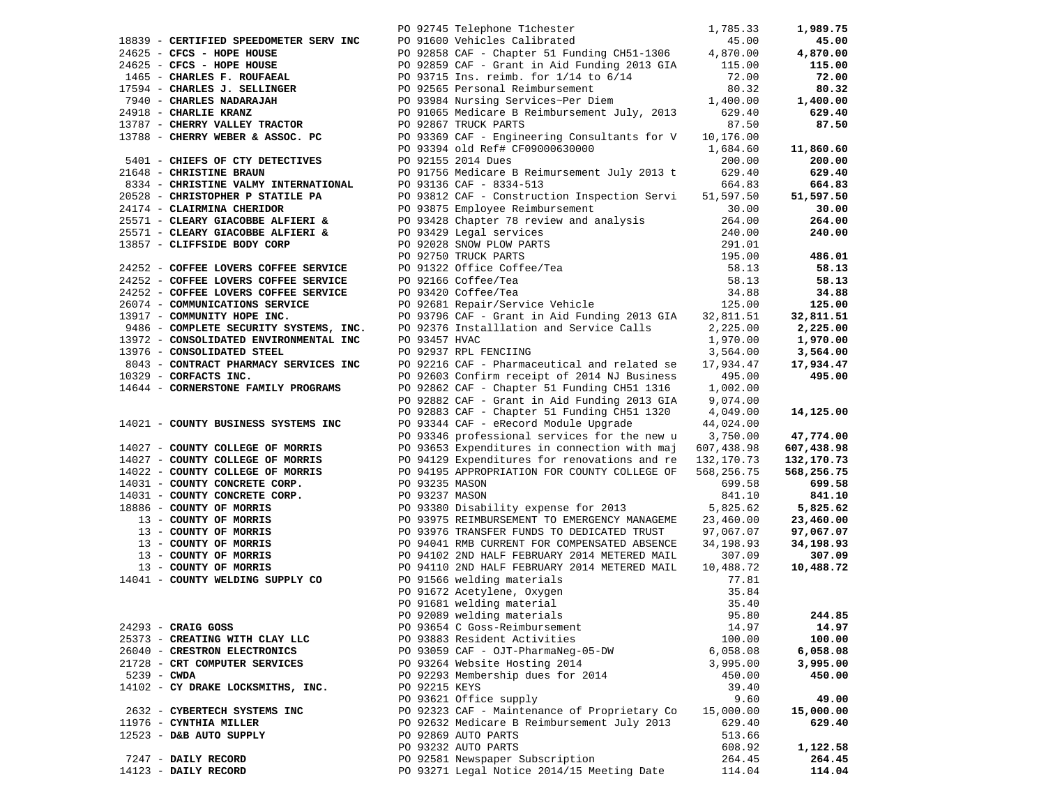| Vendor | PO / Description | Amount | Total |
|---|---|---|---|
| | PO 92745 Telephone T1chester | 1,785.33 | **1,989.75** |
| 18839 - **CERTIFIED SPEEDOMETER SERV INC** | PO 91600 Vehicles Calibrated | 45.00 | **45.00** |
| 24625 - **CFCS - HOPE HOUSE** | PO 92858 CAF - Chapter 51 Funding CH51-1306 | 4,870.00 | **4,870.00** |
| 24625 - **CFCS - HOPE HOUSE** | PO 92859 CAF - Grant in Aid Funding 2013 GIA | 115.00 | **115.00** |
| 1465 - **CHARLES F. ROUFAEAL** | PO 93715 Ins. reimb. for 1/14 to 6/14 | 72.00 | **72.00** |
| 17594 - **CHARLES J. SELLINGER** | PO 92565 Personal Reimbursement | 80.32 | **80.32** |
| 7940 - **CHARLES NADARAJAH** | PO 93984 Nursing Services~Per Diem | 1,400.00 | **1,400.00** |
| 24918 - **CHARLIE KRANZ** | PO 91065 Medicare B Reimbursement July, 2013 | 629.40 | **629.40** |
| 13787 - **CHERRY VALLEY TRACTOR** | PO 92867 TRUCK PARTS | 87.50 | **87.50** |
| 13788 - **CHERRY WEBER & ASSOC. PC** | PO 93369 CAF - Engineering Consultants for V | 10,176.00 | |
| | PO 93394 old Ref# CF09000630000 | 1,684.60 | **11,860.60** |
| 5401 - **CHIEFS OF CTY DETECTIVES** | PO 92155 2014 Dues | 200.00 | **200.00** |
| 21648 - **CHRISTINE BRAUN** | PO 91756 Medicare B Reimursement July 2013 t | 629.40 | **629.40** |
| 8334 - **CHRISTINE VALMY INTERNATIONAL** | PO 93136 CAF - 8334-513 | 664.83 | **664.83** |
| 20528 - **CHRISTOPHER P STATILE PA** | PO 93812 CAF - Construction Inspection Servi | 51,597.50 | **51,597.50** |
| 24174 - **CLAIRMINA CHERIDOR** | PO 93875 Employee Reimbursement | 30.00 | **30.00** |
| 25571 - **CLEARY GIACOBBE ALFIERI &** | PO 93428 Chapter 78 review and analysis | 264.00 | **264.00** |
| 25571 - **CLEARY GIACOBBE ALFIERI &** | PO 93429 Legal services | 240.00 | **240.00** |
| 13857 - **CLIFFSIDE BODY CORP** | PO 92028 SNOW PLOW PARTS | 291.01 | |
| | PO 92750 TRUCK PARTS | 195.00 | **486.01** |
| 24252 - **COFFEE LOVERS COFFEE SERVICE** | PO 91322 Office Coffee/Tea | 58.13 | **58.13** |
| 24252 - **COFFEE LOVERS COFFEE SERVICE** | PO 92166 Coffee/Tea | 58.13 | **58.13** |
| 24252 - **COFFEE LOVERS COFFEE SERVICE** | PO 93420 Coffee/Tea | 34.88 | **34.88** |
| 26074 - **COMMUNICATIONS SERVICE** | PO 92681 Repair/Service Vehicle | 125.00 | **125.00** |
| 13917 - **COMMUNITY HOPE INC.** | PO 93796 CAF - Grant in Aid Funding 2013 GIA | 32,811.51 | **32,811.51** |
| 9486 - **COMPLETE SECURITY SYSTEMS, INC.** | PO 92376 Installlation and Service Calls | 2,225.00 | **2,225.00** |
| 13972 - **CONSOLIDATED ENVIRONMENTAL INC** | PO 93457 HVAC | 1,970.00 | **1,970.00** |
| 13976 - **CONSOLIDATED STEEL** | PO 92937 RPL FENCIING | 3,564.00 | **3,564.00** |
| 8043 - **CONTRACT PHARMACY SERVICES INC** | PO 92216 CAF - Pharmaceutical and related se | 17,934.47 | **17,934.47** |
| 10329 - **CORFACTS INC.** | PO 92603 Confirm receipt of 2014 NJ Business | 495.00 | **495.00** |
| 14644 - **CORNERSTONE FAMILY PROGRAMS** | PO 92862 CAF - Chapter 51 Funding CH51 1316 | 1,002.00 | |
| | PO 92882 CAF - Grant in Aid Funding 2013 GIA | 9,074.00 | |
| | PO 92883 CAF - Chapter 51 Funding CH51 1320 | 4,049.00 | **14,125.00** |
| 14021 - **COUNTY BUSINESS SYSTEMS INC** | PO 93344 CAF - eRecord Module Upgrade | 44,024.00 | |
| | PO 93346 professional services for the new u | 3,750.00 | **47,774.00** |
| 14027 - **COUNTY COLLEGE OF MORRIS** | PO 93653 Expenditures in connection with maj | 607,438.98 | **607,438.98** |
| 14027 - **COUNTY COLLEGE OF MORRIS** | PO 94129 Expenditures for renovations and re | 132,170.73 | **132,170.73** |
| 14022 - **COUNTY COLLEGE OF MORRIS** | PO 94195 APPROPRIATION FOR COUNTY COLLEGE OF | 568,256.75 | **568,256.75** |
| 14031 - **COUNTY CONCRETE CORP.** | PO 93235 MASON | 699.58 | **699.58** |
| 14031 - **COUNTY CONCRETE CORP.** | PO 93237 MASON | 841.10 | **841.10** |
| 18886 - **COUNTY OF MORRIS** | PO 93380 Disability expense for 2013 | 5,825.62 | **5,825.62** |
| 13 - **COUNTY OF MORRIS** | PO 93975 REIMBURSEMENT TO EMERGENCY MANAGEME | 23,460.00 | **23,460.00** |
| 13 - **COUNTY OF MORRIS** | PO 93976 TRANSFER FUNDS TO DEDICATED TRUST | 97,067.07 | **97,067.07** |
| 13 - **COUNTY OF MORRIS** | PO 94041 RMB CURRENT FOR COMPENSATED ABSENCE | 34,198.93 | **34,198.93** |
| 13 - **COUNTY OF MORRIS** | PO 94102 2ND HALF FEBRUARY 2014 METERED MAIL | 307.09 | **307.09** |
| 13 - **COUNTY OF MORRIS** | PO 94110 2ND HALF FEBRUARY 2014 METERED MAIL | 10,488.72 | **10,488.72** |
| 14041 - **COUNTY WELDING SUPPLY CO** | PO 91566 welding materials | 77.81 | |
| | PO 91672 Acetylene, Oxygen | 35.84 | |
| | PO 91681 welding material | 35.40 | |
| | PO 92089 welding materials | 95.80 | **244.85** |
| 24293 - **CRAIG GOSS** | PO 93654 C Goss-Reimbursement | 14.97 | **14.97** |
| 25373 - **CREATING WITH CLAY LLC** | PO 93883 Resident Activities | 100.00 | **100.00** |
| 26040 - **CRESTRON ELECTRONICS** | PO 93059 CAF - OJT-PharmaNeg-05-DW | 6,058.08 | **6,058.08** |
| 21728 - **CRT COMPUTER SERVICES** | PO 93264 Website Hosting 2014 | 3,995.00 | **3,995.00** |
| 5239 - **CWDA** | PO 92293 Membership dues for 2014 | 450.00 | **450.00** |
| 14102 - **CY DRAKE LOCKSMITHS, INC.** | PO 92215 KEYS | 39.40 | |
| | PO 93621 Office supply | 9.60 | **49.00** |
| 2632 - **CYBERTECH SYSTEMS INC** | PO 92323 CAF - Maintenance of Proprietary Co | 15,000.00 | **15,000.00** |
| 11976 - **CYNTHIA MILLER** | PO 92632 Medicare B Reimbursement July 2013 | 629.40 | **629.40** |
| 12523 - **D&B AUTO SUPPLY** | PO 92869 AUTO PARTS | 513.66 | |
| | PO 93232 AUTO PARTS | 608.92 | **1,122.58** |
| 7247 - **DAILY RECORD** | PO 92581 Newspaper Subscription | 264.45 | **264.45** |
| 14123 - **DAILY RECORD** | PO 93271 Legal Notice 2014/15 Meeting Date | 114.04 | **114.04** |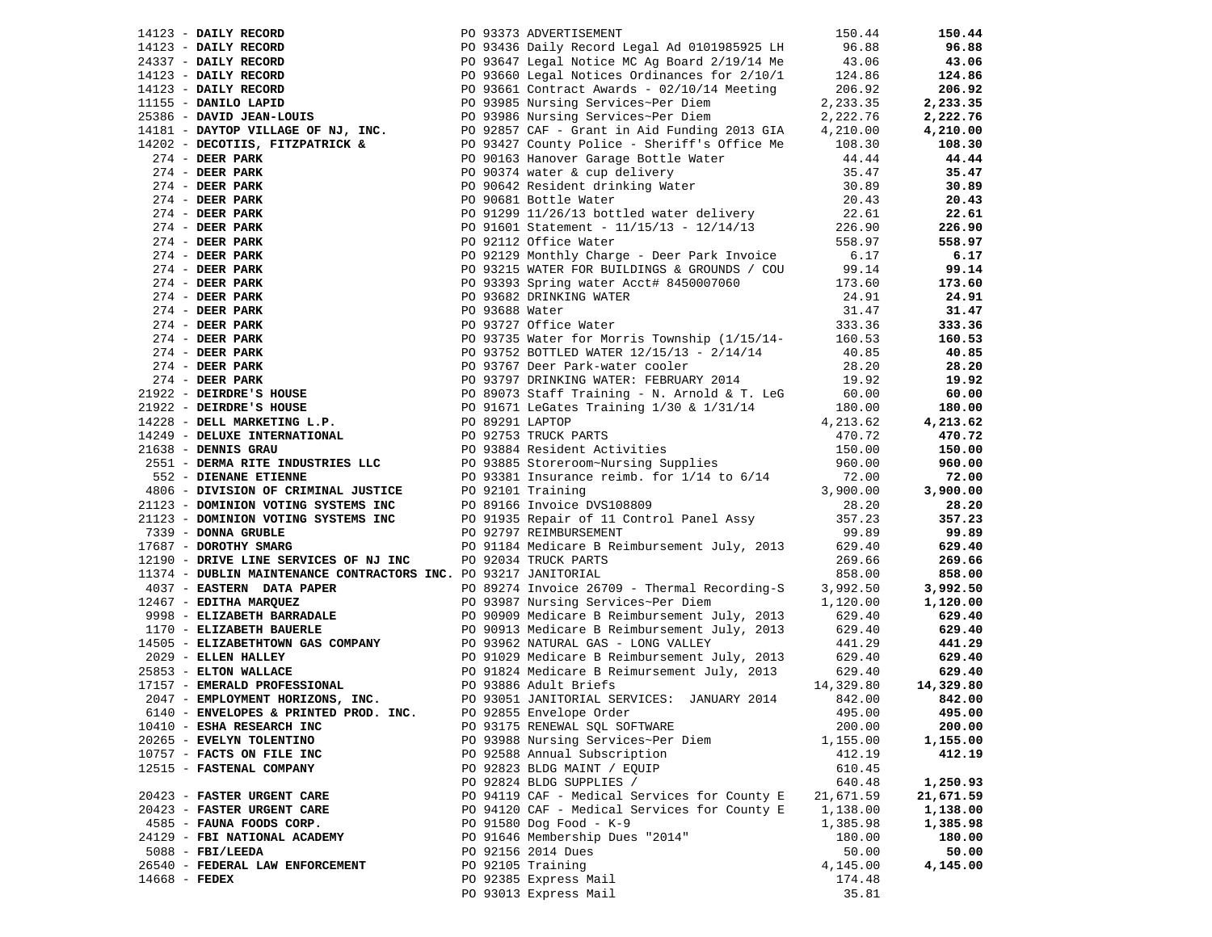| Vendor | PO / Description | Amount | Total |
|---|---|---|---|
| 14123 - **DAILY RECORD** | PO 93373 ADVERTISEMENT | 150.44 | **150.44** |
| 14123 - **DAILY RECORD** | PO 93436 Daily Record Legal Ad 0101985925 LH | 96.88 | **96.88** |
| 24337 - **DAILY RECORD** | PO 93647 Legal Notice MC Ag Board 2/19/14 Me | 43.06 | **43.06** |
| 14123 - **DAILY RECORD** | PO 93660 Legal Notices Ordinances for 2/10/1 | 124.86 | **124.86** |
| 14123 - **DAILY RECORD** | PO 93661 Contract Awards - 02/10/14 Meeting | 206.92 | **206.92** |
| 11155 - **DANILO LAPID** | PO 93985 Nursing Services~Per Diem | 2,233.35 | **2,233.35** |
| 25386 - **DAVID JEAN-LOUIS** | PO 93986 Nursing Services~Per Diem | 2,222.76 | **2,222.76** |
| 14181 - **DAYTOP VILLAGE OF NJ, INC.** | PO 92857 CAF - Grant in Aid Funding 2013 GIA | 4,210.00 | **4,210.00** |
| 14202 - **DECOTIIS, FITZPATRICK &** | PO 93427 County Police - Sheriff's Office Me | 108.30 | **108.30** |
| 274 - **DEER PARK** | PO 90163 Hanover Garage Bottle Water | 44.44 | **44.44** |
| 274 - **DEER PARK** | PO 90374 water & cup delivery | 35.47 | **35.47** |
| 274 - **DEER PARK** | PO 90642 Resident drinking Water | 30.89 | **30.89** |
| 274 - **DEER PARK** | PO 90681 Bottle Water | 20.43 | **20.43** |
| 274 - **DEER PARK** | PO 91299 11/26/13 bottled water delivery | 22.61 | **22.61** |
| 274 - **DEER PARK** | PO 91601 Statement - 11/15/13 - 12/14/13 | 226.90 | **226.90** |
| 274 - **DEER PARK** | PO 92112 Office Water | 558.97 | **558.97** |
| 274 - **DEER PARK** | PO 92129 Monthly Charge - Deer Park Invoice | 6.17 | **6.17** |
| 274 - **DEER PARK** | PO 93215 WATER FOR BUILDINGS & GROUNDS / COU | 99.14 | **99.14** |
| 274 - **DEER PARK** | PO 93393 Spring water Acct# 8450007060 | 173.60 | **173.60** |
| 274 - **DEER PARK** | PO 93682 DRINKING WATER | 24.91 | **24.91** |
| 274 - **DEER PARK** | PO 93688 Water | 31.47 | **31.47** |
| 274 - **DEER PARK** | PO 93727 Office Water | 333.36 | **333.36** |
| 274 - **DEER PARK** | PO 93735 Water for Morris Township (1/15/14- | 160.53 | **160.53** |
| 274 - **DEER PARK** | PO 93752 BOTTLED WATER 12/15/13 - 2/14/14 | 40.85 | **40.85** |
| 274 - **DEER PARK** | PO 93767 Deer Park-water cooler | 28.20 | **28.20** |
| 274 - **DEER PARK** | PO 93797 DRINKING WATER: FEBRUARY 2014 | 19.92 | **19.92** |
| 21922 - **DEIRDRE'S HOUSE** | PO 89073 Staff Training - N. Arnold & T. LeG | 60.00 | **60.00** |
| 21922 - **DEIRDRE'S HOUSE** | PO 91671 LeGates Training 1/30 & 1/31/14 | 180.00 | **180.00** |
| 14228 - **DELL MARKETING L.P.** | PO 89291 LAPTOP | 4,213.62 | **4,213.62** |
| 14249 - **DELUXE INTERNATIONAL** | PO 92753 TRUCK PARTS | 470.72 | **470.72** |
| 21638 - **DENNIS GRAU** | PO 93884 Resident Activities | 150.00 | **150.00** |
| 2551 - **DERMA RITE INDUSTRIES LLC** | PO 93885 Storeroom~Nursing Supplies | 960.00 | **960.00** |
| 552 - **DIENANE ETIENNE** | PO 93381 Insurance reimb. for 1/14 to 6/14 | 72.00 | **72.00** |
| 4806 - **DIVISION OF CRIMINAL JUSTICE** | PO 92101 Training | 3,900.00 | **3,900.00** |
| 21123 - **DOMINION VOTING SYSTEMS INC** | PO 89166 Invoice DVS108809 | 28.20 | **28.20** |
| 21123 - **DOMINION VOTING SYSTEMS INC** | PO 91935 Repair of 11 Control Panel Assy | 357.23 | **357.23** |
| 7339 - **DONNA GRUBLE** | PO 92797 REIMBURSEMENT | 99.89 | **99.89** |
| 17687 - **DOROTHY SMARG** | PO 91184 Medicare B Reimbursement July, 2013 | 629.40 | **629.40** |
| 12190 - **DRIVE LINE SERVICES OF NJ INC** | PO 92034 TRUCK PARTS | 269.66 | **269.66** |
| 11374 - **DUBLIN MAINTENANCE CONTRACTORS INC.** | PO 93217 JANITORIAL | 858.00 | **858.00** |
| 4037 - **EASTERN DATA PAPER** | PO 89274 Invoice 26709 - Thermal Recording-S | 3,992.50 | **3,992.50** |
| 12467 - **EDITHA MARQUEZ** | PO 93987 Nursing Services~Per Diem | 1,120.00 | **1,120.00** |
| 9998 - **ELIZABETH BARRADALE** | PO 90909 Medicare B Reimbursement July, 2013 | 629.40 | **629.40** |
| 1170 - **ELIZABETH BAUERLE** | PO 90913 Medicare B Reimbursement July, 2013 | 629.40 | **629.40** |
| 14505 - **ELIZABETHTOWN GAS COMPANY** | PO 93962 NATURAL GAS - LONG VALLEY | 441.29 | **441.29** |
| 2029 - **ELLEN HALLEY** | PO 91029 Medicare B Reimbursement July, 2013 | 629.40 | **629.40** |
| 25853 - **ELTON WALLACE** | PO 91824 Medicare B Reimursement July, 2013 | 629.40 | **629.40** |
| 17157 - **EMERALD PROFESSIONAL** | PO 93886 Adult Briefs | 14,329.80 | **14,329.80** |
| 2047 - **EMPLOYMENT HORIZONS, INC.** | PO 93051 JANITORIAL SERVICES: JANUARY 2014 | 842.00 | **842.00** |
| 6140 - **ENVELOPES & PRINTED PROD. INC.** | PO 92855 Envelope Order | 495.00 | **495.00** |
| 10410 - **ESHA RESEARCH INC** | PO 93175 RENEWAL SQL SOFTWARE | 200.00 | **200.00** |
| 20265 - **EVELYN TOLENTINO** | PO 93988 Nursing Services~Per Diem | 1,155.00 | **1,155.00** |
| 10757 - **FACTS ON FILE INC** | PO 92588 Annual Subscription | 412.19 | **412.19** |
| 12515 - **FASTENAL COMPANY** | PO 92823 BLDG MAINT / EQUIP | 610.45 | |
| | PO 92824 BLDG SUPPLIES / | 640.48 | **1,250.93** |
| 20423 - **FASTER URGENT CARE** | PO 94119 CAF - Medical Services for County E | 21,671.59 | **21,671.59** |
| 20423 - **FASTER URGENT CARE** | PO 94120 CAF - Medical Services for County E | 1,138.00 | **1,138.00** |
| 4585 - **FAUNA FOODS CORP.** | PO 91580 Dog Food - K-9 | 1,385.98 | **1,385.98** |
| 24129 - **FBI NATIONAL ACADEMY** | PO 91646 Membership Dues "2014" | 180.00 | **180.00** |
| 5088 - **FBI/LEEDA** | PO 92156 2014 Dues | 50.00 | **50.00** |
| 26540 - **FEDERAL LAW ENFORCEMENT** | PO 92105 Training | 4,145.00 | **4,145.00** |
| 14668 - **FEDEX** | PO 92385 Express Mail | 174.48 | |
| | PO 93013 Express Mail | 35.81 | |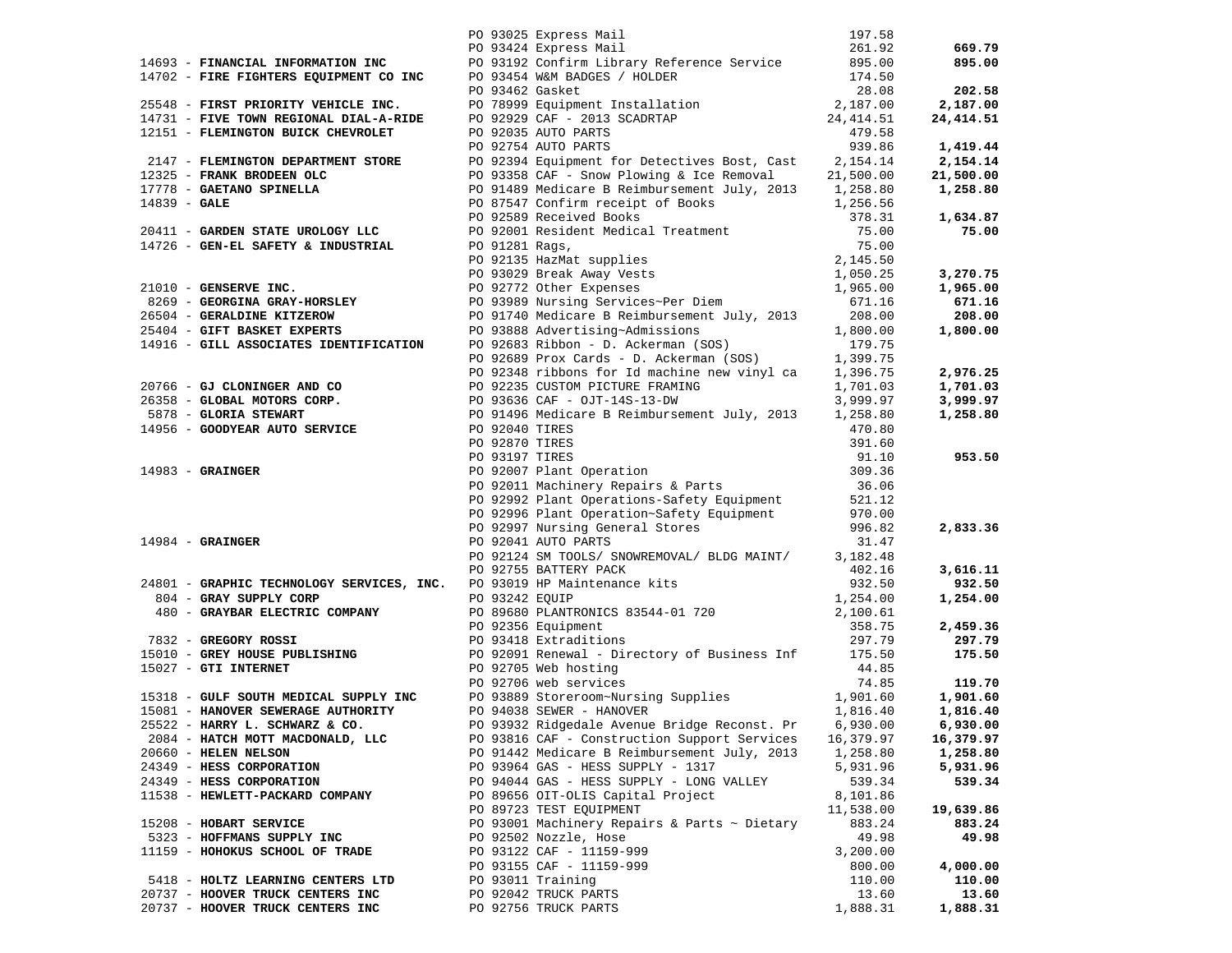| Vendor | PO / Description | Amount | Total |
|---|---|---|---|
| | PO 93025 Express Mail | 197.58 | |
| | PO 93424 Express Mail | 261.92 | **669.79** |
| 14693 - **FINANCIAL INFORMATION INC** | PO 93192 Confirm Library Reference Service | 895.00 | **895.00** |
| 14702 - **FIRE FIGHTERS EQUIPMENT CO INC** | PO 93454 W&M BADGES / HOLDER | 174.50 | |
| | PO 93462 Gasket | 28.08 | **202.58** |
| 25548 - **FIRST PRIORITY VEHICLE INC.** | PO 78999 Equipment Installation | 2,187.00 | **2,187.00** |
| 14731 - **FIVE TOWN REGIONAL DIAL-A-RIDE** | PO 92929 CAF - 2013 SCADRTAP | 24,414.51 | **24,414.51** |
| 12151 - **FLEMINGTON BUICK CHEVROLET** | PO 92035 AUTO PARTS | 479.58 | |
| | PO 92754 AUTO PARTS | 939.86 | **1,419.44** |
| 2147 - **FLEMINGTON DEPARTMENT STORE** | PO 92394 Equipment for Detectives Bost, Cast | 2,154.14 | **2,154.14** |
| 12325 - **FRANK BRODEEN OLC** | PO 93358 CAF - Snow Plowing & Ice Removal | 21,500.00 | **21,500.00** |
| 17778 - **GAETANO SPINELLA** | PO 91489 Medicare B Reimbursement July, 2013 | 1,258.80 | **1,258.80** |
| 14839 - **GALE** | PO 87547 Confirm receipt of Books | 1,256.56 | |
| | PO 92589 Received Books | 378.31 | **1,634.87** |
| 20411 - **GARDEN STATE UROLOGY LLC** | PO 92001 Resident Medical Treatment | 75.00 | **75.00** |
| 14726 - **GEN-EL SAFETY & INDUSTRIAL** | PO 91281 Rags, | 75.00 | |
| | PO 92135 HazMat supplies | 2,145.50 | |
| | PO 93029 Break Away Vests | 1,050.25 | **3,270.75** |
| 21010 - **GENSERVE INC.** | PO 92772 Other Expenses | 1,965.00 | **1,965.00** |
| 8269 - **GEORGINA GRAY-HORSLEY** | PO 93989 Nursing Services~Per Diem | 671.16 | **671.16** |
| 26504 - **GERALDINE KITZEROW** | PO 91740 Medicare B Reimbursement July, 2013 | 208.00 | **208.00** |
| 25404 - **GIFT BASKET EXPERTS** | PO 93888 Advertising~Admissions | 1,800.00 | **1,800.00** |
| 14916 - **GILL ASSOCIATES IDENTIFICATION** | PO 92683 Ribbon - D. Ackerman (SOS) | 179.75 | |
| | PO 92689 Prox Cards - D. Ackerman (SOS) | 1,399.75 | |
| | PO 92348 ribbons for Id machine new vinyl ca | 1,396.75 | **2,976.25** |
| 20766 - **GJ CLONINGER AND CO** | PO 92235 CUSTOM PICTURE FRAMING | 1,701.03 | **1,701.03** |
| 26358 - **GLOBAL MOTORS CORP.** | PO 93636 CAF - OJT-14S-13-DW | 3,999.97 | **3,999.97** |
| 5878 - **GLORIA STEWART** | PO 91496 Medicare B Reimbursement July, 2013 | 1,258.80 | **1,258.80** |
| 14956 - **GOODYEAR AUTO SERVICE** | PO 92040 TIRES | 470.80 | |
| | PO 92870 TIRES | 391.60 | |
| | PO 93197 TIRES | 91.10 | **953.50** |
| 14983 - **GRAINGER** | PO 92007 Plant Operation | 309.36 | |
| | PO 92011 Machinery Repairs & Parts | 36.06 | |
| | PO 92992 Plant Operations-Safety Equipment | 521.12 | |
| | PO 92996 Plant Operation~Safety Equipment | 970.00 | |
| | PO 92997 Nursing General Stores | 996.82 | **2,833.36** |
| 14984 - **GRAINGER** | PO 92041 AUTO PARTS | 31.47 | |
| | PO 92124 SM TOOLS/ SNOWREMOVAL/ BLDG MAINT/ | 3,182.48 | |
| | PO 92755 BATTERY PACK | 402.16 | **3,616.11** |
| 24801 - **GRAPHIC TECHNOLOGY SERVICES, INC.** | PO 93019 HP Maintenance kits | 932.50 | **932.50** |
| 804 - **GRAY SUPPLY CORP** | PO 93242 EQUIP | 1,254.00 | **1,254.00** |
| 480 - **GRAYBAR ELECTRIC COMPANY** | PO 89680 PLANTRONICS 83544-01 720 | 2,100.61 | |
| | PO 92356 Equipment | 358.75 | **2,459.36** |
| 7832 - **GREGORY ROSSI** | PO 93418 Extraditions | 297.79 | **297.79** |
| 15010 - **GREY HOUSE PUBLISHING** | PO 92091 Renewal - Directory of Business Inf | 175.50 | **175.50** |
| 15027 - **GTI INTERNET** | PO 92705 Web hosting | 44.85 | |
| | PO 92706 web services | 74.85 | **119.70** |
| 15318 - **GULF SOUTH MEDICAL SUPPLY INC** | PO 93889 Storeroom~Nursing Supplies | 1,901.60 | **1,901.60** |
| 15081 - **HANOVER SEWERAGE AUTHORITY** | PO 94038 SEWER - HANOVER | 1,816.40 | **1,816.40** |
| 25522 - **HARRY L. SCHWARZ & CO.** | PO 93932 Ridgedale Avenue Bridge Reconst. Pr | 6,930.00 | **6,930.00** |
| 2084 - **HATCH MOTT MACDONALD, LLC** | PO 93816 CAF - Construction Support Services | 16,379.97 | **16,379.97** |
| 20660 - **HELEN NELSON** | PO 91442 Medicare B Reimbursement July, 2013 | 1,258.80 | **1,258.80** |
| 24349 - **HESS CORPORATION** | PO 93964 GAS - HESS SUPPLY - 1317 | 5,931.96 | **5,931.96** |
| 24349 - **HESS CORPORATION** | PO 94044 GAS - HESS SUPPLY - LONG VALLEY | 539.34 | **539.34** |
| 11538 - **HEWLETT-PACKARD COMPANY** | PO 89656 OIT-OLIS Capital Project | 8,101.86 | |
| | PO 89723 TEST EQUIPMENT | 11,538.00 | **19,639.86** |
| 15208 - **HOBART SERVICE** | PO 93001 Machinery Repairs & Parts ~ Dietary | 883.24 | **883.24** |
| 5323 - **HOFFMANS SUPPLY INC** | PO 92502 Nozzle, Hose | 49.98 | **49.98** |
| 11159 - **HOHOKUS SCHOOL OF TRADE** | PO 93122 CAF - 11159-999 | 3,200.00 | |
| | PO 93155 CAF - 11159-999 | 800.00 | **4,000.00** |
| 5418 - **HOLTZ LEARNING CENTERS LTD** | PO 93011 Training | 110.00 | **110.00** |
| 20737 - **HOOVER TRUCK CENTERS INC** | PO 92042 TRUCK PARTS | 13.60 | **13.60** |
| 20737 - **HOOVER TRUCK CENTERS INC** | PO 92756 TRUCK PARTS | 1,888.31 | **1,888.31** |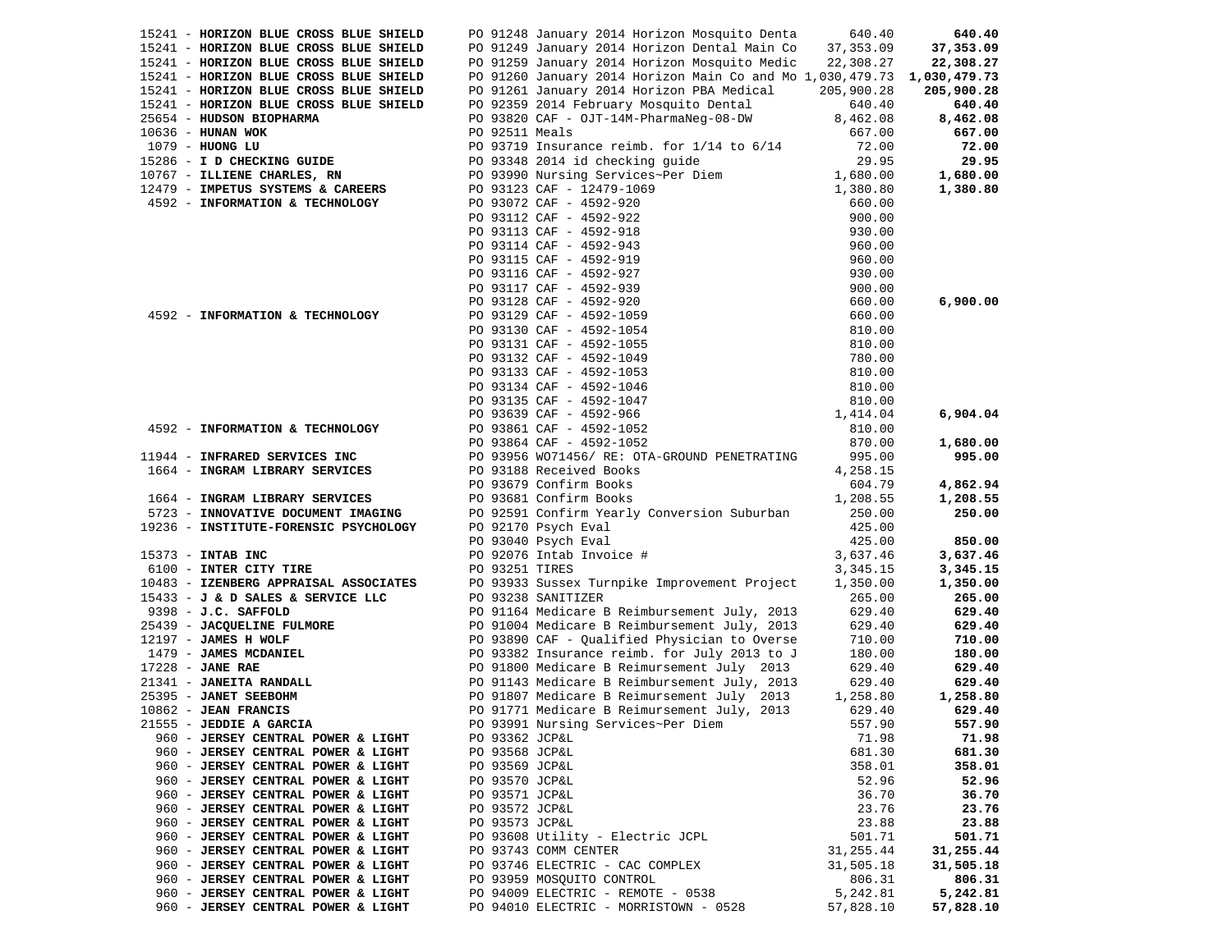| Vendor | Description | Amount | Total |
|---|---|---|---|
| 15241 - **HORIZON BLUE CROSS BLUE SHIELD** | PO 91248 January 2014 Horizon Mosquito Denta | 640.40 | **640.40** |
| 15241 - **HORIZON BLUE CROSS BLUE SHIELD** | PO 91249 January 2014 Horizon Dental Main Co | 37,353.09 | **37,353.09** |
| 15241 - **HORIZON BLUE CROSS BLUE SHIELD** | PO 91259 January 2014 Horizon Mosquito Medic | 22,308.27 | **22,308.27** |
| 15241 - **HORIZON BLUE CROSS BLUE SHIELD** | PO 91260 January 2014 Horizon Main Co and Mo | 1,030,479.73 | **1,030,479.73** |
| 15241 - **HORIZON BLUE CROSS BLUE SHIELD** | PO 91261 January 2014 Horizon PBA Medical | 205,900.28 | **205,900.28** |
| 15241 - **HORIZON BLUE CROSS BLUE SHIELD** | PO 92359 2014 February Mosquito Dental | 640.40 | **640.40** |
| 25654 - **HUDSON BIOPHARMA** | PO 93820 CAF - OJT-14M-PharmaNeg-08-DW | 8,462.08 | **8,462.08** |
| 10636 - **HUNAN WOK** | PO 92511 Meals | 667.00 | **667.00** |
| 1079 - **HUONG LU** | PO 93719 Insurance reimb. for 1/14 to 6/14 | 72.00 | **72.00** |
| 15286 - **I D CHECKING GUIDE** | PO 93348 2014 id checking guide | 29.95 | **29.95** |
| 10767 - **ILLIENE CHARLES, RN** | PO 93990 Nursing Services~Per Diem | 1,680.00 | **1,680.00** |
| 12479 - **IMPETUS SYSTEMS & CAREERS** | PO 93123 CAF - 12479-1069 | 1,380.80 | **1,380.80** |
| 4592 - **INFORMATION & TECHNOLOGY** | PO 93072 CAF - 4592-920 | 660.00 | |
| | PO 93112 CAF - 4592-922 | 900.00 | |
| | PO 93113 CAF - 4592-918 | 930.00 | |
| | PO 93114 CAF - 4592-943 | 960.00 | |
| | PO 93115 CAF - 4592-919 | 960.00 | |
| | PO 93116 CAF - 4592-927 | 930.00 | |
| | PO 93117 CAF - 4592-939 | 900.00 | |
| | PO 93128 CAF - 4592-920 | 660.00 | **6,900.00** |
| 4592 - **INFORMATION & TECHNOLOGY** | PO 93129 CAF - 4592-1059 | 660.00 | |
| | PO 93130 CAF - 4592-1054 | 810.00 | |
| | PO 93131 CAF - 4592-1055 | 810.00 | |
| | PO 93132 CAF - 4592-1049 | 780.00 | |
| | PO 93133 CAF - 4592-1053 | 810.00 | |
| | PO 93134 CAF - 4592-1046 | 810.00 | |
| | PO 93135 CAF - 4592-1047 | 810.00 | |
| | PO 93639 CAF - 4592-966 | 1,414.04 | **6,904.04** |
| 4592 - **INFORMATION & TECHNOLOGY** | PO 93861 CAF - 4592-1052 | 810.00 | |
| | PO 93864 CAF - 4592-1052 | 870.00 | **1,680.00** |
| 11944 - **INFRARED SERVICES INC** | PO 93956 WO71456/ RE: OTA-GROUND PENETRATING | 995.00 | **995.00** |
| 1664 - **INGRAM LIBRARY SERVICES** | PO 93188 Received Books | 4,258.15 | |
| | PO 93679 Confirm Books | 604.79 | **4,862.94** |
| 1664 - **INGRAM LIBRARY SERVICES** | PO 93681 Confirm Books | 1,208.55 | **1,208.55** |
| 5723 - **INNOVATIVE DOCUMENT IMAGING** | PO 92591 Confirm Yearly Conversion Suburban | 250.00 | **250.00** |
| 19236 - **INSTITUTE-FORENSIC PSYCHOLOGY** | PO 92170 Psych Eval | 425.00 | |
| | PO 93040 Psych Eval | 425.00 | **850.00** |
| 15373 - **INTAB INC** | PO 92076 Intab Invoice # | 3,637.46 | **3,637.46** |
| 6100 - **INTER CITY TIRE** | PO 93251 TIRES | 3,345.15 | **3,345.15** |
| 10483 - **IZENBERG APPRAISAL ASSOCIATES** | PO 93933 Sussex Turnpike Improvement Project | 1,350.00 | **1,350.00** |
| 15433 - **J & D SALES & SERVICE LLC** | PO 93238 SANITIZER | 265.00 | **265.00** |
| 9398 - **J.C. SAFFOLD** | PO 91164 Medicare B Reimbursement July, 2013 | 629.40 | **629.40** |
| 25439 - **JACQUELINE FULMORE** | PO 91004 Medicare B Reimbursement July, 2013 | 629.40 | **629.40** |
| 12197 - **JAMES H WOLF** | PO 93890 CAF - Qualified Physician to Overse | 710.00 | **710.00** |
| 1479 - **JAMES MCDANIEL** | PO 93382 Insurance reimb. for July 2013 to J | 180.00 | **180.00** |
| 17228 - **JANE RAE** | PO 91800 Medicare B Reimursement July 2013 | 629.40 | **629.40** |
| 21341 - **JANEITA RANDALL** | PO 91143 Medicare B Reimbursement July, 2013 | 629.40 | **629.40** |
| 25395 - **JANET SEEBOHM** | PO 91807 Medicare B Reimursement July 2013 | 1,258.80 | **1,258.80** |
| 10862 - **JEAN FRANCIS** | PO 91771 Medicare B Reimursement July, 2013 | 629.40 | **629.40** |
| 21555 - **JEDDIE A GARCIA** | PO 93991 Nursing Services~Per Diem | 557.90 | **557.90** |
| 960 - **JERSEY CENTRAL POWER & LIGHT** | PO 93362 JCP&L | 71.98 | **71.98** |
| 960 - **JERSEY CENTRAL POWER & LIGHT** | PO 93568 JCP&L | 681.30 | **681.30** |
| 960 - **JERSEY CENTRAL POWER & LIGHT** | PO 93569 JCP&L | 358.01 | **358.01** |
| 960 - **JERSEY CENTRAL POWER & LIGHT** | PO 93570 JCP&L | 52.96 | **52.96** |
| 960 - **JERSEY CENTRAL POWER & LIGHT** | PO 93571 JCP&L | 36.70 | **36.70** |
| 960 - **JERSEY CENTRAL POWER & LIGHT** | PO 93572 JCP&L | 23.76 | **23.76** |
| 960 - **JERSEY CENTRAL POWER & LIGHT** | PO 93573 JCP&L | 23.88 | **23.88** |
| 960 - **JERSEY CENTRAL POWER & LIGHT** | PO 93608 Utility - Electric JCPL | 501.71 | **501.71** |
| 960 - **JERSEY CENTRAL POWER & LIGHT** | PO 93743 COMM CENTER | 31,255.44 | **31,255.44** |
| 960 - **JERSEY CENTRAL POWER & LIGHT** | PO 93746 ELECTRIC - CAC COMPLEX | 31,505.18 | **31,505.18** |
| 960 - **JERSEY CENTRAL POWER & LIGHT** | PO 93959 MOSQUITO CONTROL | 806.31 | **806.31** |
| 960 - **JERSEY CENTRAL POWER & LIGHT** | PO 94009 ELECTRIC - REMOTE - 0538 | 5,242.81 | **5,242.81** |
| 960 - **JERSEY CENTRAL POWER & LIGHT** | PO 94010 ELECTRIC - MORRISTOWN - 0528 | 57,828.10 | **57,828.10** |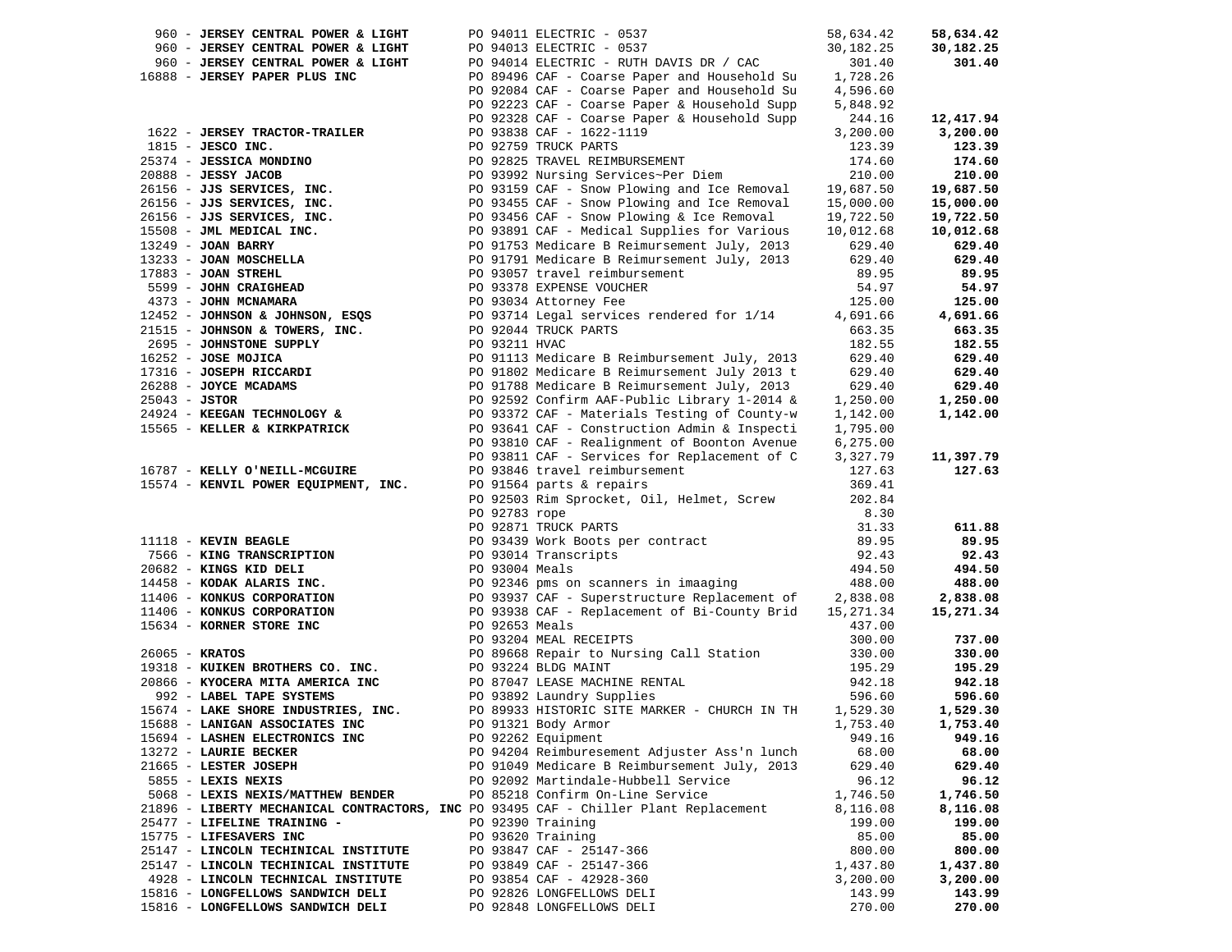| Vendor | PO / Description | Amount | Total |
|---|---|---|---|
| 960 - **JERSEY CENTRAL POWER & LIGHT** | PO 94011 ELECTRIC - 0537 | 58,634.42 | **58,634.42** |
| 960 - **JERSEY CENTRAL POWER & LIGHT** | PO 94013 ELECTRIC - 0537 | 30,182.25 | **30,182.25** |
| 960 - **JERSEY CENTRAL POWER & LIGHT** | PO 94014 ELECTRIC - RUTH DAVIS DR / CAC | 301.40 | **301.40** |
| 16888 - **JERSEY PAPER PLUS INC** | PO 89496 CAF - Coarse Paper and Household Su | 1,728.26 | |
| | PO 92084 CAF - Coarse Paper and Household Su | 4,596.60 | |
| | PO 92223 CAF - Coarse Paper & Household Supp | 5,848.92 | |
| | PO 92328 CAF - Coarse Paper & Household Supp | 244.16 | **12,417.94** |
| 1622 - **JERSEY TRACTOR-TRAILER** | PO 93838 CAF - 1622-1119 | 3,200.00 | **3,200.00** |
| 1815 - **JESCO INC.** | PO 92759 TRUCK PARTS | 123.39 | **123.39** |
| 25374 - **JESSICA MONDINO** | PO 92825 TRAVEL REIMBURSEMENT | 174.60 | **174.60** |
| 20888 - **JESSY JACOB** | PO 93992 Nursing Services~Per Diem | 210.00 | **210.00** |
| 26156 - **JJS SERVICES, INC.** | PO 93159 CAF - Snow Plowing and Ice Removal | 19,687.50 | **19,687.50** |
| 26156 - **JJS SERVICES, INC.** | PO 93455 CAF - Snow Plowing and Ice Removal | 15,000.00 | **15,000.00** |
| 26156 - **JJS SERVICES, INC.** | PO 93456 CAF - Snow Plowing & Ice Removal | 19,722.50 | **19,722.50** |
| 15508 - **JML MEDICAL INC.** | PO 93891 CAF - Medical Supplies for Various | 10,012.68 | **10,012.68** |
| 13249 - **JOAN BARRY** | PO 91753 Medicare B Reimursement July, 2013 | 629.40 | **629.40** |
| 13233 - **JOAN MOSCHELLA** | PO 91791 Medicare B Reimursement July, 2013 | 629.40 | **629.40** |
| 17883 - **JOAN STREHL** | PO 93057 travel reimbursement | 89.95 | **89.95** |
| 5599 - **JOHN CRAIGHEAD** | PO 93378 EXPENSE VOUCHER | 54.97 | **54.97** |
| 4373 - **JOHN MCNAMARA** | PO 93034 Attorney Fee | 125.00 | **125.00** |
| 12452 - **JOHNSON & JOHNSON, ESQS** | PO 93714 Legal services rendered for 1/14 | 4,691.66 | **4,691.66** |
| 21515 - **JOHNSON & TOWERS, INC.** | PO 92044 TRUCK PARTS | 663.35 | **663.35** |
| 2695 - **JOHNSTONE SUPPLY** | PO 93211 HVAC | 182.55 | **182.55** |
| 16252 - **JOSE MOJICA** | PO 91113 Medicare B Reimbursement July, 2013 | 629.40 | **629.40** |
| 17316 - **JOSEPH RICCARDI** | PO 91802 Medicare B Reimursement July 2013 t | 629.40 | **629.40** |
| 26288 - **JOYCE MCADAMS** | PO 91788 Medicare B Reimursement July, 2013 | 629.40 | **629.40** |
| 25043 - **JSTOR** | PO 92592 Confirm AAF-Public Library 1-2014 & | 1,250.00 | **1,250.00** |
| 24924 - **KEEGAN TECHNOLOGY &** | PO 93372 CAF - Materials Testing of County-w | 1,142.00 | **1,142.00** |
| 15565 - **KELLER & KIRKPATRICK** | PO 93641 CAF - Construction Admin & Inspecti | 1,795.00 | |
| | PO 93810 CAF - Realignment of Boonton Avenue | 6,275.00 | |
| | PO 93811 CAF - Services for Replacement of C | 3,327.79 | **11,397.79** |
| 16787 - **KELLY O'NEILL-MCGUIRE** | PO 93846 travel reimbursement | 127.63 | **127.63** |
| 15574 - **KENVIL POWER EQUIPMENT, INC.** | PO 91564 parts & repairs | 369.41 | |
| | PO 92503 Rim Sprocket, Oil, Helmet, Screw | 202.84 | |
| | PO 92783 rope | 8.30 | |
| | PO 92871 TRUCK PARTS | 31.33 | **611.88** |
| 11118 - **KEVIN BEAGLE** | PO 93439 Work Boots per contract | 89.95 | **89.95** |
| 7566 - **KING TRANSCRIPTION** | PO 93014 Transcripts | 92.43 | **92.43** |
| 20682 - **KINGS KID DELI** | PO 93004 Meals | 494.50 | **494.50** |
| 14458 - **KODAK ALARIS INC.** | PO 92346 pms on scanners in imaaging | 488.00 | **488.00** |
| 11406 - **KONKUS CORPORATION** | PO 93937 CAF - Superstructure Replacement of | 2,838.08 | **2,838.08** |
| 11406 - **KONKUS CORPORATION** | PO 93938 CAF - Replacement of Bi-County Brid | 15,271.34 | **15,271.34** |
| 15634 - **KORNER STORE INC** | PO 92653 Meals | 437.00 | |
| | PO 93204 MEAL RECEIPTS | 300.00 | **737.00** |
| 26065 - **KRATOS** | PO 89668 Repair to Nursing Call Station | 330.00 | **330.00** |
| 19318 - **KUIKEN BROTHERS CO. INC.** | PO 93224 BLDG MAINT | 195.29 | **195.29** |
| 20866 - **KYOCERA MITA AMERICA INC** | PO 87047 LEASE MACHINE RENTAL | 942.18 | **942.18** |
| 992 - **LABEL TAPE SYSTEMS** | PO 93892 Laundry Supplies | 596.60 | **596.60** |
| 15674 - **LAKE SHORE INDUSTRIES, INC.** | PO 89933 HISTORIC SITE MARKER - CHURCH IN TH | 1,529.30 | **1,529.30** |
| 15688 - **LANIGAN ASSOCIATES INC** | PO 91321 Body Armor | 1,753.40 | **1,753.40** |
| 15694 - **LASHEN ELECTRONICS INC** | PO 92262 Equipment | 949.16 | **949.16** |
| 13272 - **LAURIE BECKER** | PO 94204 Reimburesement Adjuster Ass'n lunch | 68.00 | **68.00** |
| 21665 - **LESTER JOSEPH** | PO 91049 Medicare B Reimbursement July, 2013 | 629.40 | **629.40** |
| 5855 - **LEXIS NEXIS** | PO 92092 Martindale-Hubbell Service | 96.12 | **96.12** |
| 5068 - **LEXIS NEXIS/MATTHEW BENDER** | PO 85218 Confirm On-Line Service | 1,746.50 | **1,746.50** |
| 21896 - **LIBERTY MECHANICAL CONTRACTORS, INC** | PO 93495 CAF - Chiller Plant Replacement | 8,116.08 | **8,116.08** |
| 25477 - **LIFELINE TRAINING -** | PO 92390 Training | 199.00 | **199.00** |
| 15775 - **LIFESAVERS INC** | PO 93620 Training | 85.00 | **85.00** |
| 25147 - **LINCOLN TECHINICAL INSTITUTE** | PO 93847 CAF - 25147-366 | 800.00 | **800.00** |
| 25147 - **LINCOLN TECHINICAL INSTITUTE** | PO 93849 CAF - 25147-366 | 1,437.80 | **1,437.80** |
| 4928 - **LINCOLN TECHNICAL INSTITUTE** | PO 93854 CAF - 42928-360 | 3,200.00 | **3,200.00** |
| 15816 - **LONGFELLOWS SANDWICH DELI** | PO 92826 LONGFELLOWS DELI | 143.99 | **143.99** |
| 15816 - **LONGFELLOWS SANDWICH DELI** | PO 92848 LONGFELLOWS DELI | 270.00 | **270.00** |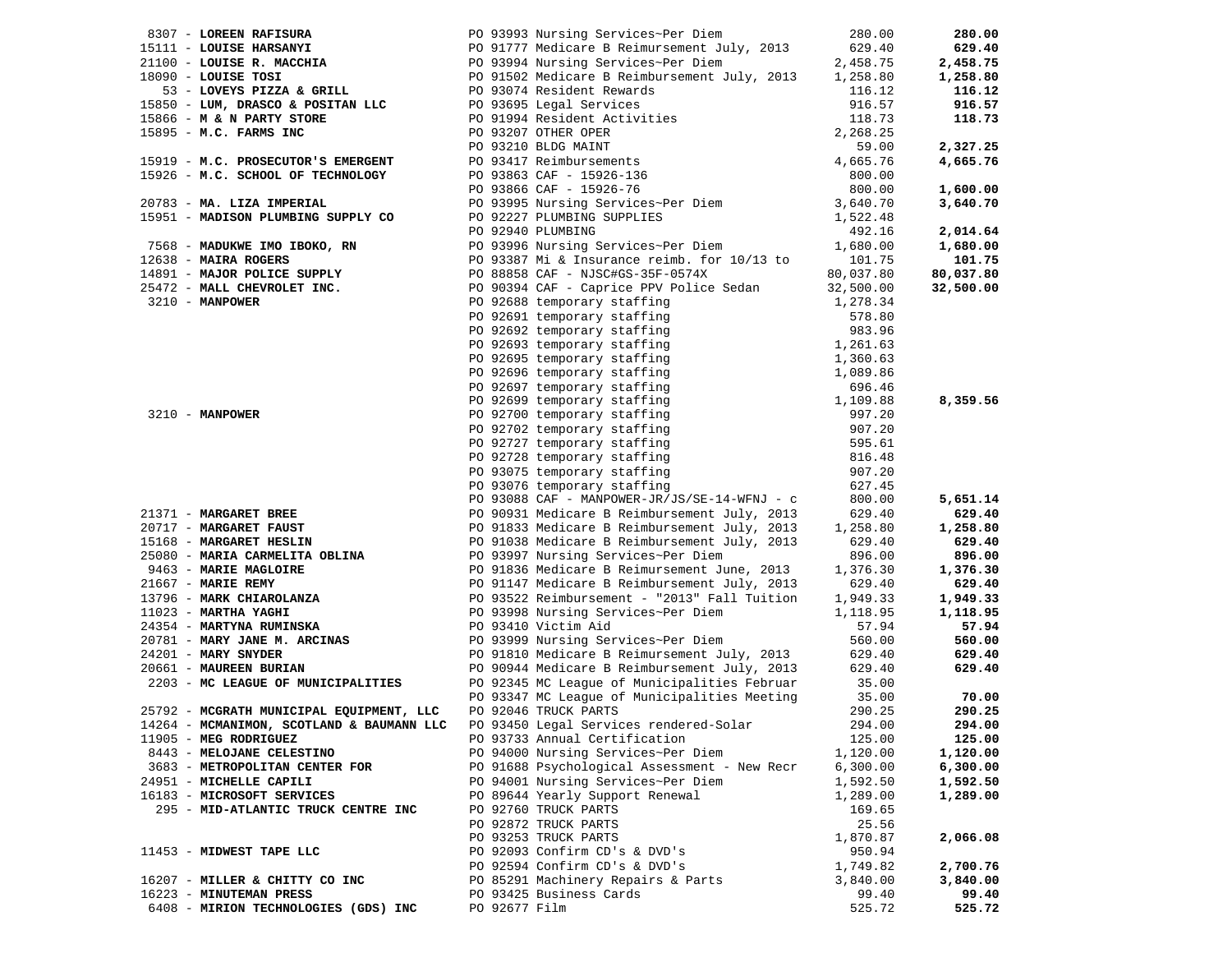| Vendor | PO / Description | Amount | Total |
|---|---|---|---|
| 8307 - **LOREEN RAFISURA** | PO 93993 Nursing Services~Per Diem | 280.00 | **280.00** |
| 15111 - **LOUISE HARSANYI** | PO 91777 Medicare B Reimursement July, 2013 | 629.40 | **629.40** |
| 21100 - **LOUISE R. MACCHIA** | PO 93994 Nursing Services~Per Diem | 2,458.75 | **2,458.75** |
| 18090 - **LOUISE TOSI** | PO 91502 Medicare B Reimbursement July, 2013 | 1,258.80 | **1,258.80** |
| 53 - **LOVEYS PIZZA & GRILL** | PO 93074 Resident Rewards | 116.12 | **116.12** |
| 15850 - **LUM, DRASCO & POSITAN LLC** | PO 93695 Legal Services | 916.57 | **916.57** |
| 15866 - **M & N PARTY STORE** | PO 91994 Resident Activities | 118.73 | **118.73** |
| 15895 - **M.C. FARMS INC** | PO 93207 OTHER OPER | 2,268.25 | |
| | PO 93210 BLDG MAINT | 59.00 | **2,327.25** |
| 15919 - **M.C. PROSECUTOR'S EMERGENT** | PO 93417 Reimbursements | 4,665.76 | **4,665.76** |
| 15926 - **M.C. SCHOOL OF TECHNOLOGY** | PO 93863 CAF - 15926-136 | 800.00 | |
| | PO 93866 CAF - 15926-76 | 800.00 | **1,600.00** |
| 20783 - **MA. LIZA IMPERIAL** | PO 93995 Nursing Services~Per Diem | 3,640.70 | **3,640.70** |
| 15951 - **MADISON PLUMBING SUPPLY CO** | PO 92227 PLUMBING SUPPLIES | 1,522.48 | |
| | PO 92940 PLUMBING | 492.16 | **2,014.64** |
| 7568 - **MADUKWE IMO IBOKO, RN** | PO 93996 Nursing Services~Per Diem | 1,680.00 | **1,680.00** |
| 12638 - **MAIRA ROGERS** | PO 93387 Mi & Insurance reimb. for 10/13 to | 101.75 | **101.75** |
| 14891 - **MAJOR POLICE SUPPLY** | PO 88858 CAF - NJSC#GS-35F-0574X | 80,037.80 | **80,037.80** |
| 25472 - **MALL CHEVROLET INC.** | PO 90394 CAF - Caprice PPV Police Sedan | 32,500.00 | **32,500.00** |
| 3210 - **MANPOWER** | PO 92688 temporary staffing | 1,278.34 | |
| | PO 92691 temporary staffing | 578.80 | |
| | PO 92692 temporary staffing | 983.96 | |
| | PO 92693 temporary staffing | 1,261.63 | |
| | PO 92695 temporary staffing | 1,360.63 | |
| | PO 92696 temporary staffing | 1,089.86 | |
| | PO 92697 temporary staffing | 696.46 | |
| | PO 92699 temporary staffing | 1,109.88 | **8,359.56** |
| 3210 - **MANPOWER** | PO 92700 temporary staffing | 997.20 | |
| | PO 92702 temporary staffing | 907.20 | |
| | PO 92727 temporary staffing | 595.61 | |
| | PO 92728 temporary staffing | 816.48 | |
| | PO 93075 temporary staffing | 907.20 | |
| | PO 93076 temporary staffing | 627.45 | |
| | PO 93088 CAF - MANPOWER-JR/JS/SE-14-WFNJ - c | 800.00 | **5,651.14** |
| 21371 - **MARGARET BREE** | PO 90931 Medicare B Reimbursement July, 2013 | 629.40 | **629.40** |
| 20717 - **MARGARET FAUST** | PO 91833 Medicare B Reimbursement July, 2013 | 1,258.80 | **1,258.80** |
| 15168 - **MARGARET HESLIN** | PO 91038 Medicare B Reimbursement July, 2013 | 629.40 | **629.40** |
| 25080 - **MARIA CARMELITA OBLINA** | PO 93997 Nursing Services~Per Diem | 896.00 | **896.00** |
| 9463 - **MARIE MAGLOIRE** | PO 91836 Medicare B Reimursement June, 2013 | 1,376.30 | **1,376.30** |
| 21667 - **MARIE REMY** | PO 91147 Medicare B Reimbursement July, 2013 | 629.40 | **629.40** |
| 13796 - **MARK CHIAROLANZA** | PO 93522 Reimbursement - "2013" Fall Tuition | 1,949.33 | **1,949.33** |
| 11023 - **MARTHA YAGHI** | PO 93998 Nursing Services~Per Diem | 1,118.95 | **1,118.95** |
| 24354 - **MARTYNA RUMINSKA** | PO 93410 Victim Aid | 57.94 | **57.94** |
| 20781 - **MARY JANE M. ARCINAS** | PO 93999 Nursing Services~Per Diem | 560.00 | **560.00** |
| 24201 - **MARY SNYDER** | PO 91810 Medicare B Reimursement July, 2013 | 629.40 | **629.40** |
| 20661 - **MAUREEN BURIAN** | PO 90944 Medicare B Reimbursement July, 2013 | 629.40 | **629.40** |
| 2203 - **MC LEAGUE OF MUNICIPALITIES** | PO 92345 MC League of Municipalities Februar | 35.00 | |
| | PO 93347 MC League of Municipalities Meeting | 35.00 | **70.00** |
| 25792 - **MCGRATH MUNICIPAL EQUIPMENT, LLC** | PO 92046 TRUCK PARTS | 290.25 | **290.25** |
| 14264 - **MCMANIMON, SCOTLAND & BAUMANN LLC** | PO 93450 Legal Services rendered-Solar | 294.00 | **294.00** |
| 11905 - **MEG RODRIGUEZ** | PO 93733 Annual Certification | 125.00 | **125.00** |
| 8443 - **MELOJANE CELESTINO** | PO 94000 Nursing Services~Per Diem | 1,120.00 | **1,120.00** |
| 3683 - **METROPOLITAN CENTER FOR** | PO 91688 Psychological Assessment - New Recr | 6,300.00 | **6,300.00** |
| 24951 - **MICHELLE CAPILI** | PO 94001 Nursing Services~Per Diem | 1,592.50 | **1,592.50** |
| 16183 - **MICROSOFT SERVICES** | PO 89644 Yearly Support Renewal | 1,289.00 | **1,289.00** |
| 295 - **MID-ATLANTIC TRUCK CENTRE INC** | PO 92760 TRUCK PARTS | 169.65 | |
| | PO 92872 TRUCK PARTS | 25.56 | |
| | PO 93253 TRUCK PARTS | 1,870.87 | **2,066.08** |
| 11453 - **MIDWEST TAPE LLC** | PO 92093 Confirm CD's & DVD's | 950.94 | |
| | PO 92594 Confirm CD's & DVD's | 1,749.82 | **2,700.76** |
| 16207 - **MILLER & CHITTY CO INC** | PO 85291 Machinery Repairs & Parts | 3,840.00 | **3,840.00** |
| 16223 - **MINUTEMAN PRESS** | PO 93425 Business Cards | 99.40 | **99.40** |
| 6408 - **MIRION TECHNOLOGIES (GDS) INC** | PO 92677 Film | 525.72 | **525.72** |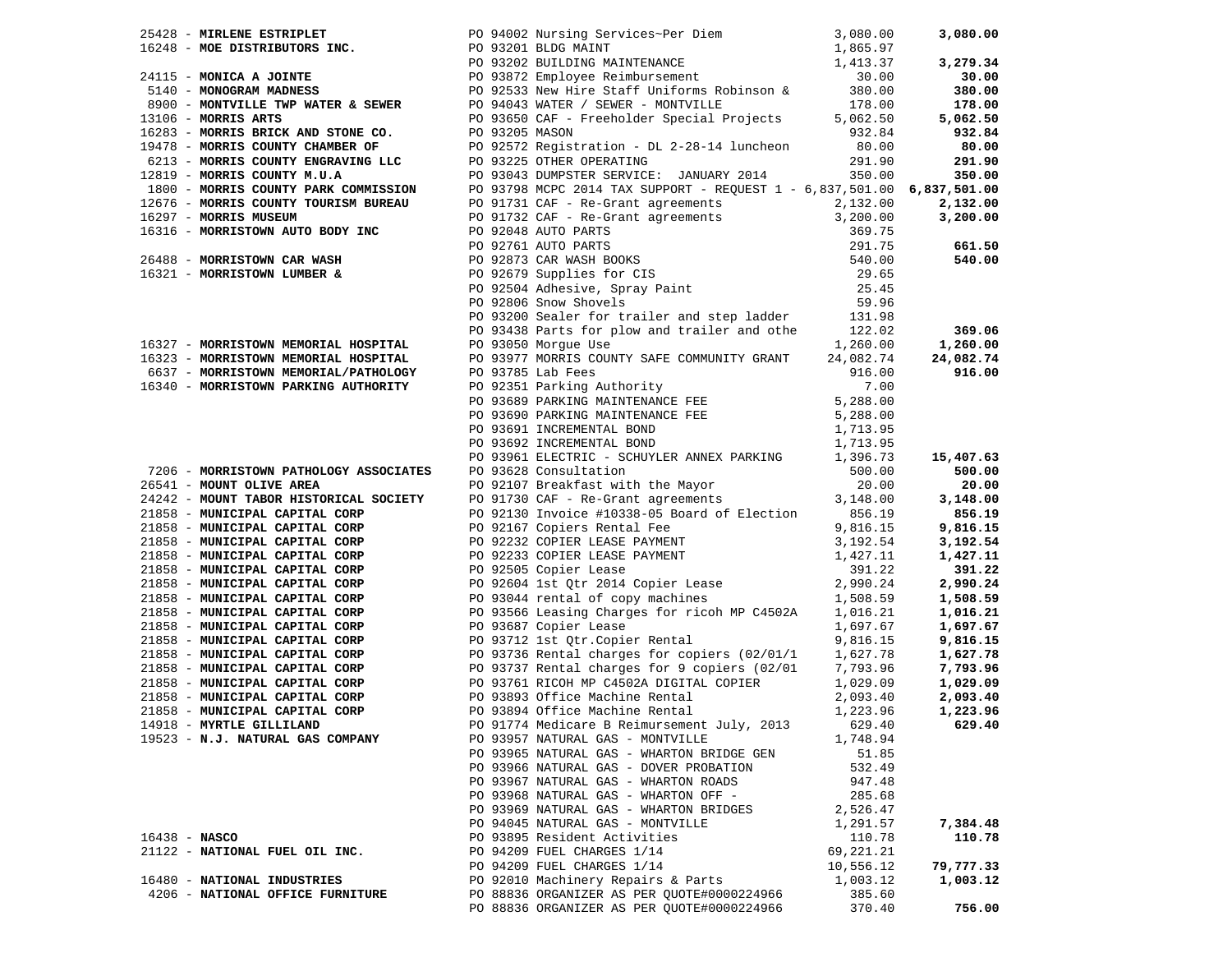| Vendor | PO / Description | Amount | Total |
|---|---|---|---|
| 25428 - **MIRLENE ESTRIPLET** | PO 94002 Nursing Services~Per Diem | 3,080.00 | **3,080.00** |
| 16248 - **MOE DISTRIBUTORS INC.** | PO 93201 BLDG MAINT | 1,865.97 | |
| | PO 93202 BUILDING MAINTENANCE | 1,413.37 | **3,279.34** |
| 24115 - **MONICA A JOINTE** | PO 93872 Employee Reimbursement | 30.00 | **30.00** |
| 5140 - **MONOGRAM MADNESS** | PO 92533 New Hire Staff Uniforms Robinson & | 380.00 | **380.00** |
| 8900 - **MONTVILLE TWP WATER & SEWER** | PO 94043 WATER / SEWER - MONTVILLE | 178.00 | **178.00** |
| 13106 - **MORRIS ARTS** | PO 93650 CAF - Freeholder Special Projects | 5,062.50 | **5,062.50** |
| 16283 - **MORRIS BRICK AND STONE CO.** | PO 93205 MASON | 932.84 | **932.84** |
| 19478 - **MORRIS COUNTY CHAMBER OF** | PO 92572 Registration - DL 2-28-14 luncheon | 80.00 | **80.00** |
| 6213 - **MORRIS COUNTY ENGRAVING LLC** | PO 93225 OTHER OPERATING | 291.90 | **291.90** |
| 12819 - **MORRIS COUNTY M.U.A** | PO 93043 DUMPSTER SERVICE: JANUARY 2014 | 350.00 | **350.00** |
| 1800 - **MORRIS COUNTY PARK COMMISSION** | PO 93798 MCPC 2014 TAX SUPPORT - REQUEST 1 - | 6,837,501.00 | **6,837,501.00** |
| 12676 - **MORRIS COUNTY TOURISM BUREAU** | PO 91731 CAF - Re-Grant agreements | 2,132.00 | **2,132.00** |
| 16297 - **MORRIS MUSEUM** | PO 91732 CAF - Re-Grant agreements | 3,200.00 | **3,200.00** |
| 16316 - **MORRISTOWN AUTO BODY INC** | PO 92048 AUTO PARTS | 369.75 | |
| | PO 92761 AUTO PARTS | 291.75 | **661.50** |
| 26488 - **MORRISTOWN CAR WASH** | PO 92873 CAR WASH BOOKS | 540.00 | **540.00** |
| 16321 - **MORRISTOWN LUMBER &** | PO 92679 Supplies for CIS | 29.65 | |
| | PO 92504 Adhesive, Spray Paint | 25.45 | |
| | PO 92806 Snow Shovels | 59.96 | |
| | PO 93200 Sealer for trailer and step ladder | 131.98 | |
| | PO 93438 Parts for plow and trailer and othe | 122.02 | **369.06** |
| 16327 - **MORRISTOWN MEMORIAL HOSPITAL** | PO 93050 Morgue Use | 1,260.00 | **1,260.00** |
| 16323 - **MORRISTOWN MEMORIAL HOSPITAL** | PO 93977 MORRIS COUNTY SAFE COMMUNITY GRANT | 24,082.74 | **24,082.74** |
| 6637 - **MORRISTOWN MEMORIAL/PATHOLOGY** | PO 93785 Lab Fees | 916.00 | **916.00** |
| 16340 - **MORRISTOWN PARKING AUTHORITY** | PO 92351 Parking Authority | 7.00 | |
| | PO 93689 PARKING MAINTENANCE FEE | 5,288.00 | |
| | PO 93690 PARKING MAINTENANCE FEE | 5,288.00 | |
| | PO 93691 INCREMENTAL BOND | 1,713.95 | |
| | PO 93692 INCREMENTAL BOND | 1,713.95 | |
| | PO 93961 ELECTRIC - SCHUYLER ANNEX PARKING | 1,396.73 | **15,407.63** |
| 7206 - **MORRISTOWN PATHOLOGY ASSOCIATES** | PO 93628 Consultation | 500.00 | **500.00** |
| 26541 - **MOUNT OLIVE AREA** | PO 92107 Breakfast with the Mayor | 20.00 | **20.00** |
| 24242 - **MOUNT TABOR HISTORICAL SOCIETY** | PO 91730 CAF - Re-Grant agreements | 3,148.00 | **3,148.00** |
| 21858 - **MUNICIPAL CAPITAL CORP** | PO 92130 Invoice #10338-05 Board of Election | 856.19 | **856.19** |
| 21858 - **MUNICIPAL CAPITAL CORP** | PO 92167 Copiers Rental Fee | 9,816.15 | **9,816.15** |
| 21858 - **MUNICIPAL CAPITAL CORP** | PO 92232 COPIER LEASE PAYMENT | 3,192.54 | **3,192.54** |
| 21858 - **MUNICIPAL CAPITAL CORP** | PO 92233 COPIER LEASE PAYMENT | 1,427.11 | **1,427.11** |
| 21858 - **MUNICIPAL CAPITAL CORP** | PO 92505 Copier Lease | 391.22 | **391.22** |
| 21858 - **MUNICIPAL CAPITAL CORP** | PO 92604 1st Qtr 2014 Copier Lease | 2,990.24 | **2,990.24** |
| 21858 - **MUNICIPAL CAPITAL CORP** | PO 93044 rental of copy machines | 1,508.59 | **1,508.59** |
| 21858 - **MUNICIPAL CAPITAL CORP** | PO 93566 Leasing Charges for ricoh MP C4502A | 1,016.21 | **1,016.21** |
| 21858 - **MUNICIPAL CAPITAL CORP** | PO 93687 Copier Lease | 1,697.67 | **1,697.67** |
| 21858 - **MUNICIPAL CAPITAL CORP** | PO 93712 1st Qtr.Copier Rental | 9,816.15 | **9,816.15** |
| 21858 - **MUNICIPAL CAPITAL CORP** | PO 93736 Rental charges for copiers (02/01/1 | 1,627.78 | **1,627.78** |
| 21858 - **MUNICIPAL CAPITAL CORP** | PO 93737 Rental charges for 9 copiers (02/01 | 7,793.96 | **7,793.96** |
| 21858 - **MUNICIPAL CAPITAL CORP** | PO 93761 RICOH MP C4502A DIGITAL COPIER | 1,029.09 | **1,029.09** |
| 21858 - **MUNICIPAL CAPITAL CORP** | PO 93893 Office Machine Rental | 2,093.40 | **2,093.40** |
| 21858 - **MUNICIPAL CAPITAL CORP** | PO 93894 Office Machine Rental | 1,223.96 | **1,223.96** |
| 14918 - **MYRTLE GILLILAND** | PO 91774 Medicare B Reimursement July, 2013 | 629.40 | **629.40** |
| 19523 - **N.J. NATURAL GAS COMPANY** | PO 93957 NATURAL GAS - MONTVILLE | 1,748.94 | |
| | PO 93965 NATURAL GAS - WHARTON BRIDGE GEN | 51.85 | |
| | PO 93966 NATURAL GAS - DOVER PROBATION | 532.49 | |
| | PO 93967 NATURAL GAS - WHARTON ROADS | 947.48 | |
| | PO 93968 NATURAL GAS - WHARTON OFF - | 285.68 | |
| | PO 93969 NATURAL GAS - WHARTON BRIDGES | 2,526.47 | |
| | PO 94045 NATURAL GAS - MONTVILLE | 1,291.57 | **7,384.48** |
| 16438 - **NASCO** | PO 93895 Resident Activities | 110.78 | **110.78** |
| 21122 - **NATIONAL FUEL OIL INC.** | PO 94209 FUEL CHARGES 1/14 | 69,221.21 | |
| | PO 94209 FUEL CHARGES 1/14 | 10,556.12 | **79,777.33** |
| 16480 - **NATIONAL INDUSTRIES** | PO 92010 Machinery Repairs & Parts | 1,003.12 | **1,003.12** |
| 4206 - **NATIONAL OFFICE FURNITURE** | PO 88836 ORGANIZER AS PER QUOTE#0000224966 | 385.60 | |
| | PO 88836 ORGANIZER AS PER QUOTE#0000224966 | 370.40 | **756.00** |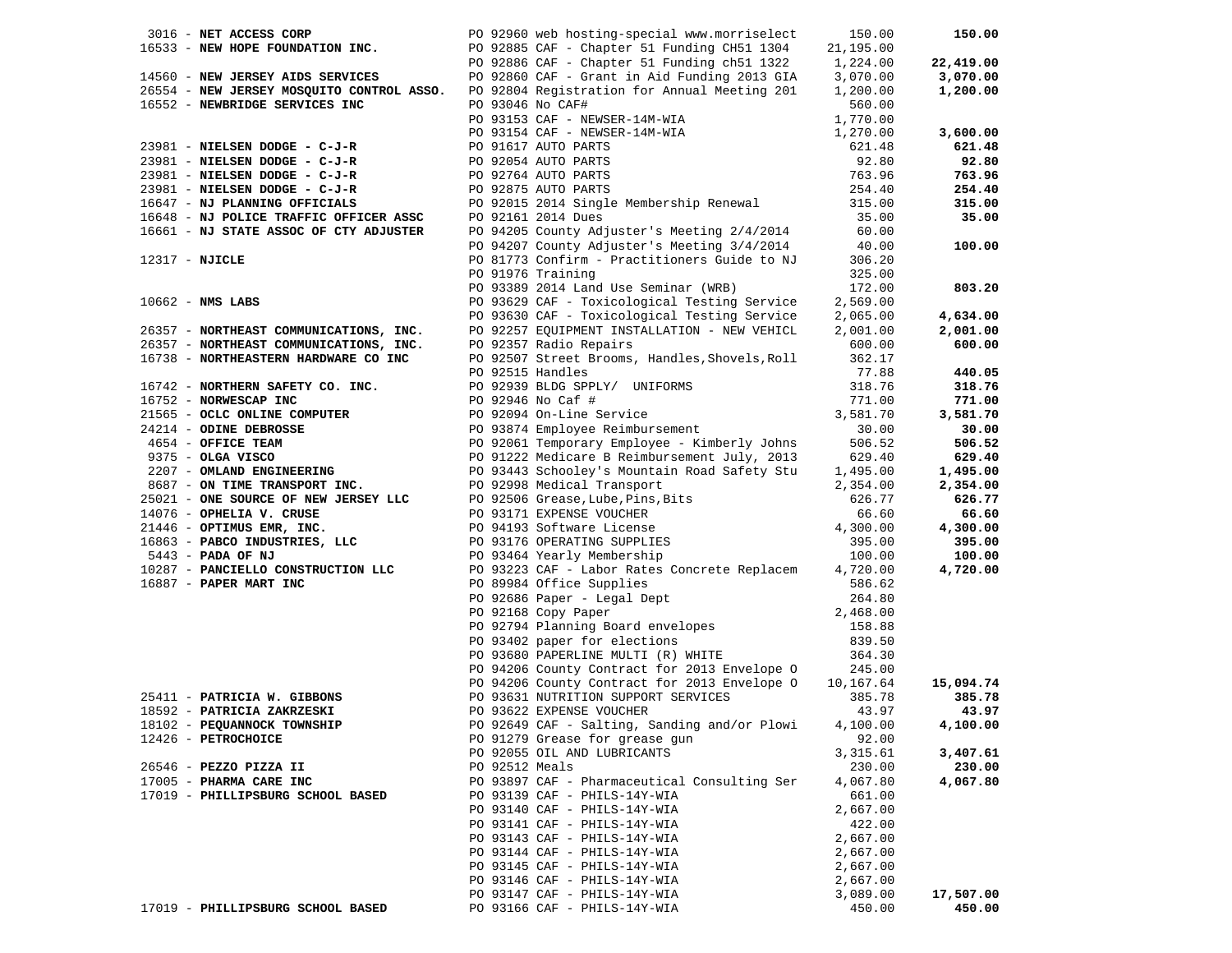| Vendor | Description | Amount | Total |
|---|---|---|---|
| 3016 - **NET ACCESS CORP** | PO 92960 web hosting-special www.morriselect | 150.00 | **150.00** |
| 16533 - **NEW HOPE FOUNDATION INC.** | PO 92885 CAF - Chapter 51 Funding CH51 1304 | 21,195.00 | |
| | PO 92886 CAF - Chapter 51 Funding ch51 1322 | 1,224.00 | **22,419.00** |
| 14560 - **NEW JERSEY AIDS SERVICES** | PO 92860 CAF - Grant in Aid Funding 2013 GIA | 3,070.00 | **3,070.00** |
| 26554 - **NEW JERSEY MOSQUITO CONTROL ASSO.** | PO 92804 Registration for Annual Meeting 201 | 1,200.00 | **1,200.00** |
| 16552 - **NEWBRIDGE SERVICES INC** | PO 93046 No CAF# | 560.00 | |
| | PO 93153 CAF - NEWSER-14M-WIA | 1,770.00 | |
| | PO 93154 CAF - NEWSER-14M-WIA | 1,270.00 | **3,600.00** |
| 23981 - **NIELSEN DODGE - C-J-R** | PO 91617 AUTO PARTS | 621.48 | **621.48** |
| 23981 - **NIELSEN DODGE - C-J-R** | PO 92054 AUTO PARTS | 92.80 | **92.80** |
| 23981 - **NIELSEN DODGE - C-J-R** | PO 92764 AUTO PARTS | 763.96 | **763.96** |
| 23981 - **NIELSEN DODGE - C-J-R** | PO 92875 AUTO PARTS | 254.40 | **254.40** |
| 16647 - **NJ PLANNING OFFICIALS** | PO 92015 2014 Single Membership Renewal | 315.00 | **315.00** |
| 16648 - **NJ POLICE TRAFFIC OFFICER ASSC** | PO 92161 2014 Dues | 35.00 | **35.00** |
| 16661 - **NJ STATE ASSOC OF CTY ADJUSTER** | PO 94205 County Adjuster's Meeting 2/4/2014 | 60.00 | |
| | PO 94207 County Adjuster's Meeting 3/4/2014 | 40.00 | **100.00** |
| 12317 - **NJICLE** | PO 81773 Confirm - Practitioners Guide to NJ | 306.20 | |
| | PO 91976 Training | 325.00 | |
| | PO 93389 2014 Land Use Seminar (WRB) | 172.00 | **803.20** |
| 10662 - **NMS LABS** | PO 93629 CAF - Toxicological Testing Service | 2,569.00 | |
| | PO 93630 CAF - Toxicological Testing Service | 2,065.00 | **4,634.00** |
| 26357 - **NORTHEAST COMMUNICATIONS, INC.** | PO 92257 EQUIPMENT INSTALLATION - NEW VEHICL | 2,001.00 | **2,001.00** |
| 26357 - **NORTHEAST COMMUNICATIONS, INC.** | PO 92357 Radio Repairs | 600.00 | **600.00** |
| 16738 - **NORTHEASTERN HARDWARE CO INC** | PO 92507 Street Brooms, Handles,Shovels,Roll | 362.17 | |
| | PO 92515 Handles | 77.88 | **440.05** |
| 16742 - **NORTHERN SAFETY CO. INC.** | PO 92939 BLDG SPPLY/ UNIFORMS | 318.76 | **318.76** |
| 16752 - **NORWESCAP INC** | PO 92946 No Caf # | 771.00 | **771.00** |
| 21565 - **OCLC ONLINE COMPUTER** | PO 92094 On-Line Service | 3,581.70 | **3,581.70** |
| 24214 - **ODINE DEBROSSE** | PO 93874 Employee Reimbursement | 30.00 | **30.00** |
| 4654 - **OFFICE TEAM** | PO 92061 Temporary Employee - Kimberly Johns | 506.52 | **506.52** |
| 9375 - **OLGA VISCO** | PO 91222 Medicare B Reimbursement July, 2013 | 629.40 | **629.40** |
| 2207 - **OMLAND ENGINEERING** | PO 93443 Schooley's Mountain Road Safety Stu | 1,495.00 | **1,495.00** |
| 8687 - **ON TIME TRANSPORT INC.** | PO 92998 Medical Transport | 2,354.00 | **2,354.00** |
| 25021 - **ONE SOURCE OF NEW JERSEY LLC** | PO 92506 Grease,Lube,Pins,Bits | 626.77 | **626.77** |
| 14076 - **OPHELIA V. CRUSE** | PO 93171 EXPENSE VOUCHER | 66.60 | **66.60** |
| 21446 - **OPTIMUS EMR, INC.** | PO 94193 Software License | 4,300.00 | **4,300.00** |
| 16863 - **PABCO INDUSTRIES, LLC** | PO 93176 OPERATING SUPPLIES | 395.00 | **395.00** |
| 5443 - **PADA OF NJ** | PO 93464 Yearly Membership | 100.00 | **100.00** |
| 10287 - **PANCIELLO CONSTRUCTION LLC** | PO 93223 CAF - Labor Rates Concrete Replacem | 4,720.00 | **4,720.00** |
| 16887 - **PAPER MART INC** | PO 89984 Office Supplies | 586.62 | |
| | PO 92686 Paper - Legal Dept | 264.80 | |
| | PO 92168 Copy Paper | 2,468.00 | |
| | PO 92794 Planning Board envelopes | 158.88 | |
| | PO 93402 paper for elections | 839.50 | |
| | PO 93680 PAPERLINE MULTI (R) WHITE | 364.30 | |
| | PO 94206 County Contract for 2013 Envelope O | 245.00 | |
| | PO 94206 County Contract for 2013 Envelope O | 10,167.64 | **15,094.74** |
| 25411 - **PATRICIA W. GIBBONS** | PO 93631 NUTRITION SUPPORT SERVICES | 385.78 | **385.78** |
| 18592 - **PATRICIA ZAKRZESKI** | PO 93622 EXPENSE VOUCHER | 43.97 | **43.97** |
| 18102 - **PEQUANNOCK TOWNSHIP** | PO 92649 CAF - Salting, Sanding and/or Plowi | 4,100.00 | **4,100.00** |
| 12426 - **PETROCHOICE** | PO 91279 Grease for grease gun | 92.00 | |
| | PO 92055 OIL AND LUBRICANTS | 3,315.61 | **3,407.61** |
| 26546 - **PEZZO PIZZA II** | PO 92512 Meals | 230.00 | **230.00** |
| 17005 - **PHARMA CARE INC** | PO 93897 CAF - Pharmaceutical Consulting Ser | 4,067.80 | **4,067.80** |
| 17019 - **PHILLIPSBURG SCHOOL BASED** | PO 93139 CAF - PHILS-14Y-WIA | 661.00 | |
| | PO 93140 CAF - PHILS-14Y-WIA | 2,667.00 | |
| | PO 93141 CAF - PHILS-14Y-WIA | 422.00 | |
| | PO 93143 CAF - PHILS-14Y-WIA | 2,667.00 | |
| | PO 93144 CAF - PHILS-14Y-WIA | 2,667.00 | |
| | PO 93145 CAF - PHILS-14Y-WIA | 2,667.00 | |
| | PO 93146 CAF - PHILS-14Y-WIA | 2,667.00 | |
| | PO 93147 CAF - PHILS-14Y-WIA | 3,089.00 | **17,507.00** |
| 17019 - **PHILLIPSBURG SCHOOL BASED** | PO 93166 CAF - PHILS-14Y-WIA | 450.00 | **450.00** |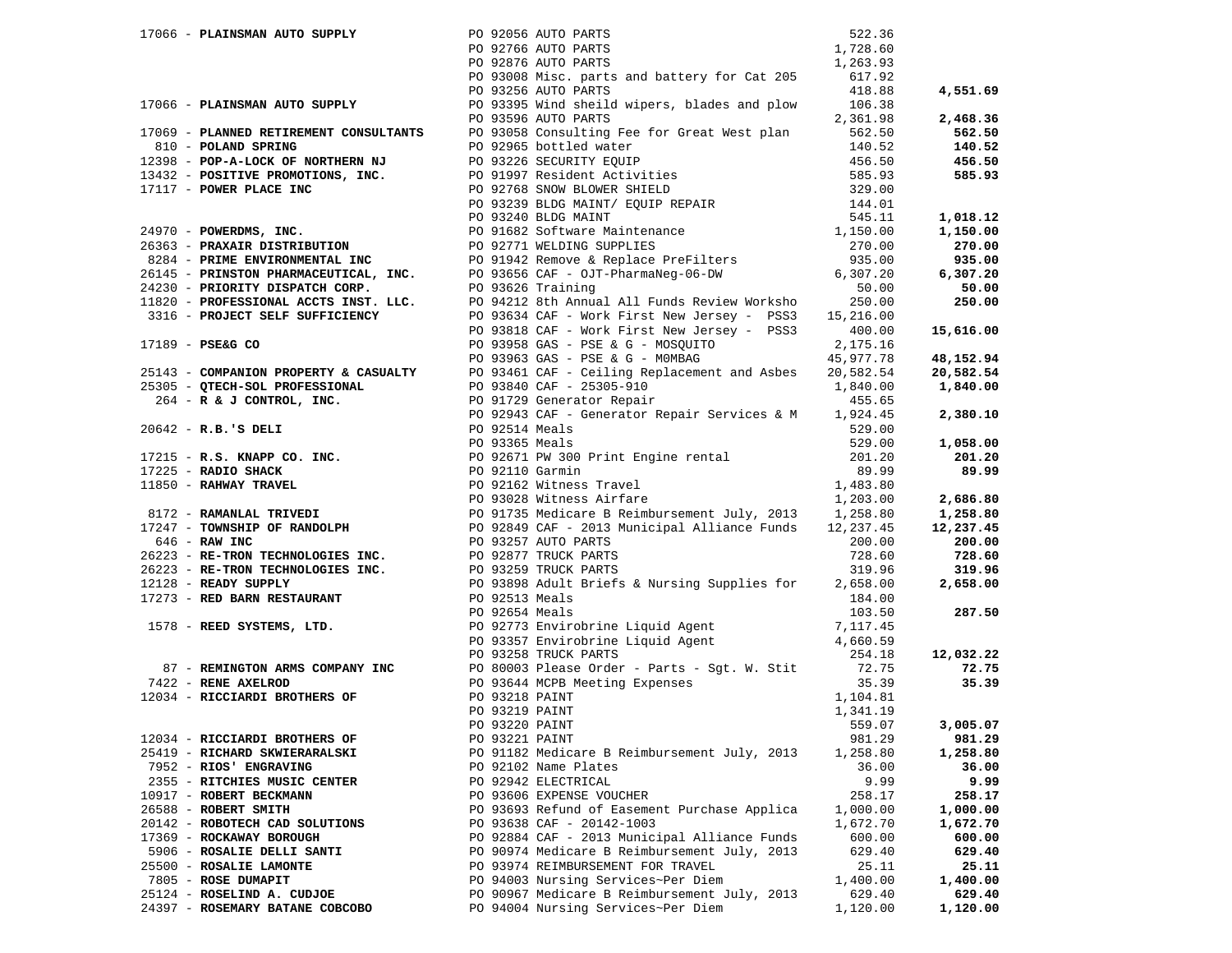| Vendor | PO / Description | Amount | Total |
|---|---|---|---|
| 17066 - **PLAINSMAN AUTO SUPPLY** | PO 92056 AUTO PARTS | 522.36 | |
| | PO 92766 AUTO PARTS | 1,728.60 | |
| | PO 92876 AUTO PARTS | 1,263.93 | |
| | PO 93008 Misc. parts and battery for Cat 205 | 617.92 | |
| | PO 93256 AUTO PARTS | 418.88 | **4,551.69** |
| 17066 - **PLAINSMAN AUTO SUPPLY** | PO 93395 Wind sheild wipers, blades and plow | 106.38 | |
| | PO 93596 AUTO PARTS | 2,361.98 | **2,468.36** |
| 17069 - **PLANNED RETIREMENT CONSULTANTS** | PO 93058 Consulting Fee for Great West plan | 562.50 | **562.50** |
| 810 - **POLAND SPRING** | PO 92965 bottled water | 140.52 | **140.52** |
| 12398 - **POP-A-LOCK OF NORTHERN NJ** | PO 93226 SECURITY EQUIP | 456.50 | **456.50** |
| 13432 - **POSITIVE PROMOTIONS, INC.** | PO 91997 Resident Activities | 585.93 | **585.93** |
| 17117 - **POWER PLACE INC** | PO 92768 SNOW BLOWER SHIELD | 329.00 | |
| | PO 93239 BLDG MAINT/ EQUIP REPAIR | 144.01 | |
| | PO 93240 BLDG MAINT | 545.11 | **1,018.12** |
| 24970 - **POWERDMS, INC.** | PO 91682 Software Maintenance | 1,150.00 | **1,150.00** |
| 26363 - **PRAXAIR DISTRIBUTION** | PO 92771 WELDING SUPPLIES | 270.00 | **270.00** |
| 8284 - **PRIME ENVIRONMENTAL INC** | PO 91942 Remove & Replace PreFilters | 935.00 | **935.00** |
| 26145 - **PRINSTON PHARMACEUTICAL, INC.** | PO 93656 CAF - OJT-PharmaNeg-06-DW | 6,307.20 | **6,307.20** |
| 24230 - **PRIORITY DISPATCH CORP.** | PO 93626 Training | 50.00 | **50.00** |
| 11820 - **PROFESSIONAL ACCTS INST. LLC.** | PO 94212 8th Annual All Funds Review Worksho | 250.00 | **250.00** |
| 3316 - **PROJECT SELF SUFFICIENCY** | PO 93634 CAF - Work First New Jersey - PSS3 | 15,216.00 | |
| | PO 93818 CAF - Work First New Jersey - PSS3 | 400.00 | **15,616.00** |
| 17189 - **PSE&G CO** | PO 93958 GAS - PSE & G - MOSQUITO | 2,175.16 | |
| | PO 93963 GAS - PSE & G - M0MBAG | 45,977.78 | **48,152.94** |
| 25143 - **COMPANION PROPERTY & CASUALTY** | PO 93461 CAF - Ceiling Replacement and Asbes | 20,582.54 | **20,582.54** |
| 25305 - **QTECH-SOL PROFESSIONAL** | PO 93840 CAF - 25305-910 | 1,840.00 | **1,840.00** |
| 264 - **R & J CONTROL, INC.** | PO 91729 Generator Repair | 455.65 | |
| | PO 92943 CAF - Generator Repair Services & M | 1,924.45 | **2,380.10** |
| 20642 - **R.B.'S DELI** | PO 92514 Meals | 529.00 | |
| | PO 93365 Meals | 529.00 | **1,058.00** |
| 17215 - **R.S. KNAPP CO. INC.** | PO 92671 PW 300 Print Engine rental | 201.20 | **201.20** |
| 17225 - **RADIO SHACK** | PO 92110 Garmin | 89.99 | **89.99** |
| 11850 - **RAHWAY TRAVEL** | PO 92162 Witness Travel | 1,483.80 | |
| | PO 93028 Witness Airfare | 1,203.00 | **2,686.80** |
| 8172 - **RAMANLAL TRIVEDI** | PO 91735 Medicare B Reimbursement July, 2013 | 1,258.80 | **1,258.80** |
| 17247 - **TOWNSHIP OF RANDOLPH** | PO 92849 CAF - 2013 Municipal Alliance Funds | 12,237.45 | **12,237.45** |
| 646 - **RAW INC** | PO 93257 AUTO PARTS | 200.00 | **200.00** |
| 26223 - **RE-TRON TECHNOLOGIES INC.** | PO 92877 TRUCK PARTS | 728.60 | **728.60** |
| 26223 - **RE-TRON TECHNOLOGIES INC.** | PO 93259 TRUCK PARTS | 319.96 | **319.96** |
| 12128 - **READY SUPPLY** | PO 93898 Adult Briefs & Nursing Supplies for | 2,658.00 | **2,658.00** |
| 17273 - **RED BARN RESTAURANT** | PO 92513 Meals | 184.00 | |
| | PO 92654 Meals | 103.50 | **287.50** |
| 1578 - **REED SYSTEMS, LTD.** | PO 92773 Envirobrine Liquid Agent | 7,117.45 | |
| | PO 93357 Envirobrine Liquid Agent | 4,660.59 | |
| | PO 93258 TRUCK PARTS | 254.18 | **12,032.22** |
| 87 - **REMINGTON ARMS COMPANY INC** | PO 80003 Please Order - Parts - Sgt. W. Stit | 72.75 | **72.75** |
| 7422 - **RENE AXELROD** | PO 93644 MCPB Meeting Expenses | 35.39 | **35.39** |
| 12034 - **RICCIARDI BROTHERS OF** | PO 93218 PAINT | 1,104.81 | |
| | PO 93219 PAINT | 1,341.19 | |
| | PO 93220 PAINT | 559.07 | **3,005.07** |
| 12034 - **RICCIARDI BROTHERS OF** | PO 93221 PAINT | 981.29 | **981.29** |
| 25419 - **RICHARD SKWIERARALSKI** | PO 91182 Medicare B Reimbursement July, 2013 | 1,258.80 | **1,258.80** |
| 7952 - **RIOS' ENGRAVING** | PO 92102 Name Plates | 36.00 | **36.00** |
| 2355 - **RITCHIES MUSIC CENTER** | PO 92942 ELECTRICAL | 9.99 | **9.99** |
| 10917 - **ROBERT BECKMANN** | PO 93606 EXPENSE VOUCHER | 258.17 | **258.17** |
| 26588 - **ROBERT SMITH** | PO 93693 Refund of Easement Purchase Applica | 1,000.00 | **1,000.00** |
| 20142 - **ROBOTECH CAD SOLUTIONS** | PO 93638 CAF - 20142-1003 | 1,672.70 | **1,672.70** |
| 17369 - **ROCKAWAY BOROUGH** | PO 92884 CAF - 2013 Municipal Alliance Funds | 600.00 | **600.00** |
| 5906 - **ROSALIE DELLI SANTI** | PO 90974 Medicare B Reimbursement July, 2013 | 629.40 | **629.40** |
| 25500 - **ROSALIE LAMONTE** | PO 93974 REIMBURSEMENT FOR TRAVEL | 25.11 | **25.11** |
| 7805 - **ROSE DUMAPIT** | PO 94003 Nursing Services~Per Diem | 1,400.00 | **1,400.00** |
| 25124 - **ROSELIND A. CUDJOE** | PO 90967 Medicare B Reimbursement July, 2013 | 629.40 | **629.40** |
| 24397 - **ROSEMARY BATANE COBCOBO** | PO 94004 Nursing Services~Per Diem | 1,120.00 | **1,120.00** |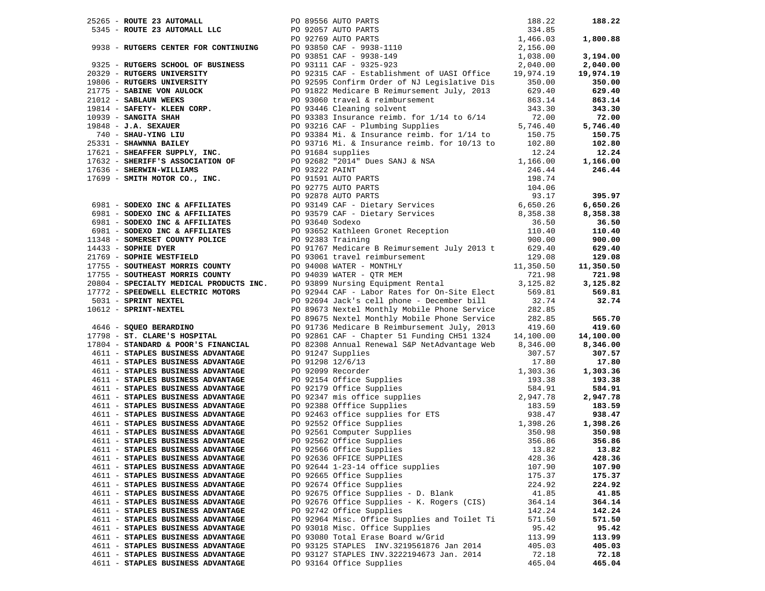| Vendor | PO / Description | Amount | Total |
|---|---|---|---|
| 25265 - **ROUTE 23 AUTOMALL** | PO 89556 AUTO PARTS | 188.22 | **188.22** |
| 5345 - **ROUTE 23 AUTOMALL LLC** | PO 92057 AUTO PARTS | 334.85 | |
| | PO 92769 AUTO PARTS | 1,466.03 | **1,800.88** |
| 9938 - **RUTGERS CENTER FOR CONTINUING** | PO 93850 CAF - 9938-1110 | 2,156.00 | |
| | PO 93851 CAF - 9938-149 | 1,038.00 | **3,194.00** |
| 9325 - **RUTGERS SCHOOL OF BUSINESS** | PO 93111 CAF - 9325-923 | 2,040.00 | **2,040.00** |
| 20329 - **RUTGERS UNIVERSITY** | PO 92315 CAF - Establishment of UASI Office | 19,974.19 | **19,974.19** |
| 19806 - **RUTGERS UNIVERSITY** | PO 92595 Confirm Order of NJ Legislative Dis | 350.00 | **350.00** |
| 21775 - **SABINE VON AULOCK** | PO 91822 Medicare B Reimursement July, 2013 | 629.40 | **629.40** |
| 21012 - **SABLAUN WEEKS** | PO 93060 travel & reimbursement | 863.14 | **863.14** |
| 19814 - **SAFETY- KLEEN CORP.** | PO 93446 Cleaning solvent | 343.30 | **343.30** |
| 10939 - **SANGITA SHAH** | PO 93383 Insurance reimb. for 1/14 to 6/14 | 72.00 | **72.00** |
| 19848 - **J.A. SEXAUER** | PO 93216 CAF - Plumbing Supplies | 5,746.40 | **5,746.40** |
| 740 - **SHAU-YING LIU** | PO 93384 Mi. & Insurance reimb. for 1/14 to | 150.75 | **150.75** |
| 25331 - **SHAWNNA BAILEY** | PO 93716 Mi. & Insurance reimb. for 10/13 to | 102.80 | **102.80** |
| 17621 - **SHEAFFER SUPPLY, INC.** | PO 91684 supplies | 12.24 | **12.24** |
| 17632 - **SHERIFF'S ASSOCIATION OF** | PO 92682 "2014" Dues SANJ & NSA | 1,166.00 | **1,166.00** |
| 17636 - **SHERWIN-WILLIAMS** | PO 93222 PAINT | 246.44 | **246.44** |
| 17699 - **SMITH MOTOR CO., INC.** | PO 91591 AUTO PARTS | 198.74 | |
| | PO 92775 AUTO PARTS | 104.06 | |
| | PO 92878 AUTO PARTS | 93.17 | **395.97** |
| 6981 - **SODEXO INC & AFFILIATES** | PO 93149 CAF - Dietary Services | 6,650.26 | **6,650.26** |
| 6981 - **SODEXO INC & AFFILIATES** | PO 93579 CAF - Dietary Services | 8,358.38 | **8,358.38** |
| 6981 - **SODEXO INC & AFFILIATES** | PO 93640 Sodexo | 36.50 | **36.50** |
| 6981 - **SODEXO INC & AFFILIATES** | PO 93652 Kathleen Gronet Reception | 110.40 | **110.40** |
| 11348 - **SOMERSET COUNTY POLICE** | PO 92383 Training | 900.00 | **900.00** |
| 14433 - **SOPHIE DYER** | PO 91767 Medicare B Reimursement July 2013 t | 629.40 | **629.40** |
| 21769 - **SOPHIE WESTFIELD** | PO 93061 travel reimbursement | 129.08 | **129.08** |
| 17755 - **SOUTHEAST MORRIS COUNTY** | PO 94008 WATER - MONTHLY | 11,350.50 | **11,350.50** |
| 17755 - **SOUTHEAST MORRIS COUNTY** | PO 94039 WATER - QTR MEM | 721.98 | **721.98** |
| 20804 - **SPECIALTY MEDICAL PRODUCTS INC.** | PO 93899 Nursing Equipment Rental | 3,125.82 | **3,125.82** |
| 17772 - **SPEEDWELL ELECTRIC MOTORS** | PO 92944 CAF - Labor Rates for On-Site Elect | 569.81 | **569.81** |
| 5031 - **SPRINT NEXTEL** | PO 92694 Jack's cell phone - December bill | 32.74 | **32.74** |
| 10612 - **SPRINT-NEXTEL** | PO 89673 Nextel Monthly Mobile Phone Service | 282.85 | |
| | PO 89675 Nextel Monthly Mobile Phone Service | 282.85 | **565.70** |
| 4646 - **SQUEO BERARDINO** | PO 91736 Medicare B Reimbursement July, 2013 | 419.60 | **419.60** |
| 17798 - **ST. CLARE'S HOSPITAL** | PO 92861 CAF - Chapter 51 Funding CH51 1324 | 14,100.00 | **14,100.00** |
| 17804 - **STANDARD & POOR'S FINANCIAL** | PO 82308 Annual Renewal S&P NetAdvantage Web | 8,346.00 | **8,346.00** |
| 4611 - **STAPLES BUSINESS ADVANTAGE** | PO 91247 Supplies | 307.57 | **307.57** |
| 4611 - **STAPLES BUSINESS ADVANTAGE** | PO 91298 12/6/13 | 17.80 | **17.80** |
| 4611 - **STAPLES BUSINESS ADVANTAGE** | PO 92099 Recorder | 1,303.36 | **1,303.36** |
| 4611 - **STAPLES BUSINESS ADVANTAGE** | PO 92154 Office Supplies | 193.38 | **193.38** |
| 4611 - **STAPLES BUSINESS ADVANTAGE** | PO 92179 Office Supplies | 584.91 | **584.91** |
| 4611 - **STAPLES BUSINESS ADVANTAGE** | PO 92347 mis office supplies | 2,947.78 | **2,947.78** |
| 4611 - **STAPLES BUSINESS ADVANTAGE** | PO 92388 Offfice Supplies | 183.59 | **183.59** |
| 4611 - **STAPLES BUSINESS ADVANTAGE** | PO 92463 office supplies for ETS | 938.47 | **938.47** |
| 4611 - **STAPLES BUSINESS ADVANTAGE** | PO 92552 Office Supplies | 1,398.26 | **1,398.26** |
| 4611 - **STAPLES BUSINESS ADVANTAGE** | PO 92561 Computer Supplies | 350.98 | **350.98** |
| 4611 - **STAPLES BUSINESS ADVANTAGE** | PO 92562 Office Supplies | 356.86 | **356.86** |
| 4611 - **STAPLES BUSINESS ADVANTAGE** | PO 92566 Office Supplies | 13.82 | **13.82** |
| 4611 - **STAPLES BUSINESS ADVANTAGE** | PO 92636 OFFICE SUPPLIES | 428.36 | **428.36** |
| 4611 - **STAPLES BUSINESS ADVANTAGE** | PO 92644 1-23-14 office supplies | 107.90 | **107.90** |
| 4611 - **STAPLES BUSINESS ADVANTAGE** | PO 92665 Office Supplies | 175.37 | **175.37** |
| 4611 - **STAPLES BUSINESS ADVANTAGE** | PO 92674 Office Supplies | 224.92 | **224.92** |
| 4611 - **STAPLES BUSINESS ADVANTAGE** | PO 92675 Office Supplies - D. Blank | 41.85 | **41.85** |
| 4611 - **STAPLES BUSINESS ADVANTAGE** | PO 92676 Office Supplies - K. Rogers (CIS) | 364.14 | **364.14** |
| 4611 - **STAPLES BUSINESS ADVANTAGE** | PO 92742 Office Supplies | 142.24 | **142.24** |
| 4611 - **STAPLES BUSINESS ADVANTAGE** | PO 92964 Misc. Office Supplies and Toilet Ti | 571.50 | **571.50** |
| 4611 - **STAPLES BUSINESS ADVANTAGE** | PO 93018 Misc. Office Supplies | 95.42 | **95.42** |
| 4611 - **STAPLES BUSINESS ADVANTAGE** | PO 93080 Total Erase Board w/Grid | 113.99 | **113.99** |
| 4611 - **STAPLES BUSINESS ADVANTAGE** | PO 93125 STAPLES INV.3219561876 Jan 2014 | 405.03 | **405.03** |
| 4611 - **STAPLES BUSINESS ADVANTAGE** | PO 93127 STAPLES INV.3222194673 Jan. 2014 | 72.18 | **72.18** |
| 4611 - **STAPLES BUSINESS ADVANTAGE** | PO 93164 Office Supplies | 465.04 | **465.04** |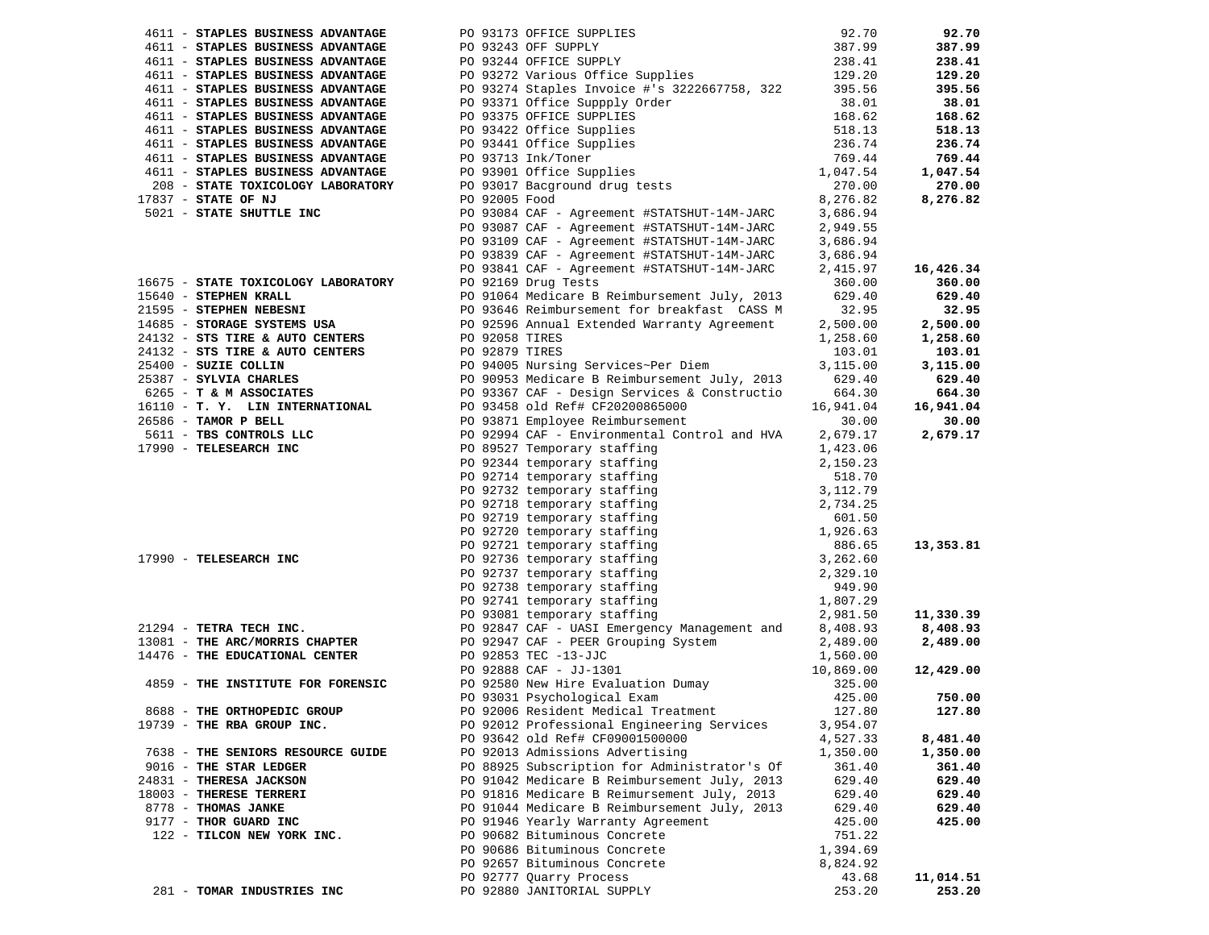| Vendor | PO / Description | Amount | Total |
|---|---|---|---|
| 4611 - **STAPLES BUSINESS ADVANTAGE** | PO 93173 OFFICE SUPPLIES | 92.70 | **92.70** |
| 4611 - **STAPLES BUSINESS ADVANTAGE** | PO 93243 OFF SUPPLY | 387.99 | **387.99** |
| 4611 - **STAPLES BUSINESS ADVANTAGE** | PO 93244 OFFICE SUPPLY | 238.41 | **238.41** |
| 4611 - **STAPLES BUSINESS ADVANTAGE** | PO 93272 Various Office Supplies | 129.20 | **129.20** |
| 4611 - **STAPLES BUSINESS ADVANTAGE** | PO 93274 Staples Invoice #'s 3222667758, 322 | 395.56 | **395.56** |
| 4611 - **STAPLES BUSINESS ADVANTAGE** | PO 93371 Office Suppply Order | 38.01 | **38.01** |
| 4611 - **STAPLES BUSINESS ADVANTAGE** | PO 93375 OFFICE SUPPLIES | 168.62 | **168.62** |
| 4611 - **STAPLES BUSINESS ADVANTAGE** | PO 93422 Office Supplies | 518.13 | **518.13** |
| 4611 - **STAPLES BUSINESS ADVANTAGE** | PO 93441 Office Supplies | 236.74 | **236.74** |
| 4611 - **STAPLES BUSINESS ADVANTAGE** | PO 93713 Ink/Toner | 769.44 | **769.44** |
| 4611 - **STAPLES BUSINESS ADVANTAGE** | PO 93901 Office Supplies | 1,047.54 | **1,047.54** |
| 208 - **STATE TOXICOLOGY LABORATORY** | PO 93017 Bacground drug tests | 270.00 | **270.00** |
| 17837 - **STATE OF NJ** | PO 92005 Food | 8,276.82 | **8,276.82** |
| 5021 - **STATE SHUTTLE INC** | PO 93084 CAF - Agreement #STATSHUT-14M-JARC | 3,686.94 | |
| | PO 93087 CAF - Agreement #STATSHUT-14M-JARC | 2,949.55 | |
| | PO 93109 CAF - Agreement #STATSHUT-14M-JARC | 3,686.94 | |
| | PO 93839 CAF - Agreement #STATSHUT-14M-JARC | 3,686.94 | |
| | PO 93841 CAF - Agreement #STATSHUT-14M-JARC | 2,415.97 | **16,426.34** |
| 16675 - **STATE TOXICOLOGY LABORATORY** | PO 92169 Drug Tests | 360.00 | **360.00** |
| 15640 - **STEPHEN KRALL** | PO 91064 Medicare B Reimbursement July, 2013 | 629.40 | **629.40** |
| 21595 - **STEPHEN NEBESNI** | PO 93646 Reimbursement for breakfast CASS M | 32.95 | **32.95** |
| 14685 - **STORAGE SYSTEMS USA** | PO 92596 Annual Extended Warranty Agreement | 2,500.00 | **2,500.00** |
| 24132 - **STS TIRE & AUTO CENTERS** | PO 92058 TIRES | 1,258.60 | **1,258.60** |
| 24132 - **STS TIRE & AUTO CENTERS** | PO 92879 TIRES | 103.01 | **103.01** |
| 25400 - **SUZIE COLLIN** | PO 94005 Nursing Services~Per Diem | 3,115.00 | **3,115.00** |
| 25387 - **SYLVIA CHARLES** | PO 90953 Medicare B Reimbursement July, 2013 | 629.40 | **629.40** |
| 6265 - **T & M ASSOCIATES** | PO 93367 CAF - Design Services & Constructio | 664.30 | **664.30** |
| 16110 - **T. Y. LIN INTERNATIONAL** | PO 93458 old Ref# CF20200865000 | 16,941.04 | **16,941.04** |
| 26586 - **TAMOR P BELL** | PO 93871 Employee Reimbursement | 30.00 | **30.00** |
| 5611 - **TBS CONTROLS LLC** | PO 92994 CAF - Environmental Control and HVA | 2,679.17 | **2,679.17** |
| 17990 - **TELESEARCH INC** | PO 89527 Temporary staffing | 1,423.06 | |
| | PO 92344 temporary staffing | 2,150.23 | |
| | PO 92714 temporary staffing | 518.70 | |
| | PO 92732 temporary staffing | 3,112.79 | |
| | PO 92718 temporary staffing | 2,734.25 | |
| | PO 92719 temporary staffing | 601.50 | |
| | PO 92720 temporary staffing | 1,926.63 | |
| | PO 92721 temporary staffing | 886.65 | **13,353.81** |
| 17990 - **TELESEARCH INC** | PO 92736 temporary staffing | 3,262.60 | |
| | PO 92737 temporary staffing | 2,329.10 | |
| | PO 92738 temporary staffing | 949.90 | |
| | PO 92741 temporary staffing | 1,807.29 | |
| | PO 93081 temporary staffing | 2,981.50 | **11,330.39** |
| 21294 - **TETRA TECH INC.** | PO 92847 CAF - UASI Emergency Management and | 8,408.93 | **8,408.93** |
| 13081 - **THE ARC/MORRIS CHAPTER** | PO 92947 CAF - PEER Grouping System | 2,489.00 | **2,489.00** |
| 14476 - **THE EDUCATIONAL CENTER** | PO 92853 TEC -13-JJC | 1,560.00 | |
| | PO 92888 CAF - JJ-1301 | 10,869.00 | **12,429.00** |
| 4859 - **THE INSTITUTE FOR FORENSIC** | PO 92580 New Hire Evaluation Dumay | 325.00 | |
| | PO 93031 Psychological Exam | 425.00 | **750.00** |
| 8688 - **THE ORTHOPEDIC GROUP** | PO 92006 Resident Medical Treatment | 127.80 | **127.80** |
| 19739 - **THE RBA GROUP INC.** | PO 92012 Professional Engineering Services | 3,954.07 | |
| | PO 93642 old Ref# CF09001500000 | 4,527.33 | **8,481.40** |
| 7638 - **THE SENIORS RESOURCE GUIDE** | PO 92013 Admissions Advertising | 1,350.00 | **1,350.00** |
| 9016 - **THE STAR LEDGER** | PO 88925 Subscription for Administrator's Of | 361.40 | **361.40** |
| 24831 - **THERESA JACKSON** | PO 91042 Medicare B Reimbursement July, 2013 | 629.40 | **629.40** |
| 18003 - **THERESE TERRERI** | PO 91816 Medicare B Reimursement July, 2013 | 629.40 | **629.40** |
| 8778 - **THOMAS JANKE** | PO 91044 Medicare B Reimbursement July, 2013 | 629.40 | **629.40** |
| 9177 - **THOR GUARD INC** | PO 91946 Yearly Warranty Agreement | 425.00 | **425.00** |
| 122 - **TILCON NEW YORK INC.** | PO 90682 Bituminous Concrete | 751.22 | |
| | PO 90686 Bituminous Concrete | 1,394.69 | |
| | PO 92657 Bituminous Concrete | 8,824.92 | |
| | PO 92777 Quarry Process | 43.68 | **11,014.51** |
| 281 - **TOMAR INDUSTRIES INC** | PO 92880 JANITORIAL SUPPLY | 253.20 | **253.20** |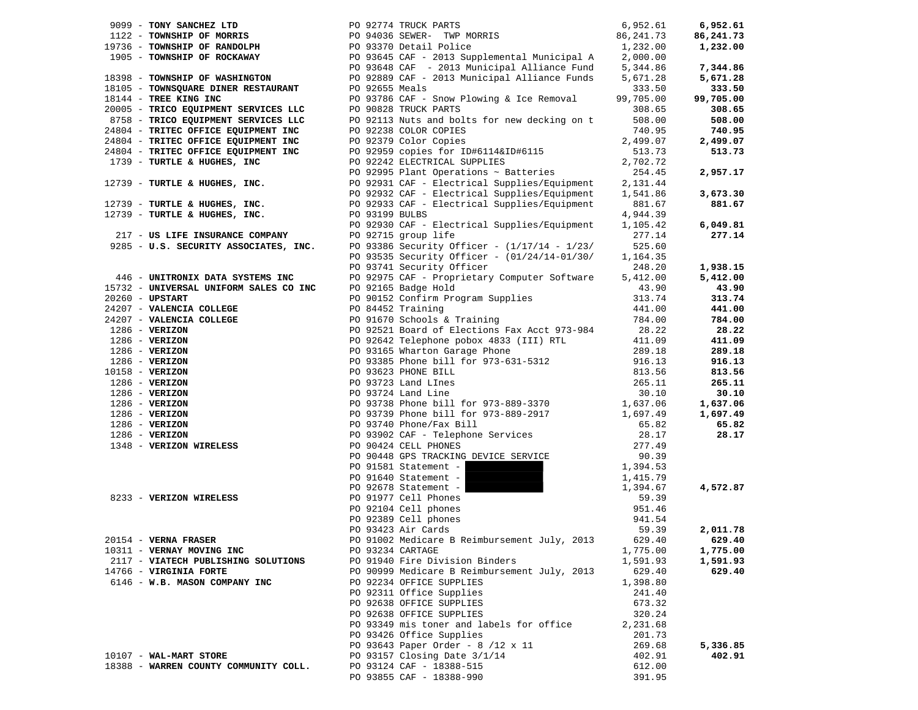| Vendor | PO / Description | Amount | Total |
|---|---|---|---|
| 9099 - **TONY SANCHEZ LTD** | PO 92774 TRUCK PARTS | 6,952.61 | **6,952.61** |
| 1122 - **TOWNSHIP OF MORRIS** | PO 94036 SEWER- TWP MORRIS | 86,241.73 | **86,241.73** |
| 19736 - **TOWNSHIP OF RANDOLPH** | PO 93370 Detail Police | 1,232.00 | **1,232.00** |
| 1905 - **TOWNSHIP OF ROCKAWAY** | PO 93645 CAF - 2013 Supplemental Municipal A | 2,000.00 | |
| | PO 93648 CAF - 2013 Municipal Alliance Fund | 5,344.86 | **7,344.86** |
| 18398 - **TOWNSHIP OF WASHINGTON** | PO 92889 CAF - 2013 Municipal Alliance Funds | 5,671.28 | **5,671.28** |
| 18105 - **TOWNSQUARE DINER RESTAURANT** | PO 92655 Meals | 333.50 | **333.50** |
| 18144 - **TREE KING INC** | PO 93786 CAF - Snow Plowing & Ice Removal | 99,705.00 | **99,705.00** |
| 20005 - **TRICO EQUIPMENT SERVICES LLC** | PO 90828 TRUCK PARTS | 308.65 | **308.65** |
| 8758 - **TRICO EQUIPMENT SERVICES LLC** | PO 92113 Nuts and bolts for new decking on t | 508.00 | **508.00** |
| 24804 - **TRITEC OFFICE EQUIPMENT INC** | PO 92238 COLOR COPIES | 740.95 | **740.95** |
| 24804 - **TRITEC OFFICE EQUIPMENT INC** | PO 92379 Color Copies | 2,499.07 | **2,499.07** |
| 24804 - **TRITEC OFFICE EQUIPMENT INC** | PO 92959 copies for ID#6114&ID#6115 | 513.73 | **513.73** |
| 1739 - **TURTLE & HUGHES, INC** | PO 92242 ELECTRICAL SUPPLIES | 2,702.72 | |
| | PO 92995 Plant Operations ~ Batteries | 254.45 | **2,957.17** |
| 12739 - **TURTLE & HUGHES, INC.** | PO 92931 CAF - Electrical Supplies/Equipment | 2,131.44 | |
| | PO 92932 CAF - Electrical Supplies/Equipment | 1,541.86 | **3,673.30** |
| 12739 - **TURTLE & HUGHES, INC.** | PO 92933 CAF - Electrical Supplies/Equipment | 881.67 | **881.67** |
| 12739 - **TURTLE & HUGHES, INC.** | PO 93199 BULBS | 4,944.39 | |
| | PO 92930 CAF - Electrical Supplies/Equipment | 1,105.42 | **6,049.81** |
| 217 - **US LIFE INSURANCE COMPANY** | PO 92715 group life | 277.14 | **277.14** |
| 9285 - **U.S. SECURITY ASSOCIATES, INC.** | PO 93386 Security Officer - (1/17/14 - 1/23/ | 525.60 | |
| | PO 93535 Security Officer - (01/24/14-01/30/ | 1,164.35 | |
| | PO 93741 Security Officer | 248.20 | **1,938.15** |
| 446 - **UNITRONIX DATA SYSTEMS INC** | PO 92975 CAF - Proprietary Computer Software | 5,412.00 | **5,412.00** |
| 15732 - **UNIVERSAL UNIFORM SALES CO INC** | PO 92165 Badge Hold | 43.90 | **43.90** |
| 20260 - **UPSTART** | PO 90152 Confirm Program Supplies | 313.74 | **313.74** |
| 24207 - **VALENCIA COLLEGE** | PO 84452 Training | 441.00 | **441.00** |
| 24207 - **VALENCIA COLLEGE** | PO 91670 Schools & Training | 784.00 | **784.00** |
| 1286 - **VERIZON** | PO 92521 Board of Elections Fax Acct 973-984 | 28.22 | **28.22** |
| 1286 - **VERIZON** | PO 92642 Telephone pobox 4833 (III) RTL | 411.09 | **411.09** |
| 1286 - **VERIZON** | PO 93165 Wharton Garage Phone | 289.18 | **289.18** |
| 1286 - **VERIZON** | PO 93385 Phone bill for 973-631-5312 | 916.13 | **916.13** |
| 10158 - **VERIZON** | PO 93623 PHONE BILL | 813.56 | **813.56** |
| 1286 - **VERIZON** | PO 93723 Land LInes | 265.11 | **265.11** |
| 1286 - **VERIZON** | PO 93724 Land Line | 30.10 | **30.10** |
| 1286 - **VERIZON** | PO 93738 Phone bill for 973-889-3370 | 1,637.06 | **1,637.06** |
| 1286 - **VERIZON** | PO 93739 Phone bill for 973-889-2917 | 1,697.49 | **1,697.49** |
| 1286 - **VERIZON** | PO 93740 Phone/Fax Bill | 65.82 | **65.82** |
| 1286 - **VERIZON** | PO 93902 CAF - Telephone Services | 28.17 | **28.17** |
| 1348 - **VERIZON WIRELESS** | PO 90424 CELL PHONES | 277.49 | |
| | PO 90448 GPS TRACKING DEVICE SERVICE | 90.39 | |
| | PO 91581 Statement - | 1,394.53 | |
| | PO 91640 Statement - | 1,415.79 | |
| | PO 92678 Statement - | 1,394.67 | **4,572.87** |
| 8233 - **VERIZON WIRELESS** | PO 91977 Cell Phones | 59.39 | |
| | PO 92104 Cell phones | 951.46 | |
| | PO 92389 Cell phones | 941.54 | |
| | PO 93423 Air Cards | 59.39 | **2,011.78** |
| 20154 - **VERNA FRASER** | PO 91002 Medicare B Reimbursement July, 2013 | 629.40 | **629.40** |
| 10311 - **VERNAY MOVING INC** | PO 93234 CARTAGE | 1,775.00 | **1,775.00** |
| 2117 - **VIATECH PUBLISHING SOLUTIONS** | PO 91940 Fire Division Binders | 1,591.93 | **1,591.93** |
| 14766 - **VIRGINIA FORTE** | PO 90999 Medicare B Reimbursement July, 2013 | 629.40 | **629.40** |
| 6146 - **W.B. MASON COMPANY INC** | PO 92234 OFFICE SUPPLIES | 1,398.80 | |
| | PO 92311 Office Supplies | 241.40 | |
| | PO 92638 OFFICE SUPPLIES | 673.32 | |
| | PO 92638 OFFICE SUPPLIES | 320.24 | |
| | PO 93349 mis toner and labels for office | 2,231.68 | |
| | PO 93426 Office Supplies | 201.73 | |
| | PO 93643 Paper Order - 8 /12 x 11 | 269.68 | **5,336.85** |
| 10107 - **WAL-MART STORE** | PO 93157 Closing Date 3/1/14 | 402.91 | **402.91** |
| 18388 - **WARREN COUNTY COMMUNITY COLL.** | PO 93124 CAF - 18388-515 | 612.00 | |
| | PO 93855 CAF - 18388-990 | 391.95 | |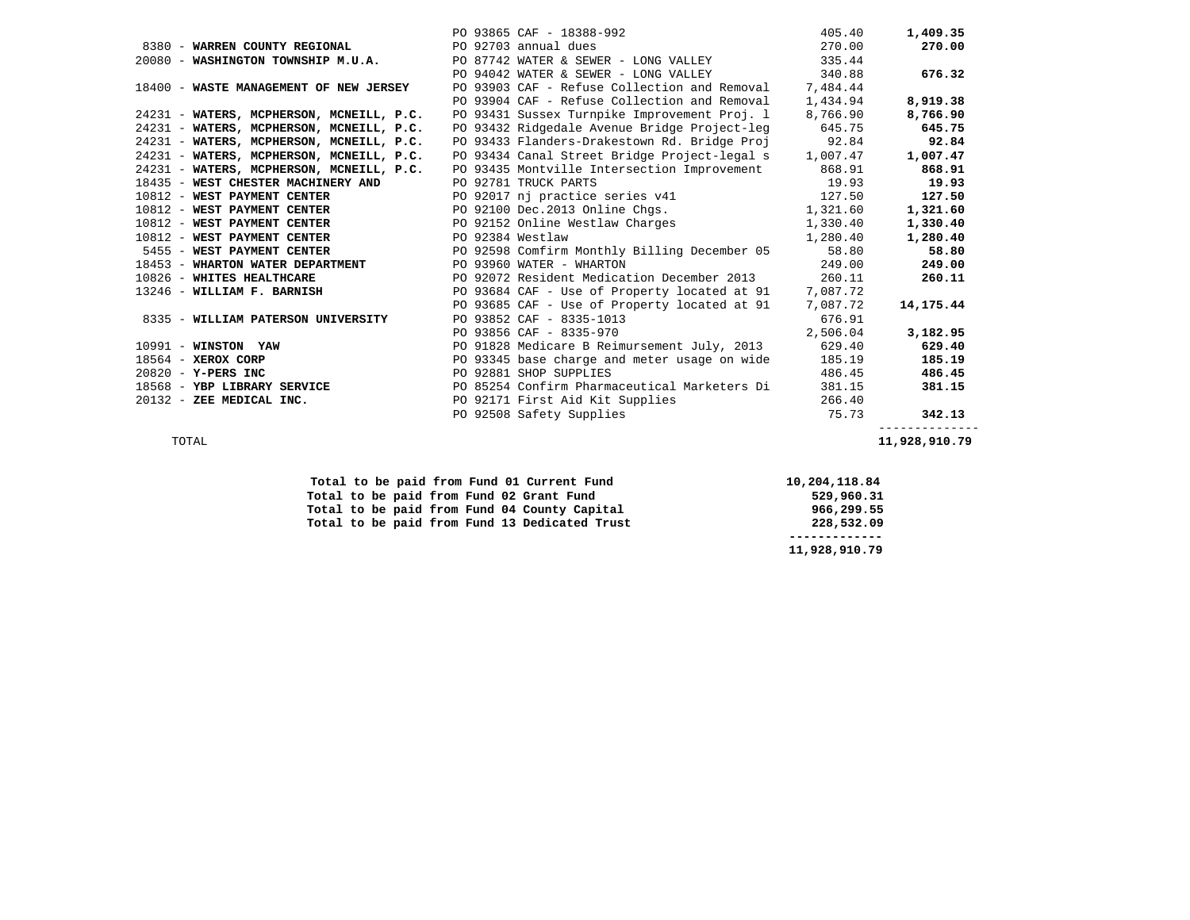| Vendor | Description | Amount | Total |
|---|---|---|---|
| | PO 93865 CAF - 18388-992 | 405.40 | **1,409.35** |
| 8380 - **WARREN COUNTY REGIONAL** | PO 92703 annual dues | 270.00 | **270.00** |
| 20080 - **WASHINGTON TOWNSHIP M.U.A.** | PO 87742 WATER & SEWER - LONG VALLEY | 335.44 | |
| | PO 94042 WATER & SEWER - LONG VALLEY | 340.88 | **676.32** |
| 18400 - **WASTE MANAGEMENT OF NEW JERSEY** | PO 93903 CAF - Refuse Collection and Removal | 7,484.44 | |
| | PO 93904 CAF - Refuse Collection and Removal | 1,434.94 | **8,919.38** |
| 24231 - **WATERS, MCPHERSON, MCNEILL, P.C.** | PO 93431 Sussex Turnpike Improvement Proj. l | 8,766.90 | **8,766.90** |
| 24231 - **WATERS, MCPHERSON, MCNEILL, P.C.** | PO 93432 Ridgedale Avenue Bridge Project-leg | 645.75 | **645.75** |
| 24231 - **WATERS, MCPHERSON, MCNEILL, P.C.** | PO 93433 Flanders-Drakestown Rd. Bridge Proj | 92.84 | **92.84** |
| 24231 - **WATERS, MCPHERSON, MCNEILL, P.C.** | PO 93434 Canal Street Bridge Project-legal s | 1,007.47 | **1,007.47** |
| 24231 - **WATERS, MCPHERSON, MCNEILL, P.C.** | PO 93435 Montville Intersection Improvement | 868.91 | **868.91** |
| 18435 - **WEST CHESTER MACHINERY AND** | PO 92781 TRUCK PARTS | 19.93 | **19.93** |
| 10812 - **WEST PAYMENT CENTER** | PO 92017 nj practice series v41 | 127.50 | **127.50** |
| 10812 - **WEST PAYMENT CENTER** | PO 92100 Dec.2013 Online Chgs. | 1,321.60 | **1,321.60** |
| 10812 - **WEST PAYMENT CENTER** | PO 92152 Online Westlaw Charges | 1,330.40 | **1,330.40** |
| 10812 - **WEST PAYMENT CENTER** | PO 92384 Westlaw | 1,280.40 | **1,280.40** |
| 5455 - **WEST PAYMENT CENTER** | PO 92598 Comfirm Monthly Billing December 05 | 58.80 | **58.80** |
| 18453 - **WHARTON WATER DEPARTMENT** | PO 93960 WATER - WHARTON | 249.00 | **249.00** |
| 10826 - **WHITES HEALTHCARE** | PO 92072 Resident Medication December 2013 | 260.11 | **260.11** |
| 13246 - **WILLIAM F. BARNISH** | PO 93684 CAF - Use of Property located at 91 | 7,087.72 | |
| | PO 93685 CAF - Use of Property located at 91 | 7,087.72 | **14,175.44** |
| 8335 - **WILLIAM PATERSON UNIVERSITY** | PO 93852 CAF - 8335-1013 | 676.91 | |
| | PO 93856 CAF - 8335-970 | 2,506.04 | **3,182.95** |
| 10991 - **WINSTON YAW** | PO 91828 Medicare B Reimursement July, 2013 | 629.40 | **629.40** |
| 18564 - **XEROX CORP** | PO 93345 base charge and meter usage on wide | 185.19 | **185.19** |
| 20820 - **Y-PERS INC** | PO 92881 SHOP SUPPLIES | 486.45 | **486.45** |
| 18568 - **YBP LIBRARY SERVICE** | PO 85254 Confirm Pharmaceutical Marketers Di | 381.15 | **381.15** |
| 20132 - **ZEE MEDICAL INC.** | PO 92171 First Aid Kit Supplies | 266.40 | |
| | PO 92508 Safety Supplies | 75.73 | **342.13** |
| TOTAL | | | **11,928,910.79** |

| | |
|---|---|
| **Total to be paid from Fund 01 Current Fund** | **10,204,118.84** |
| **Total to be paid from Fund 02 Grant Fund** | **529,960.31** |
| **Total to be paid from Fund 04 County Capital** | **966,299.55** |
| **Total to be paid from Fund 13 Dedicated Trust** | **228,532.09** |
| | **11,928,910.79** |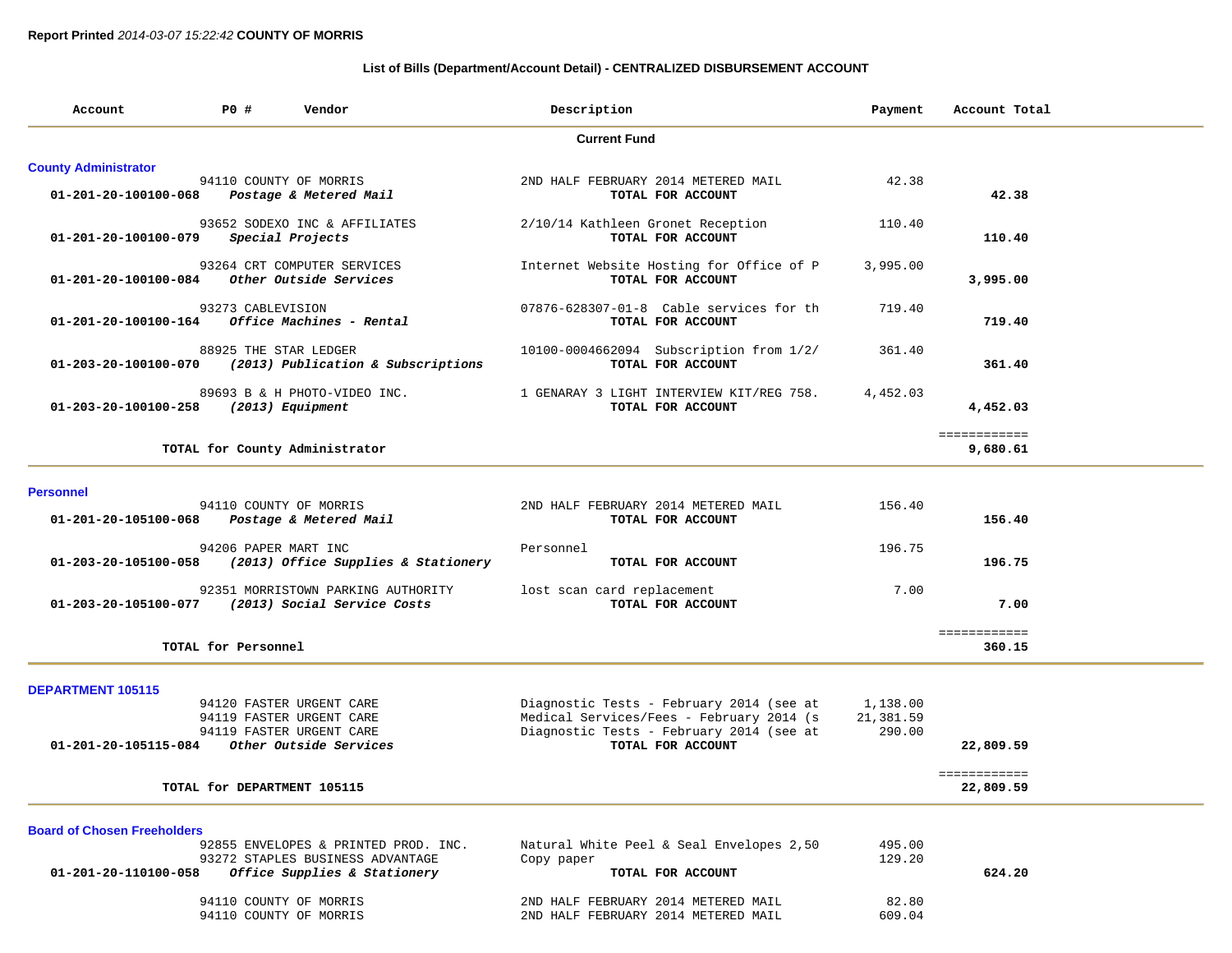**Report Printed** *2014-03-07 15:22:42* **COUNTY OF MORRIS**

### List of Bills (Department/Account Detail) - CENTRALIZED DISBURSEMENT ACCOUNT

| Account | PO # | Vendor | Description | Payment | Account Total |
|---|---|---|---|---|---|
| | | | **Current Fund** | | |
| **County Administrator** | | | | | |
| | 94110 | COUNTY OF MORRIS | 2ND HALF FEBRUARY 2014 METERED MAIL | 42.38 | |
| **01-201-20-100100-068** | | ***Postage & Metered Mail*** | **TOTAL FOR ACCOUNT** | | **42.38** |
| | 93652 | SODEXO INC & AFFILIATES | 2/10/14 Kathleen Gronet Reception | 110.40 | |
| **01-201-20-100100-079** | | ***Special Projects*** | **TOTAL FOR ACCOUNT** | | **110.40** |
| | 93264 | CRT COMPUTER SERVICES | Internet Website Hosting for Office of P | 3,995.00 | |
| **01-201-20-100100-084** | | ***Other Outside Services*** | **TOTAL FOR ACCOUNT** | | **3,995.00** |
| | 93273 | CABLEVISION | 07876-628307-01-8 Cable services for th | 719.40 | |
| **01-201-20-100100-164** | | ***Office Machines - Rental*** | **TOTAL FOR ACCOUNT** | | **719.40** |
| | 88925 | THE STAR LEDGER | 10100-0004662094 Subscription from 1/2/ | 361.40 | |
| **01-203-20-100100-070** | | ***(2013) Publication & Subscriptions*** | **TOTAL FOR ACCOUNT** | | **361.40** |
| | 89693 | B & H PHOTO-VIDEO INC. | 1 GENARAY 3 LIGHT INTERVIEW KIT/REG 758. | 4,452.03 | |
| **01-203-20-100100-258** | | ***(2013) Equipment*** | **TOTAL FOR ACCOUNT** | | **4,452.03** |
| | | **TOTAL for County Administrator** | | | **9,680.61** |
| **Personnel** | | | | | |
| | 94110 | COUNTY OF MORRIS | 2ND HALF FEBRUARY 2014 METERED MAIL | 156.40 | |
| **01-201-20-105100-068** | | ***Postage & Metered Mail*** | **TOTAL FOR ACCOUNT** | | **156.40** |
| | 94206 | PAPER MART INC | Personnel | 196.75 | |
| **01-203-20-105100-058** | | ***(2013) Office Supplies & Stationery*** | **TOTAL FOR ACCOUNT** | | **196.75** |
| | 92351 | MORRISTOWN PARKING AUTHORITY | lost scan card replacement | 7.00 | |
| **01-203-20-105100-077** | | ***(2013) Social Service Costs*** | **TOTAL FOR ACCOUNT** | | **7.00** |
| | | **TOTAL for Personnel** | | | **360.15** |
| **DEPARTMENT 105115** | | | | | |
| | 94120 | FASTER URGENT CARE | Diagnostic Tests - February 2014 (see at | 1,138.00 | |
| | 94119 | FASTER URGENT CARE | Medical Services/Fees - February 2014 (s | 21,381.59 | |
| | 94119 | FASTER URGENT CARE | Diagnostic Tests - February 2014 (see at | 290.00 | |
| **01-201-20-105115-084** | | ***Other Outside Services*** | **TOTAL FOR ACCOUNT** | | **22,809.59** |
| | | **TOTAL for DEPARTMENT 105115** | | | **22,809.59** |
| **Board of Chosen Freeholders** | | | | | |
| | 92855 | ENVELOPES & PRINTED PROD. INC. | Natural White Peel & Seal Envelopes 2,50 | 495.00 | |
| | 93272 | STAPLES BUSINESS ADVANTAGE | Copy paper | 129.20 | |
| **01-201-20-110100-058** | | ***Office Supplies & Stationery*** | **TOTAL FOR ACCOUNT** | | **624.20** |
| | 94110 | COUNTY OF MORRIS | 2ND HALF FEBRUARY 2014 METERED MAIL | 82.80 | |
| | 94110 | COUNTY OF MORRIS | 2ND HALF FEBRUARY 2014 METERED MAIL | 609.04 | |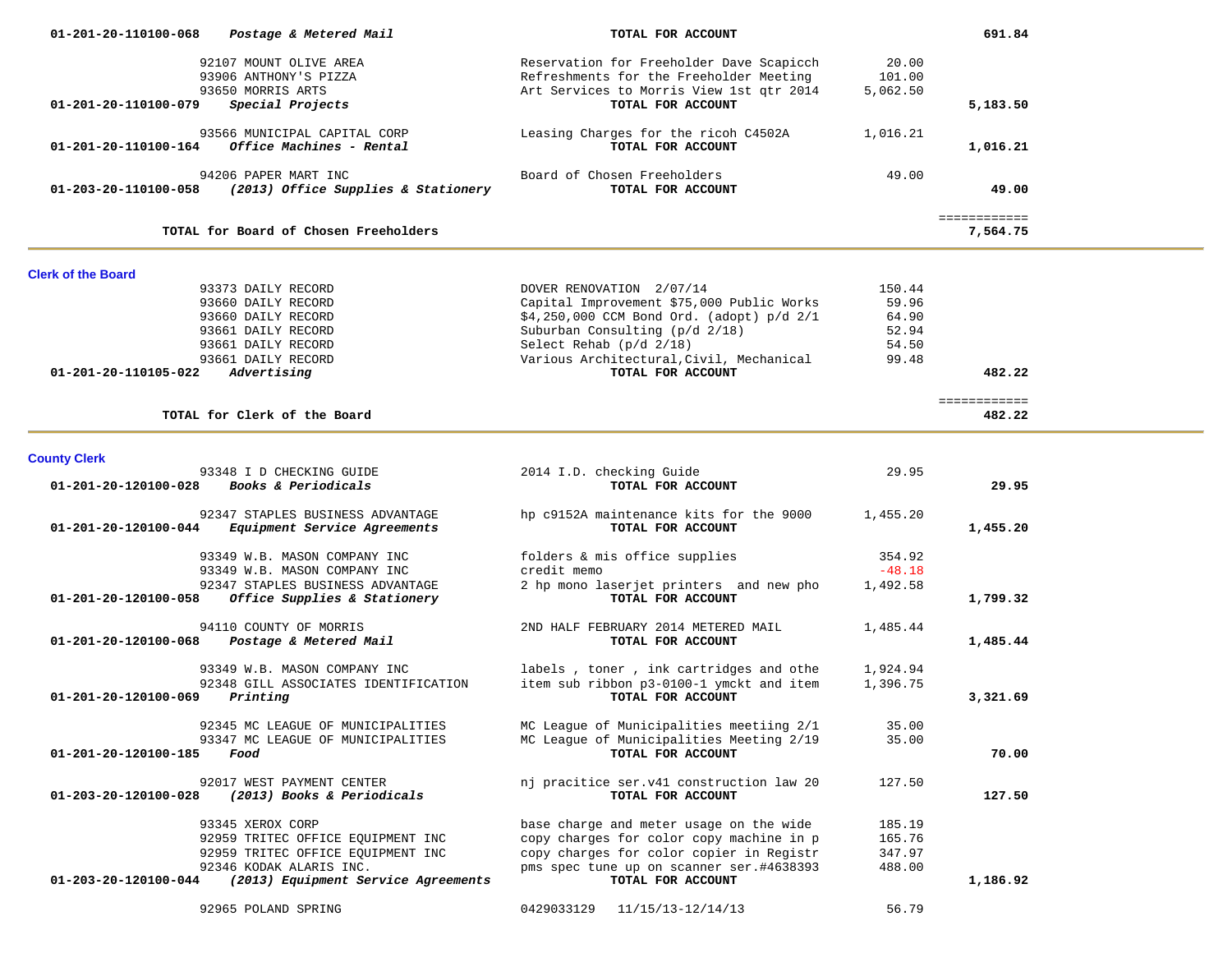| Account | Vendor | Description | Amount | Total |
|---|---|---|---|---|
| 01-201-20-110100-068 ***Postage & Metered Mail*** | | **TOTAL FOR ACCOUNT** | | **691.84** |
| | 92107 MOUNT OLIVE AREA | Reservation for Freeholder Dave Scapicch | 20.00 | |
| | 93906 ANTHONY'S PIZZA | Refreshments for the Freeholder Meeting | 101.00 | |
| | 93650 MORRIS ARTS | Art Services to Morris View 1st qtr 2014 | 5,062.50 | |
| 01-201-20-110100-079 ***Special Projects*** | | **TOTAL FOR ACCOUNT** | | **5,183.50** |
| | 93566 MUNICIPAL CAPITAL CORP | Leasing Charges for the ricoh C4502A | 1,016.21 | |
| 01-201-20-110100-164 ***Office Machines - Rental*** | | **TOTAL FOR ACCOUNT** | | **1,016.21** |
| | 94206 PAPER MART INC | Board of Chosen Freeholders | 49.00 | |
| 01-203-20-110100-058 ***(2013) Office Supplies & Stationery*** | | **TOTAL FOR ACCOUNT** | | **49.00** |
| | | | | ============ |
| **TOTAL for Board of Chosen Freeholders** | | | | **7,564.75** |

## Clerk of the Board

| Account | Vendor | Description | Amount | Total |
|---|---|---|---|---|
| | 93373 DAILY RECORD | DOVER RENOVATION 2/07/14 | 150.44 | |
| | 93660 DAILY RECORD | Capital Improvement $75,000 Public Works | 59.96 | |
| | 93660 DAILY RECORD | $4,250,000 CCM Bond Ord. (adopt) p/d 2/1 | 64.90 | |
| | 93661 DAILY RECORD | Suburban Consulting (p/d 2/18) | 52.94 | |
| | 93661 DAILY RECORD | Select Rehab (p/d 2/18) | 54.50 | |
| | 93661 DAILY RECORD | Various Architectural,Civil, Mechanical | 99.48 | |
| 01-201-20-110105-022 ***Advertising*** | | **TOTAL FOR ACCOUNT** | | **482.22** |
| | | | | ============ |
| **TOTAL for Clerk of the Board** | | | | **482.22** |

## County Clerk

| Account | Vendor | Description | Amount | Total |
|---|---|---|---|---|
| | 93348 I D CHECKING GUIDE | 2014 I.D. checking Guide | 29.95 | |
| 01-201-20-120100-028 ***Books & Periodicals*** | | **TOTAL FOR ACCOUNT** | | **29.95** |
| | 92347 STAPLES BUSINESS ADVANTAGE | hp c9152A maintenance kits for the 9000 | 1,455.20 | |
| 01-201-20-120100-044 ***Equipment Service Agreements*** | | **TOTAL FOR ACCOUNT** | | **1,455.20** |
| | 93349 W.B. MASON COMPANY INC | folders & mis office supplies | 354.92 | |
| | 93349 W.B. MASON COMPANY INC | credit memo | -48.18 | |
| | 92347 STAPLES BUSINESS ADVANTAGE | 2 hp mono laserjet printers and new pho | 1,492.58 | |
| 01-201-20-120100-058 ***Office Supplies & Stationery*** | | **TOTAL FOR ACCOUNT** | | **1,799.32** |
| | 94110 COUNTY OF MORRIS | 2ND HALF FEBRUARY 2014 METERED MAIL | 1,485.44 | |
| 01-201-20-120100-068 ***Postage & Metered Mail*** | | **TOTAL FOR ACCOUNT** | | **1,485.44** |
| | 93349 W.B. MASON COMPANY INC | labels , toner , ink cartridges and othe | 1,924.94 | |
| | 92348 GILL ASSOCIATES IDENTIFICATION | item sub ribbon p3-0100-1 ymckt and item | 1,396.75 | |
| 01-201-20-120100-069 ***Printing*** | | **TOTAL FOR ACCOUNT** | | **3,321.69** |
| | 92345 MC LEAGUE OF MUNICIPALITIES | MC League of Municipalities meetiing 2/1 | 35.00 | |
| | 93347 MC LEAGUE OF MUNICIPALITIES | MC League of Municipalities Meeting 2/19 | 35.00 | |
| 01-201-20-120100-185 ***Food*** | | **TOTAL FOR ACCOUNT** | | **70.00** |
| | 92017 WEST PAYMENT CENTER | nj pracitice ser.v41 construction law 20 | 127.50 | |
| 01-203-20-120100-028 ***(2013) Books & Periodicals*** | | **TOTAL FOR ACCOUNT** | | **127.50** |
| | 93345 XEROX CORP | base charge and meter usage on the wide | 185.19 | |
| | 92959 TRITEC OFFICE EQUIPMENT INC | copy charges for color copy machine in p | 165.76 | |
| | 92959 TRITEC OFFICE EQUIPMENT INC | copy charges for color copier in Registr | 347.97 | |
| | 92346 KODAK ALARIS INC. | pms spec tune up on scanner ser.#4638393 | 488.00 | |
| 01-203-20-120100-044 ***(2013) Equipment Service Agreements*** | | **TOTAL FOR ACCOUNT** | | **1,186.92** |
| | 92965 POLAND SPRING | 0429033129 11/15/13-12/14/13 | 56.79 | |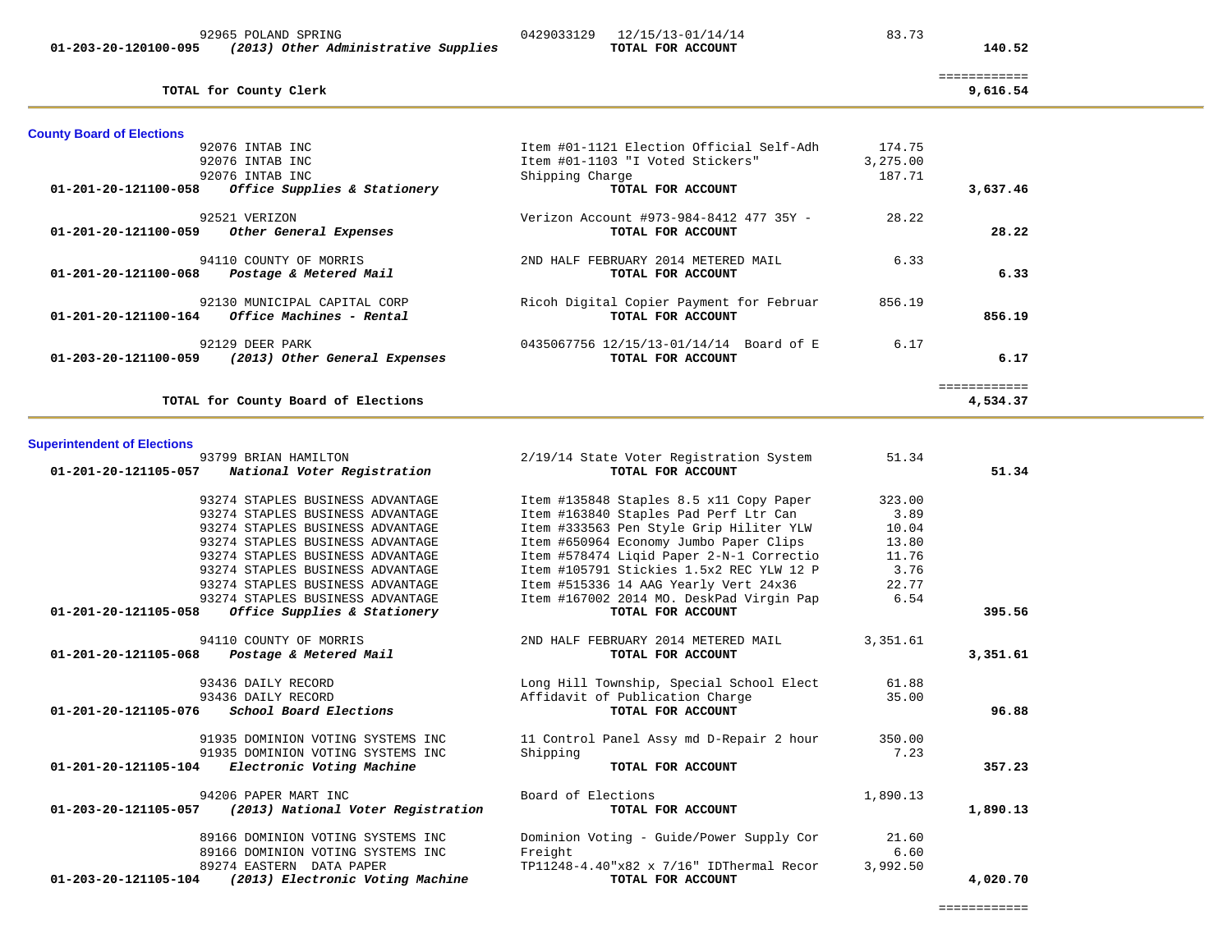| Account | Description | Vendor / Item | Amount | Total |
|---|---|---|---|---|
| | 92965 POLAND SPRING | 0429033129 12/15/13-01/14/14 | 83.73 | |
| 01-203-20-120100-095 | *(2013) Other Administrative Supplies* | **TOTAL FOR ACCOUNT** | | **140.52** |
| | | | | ============ |
| | **TOTAL for County Clerk** | | | **9,616.54** |

## County Board of Elections

| Account | Description | Vendor / Item | Amount | Total |
|---|---|---|---|---|
| | 92076 INTAB INC | Item #01-1121 Election Official Self-Adh | 174.75 | |
| | 92076 INTAB INC | Item #01-1103 "I Voted Stickers" | 3,275.00 | |
| | 92076 INTAB INC | Shipping Charge | 187.71 | |
| 01-201-20-121100-058 | *Office Supplies & Stationery* | **TOTAL FOR ACCOUNT** | | **3,637.46** |
| | 92521 VERIZON | Verizon Account #973-984-8412 477 35Y - | 28.22 | |
| 01-201-20-121100-059 | *Other General Expenses* | **TOTAL FOR ACCOUNT** | | **28.22** |
| | 94110 COUNTY OF MORRIS | 2ND HALF FEBRUARY 2014 METERED MAIL | 6.33 | |
| 01-201-20-121100-068 | *Postage & Metered Mail* | **TOTAL FOR ACCOUNT** | | **6.33** |
| | 92130 MUNICIPAL CAPITAL CORP | Ricoh Digital Copier Payment for Februar | 856.19 | |
| 01-201-20-121100-164 | *Office Machines - Rental* | **TOTAL FOR ACCOUNT** | | **856.19** |
| | 92129 DEER PARK | 0435067756 12/15/13-01/14/14 Board of E | 6.17 | |
| 01-203-20-121100-059 | *(2013) Other General Expenses* | **TOTAL FOR ACCOUNT** | | **6.17** |
| | | | | ============ |
| | **TOTAL for County Board of Elections** | | | **4,534.37** |

## Superintendent of Elections

| Account | Description | Vendor / Item | Amount | Total |
|---|---|---|---|---|
| | 93799 BRIAN HAMILTON | 2/19/14 State Voter Registration System | 51.34 | |
| 01-201-20-121105-057 | *National Voter Registration* | **TOTAL FOR ACCOUNT** | | **51.34** |
| | 93274 STAPLES BUSINESS ADVANTAGE | Item #135848 Staples 8.5 x11 Copy Paper | 323.00 | |
| | 93274 STAPLES BUSINESS ADVANTAGE | Item #163840 Staples Pad Perf Ltr Can | 3.89 | |
| | 93274 STAPLES BUSINESS ADVANTAGE | Item #333563 Pen Style Grip Hiliter YLW | 10.04 | |
| | 93274 STAPLES BUSINESS ADVANTAGE | Item #650964 Economy Jumbo Paper Clips | 13.80 | |
| | 93274 STAPLES BUSINESS ADVANTAGE | Item #578474 Liqid Paper 2-N-1 Correctio | 11.76 | |
| | 93274 STAPLES BUSINESS ADVANTAGE | Item #105791 Stickies 1.5x2 REC YLW 12 P | 3.76 | |
| | 93274 STAPLES BUSINESS ADVANTAGE | Item #515336 14 AAG Yearly Vert 24x36 | 22.77 | |
| | 93274 STAPLES BUSINESS ADVANTAGE | Item #167002 2014 MO. DeskPad Virgin Pap | 6.54 | |
| 01-201-20-121105-058 | *Office Supplies & Stationery* | **TOTAL FOR ACCOUNT** | | **395.56** |
| | 94110 COUNTY OF MORRIS | 2ND HALF FEBRUARY 2014 METERED MAIL | 3,351.61 | |
| 01-201-20-121105-068 | *Postage & Metered Mail* | **TOTAL FOR ACCOUNT** | | **3,351.61** |
| | 93436 DAILY RECORD | Long Hill Township, Special School Elect | 61.88 | |
| | 93436 DAILY RECORD | Affidavit of Publication Charge | 35.00 | |
| 01-201-20-121105-076 | *School Board Elections* | **TOTAL FOR ACCOUNT** | | **96.88** |
| | 91935 DOMINION VOTING SYSTEMS INC | 11 Control Panel Assy md D-Repair 2 hour | 350.00 | |
| | 91935 DOMINION VOTING SYSTEMS INC | Shipping | 7.23 | |
| 01-201-20-121105-104 | *Electronic Voting Machine* | **TOTAL FOR ACCOUNT** | | **357.23** |
| | 94206 PAPER MART INC | Board of Elections | 1,890.13 | |
| 01-203-20-121105-057 | *(2013) National Voter Registration* | **TOTAL FOR ACCOUNT** | | **1,890.13** |
| | 89166 DOMINION VOTING SYSTEMS INC | Dominion Voting - Guide/Power Supply Cor | 21.60 | |
| | 89166 DOMINION VOTING SYSTEMS INC | Freight | 6.60 | |
| | 89274 EASTERN DATA PAPER | TP11248-4.40"x82 x 7/16" IDThermal Recor | 3,992.50 | |
| 01-203-20-121105-104 | *(2013) Electronic Voting Machine* | **TOTAL FOR ACCOUNT** | | **4,020.70** |
| | | | | ============ |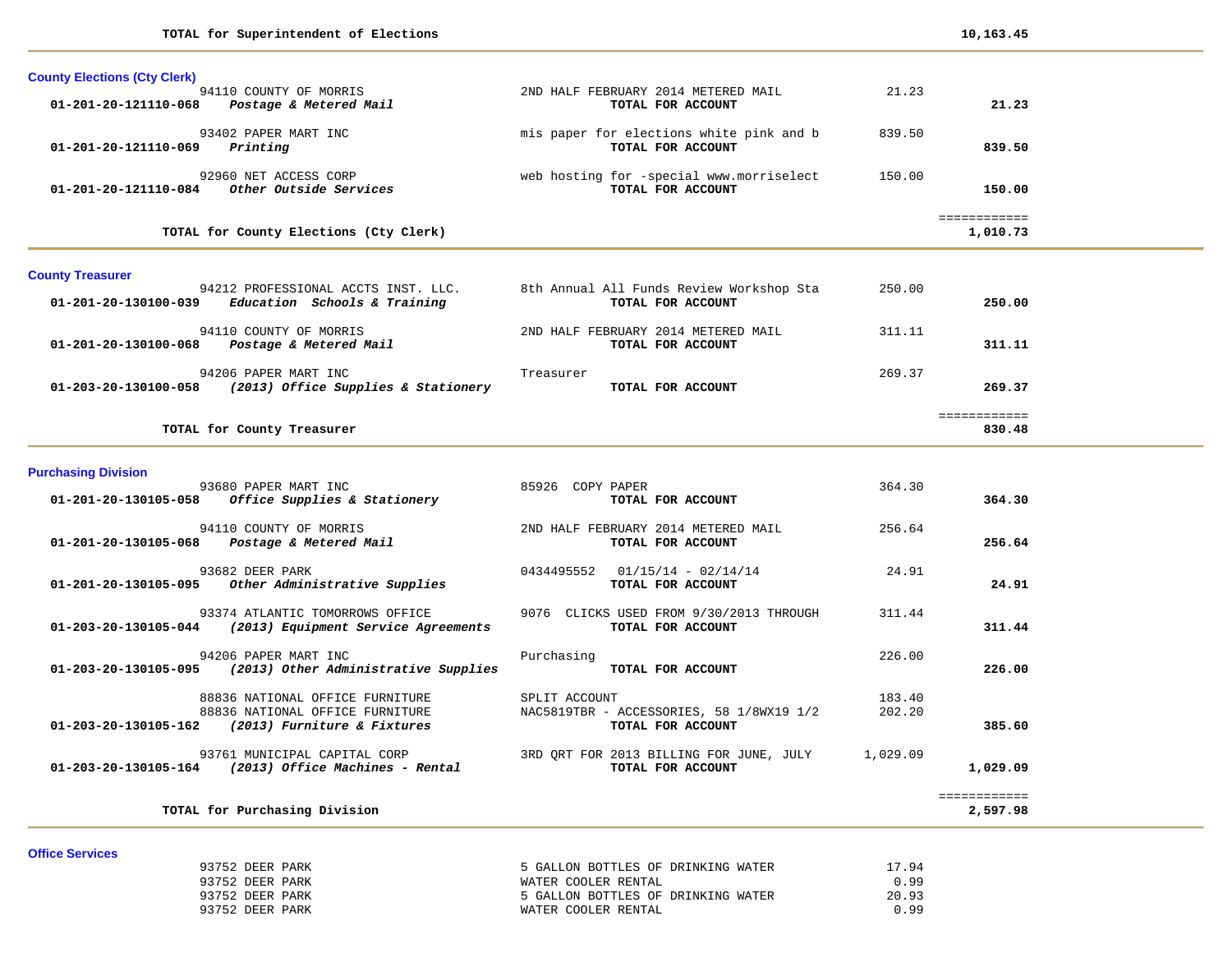**TOTAL for Superintendent of Elections** **10,163.45**

---

### County Elections (Cty Clerk)

| Account | Vendor / Description | Detail | Amount | Total |
|---|---|---|---|---|
| | 94110 COUNTY OF MORRIS | 2ND HALF FEBRUARY 2014 METERED MAIL | 21.23 | |
| **01-201-20-121110-068** | ***Postage & Metered Mail*** | **TOTAL FOR ACCOUNT** | | **21.23** |
| | 93402 PAPER MART INC | mis paper for elections white pink and b | 839.50 | |
| **01-201-20-121110-069** | ***Printing*** | **TOTAL FOR ACCOUNT** | | **839.50** |
| | 92960 NET ACCESS CORP | web hosting for -special www.morriselect | 150.00 | |
| **01-201-20-121110-084** | ***Other Outside Services*** | **TOTAL FOR ACCOUNT** | | **150.00** |

**TOTAL for County Elections (Cty Clerk)** **1,010.73**

---

### County Treasurer

| Account | Vendor / Description | Detail | Amount | Total |
|---|---|---|---|---|
| | 94212 PROFESSIONAL ACCTS INST. LLC. | 8th Annual All Funds Review Workshop Sta | 250.00 | |
| **01-201-20-130100-039** | ***Education Schools & Training*** | **TOTAL FOR ACCOUNT** | | **250.00** |
| | 94110 COUNTY OF MORRIS | 2ND HALF FEBRUARY 2014 METERED MAIL | 311.11 | |
| **01-201-20-130100-068** | ***Postage & Metered Mail*** | **TOTAL FOR ACCOUNT** | | **311.11** |
| | 94206 PAPER MART INC | Treasurer | 269.37 | |
| **01-203-20-130100-058** | ***(2013) Office Supplies & Stationery*** | **TOTAL FOR ACCOUNT** | | **269.37** |

**TOTAL for County Treasurer** **830.48**

---

### Purchasing Division

| Account | Vendor / Description | Detail | Amount | Total |
|---|---|---|---|---|
| | 93680 PAPER MART INC | 85926 COPY PAPER | 364.30 | |
| **01-201-20-130105-058** | ***Office Supplies & Stationery*** | **TOTAL FOR ACCOUNT** | | **364.30** |
| | 94110 COUNTY OF MORRIS | 2ND HALF FEBRUARY 2014 METERED MAIL | 256.64 | |
| **01-201-20-130105-068** | ***Postage & Metered Mail*** | **TOTAL FOR ACCOUNT** | | **256.64** |
| | 93682 DEER PARK | 0434495552 01/15/14 - 02/14/14 | 24.91 | |
| **01-201-20-130105-095** | ***Other Administrative Supplies*** | **TOTAL FOR ACCOUNT** | | **24.91** |
| | 93374 ATLANTIC TOMORROWS OFFICE | 9076 CLICKS USED FROM 9/30/2013 THROUGH | 311.44 | |
| **01-203-20-130105-044** | ***(2013) Equipment Service Agreements*** | **TOTAL FOR ACCOUNT** | | **311.44** |
| | 94206 PAPER MART INC | Purchasing | 226.00 | |
| **01-203-20-130105-095** | ***(2013) Other Administrative Supplies*** | **TOTAL FOR ACCOUNT** | | **226.00** |
| | 88836 NATIONAL OFFICE FURNITURE | SPLIT ACCOUNT | 183.40 | |
| | 88836 NATIONAL OFFICE FURNITURE | NAC5819TBR - ACCESSORIES, 58 1/8WX19 1/2 | 202.20 | |
| **01-203-20-130105-162** | ***(2013) Furniture & Fixtures*** | **TOTAL FOR ACCOUNT** | | **385.60** |
| | 93761 MUNICIPAL CAPITAL CORP | 3RD QRT FOR 2013 BILLING FOR JUNE, JULY | 1,029.09 | |
| **01-203-20-130105-164** | ***(2013) Office Machines - Rental*** | **TOTAL FOR ACCOUNT** | | **1,029.09** |

**TOTAL for Purchasing Division** **2,597.98**

---

### Office Services

| Account | Vendor / Description | Detail | Amount | Total |
|---|---|---|---|---|
| | 93752 DEER PARK | 5 GALLON BOTTLES OF DRINKING WATER | 17.94 | |
| | 93752 DEER PARK | WATER COOLER RENTAL | 0.99 | |
| | 93752 DEER PARK | 5 GALLON BOTTLES OF DRINKING WATER | 20.93 | |
| | 93752 DEER PARK | WATER COOLER RENTAL | 0.99 | |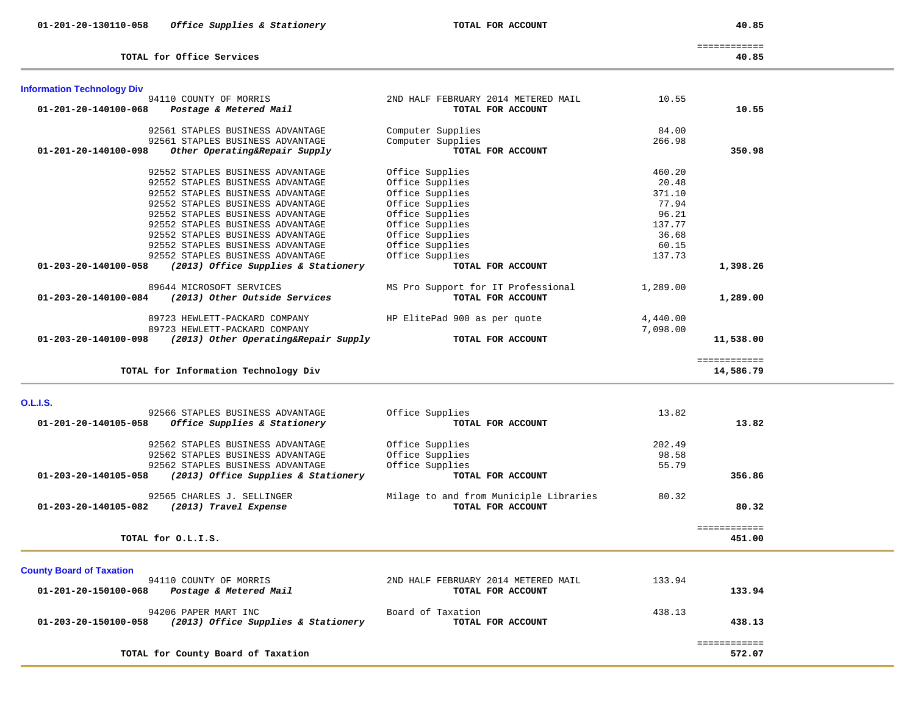| | | | | |
|---|---|---|---|---|
| **01-201-20-130110-058** | ***Office Supplies & Stationery*** | **TOTAL FOR ACCOUNT** | | **40.85** |
| | | | | ============ |
| | **TOTAL for Office Services** | | | **40.85** |

### Information Technology Div

| | | | | |
|---|---|---|---|---|
| | 94110 COUNTY OF MORRIS | 2ND HALF FEBRUARY 2014 METERED MAIL | 10.55 | |
| **01-201-20-140100-068** | ***Postage & Metered Mail*** | **TOTAL FOR ACCOUNT** | | **10.55** |
| | 92561 STAPLES BUSINESS ADVANTAGE | Computer Supplies | 84.00 | |
| | 92561 STAPLES BUSINESS ADVANTAGE | Computer Supplies | 266.98 | |
| **01-201-20-140100-098** | ***Other Operating&Repair Supply*** | **TOTAL FOR ACCOUNT** | | **350.98** |
| | 92552 STAPLES BUSINESS ADVANTAGE | Office Supplies | 460.20 | |
| | 92552 STAPLES BUSINESS ADVANTAGE | Office Supplies | 20.48 | |
| | 92552 STAPLES BUSINESS ADVANTAGE | Office Supplies | 371.10 | |
| | 92552 STAPLES BUSINESS ADVANTAGE | Office Supplies | 77.94 | |
| | 92552 STAPLES BUSINESS ADVANTAGE | Office Supplies | 96.21 | |
| | 92552 STAPLES BUSINESS ADVANTAGE | Office Supplies | 137.77 | |
| | 92552 STAPLES BUSINESS ADVANTAGE | Office Supplies | 36.68 | |
| | 92552 STAPLES BUSINESS ADVANTAGE | Office Supplies | 60.15 | |
| | 92552 STAPLES BUSINESS ADVANTAGE | Office Supplies | 137.73 | |
| **01-203-20-140100-058** | ***(2013) Office Supplies & Stationery*** | **TOTAL FOR ACCOUNT** | | **1,398.26** |
| | 89644 MICROSOFT SERVICES | MS Pro Support for IT Professional | 1,289.00 | |
| **01-203-20-140100-084** | ***(2013) Other Outside Services*** | **TOTAL FOR ACCOUNT** | | **1,289.00** |
| | 89723 HEWLETT-PACKARD COMPANY | HP ElitePad 900 as per quote | 4,440.00 | |
| | 89723 HEWLETT-PACKARD COMPANY | | 7,098.00 | |
| **01-203-20-140100-098** | ***(2013) Other Operating&Repair Supply*** | **TOTAL FOR ACCOUNT** | | **11,538.00** |
| | | | | ============ |
| | **TOTAL for Information Technology Div** | | | **14,586.79** |

### O.L.I.S.

| | | | | |
|---|---|---|---|---|
| | 92566 STAPLES BUSINESS ADVANTAGE | Office Supplies | 13.82 | |
| **01-201-20-140105-058** | ***Office Supplies & Stationery*** | **TOTAL FOR ACCOUNT** | | **13.82** |
| | 92562 STAPLES BUSINESS ADVANTAGE | Office Supplies | 202.49 | |
| | 92562 STAPLES BUSINESS ADVANTAGE | Office Supplies | 98.58 | |
| | 92562 STAPLES BUSINESS ADVANTAGE | Office Supplies | 55.79 | |
| **01-203-20-140105-058** | ***(2013) Office Supplies & Stationery*** | **TOTAL FOR ACCOUNT** | | **356.86** |
| | 92565 CHARLES J. SELLINGER | Milage to and from Municiple Libraries | 80.32 | |
| **01-203-20-140105-082** | ***(2013) Travel Expense*** | **TOTAL FOR ACCOUNT** | | **80.32** |
| | | | | ============ |
| | **TOTAL for O.L.I.S.** | | | **451.00** |

### County Board of Taxation

| | | | | |
|---|---|---|---|---|
| | 94110 COUNTY OF MORRIS | 2ND HALF FEBRUARY 2014 METERED MAIL | 133.94 | |
| **01-201-20-150100-068** | ***Postage & Metered Mail*** | **TOTAL FOR ACCOUNT** | | **133.94** |
| | 94206 PAPER MART INC | Board of Taxation | 438.13 | |
| **01-203-20-150100-058** | ***(2013) Office Supplies & Stationery*** | **TOTAL FOR ACCOUNT** | | **438.13** |
| | | | | ============ |
| | **TOTAL for County Board of Taxation** | | | **572.07** |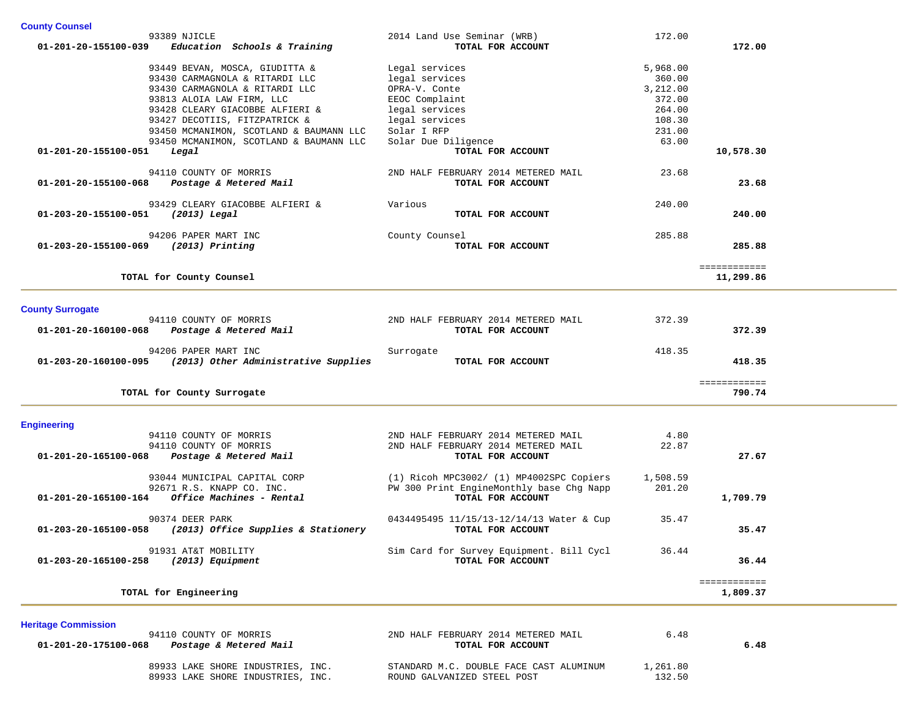## County Counsel

| Account | Vendor | Description | Amount | Total |
|---|---|---|---|---|
| | 93389 NJICLE | 2014 Land Use Seminar (WRB) | 172.00 | |
| **01-201-20-155100-039** | ***Education Schools & Training*** | **TOTAL FOR ACCOUNT** | | **172.00** |
| | 93449 BEVAN, MOSCA, GIUDITTA & | Legal services | 5,968.00 | |
| | 93430 CARMAGNOLA & RITARDI LLC | legal services | 360.00 | |
| | 93430 CARMAGNOLA & RITARDI LLC | OPRA-V. Conte | 3,212.00 | |
| | 93813 ALOIA LAW FIRM, LLC | EEOC Complaint | 372.00 | |
| | 93428 CLEARY GIACOBBE ALFIERI & | legal services | 264.00 | |
| | 93427 DECOTIIS, FITZPATRICK & | legal services | 108.30 | |
| | 93450 MCMANIMON, SCOTLAND & BAUMANN LLC | Solar I RFP | 231.00 | |
| | 93450 MCMANIMON, SCOTLAND & BAUMANN LLC | Solar Due Diligence | 63.00 | |
| **01-201-20-155100-051** | ***Legal*** | **TOTAL FOR ACCOUNT** | | **10,578.30** |
| | 94110 COUNTY OF MORRIS | 2ND HALF FEBRUARY 2014 METERED MAIL | 23.68 | |
| **01-201-20-155100-068** | ***Postage & Metered Mail*** | **TOTAL FOR ACCOUNT** | | **23.68** |
| | 93429 CLEARY GIACOBBE ALFIERI & | Various | 240.00 | |
| **01-203-20-155100-051** | ***(2013) Legal*** | **TOTAL FOR ACCOUNT** | | **240.00** |
| | 94206 PAPER MART INC | County Counsel | 285.88 | |
| **01-203-20-155100-069** | ***(2013) Printing*** | **TOTAL FOR ACCOUNT** | | **285.88** |
| | | | | ============ |
| | **TOTAL for County Counsel** | | | **11,299.86** |

## County Surrogate

| Account | Vendor | Description | Amount | Total |
|---|---|---|---|---|
| | 94110 COUNTY OF MORRIS | 2ND HALF FEBRUARY 2014 METERED MAIL | 372.39 | |
| **01-201-20-160100-068** | ***Postage & Metered Mail*** | **TOTAL FOR ACCOUNT** | | **372.39** |
| | 94206 PAPER MART INC | Surrogate | 418.35 | |
| **01-203-20-160100-095** | ***(2013) Other Administrative Supplies*** | **TOTAL FOR ACCOUNT** | | **418.35** |
| | | | | ============ |
| | **TOTAL for County Surrogate** | | | **790.74** |

## Engineering

| Account | Vendor | Description | Amount | Total |
|---|---|---|---|---|
| | 94110 COUNTY OF MORRIS | 2ND HALF FEBRUARY 2014 METERED MAIL | 4.80 | |
| | 94110 COUNTY OF MORRIS | 2ND HALF FEBRUARY 2014 METERED MAIL | 22.87 | |
| **01-201-20-165100-068** | ***Postage & Metered Mail*** | **TOTAL FOR ACCOUNT** | | **27.67** |
| | 93044 MUNICIPAL CAPITAL CORP | (1) Ricoh MPC3002/ (1) MP4002SPC Copiers | 1,508.59 | |
| | 92671 R.S. KNAPP CO. INC. | PW 300 Print EngineMonthly base Chg Napp | 201.20 | |
| **01-201-20-165100-164** | ***Office Machines - Rental*** | **TOTAL FOR ACCOUNT** | | **1,709.79** |
| | 90374 DEER PARK | 0434495495 11/15/13-12/14/13 Water & Cup | 35.47 | |
| **01-203-20-165100-058** | ***(2013) Office Supplies & Stationery*** | **TOTAL FOR ACCOUNT** | | **35.47** |
| | 91931 AT&T MOBILITY | Sim Card for Survey Equipment. Bill Cycl | 36.44 | |
| **01-203-20-165100-258** | ***(2013) Equipment*** | **TOTAL FOR ACCOUNT** | | **36.44** |
| | | | | ============ |
| | **TOTAL for Engineering** | | | **1,809.37** |

## Heritage Commission

| Account | Vendor | Description | Amount | Total |
|---|---|---|---|---|
| | 94110 COUNTY OF MORRIS | 2ND HALF FEBRUARY 2014 METERED MAIL | 6.48 | |
| **01-201-20-175100-068** | ***Postage & Metered Mail*** | **TOTAL FOR ACCOUNT** | | **6.48** |
| | 89933 LAKE SHORE INDUSTRIES, INC. | STANDARD M.C. DOUBLE FACE CAST ALUMINUM | 1,261.80 | |
| | 89933 LAKE SHORE INDUSTRIES, INC. | ROUND GALVANIZED STEEL POST | 132.50 | |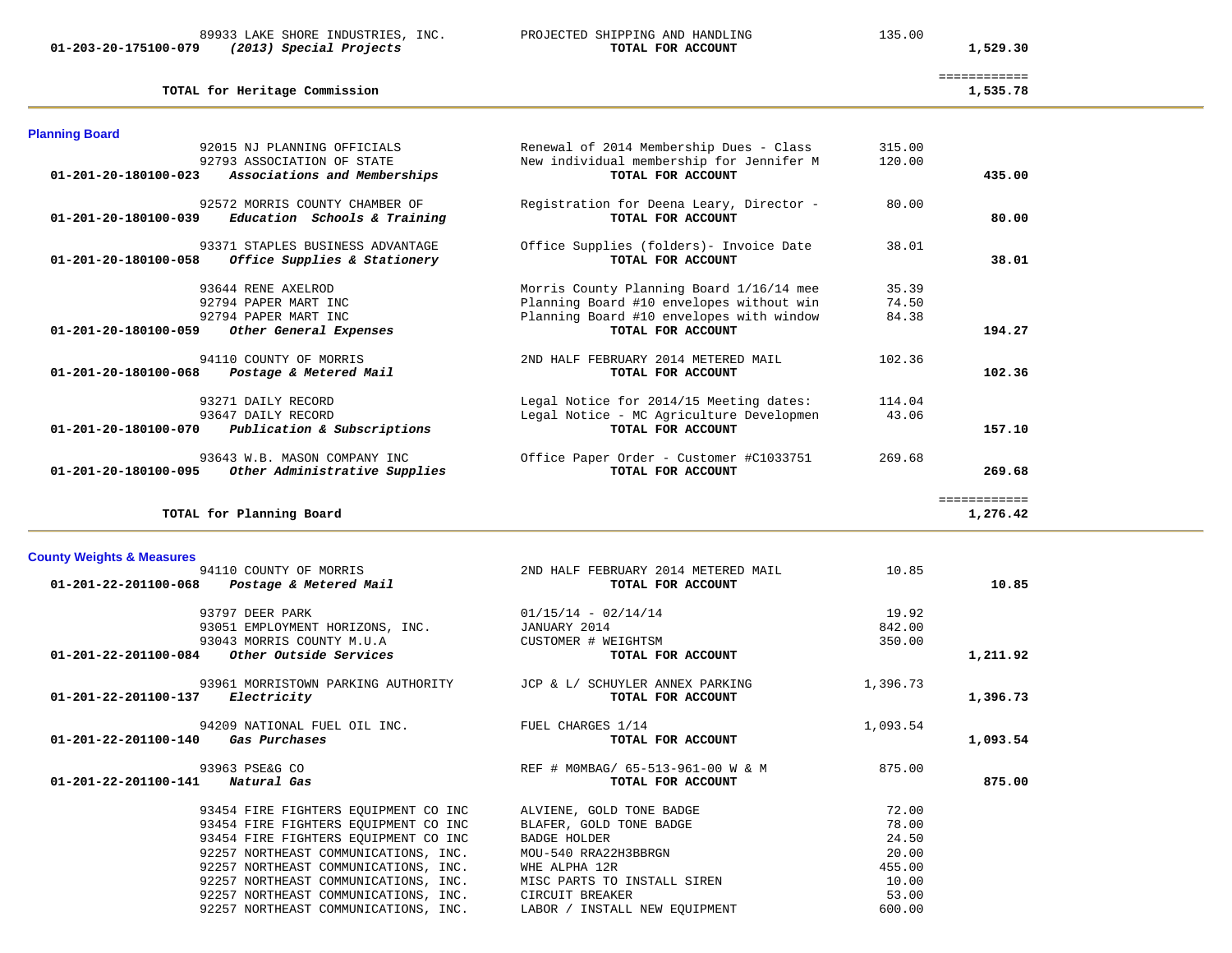| Account | Vendor / Account Name | Description | Amount | Total |
|---|---|---|---|---|
| | 89933 LAKE SHORE INDUSTRIES, INC. | PROJECTED SHIPPING AND HANDLING | 135.00 | |
| **01-203-20-175100-079** | ***(2013) Special Projects*** | **TOTAL FOR ACCOUNT** | | **1,529.30** |
| | | | | ============ |
| | **TOTAL for Heritage Commission** | | | **1,535.78** |

## Planning Board

| Account | Vendor / Account Name | Description | Amount | Total |
|---|---|---|---|---|
| | 92015 NJ PLANNING OFFICIALS | Renewal of 2014 Membership Dues - Class | 315.00 | |
| | 92793 ASSOCIATION OF STATE | New individual membership for Jennifer M | 120.00 | |
| **01-201-20-180100-023** | ***Associations and Memberships*** | **TOTAL FOR ACCOUNT** | | **435.00** |
| | 92572 MORRIS COUNTY CHAMBER OF | Registration for Deena Leary, Director - | 80.00 | |
| **01-201-20-180100-039** | ***Education Schools & Training*** | **TOTAL FOR ACCOUNT** | | **80.00** |
| | 93371 STAPLES BUSINESS ADVANTAGE | Office Supplies (folders)- Invoice Date | 38.01 | |
| **01-201-20-180100-058** | ***Office Supplies & Stationery*** | **TOTAL FOR ACCOUNT** | | **38.01** |
| | 93644 RENE AXELROD | Morris County Planning Board 1/16/14 mee | 35.39 | |
| | 92794 PAPER MART INC | Planning Board #10 envelopes without win | 74.50 | |
| | 92794 PAPER MART INC | Planning Board #10 envelopes with window | 84.38 | |
| **01-201-20-180100-059** | ***Other General Expenses*** | **TOTAL FOR ACCOUNT** | | **194.27** |
| | 94110 COUNTY OF MORRIS | 2ND HALF FEBRUARY 2014 METERED MAIL | 102.36 | |
| **01-201-20-180100-068** | ***Postage & Metered Mail*** | **TOTAL FOR ACCOUNT** | | **102.36** |
| | 93271 DAILY RECORD | Legal Notice for 2014/15 Meeting dates: | 114.04 | |
| | 93647 DAILY RECORD | Legal Notice - MC Agriculture Developmen | 43.06 | |
| **01-201-20-180100-070** | ***Publication & Subscriptions*** | **TOTAL FOR ACCOUNT** | | **157.10** |
| | 93643 W.B. MASON COMPANY INC | Office Paper Order - Customer #C1033751 | 269.68 | |
| **01-201-20-180100-095** | ***Other Administrative Supplies*** | **TOTAL FOR ACCOUNT** | | **269.68** |
| | | | | ============ |
| | **TOTAL for Planning Board** | | | **1,276.42** |

## County Weights & Measures

| Account | Vendor / Account Name | Description | Amount | Total |
|---|---|---|---|---|
| | 94110 COUNTY OF MORRIS | 2ND HALF FEBRUARY 2014 METERED MAIL | 10.85 | |
| **01-201-22-201100-068** | ***Postage & Metered Mail*** | **TOTAL FOR ACCOUNT** | | **10.85** |
| | 93797 DEER PARK | 01/15/14 - 02/14/14 | 19.92 | |
| | 93051 EMPLOYMENT HORIZONS, INC. | JANUARY 2014 | 842.00 | |
| | 93043 MORRIS COUNTY M.U.A | CUSTOMER # WEIGHTSM | 350.00 | |
| **01-201-22-201100-084** | ***Other Outside Services*** | **TOTAL FOR ACCOUNT** | | **1,211.92** |
| | 93961 MORRISTOWN PARKING AUTHORITY | JCP & L/ SCHUYLER ANNEX PARKING | 1,396.73 | |
| **01-201-22-201100-137** | ***Electricity*** | **TOTAL FOR ACCOUNT** | | **1,396.73** |
| | 94209 NATIONAL FUEL OIL INC. | FUEL CHARGES 1/14 | 1,093.54 | |
| **01-201-22-201100-140** | ***Gas Purchases*** | **TOTAL FOR ACCOUNT** | | **1,093.54** |
| | 93963 PSE&G CO | REF # M0MBAG/ 65-513-961-00 W & M | 875.00 | |
| **01-201-22-201100-141** | ***Natural Gas*** | **TOTAL FOR ACCOUNT** | | **875.00** |
| | 93454 FIRE FIGHTERS EQUIPMENT CO INC | ALVIENE, GOLD TONE BADGE | 72.00 | |
| | 93454 FIRE FIGHTERS EQUIPMENT CO INC | BLAFER, GOLD TONE BADGE | 78.00 | |
| | 93454 FIRE FIGHTERS EQUIPMENT CO INC | BADGE HOLDER | 24.50 | |
| | 92257 NORTHEAST COMMUNICATIONS, INC. | MOU-540 RRA22H3BBRGN | 20.00 | |
| | 92257 NORTHEAST COMMUNICATIONS, INC. | WHE ALPHA 12R | 455.00 | |
| | 92257 NORTHEAST COMMUNICATIONS, INC. | MISC PARTS TO INSTALL SIREN | 10.00 | |
| | 92257 NORTHEAST COMMUNICATIONS, INC. | CIRCUIT BREAKER | 53.00 | |
| | 92257 NORTHEAST COMMUNICATIONS, INC. | LABOR / INSTALL NEW EQUIPMENT | 600.00 | |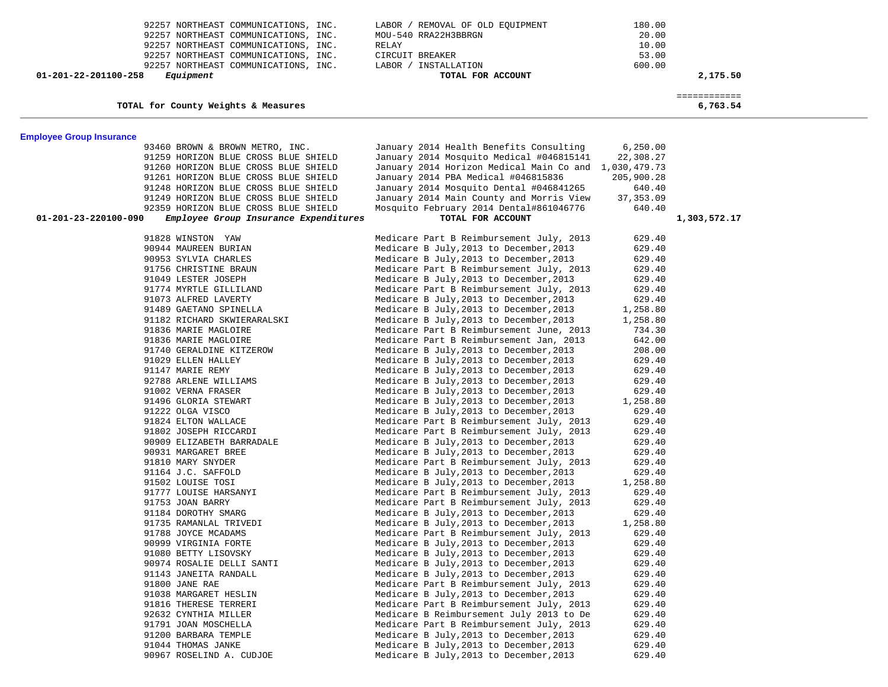| Account | Vendor | Description | Amount | Total |
|---|---|---|---|---|
| | 92257 NORTHEAST COMMUNICATIONS, INC. | LABOR / REMOVAL OF OLD EQUIPMENT | 180.00 | |
| | 92257 NORTHEAST COMMUNICATIONS, INC. | MOU-540 RRA22H3BBRGN | 20.00 | |
| | 92257 NORTHEAST COMMUNICATIONS, INC. | RELAY | 10.00 | |
| | 92257 NORTHEAST COMMUNICATIONS, INC. | CIRCUIT BREAKER | 53.00 | |
| | 92257 NORTHEAST COMMUNICATIONS, INC. | LABOR / INSTALLATION | 600.00 | |
| **01-201-22-201100-258** | *Equipment* | **TOTAL FOR ACCOUNT** | | **2,175.50** |

**TOTAL for County Weights & Measures** ============ **6,763.54**

## Employee Group Insurance

| Account | Vendor | Description | Amount | Total |
|---|---|---|---|---|
| | 93460 BROWN & BROWN METRO, INC. | January 2014 Health Benefits Consulting | 6,250.00 | |
| | 91259 HORIZON BLUE CROSS BLUE SHIELD | January 2014 Mosquito Medical #046815141 | 22,308.27 | |
| | 91260 HORIZON BLUE CROSS BLUE SHIELD | January 2014 Horizon Medical Main Co and | 1,030,479.73 | |
| | 91261 HORIZON BLUE CROSS BLUE SHIELD | January 2014 PBA Medical #046815836 | 205,900.28 | |
| | 91248 HORIZON BLUE CROSS BLUE SHIELD | January 2014 Mosquito Dental #046841265 | 640.40 | |
| | 91249 HORIZON BLUE CROSS BLUE SHIELD | January 2014 Main County and Morris View | 37,353.09 | |
| | 92359 HORIZON BLUE CROSS BLUE SHIELD | Mosquito February 2014 Dental#861046776 | 640.40 | |
| **01-201-23-220100-090** | *Employee Group Insurance Expenditures* | **TOTAL FOR ACCOUNT** | | **1,303,572.17** |
| | 91828 WINSTON YAW | Medicare Part B Reimbursement July, 2013 | 629.40 | |
| | 90944 MAUREEN BURIAN | Medicare B July,2013 to December,2013 | 629.40 | |
| | 90953 SYLVIA CHARLES | Medicare B July,2013 to December,2013 | 629.40 | |
| | 91756 CHRISTINE BRAUN | Medicare Part B Reimbursement July, 2013 | 629.40 | |
| | 91049 LESTER JOSEPH | Medicare B July,2013 to December,2013 | 629.40 | |
| | 91774 MYRTLE GILLILAND | Medicare Part B Reimbursement July, 2013 | 629.40 | |
| | 91073 ALFRED LAVERTY | Medicare B July,2013 to December,2013 | 629.40 | |
| | 91489 GAETANO SPINELLA | Medicare B July,2013 to December,2013 | 1,258.80 | |
| | 91182 RICHARD SKWIERARALSKI | Medicare B July,2013 to December,2013 | 1,258.80 | |
| | 91836 MARIE MAGLOIRE | Medicare Part B Reimbursement June, 2013 | 734.30 | |
| | 91836 MARIE MAGLOIRE | Medicare Part B Reimbursement Jan, 2013 | 642.00 | |
| | 91740 GERALDINE KITZEROW | Medicare B July,2013 to December,2013 | 208.00 | |
| | 91029 ELLEN HALLEY | Medicare B July,2013 to December,2013 | 629.40 | |
| | 91147 MARIE REMY | Medicare B July,2013 to December,2013 | 629.40 | |
| | 92788 ARLENE WILLIAMS | Medicare B July,2013 to December,2013 | 629.40 | |
| | 91002 VERNA FRASER | Medicare B July,2013 to December,2013 | 629.40 | |
| | 91496 GLORIA STEWART | Medicare B July,2013 to December,2013 | 1,258.80 | |
| | 91222 OLGA VISCO | Medicare B July,2013 to December,2013 | 629.40 | |
| | 91824 ELTON WALLACE | Medicare Part B Reimbursement July, 2013 | 629.40 | |
| | 91802 JOSEPH RICCARDI | Medicare Part B Reimbursement July, 2013 | 629.40 | |
| | 90909 ELIZABETH BARRADALE | Medicare B July,2013 to December,2013 | 629.40 | |
| | 90931 MARGARET BREE | Medicare B July,2013 to December,2013 | 629.40 | |
| | 91810 MARY SNYDER | Medicare Part B Reimbursement July, 2013 | 629.40 | |
| | 91164 J.C. SAFFOLD | Medicare B July,2013 to December,2013 | 629.40 | |
| | 91502 LOUISE TOSI | Medicare B July,2013 to December,2013 | 1,258.80 | |
| | 91777 LOUISE HARSANYI | Medicare Part B Reimbursement July, 2013 | 629.40 | |
| | 91753 JOAN BARRY | Medicare Part B Reimbursement July, 2013 | 629.40 | |
| | 91184 DOROTHY SMARG | Medicare B July,2013 to December,2013 | 629.40 | |
| | 91735 RAMANLAL TRIVEDI | Medicare B July,2013 to December,2013 | 1,258.80 | |
| | 91788 JOYCE MCADAMS | Medicare Part B Reimbursement July, 2013 | 629.40 | |
| | 90999 VIRGINIA FORTE | Medicare B July,2013 to December,2013 | 629.40 | |
| | 91080 BETTY LISOVSKY | Medicare B July,2013 to December,2013 | 629.40 | |
| | 90974 ROSALIE DELLI SANTI | Medicare B July,2013 to December,2013 | 629.40 | |
| | 91143 JANEITA RANDALL | Medicare B July,2013 to December,2013 | 629.40 | |
| | 91800 JANE RAE | Medicare Part B Reimbursement July, 2013 | 629.40 | |
| | 91038 MARGARET HESLIN | Medicare B July,2013 to December,2013 | 629.40 | |
| | 91816 THERESE TERRERI | Medicare Part B Reimbursement July, 2013 | 629.40 | |
| | 92632 CYNTHIA MILLER | Medicare B Reimbursement July 2013 to De | 629.40 | |
| | 91791 JOAN MOSCHELLA | Medicare Part B Reimbursement July, 2013 | 629.40 | |
| | 91200 BARBARA TEMPLE | Medicare B July,2013 to December,2013 | 629.40 | |
| | 91044 THOMAS JANKE | Medicare B July,2013 to December,2013 | 629.40 | |
| | 90967 ROSELIND A. CUDJOE | Medicare B July,2013 to December,2013 | 629.40 | |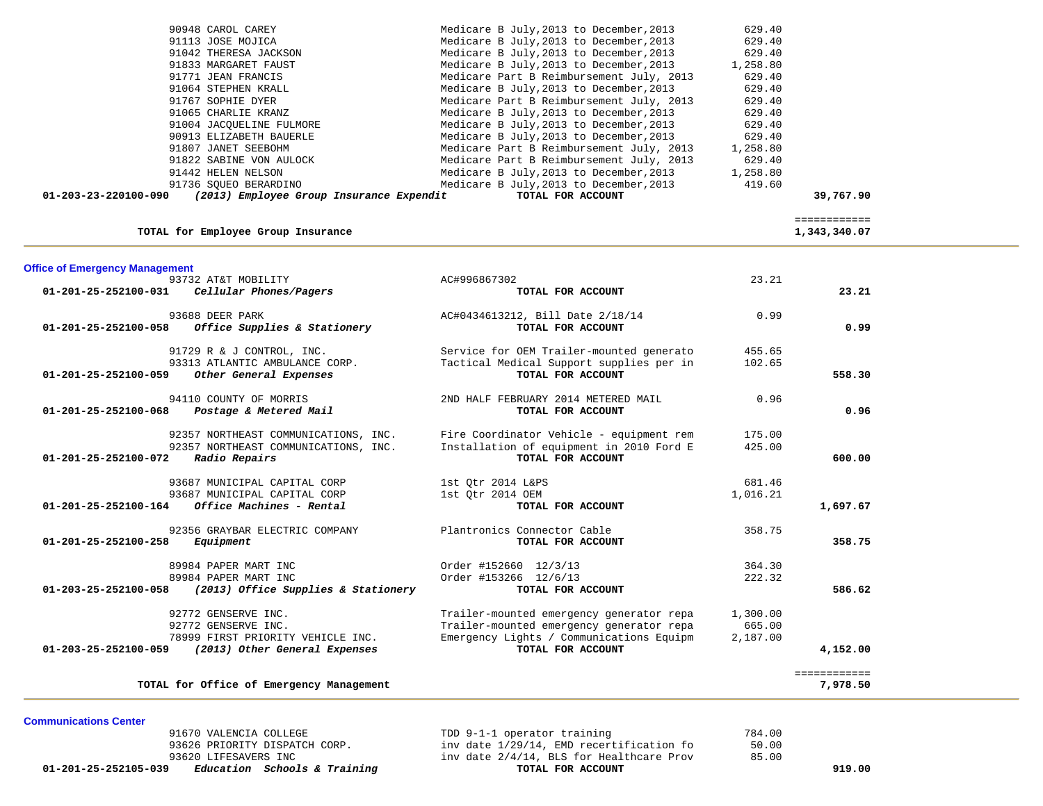| Account | Vendor / Description | Detail | Amount | Total |
|---|---|---|---|---|
| | 90948 CAROL CAREY | Medicare B July,2013 to December,2013 | 629.40 | |
| | 91113 JOSE MOJICA | Medicare B July,2013 to December,2013 | 629.40 | |
| | 91042 THERESA JACKSON | Medicare B July,2013 to December,2013 | 629.40 | |
| | 91833 MARGARET FAUST | Medicare B July,2013 to December,2013 | 1,258.80 | |
| | 91771 JEAN FRANCIS | Medicare Part B Reimbursement July, 2013 | 629.40 | |
| | 91064 STEPHEN KRALL | Medicare B July,2013 to December,2013 | 629.40 | |
| | 91767 SOPHIE DYER | Medicare Part B Reimbursement July, 2013 | 629.40 | |
| | 91065 CHARLIE KRANZ | Medicare B July,2013 to December,2013 | 629.40 | |
| | 91004 JACQUELINE FULMORE | Medicare B July,2013 to December,2013 | 629.40 | |
| | 90913 ELIZABETH BAUERLE | Medicare B July,2013 to December,2013 | 629.40 | |
| | 91807 JANET SEEBOHM | Medicare Part B Reimbursement July, 2013 | 1,258.80 | |
| | 91822 SABINE VON AULOCK | Medicare Part B Reimbursement July, 2013 | 629.40 | |
| | 91442 HELEN NELSON | Medicare B July,2013 to December,2013 | 1,258.80 | |
| | 91736 SQUEO BERARDINO | Medicare B July,2013 to December,2013 | 419.60 | |
| **01-203-23-220100-090** | ***(2013) Employee Group Insurance Expendit*** | **TOTAL FOR ACCOUNT** | | **39,767.90** |
| | **TOTAL for Employee Group Insurance** | | | **1,343,340.07** |

## Office of Emergency Management

| Account | Vendor / Description | Detail | Amount | Total |
|---|---|---|---|---|
| | 93732 AT&T MOBILITY | AC#996867302 | 23.21 | |
| **01-201-25-252100-031** | ***Cellular Phones/Pagers*** | **TOTAL FOR ACCOUNT** | | **23.21** |
| | 93688 DEER PARK | AC#0434613212, Bill Date 2/18/14 | 0.99 | |
| **01-201-25-252100-058** | ***Office Supplies & Stationery*** | **TOTAL FOR ACCOUNT** | | **0.99** |
| | 91729 R & J CONTROL, INC. | Service for OEM Trailer-mounted generato | 455.65 | |
| | 93313 ATLANTIC AMBULANCE CORP. | Tactical Medical Support supplies per in | 102.65 | |
| **01-201-25-252100-059** | ***Other General Expenses*** | **TOTAL FOR ACCOUNT** | | **558.30** |
| | 94110 COUNTY OF MORRIS | 2ND HALF FEBRUARY 2014 METERED MAIL | 0.96 | |
| **01-201-25-252100-068** | ***Postage & Metered Mail*** | **TOTAL FOR ACCOUNT** | | **0.96** |
| | 92357 NORTHEAST COMMUNICATIONS, INC. | Fire Coordinator Vehicle - equipment rem | 175.00 | |
| | 92357 NORTHEAST COMMUNICATIONS, INC. | Installation of equipment in 2010 Ford E | 425.00 | |
| **01-201-25-252100-072** | ***Radio Repairs*** | **TOTAL FOR ACCOUNT** | | **600.00** |
| | 93687 MUNICIPAL CAPITAL CORP | 1st Qtr 2014 L&PS | 681.46 | |
| | 93687 MUNICIPAL CAPITAL CORP | 1st Qtr 2014 OEM | 1,016.21 | |
| **01-201-25-252100-164** | ***Office Machines - Rental*** | **TOTAL FOR ACCOUNT** | | **1,697.67** |
| | 92356 GRAYBAR ELECTRIC COMPANY | Plantronics Connector Cable | 358.75 | |
| **01-201-25-252100-258** | ***Equipment*** | **TOTAL FOR ACCOUNT** | | **358.75** |
| | 89984 PAPER MART INC | Order #152660 12/3/13 | 364.30 | |
| | 89984 PAPER MART INC | Order #153266 12/6/13 | 222.32 | |
| **01-203-25-252100-058** | ***(2013) Office Supplies & Stationery*** | **TOTAL FOR ACCOUNT** | | **586.62** |
| | 92772 GENSERVE INC. | Trailer-mounted emergency generator repa | 1,300.00 | |
| | 92772 GENSERVE INC. | Trailer-mounted emergency generator repa | 665.00 | |
| | 78999 FIRST PRIORITY VEHICLE INC. | Emergency Lights / Communications Equipm | 2,187.00 | |
| **01-203-25-252100-059** | ***(2013) Other General Expenses*** | **TOTAL FOR ACCOUNT** | | **4,152.00** |
| | **TOTAL for Office of Emergency Management** | | | **7,978.50** |

## Communications Center

| Account | Vendor / Description | Detail | Amount | Total |
|---|---|---|---|---|
| | 91670 VALENCIA COLLEGE | TDD 9-1-1 operator training | 784.00 | |
| | 93626 PRIORITY DISPATCH CORP. | inv date 1/29/14, EMD recertification fo | 50.00 | |
| | 93620 LIFESAVERS INC | inv date 2/4/14, BLS for Healthcare Prov | 85.00 | |
| **01-201-25-252105-039** | ***Education Schools & Training*** | **TOTAL FOR ACCOUNT** | | **919.00** |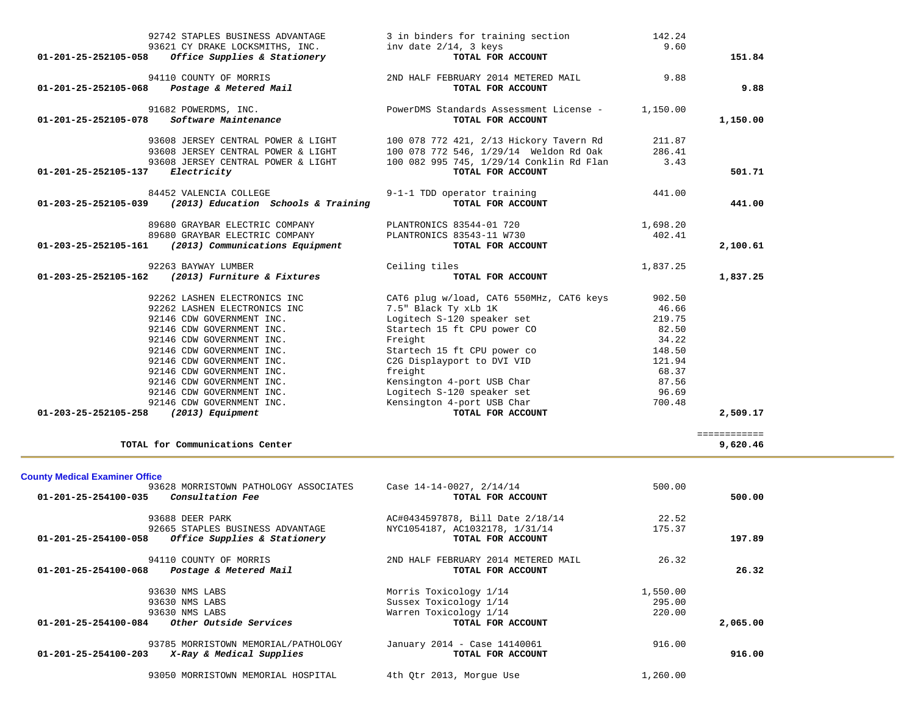| Account | Vendor / Account Description | Description | Amount | Total |
|---|---|---|---|---|
| | 92742 STAPLES BUSINESS ADVANTAGE | 3 in binders for training section | 142.24 | |
| | 93621 CY DRAKE LOCKSMITHS, INC. | inv date 2/14, 3 keys | 9.60 | |
| 01-201-25-252105-058 | *Office Supplies & Stationery* | **TOTAL FOR ACCOUNT** | | **151.84** |
| | 94110 COUNTY OF MORRIS | 2ND HALF FEBRUARY 2014 METERED MAIL | 9.88 | |
| 01-201-25-252105-068 | *Postage & Metered Mail* | **TOTAL FOR ACCOUNT** | | **9.88** |
| | 91682 POWERDMS, INC. | PowerDMS Standards Assessment License - | 1,150.00 | |
| 01-201-25-252105-078 | *Software Maintenance* | **TOTAL FOR ACCOUNT** | | **1,150.00** |
| | 93608 JERSEY CENTRAL POWER & LIGHT | 100 078 772 421, 2/13 Hickory Tavern Rd | 211.87 | |
| | 93608 JERSEY CENTRAL POWER & LIGHT | 100 078 772 546, 1/29/14 Weldon Rd Oak | 286.41 | |
| | 93608 JERSEY CENTRAL POWER & LIGHT | 100 082 995 745, 1/29/14 Conklin Rd Flan | 3.43 | |
| 01-201-25-252105-137 | *Electricity* | **TOTAL FOR ACCOUNT** | | **501.71** |
| | 84452 VALENCIA COLLEGE | 9-1-1 TDD operator training | 441.00 | |
| 01-203-25-252105-039 | *(2013) Education Schools & Training* | **TOTAL FOR ACCOUNT** | | **441.00** |
| | 89680 GRAYBAR ELECTRIC COMPANY | PLANTRONICS 83544-01 720 | 1,698.20 | |
| | 89680 GRAYBAR ELECTRIC COMPANY | PLANTRONICS 83543-11 W730 | 402.41 | |
| 01-203-25-252105-161 | *(2013) Communications Equipment* | **TOTAL FOR ACCOUNT** | | **2,100.61** |
| | 92263 BAYWAY LUMBER | Ceiling tiles | 1,837.25 | |
| 01-203-25-252105-162 | *(2013) Furniture & Fixtures* | **TOTAL FOR ACCOUNT** | | **1,837.25** |
| | 92262 LASHEN ELECTRONICS INC | CAT6 plug w/load, CAT6 550MHz, CAT6 keys | 902.50 | |
| | 92262 LASHEN ELECTRONICS INC | 7.5" Black Ty xLb 1K | 46.66 | |
| | 92146 CDW GOVERNMENT INC. | Logitech S-120 speaker set | 219.75 | |
| | 92146 CDW GOVERNMENT INC. | Startech 15 ft CPU power CO | 82.50 | |
| | 92146 CDW GOVERNMENT INC. | Freight | 34.22 | |
| | 92146 CDW GOVERNMENT INC. | Startech 15 ft CPU power co | 148.50 | |
| | 92146 CDW GOVERNMENT INC. | C2G Displayport to DVI VID | 121.94 | |
| | 92146 CDW GOVERNMENT INC. | freight | 68.37 | |
| | 92146 CDW GOVERNMENT INC. | Kensington 4-port USB Char | 87.56 | |
| | 92146 CDW GOVERNMENT INC. | Logitech S-120 speaker set | 96.69 | |
| | 92146 CDW GOVERNMENT INC. | Kensington 4-port USB Char | 700.48 | |
| 01-203-25-252105-258 | *(2013) Equipment* | **TOTAL FOR ACCOUNT** | | **2,509.17** |
| | | | | ============ |
| | **TOTAL for Communications Center** | | | **9,620.46** |

## County Medical Examiner Office

| Account | Vendor / Account Description | Description | Amount | Total |
|---|---|---|---|---|
| | 93628 MORRISTOWN PATHOLOGY ASSOCIATES | Case 14-14-0027, 2/14/14 | 500.00 | |
| 01-201-25-254100-035 | *Consultation Fee* | **TOTAL FOR ACCOUNT** | | **500.00** |
| | 93688 DEER PARK | AC#0434597878, Bill Date 2/18/14 | 22.52 | |
| | 92665 STAPLES BUSINESS ADVANTAGE | NYC1054187, AC1032178, 1/31/14 | 175.37 | |
| 01-201-25-254100-058 | *Office Supplies & Stationery* | **TOTAL FOR ACCOUNT** | | **197.89** |
| | 94110 COUNTY OF MORRIS | 2ND HALF FEBRUARY 2014 METERED MAIL | 26.32 | |
| 01-201-25-254100-068 | *Postage & Metered Mail* | **TOTAL FOR ACCOUNT** | | **26.32** |
| | 93630 NMS LABS | Morris Toxicology 1/14 | 1,550.00 | |
| | 93630 NMS LABS | Sussex Toxicology 1/14 | 295.00 | |
| | 93630 NMS LABS | Warren Toxicology 1/14 | 220.00 | |
| 01-201-25-254100-084 | *Other Outside Services* | **TOTAL FOR ACCOUNT** | | **2,065.00** |
| | 93785 MORRISTOWN MEMORIAL/PATHOLOGY | January 2014 - Case 14140061 | 916.00 | |
| 01-201-25-254100-203 | *X-Ray & Medical Supplies* | **TOTAL FOR ACCOUNT** | | **916.00** |
| | 93050 MORRISTOWN MEMORIAL HOSPITAL | 4th Qtr 2013, Morgue Use | 1,260.00 | |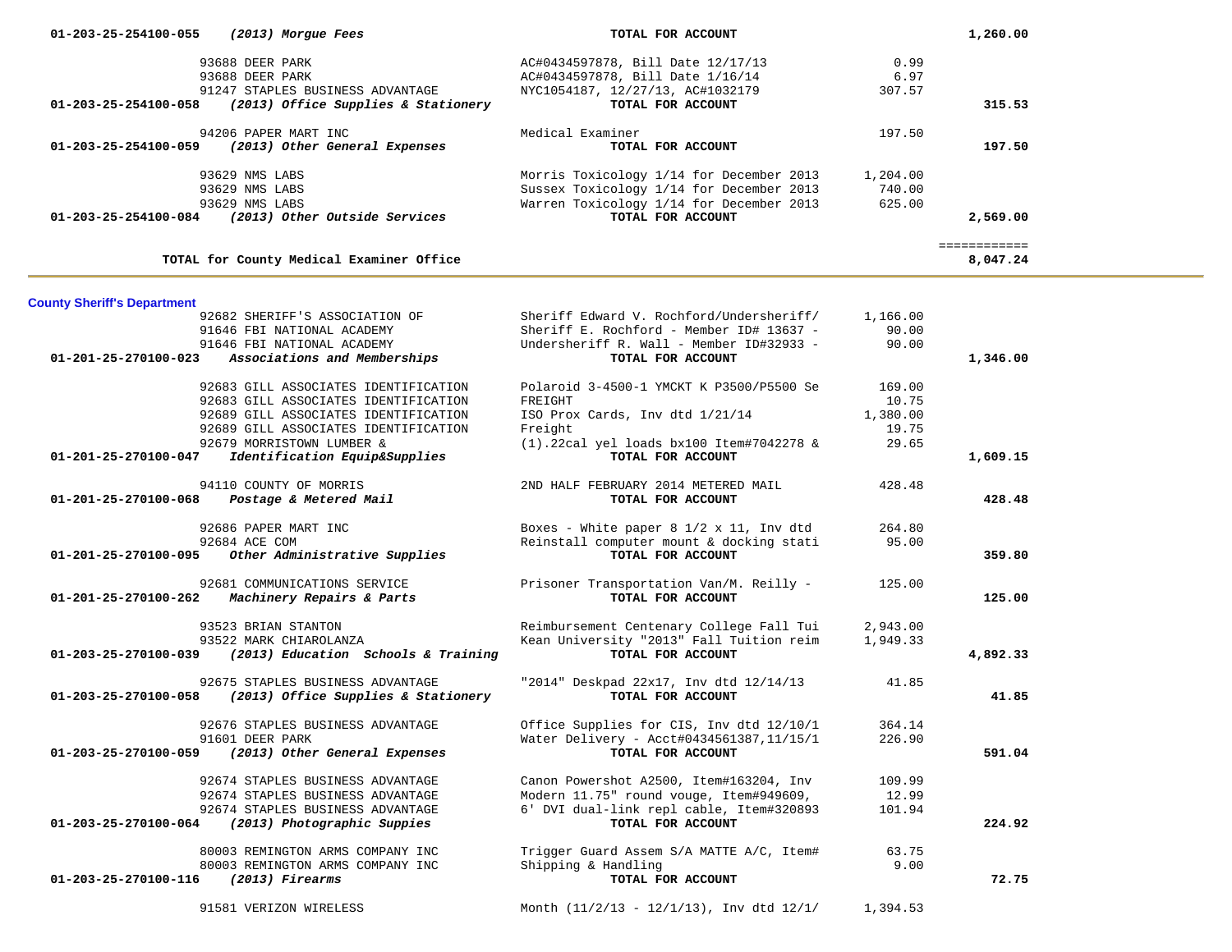| Account | Vendor | Description | Amount | Total |
|---|---|---|---|---|
| 01-203-25-254100-055 | *(2013) Morgue Fees* | **TOTAL FOR ACCOUNT** | | **1,260.00** |
| | 93688 DEER PARK | AC#0434597878, Bill Date 12/17/13 | 0.99 | |
| | 93688 DEER PARK | AC#0434597878, Bill Date 1/16/14 | 6.97 | |
| | 91247 STAPLES BUSINESS ADVANTAGE | NYC1054187, 12/27/13, AC#1032179 | 307.57 | |
| 01-203-25-254100-058 | *(2013) Office Supplies & Stationery* | **TOTAL FOR ACCOUNT** | | **315.53** |
| | 94206 PAPER MART INC | Medical Examiner | 197.50 | |
| 01-203-25-254100-059 | *(2013) Other General Expenses* | **TOTAL FOR ACCOUNT** | | **197.50** |
| | 93629 NMS LABS | Morris Toxicology 1/14 for December 2013 | 1,204.00 | |
| | 93629 NMS LABS | Sussex Toxicology 1/14 for December 2013 | 740.00 | |
| | 93629 NMS LABS | Warren Toxicology 1/14 for December 2013 | 625.00 | |
| 01-203-25-254100-084 | *(2013) Other Outside Services* | **TOTAL FOR ACCOUNT** | | **2,569.00** |
| | | | | ============ |
| **TOTAL for County Medical Examiner Office** | | | | **8,047.24** |

## County Sheriff's Department

| Account | Vendor | Description | Amount | Total |
|---|---|---|---|---|
| | 92682 SHERIFF'S ASSOCIATION OF | Sheriff Edward V. Rochford/Undersheriff/ | 1,166.00 | |
| | 91646 FBI NATIONAL ACADEMY | Sheriff E. Rochford - Member ID# 13637 - | 90.00 | |
| | 91646 FBI NATIONAL ACADEMY | Undersheriff R. Wall - Member ID#32933 - | 90.00 | |
| 01-201-25-270100-023 | *Associations and Memberships* | **TOTAL FOR ACCOUNT** | | **1,346.00** |
| | 92683 GILL ASSOCIATES IDENTIFICATION | Polaroid 3-4500-1 YMCKT K P3500/P5500 Se | 169.00 | |
| | 92683 GILL ASSOCIATES IDENTIFICATION | FREIGHT | 10.75 | |
| | 92689 GILL ASSOCIATES IDENTIFICATION | ISO Prox Cards, Inv dtd 1/21/14 | 1,380.00 | |
| | 92689 GILL ASSOCIATES IDENTIFICATION | Freight | 19.75 | |
| | 92679 MORRISTOWN LUMBER & | (1).22cal yel loads bx100 Item#7042278 & | 29.65 | |
| 01-201-25-270100-047 | *Identification Equip&Supplies* | **TOTAL FOR ACCOUNT** | | **1,609.15** |
| | 94110 COUNTY OF MORRIS | 2ND HALF FEBRUARY 2014 METERED MAIL | 428.48 | |
| 01-201-25-270100-068 | *Postage & Metered Mail* | **TOTAL FOR ACCOUNT** | | **428.48** |
| | 92686 PAPER MART INC | Boxes - White paper 8 1/2 x 11, Inv dtd | 264.80 | |
| | 92684 ACE COM | Reinstall computer mount & docking stati | 95.00 | |
| 01-201-25-270100-095 | *Other Administrative Supplies* | **TOTAL FOR ACCOUNT** | | **359.80** |
| | 92681 COMMUNICATIONS SERVICE | Prisoner Transportation Van/M. Reilly - | 125.00 | |
| 01-201-25-270100-262 | *Machinery Repairs & Parts* | **TOTAL FOR ACCOUNT** | | **125.00** |
| | 93523 BRIAN STANTON | Reimbursement Centenary College Fall Tui | 2,943.00 | |
| | 93522 MARK CHIAROLANZA | Kean University "2013" Fall Tuition reim | 1,949.33 | |
| 01-203-25-270100-039 | *(2013) Education Schools & Training* | **TOTAL FOR ACCOUNT** | | **4,892.33** |
| | 92675 STAPLES BUSINESS ADVANTAGE | "2014" Deskpad 22x17, Inv dtd 12/14/13 | 41.85 | |
| 01-203-25-270100-058 | *(2013) Office Supplies & Stationery* | **TOTAL FOR ACCOUNT** | | **41.85** |
| | 92676 STAPLES BUSINESS ADVANTAGE | Office Supplies for CIS, Inv dtd 12/10/1 | 364.14 | |
| | 91601 DEER PARK | Water Delivery - Acct#0434561387,11/15/1 | 226.90 | |
| 01-203-25-270100-059 | *(2013) Other General Expenses* | **TOTAL FOR ACCOUNT** | | **591.04** |
| | 92674 STAPLES BUSINESS ADVANTAGE | Canon Powershot A2500, Item#163204, Inv | 109.99 | |
| | 92674 STAPLES BUSINESS ADVANTAGE | Modern 11.75" round vouge, Item#949609, | 12.99 | |
| | 92674 STAPLES BUSINESS ADVANTAGE | 6' DVI dual-link repl cable, Item#320893 | 101.94 | |
| 01-203-25-270100-064 | *(2013) Photographic Suppies* | **TOTAL FOR ACCOUNT** | | **224.92** |
| | 80003 REMINGTON ARMS COMPANY INC | Trigger Guard Assem S/A MATTE A/C, Item# | 63.75 | |
| | 80003 REMINGTON ARMS COMPANY INC | Shipping & Handling | 9.00 | |
| 01-203-25-270100-116 | *(2013) Firearms* | **TOTAL FOR ACCOUNT** | | **72.75** |
| | 91581 VERIZON WIRELESS | Month (11/2/13 - 12/1/13), Inv dtd 12/1/ | 1,394.53 | |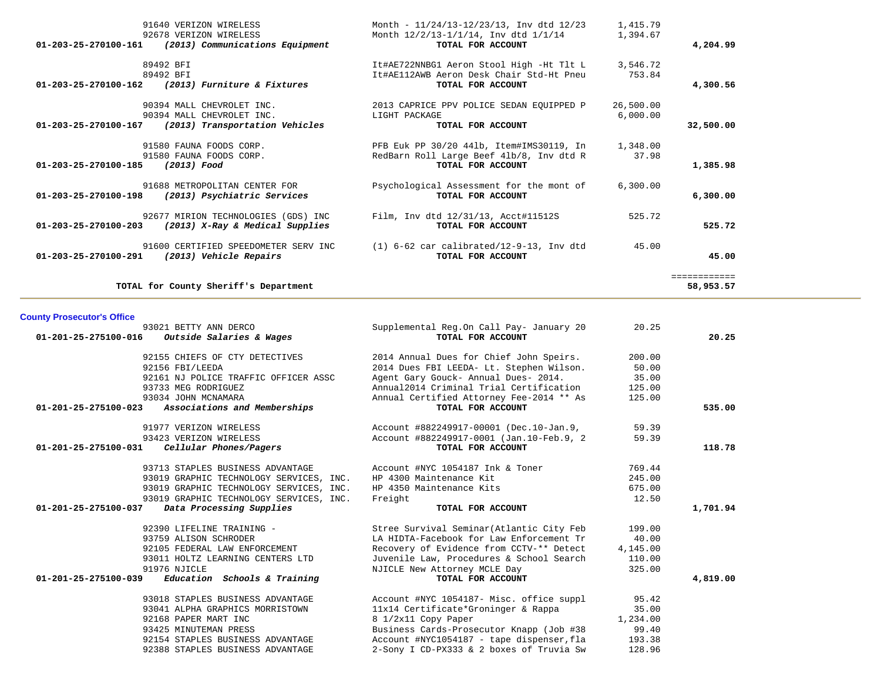| Account | Vendor | Description | Amount | Total |
|---|---|---|---|---|
| | 91640 VERIZON WIRELESS | Month - 11/24/13-12/23/13, Inv dtd 12/23 | 1,415.79 | |
| | 92678 VERIZON WIRELESS | Month 12/2/13-1/1/14, Inv dtd 1/1/14 | 1,394.67 | |
| **01-203-25-270100-161** | ***(2013) Communications Equipment*** | **TOTAL FOR ACCOUNT** | | **4,204.99** |
| | 89492 BFI | It#AE722NNBG1 Aeron Stool High -Ht Tlt L | 3,546.72 | |
| | 89492 BFI | It#AE112AWB Aeron Desk Chair Std-Ht Pneu | 753.84 | |
| **01-203-25-270100-162** | ***(2013) Furniture & Fixtures*** | **TOTAL FOR ACCOUNT** | | **4,300.56** |
| | 90394 MALL CHEVROLET INC. | 2013 CAPRICE PPV POLICE SEDAN EQUIPPED P | 26,500.00 | |
| | 90394 MALL CHEVROLET INC. | LIGHT PACKAGE | 6,000.00 | |
| **01-203-25-270100-167** | ***(2013) Transportation Vehicles*** | **TOTAL FOR ACCOUNT** | | **32,500.00** |
| | 91580 FAUNA FOODS CORP. | PFB Euk PP 30/20 44lb, Item#IMS30119, In | 1,348.00 | |
| | 91580 FAUNA FOODS CORP. | RedBarn Roll Large Beef 4lb/8, Inv dtd R | 37.98 | |
| **01-203-25-270100-185** | ***(2013) Food*** | **TOTAL FOR ACCOUNT** | | **1,385.98** |
| | 91688 METROPOLITAN CENTER FOR | Psychological Assessment for the mont of | 6,300.00 | |
| **01-203-25-270100-198** | ***(2013) Psychiatric Services*** | **TOTAL FOR ACCOUNT** | | **6,300.00** |
| | 92677 MIRION TECHNOLOGIES (GDS) INC | Film, Inv dtd 12/31/13, Acct#11512S | 525.72 | |
| **01-203-25-270100-203** | ***(2013) X-Ray & Medical Supplies*** | **TOTAL FOR ACCOUNT** | | **525.72** |
| | 91600 CERTIFIED SPEEDOMETER SERV INC | (1) 6-62 car calibrated/12-9-13, Inv dtd | 45.00 | |
| **01-203-25-270100-291** | ***(2013) Vehicle Repairs*** | **TOTAL FOR ACCOUNT** | | **45.00** |
| | | | | ============ |
| | **TOTAL for County Sheriff's Department** | | | **58,953.57** |

## County Prosecutor's Office

| Account | Vendor | Description | Amount | Total |
|---|---|---|---|---|
| | 93021 BETTY ANN DERCO | Supplemental Reg.On Call Pay- January 20 | 20.25 | |
| **01-201-25-275100-016** | ***Outside Salaries & Wages*** | **TOTAL FOR ACCOUNT** | | **20.25** |
| | 92155 CHIEFS OF CTY DETECTIVES | 2014 Annual Dues for Chief John Speirs. | 200.00 | |
| | 92156 FBI/LEEDA | 2014 Dues FBI LEEDA- Lt. Stephen Wilson. | 50.00 | |
| | 92161 NJ POLICE TRAFFIC OFFICER ASSC | Agent Gary Gouck- Annual Dues- 2014. | 35.00 | |
| | 93733 MEG RODRIGUEZ | Annual2014 Criminal Trial Certification | 125.00 | |
| | 93034 JOHN MCNAMARA | Annual Certified Attorney Fee-2014 ** As | 125.00 | |
| **01-201-25-275100-023** | ***Associations and Memberships*** | **TOTAL FOR ACCOUNT** | | **535.00** |
| | 91977 VERIZON WIRELESS | Account #882249917-00001 (Dec.10-Jan.9, | 59.39 | |
| | 93423 VERIZON WIRELESS | Account #882249917-0001 (Jan.10-Feb.9, 2 | 59.39 | |
| **01-201-25-275100-031** | ***Cellular Phones/Pagers*** | **TOTAL FOR ACCOUNT** | | **118.78** |
| | 93713 STAPLES BUSINESS ADVANTAGE | Account #NYC 1054187 Ink & Toner | 769.44 | |
| | 93019 GRAPHIC TECHNOLOGY SERVICES, INC. | HP 4300 Maintenance Kit | 245.00 | |
| | 93019 GRAPHIC TECHNOLOGY SERVICES, INC. | HP 4350 Maintenance Kits | 675.00 | |
| | 93019 GRAPHIC TECHNOLOGY SERVICES, INC. | Freight | 12.50 | |
| **01-201-25-275100-037** | ***Data Processing Supplies*** | **TOTAL FOR ACCOUNT** | | **1,701.94** |
| | 92390 LIFELINE TRAINING - | Stree Survival Seminar(Atlantic City Feb | 199.00 | |
| | 93759 ALISON SCHRODER | LA HIDTA-Facebook for Law Enforcement Tr | 40.00 | |
| | 92105 FEDERAL LAW ENFORCEMENT | Recovery of Evidence from CCTV-** Detect | 4,145.00 | |
| | 93011 HOLTZ LEARNING CENTERS LTD | Juvenile Law, Procedures & School Search | 110.00 | |
| | 91976 NJICLE | NJICLE New Attorney MCLE Day | 325.00 | |
| **01-201-25-275100-039** | ***Education Schools & Training*** | **TOTAL FOR ACCOUNT** | | **4,819.00** |
| | 93018 STAPLES BUSINESS ADVANTAGE | Account #NYC 1054187- Misc. office suppl | 95.42 | |
| | 93041 ALPHA GRAPHICS MORRISTOWN | 11x14 Certificate*Groninger & Rappa | 35.00 | |
| | 92168 PAPER MART INC | 8 1/2x11 Copy Paper | 1,234.00 | |
| | 93425 MINUTEMAN PRESS | Business Cards-Prosecutor Knapp (Job #38 | 99.40 | |
| | 92154 STAPLES BUSINESS ADVANTAGE | Account #NYC1054187 - tape dispenser,fla | 193.38 | |
| | 92388 STAPLES BUSINESS ADVANTAGE | 2-Sony I CD-PX333 & 2 boxes of Truvia Sw | 128.96 | |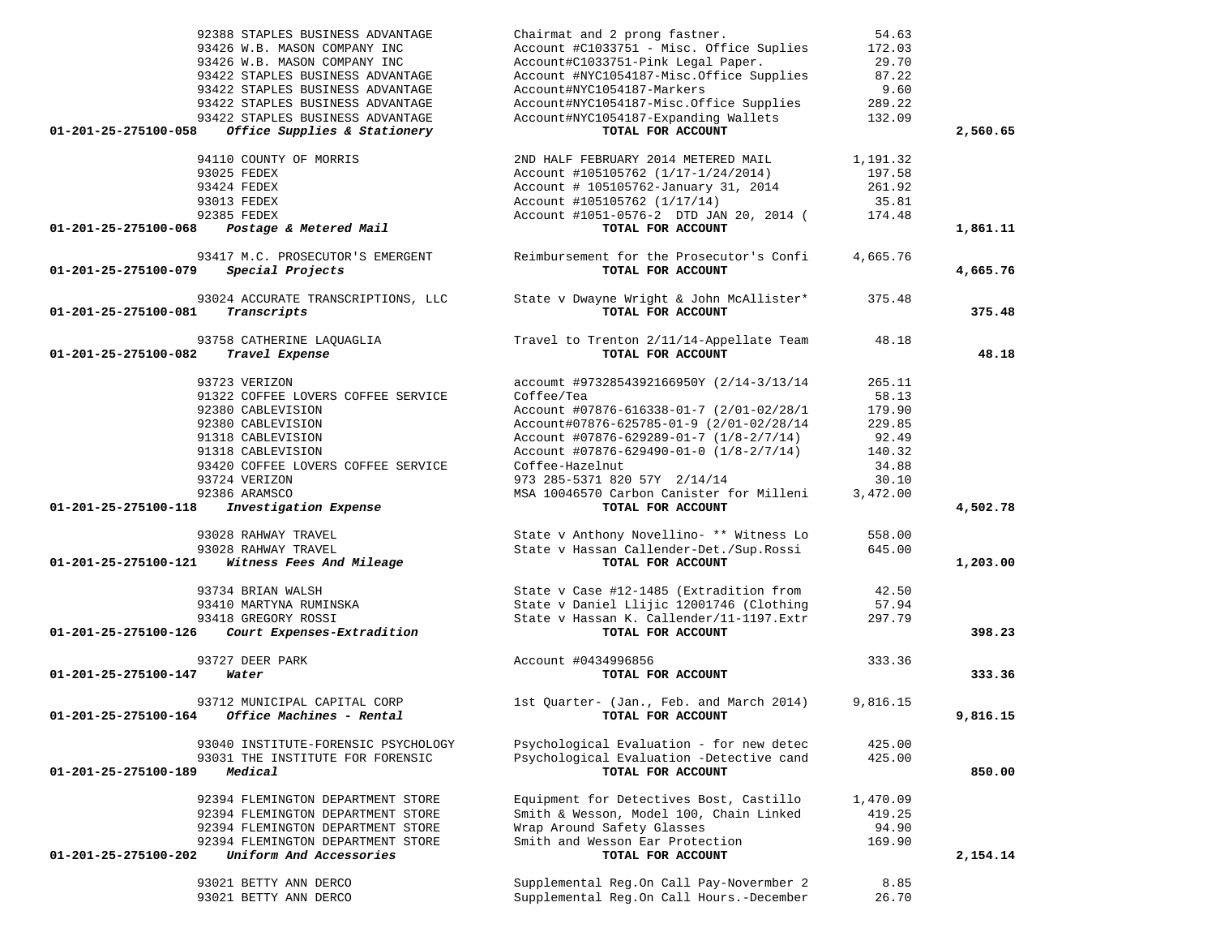| Account | Vendor | Description | Amount | Total |
|---|---|---|---|---|
| | 92388 STAPLES BUSINESS ADVANTAGE | Chairmat and 2 prong fastner. | 54.63 | |
| | 93426 W.B. MASON COMPANY INC | Account #C1033751 - Misc. Office Suplies | 172.03 | |
| | 93426 W.B. MASON COMPANY INC | Account#C1033751-Pink Legal Paper. | 29.70 | |
| | 93422 STAPLES BUSINESS ADVANTAGE | Account #NYC1054187-Misc.Office Supplies | 87.22 | |
| | 93422 STAPLES BUSINESS ADVANTAGE | Account#NYC1054187-Markers | 9.60 | |
| | 93422 STAPLES BUSINESS ADVANTAGE | Account#NYC1054187-Misc.Office Supplies | 289.22 | |
| | 93422 STAPLES BUSINESS ADVANTAGE | Account#NYC1054187-Expanding Wallets | 132.09 | |
| **01-201-25-275100-058** | ***Office Supplies & Stationery*** | **TOTAL FOR ACCOUNT** | | **2,560.65** |
| | 94110 COUNTY OF MORRIS | 2ND HALF FEBRUARY 2014 METERED MAIL | 1,191.32 | |
| | 93025 FEDEX | Account #105105762 (1/17-1/24/2014) | 197.58 | |
| | 93424 FEDEX | Account # 105105762-January 31, 2014 | 261.92 | |
| | 93013 FEDEX | Account #105105762 (1/17/14) | 35.81 | |
| | 92385 FEDEX | Account #1051-0576-2 DTD JAN 20, 2014 ( | 174.48 | |
| **01-201-25-275100-068** | ***Postage & Metered Mail*** | **TOTAL FOR ACCOUNT** | | **1,861.11** |
| | 93417 M.C. PROSECUTOR'S EMERGENT | Reimbursement for the Prosecutor's Confi | 4,665.76 | |
| **01-201-25-275100-079** | ***Special Projects*** | **TOTAL FOR ACCOUNT** | | **4,665.76** |
| | 93024 ACCURATE TRANSCRIPTIONS, LLC | State v Dwayne Wright & John McAllister* | 375.48 | |
| **01-201-25-275100-081** | ***Transcripts*** | **TOTAL FOR ACCOUNT** | | **375.48** |
| | 93758 CATHERINE LAQUAGLIA | Travel to Trenton 2/11/14-Appellate Team | 48.18 | |
| **01-201-25-275100-082** | ***Travel Expense*** | **TOTAL FOR ACCOUNT** | | **48.18** |
| | 93723 VERIZON | accoumt #9732854392166950Y (2/14-3/13/14 | 265.11 | |
| | 91322 COFFEE LOVERS COFFEE SERVICE | Coffee/Tea | 58.13 | |
| | 92380 CABLEVISION | Account #07876-616338-01-7 (2/01-02/28/1 | 179.90 | |
| | 92380 CABLEVISION | Account#07876-625785-01-9 (2/01-02/28/14 | 229.85 | |
| | 91318 CABLEVISION | Account #07876-629289-01-7 (1/8-2/7/14) | 92.49 | |
| | 91318 CABLEVISION | Account #07876-629490-01-0 (1/8-2/7/14) | 140.32 | |
| | 93420 COFFEE LOVERS COFFEE SERVICE | Coffee-Hazelnut | 34.88 | |
| | 93724 VERIZON | 973 285-5371 820 57Y 2/14/14 | 30.10 | |
| | 92386 ARAMSCO | MSA 10046570 Carbon Canister for Milleni | 3,472.00 | |
| **01-201-25-275100-118** | ***Investigation Expense*** | **TOTAL FOR ACCOUNT** | | **4,502.78** |
| | 93028 RAHWAY TRAVEL | State v Anthony Novellino- ** Witness Lo | 558.00 | |
| | 93028 RAHWAY TRAVEL | State v Hassan Callender-Det./Sup.Rossi | 645.00 | |
| **01-201-25-275100-121** | ***Witness Fees And Mileage*** | **TOTAL FOR ACCOUNT** | | **1,203.00** |
| | 93734 BRIAN WALSH | State v Case #12-1485 (Extradition from | 42.50 | |
| | 93410 MARTYNA RUMINSKA | State v Daniel Llijic 12001746 (Clothing | 57.94 | |
| | 93418 GREGORY ROSSI | State v Hassan K. Callender/11-1197.Extr | 297.79 | |
| **01-201-25-275100-126** | ***Court Expenses-Extradition*** | **TOTAL FOR ACCOUNT** | | **398.23** |
| | 93727 DEER PARK | Account #0434996856 | 333.36 | |
| **01-201-25-275100-147** | ***Water*** | **TOTAL FOR ACCOUNT** | | **333.36** |
| | 93712 MUNICIPAL CAPITAL CORP | 1st Quarter- (Jan., Feb. and March 2014) | 9,816.15 | |
| **01-201-25-275100-164** | ***Office Machines - Rental*** | **TOTAL FOR ACCOUNT** | | **9,816.15** |
| | 93040 INSTITUTE-FORENSIC PSYCHOLOGY | Psychological Evaluation - for new detec | 425.00 | |
| | 93031 THE INSTITUTE FOR FORENSIC | Psychological Evaluation -Detective cand | 425.00 | |
| **01-201-25-275100-189** | ***Medical*** | **TOTAL FOR ACCOUNT** | | **850.00** |
| | 92394 FLEMINGTON DEPARTMENT STORE | Equipment for Detectives Bost, Castillo | 1,470.09 | |
| | 92394 FLEMINGTON DEPARTMENT STORE | Smith & Wesson, Model 100, Chain Linked | 419.25 | |
| | 92394 FLEMINGTON DEPARTMENT STORE | Wrap Around Safety Glasses | 94.90 | |
| | 92394 FLEMINGTON DEPARTMENT STORE | Smith and Wesson Ear Protection | 169.90 | |
| **01-201-25-275100-202** | ***Uniform And Accessories*** | **TOTAL FOR ACCOUNT** | | **2,154.14** |
| | 93021 BETTY ANN DERCO | Supplemental Reg.On Call Pay-Novermber 2 | 8.85 | |
| | 93021 BETTY ANN DERCO | Supplemental Reg.On Call Hours.-December | 26.70 | |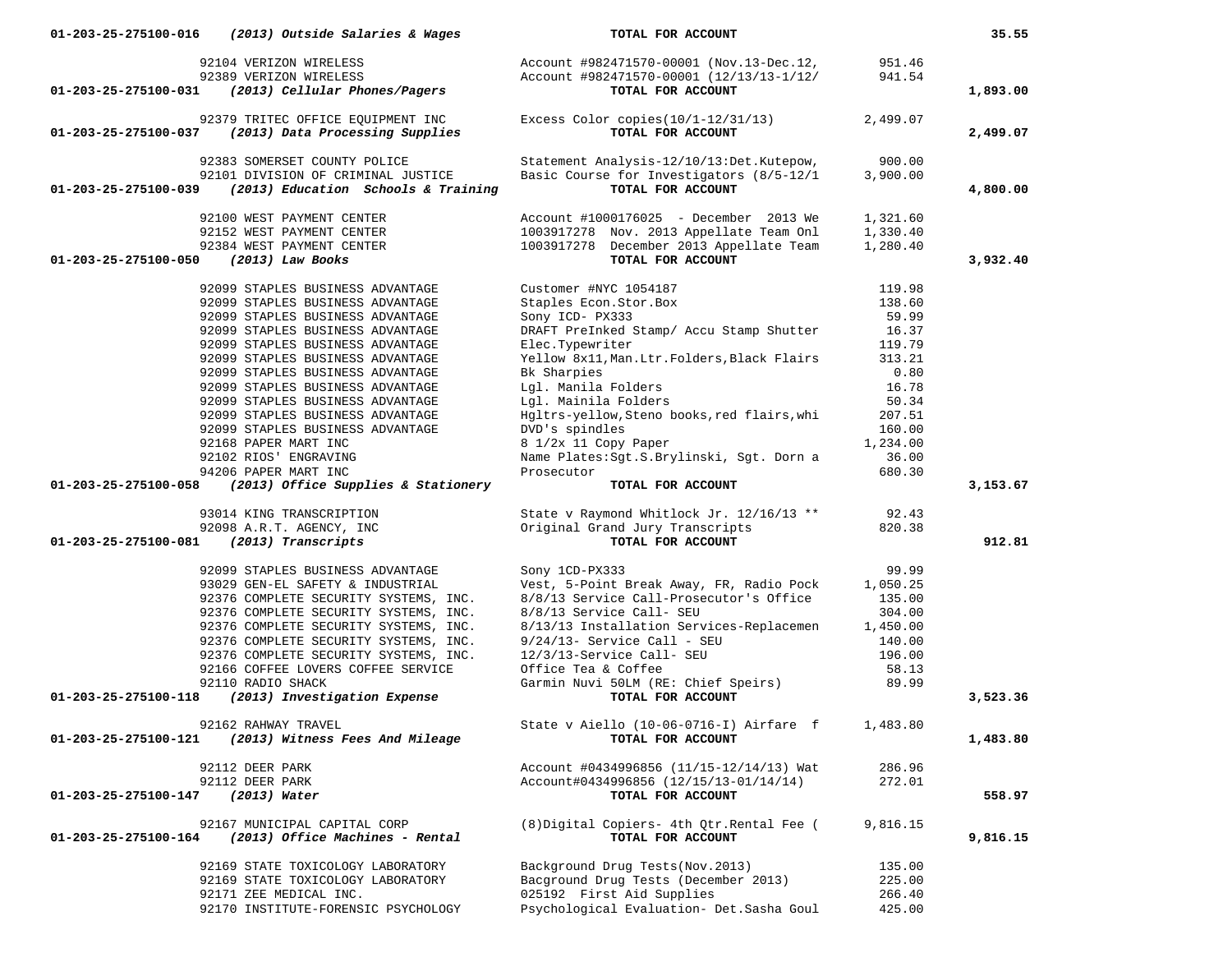| Account | Vendor | Description | Amount | Total |
|---|---|---|---|---|
| 01-203-25-275100-016 | *(2013) Outside Salaries & Wages* | TOTAL FOR ACCOUNT | | 35.55 |
| | 92104 VERIZON WIRELESS | Account #982471570-00001 (Nov.13-Dec.12, | 951.46 | |
| | 92389 VERIZON WIRELESS | Account #982471570-00001 (12/13/13-1/12/ | 941.54 | |
| 01-203-25-275100-031 | *(2013) Cellular Phones/Pagers* | TOTAL FOR ACCOUNT | | 1,893.00 |
| | 92379 TRITEC OFFICE EQUIPMENT INC | Excess Color copies(10/1-12/31/13) | 2,499.07 | |
| 01-203-25-275100-037 | *(2013) Data Processing Supplies* | TOTAL FOR ACCOUNT | | 2,499.07 |
| | 92383 SOMERSET COUNTY POLICE | Statement Analysis-12/10/13:Det.Kutepow, | 900.00 | |
| | 92101 DIVISION OF CRIMINAL JUSTICE | Basic Course for Investigators (8/5-12/1 | 3,900.00 | |
| 01-203-25-275100-039 | *(2013) Education Schools & Training* | TOTAL FOR ACCOUNT | | 4,800.00 |
| | 92100 WEST PAYMENT CENTER | Account #1000176025 - December 2013 We | 1,321.60 | |
| | 92152 WEST PAYMENT CENTER | 1003917278 Nov. 2013 Appellate Team Onl | 1,330.40 | |
| | 92384 WEST PAYMENT CENTER | 1003917278 December 2013 Appellate Team | 1,280.40 | |
| 01-203-25-275100-050 | *(2013) Law Books* | TOTAL FOR ACCOUNT | | 3,932.40 |
| | 92099 STAPLES BUSINESS ADVANTAGE | Customer #NYC 1054187 | 119.98 | |
| | 92099 STAPLES BUSINESS ADVANTAGE | Staples Econ.Stor.Box | 138.60 | |
| | 92099 STAPLES BUSINESS ADVANTAGE | Sony ICD- PX333 | 59.99 | |
| | 92099 STAPLES BUSINESS ADVANTAGE | DRAFT PreInked Stamp/ Accu Stamp Shutter | 16.37 | |
| | 92099 STAPLES BUSINESS ADVANTAGE | Elec.Typewriter | 119.79 | |
| | 92099 STAPLES BUSINESS ADVANTAGE | Yellow 8x11,Man.Ltr.Folders,Black Flairs | 313.21 | |
| | 92099 STAPLES BUSINESS ADVANTAGE | Bk Sharpies | 0.80 | |
| | 92099 STAPLES BUSINESS ADVANTAGE | Lgl. Manila Folders | 16.78 | |
| | 92099 STAPLES BUSINESS ADVANTAGE | Lgl. Mainila Folders | 50.34 | |
| | 92099 STAPLES BUSINESS ADVANTAGE | Hgltrs-yellow,Steno books,red flairs,whi | 207.51 | |
| | 92099 STAPLES BUSINESS ADVANTAGE | DVD's spindles | 160.00 | |
| | 92168 PAPER MART INC | 8 1/2x 11 Copy Paper | 1,234.00 | |
| | 92102 RIOS' ENGRAVING | Name Plates:Sgt.S.Brylinski, Sgt. Dorn a | 36.00 | |
| | 94206 PAPER MART INC | Prosecutor | 680.30 | |
| 01-203-25-275100-058 | *(2013) Office Supplies & Stationery* | TOTAL FOR ACCOUNT | | 3,153.67 |
| | 93014 KING TRANSCRIPTION | State v Raymond Whitlock Jr. 12/16/13 ** | 92.43 | |
| | 92098 A.R.T. AGENCY, INC | Original Grand Jury Transcripts | 820.38 | |
| 01-203-25-275100-081 | *(2013) Transcripts* | TOTAL FOR ACCOUNT | | 912.81 |
| | 92099 STAPLES BUSINESS ADVANTAGE | Sony 1CD-PX333 | 99.99 | |
| | 93029 GEN-EL SAFETY & INDUSTRIAL | Vest, 5-Point Break Away, FR, Radio Pock | 1,050.25 | |
| | 92376 COMPLETE SECURITY SYSTEMS, INC. | 8/8/13 Service Call-Prosecutor's Office | 135.00 | |
| | 92376 COMPLETE SECURITY SYSTEMS, INC. | 8/8/13 Service Call- SEU | 304.00 | |
| | 92376 COMPLETE SECURITY SYSTEMS, INC. | 8/13/13 Installation Services-Replacemen | 1,450.00 | |
| | 92376 COMPLETE SECURITY SYSTEMS, INC. | 9/24/13- Service Call - SEU | 140.00 | |
| | 92376 COMPLETE SECURITY SYSTEMS, INC. | 12/3/13-Service Call- SEU | 196.00 | |
| | 92166 COFFEE LOVERS COFFEE SERVICE | Office Tea & Coffee | 58.13 | |
| | 92110 RADIO SHACK | Garmin Nuvi 50LM (RE: Chief Speirs) | 89.99 | |
| 01-203-25-275100-118 | *(2013) Investigation Expense* | TOTAL FOR ACCOUNT | | 3,523.36 |
| | 92162 RAHWAY TRAVEL | State v Aiello (10-06-0716-I) Airfare f | 1,483.80 | |
| 01-203-25-275100-121 | *(2013) Witness Fees And Mileage* | TOTAL FOR ACCOUNT | | 1,483.80 |
| | 92112 DEER PARK | Account #0434996856 (11/15-12/14/13) Wat | 286.96 | |
| | 92112 DEER PARK | Account#0434996856 (12/15/13-01/14/14) | 272.01 | |
| 01-203-25-275100-147 | *(2013) Water* | TOTAL FOR ACCOUNT | | 558.97 |
| | 92167 MUNICIPAL CAPITAL CORP | (8)Digital Copiers- 4th Qtr.Rental Fee ( | 9,816.15 | |
| 01-203-25-275100-164 | *(2013) Office Machines - Rental* | TOTAL FOR ACCOUNT | | 9,816.15 |
| | 92169 STATE TOXICOLOGY LABORATORY | Background Drug Tests(Nov.2013) | 135.00 | |
| | 92169 STATE TOXICOLOGY LABORATORY | Bacground Drug Tests (December 2013) | 225.00 | |
| | 92171 ZEE MEDICAL INC. | 025192 First Aid Supplies | 266.40 | |
| | 92170 INSTITUTE-FORENSIC PSYCHOLOGY | Psychological Evaluation- Det.Sasha Goul | 425.00 | |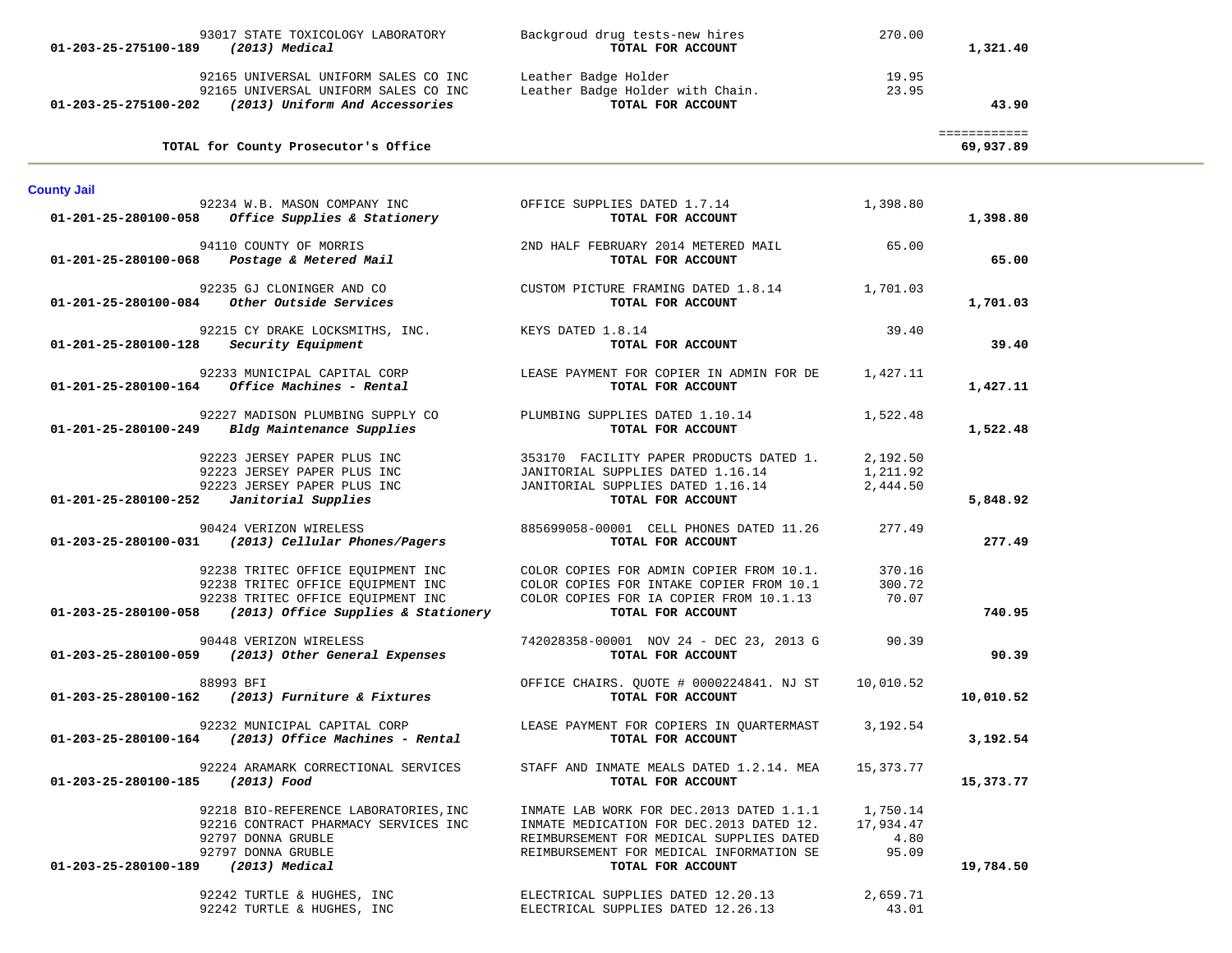| Account | Vendor / Account Description | Description | Amount | Total |
|---|---|---|---|---|
| | 93017 STATE TOXICOLOGY LABORATORY | Backgroud drug tests-new hires | 270.00 | |
| **01-203-25-275100-189** | ***(2013) Medical*** | **TOTAL FOR ACCOUNT** | | **1,321.40** |
| | 92165 UNIVERSAL UNIFORM SALES CO INC | Leather Badge Holder | 19.95 | |
| | 92165 UNIVERSAL UNIFORM SALES CO INC | Leather Badge Holder with Chain. | 23.95 | |
| **01-203-25-275100-202** | ***(2013) Uniform And Accessories*** | **TOTAL FOR ACCOUNT** | | **43.90** |
| | | | | ============ |
| | **TOTAL for County Prosecutor's Office** | | | **69,937.89** |

**County Jail**

| Account | Vendor / Account Description | Description | Amount | Total |
|---|---|---|---|---|
| | 92234 W.B. MASON COMPANY INC | OFFICE SUPPLIES DATED 1.7.14 | 1,398.80 | |
| **01-201-25-280100-058** | ***Office Supplies & Stationery*** | **TOTAL FOR ACCOUNT** | | **1,398.80** |
| | 94110 COUNTY OF MORRIS | 2ND HALF FEBRUARY 2014 METERED MAIL | 65.00 | |
| **01-201-25-280100-068** | ***Postage & Metered Mail*** | **TOTAL FOR ACCOUNT** | | **65.00** |
| | 92235 GJ CLONINGER AND CO | CUSTOM PICTURE FRAMING DATED 1.8.14 | 1,701.03 | |
| **01-201-25-280100-084** | ***Other Outside Services*** | **TOTAL FOR ACCOUNT** | | **1,701.03** |
| | 92215 CY DRAKE LOCKSMITHS, INC. | KEYS DATED 1.8.14 | 39.40 | |
| **01-201-25-280100-128** | ***Security Equipment*** | **TOTAL FOR ACCOUNT** | | **39.40** |
| | 92233 MUNICIPAL CAPITAL CORP | LEASE PAYMENT FOR COPIER IN ADMIN FOR DE | 1,427.11 | |
| **01-201-25-280100-164** | ***Office Machines - Rental*** | **TOTAL FOR ACCOUNT** | | **1,427.11** |
| | 92227 MADISON PLUMBING SUPPLY CO | PLUMBING SUPPLIES DATED 1.10.14 | 1,522.48 | |
| **01-201-25-280100-249** | ***Bldg Maintenance Supplies*** | **TOTAL FOR ACCOUNT** | | **1,522.48** |
| | 92223 JERSEY PAPER PLUS INC | 353170 FACILITY PAPER PRODUCTS DATED 1. | 2,192.50 | |
| | 92223 JERSEY PAPER PLUS INC | JANITORIAL SUPPLIES DATED 1.16.14 | 1,211.92 | |
| | 92223 JERSEY PAPER PLUS INC | JANITORIAL SUPPLIES DATED 1.16.14 | 2,444.50 | |
| **01-201-25-280100-252** | ***Janitorial Supplies*** | **TOTAL FOR ACCOUNT** | | **5,848.92** |
| | 90424 VERIZON WIRELESS | 885699058-00001 CELL PHONES DATED 11.26 | 277.49 | |
| **01-203-25-280100-031** | ***(2013) Cellular Phones/Pagers*** | **TOTAL FOR ACCOUNT** | | **277.49** |
| | 92238 TRITEC OFFICE EQUIPMENT INC | COLOR COPIES FOR ADMIN COPIER FROM 10.1. | 370.16 | |
| | 92238 TRITEC OFFICE EQUIPMENT INC | COLOR COPIES FOR INTAKE COPIER FROM 10.1 | 300.72 | |
| | 92238 TRITEC OFFICE EQUIPMENT INC | COLOR COPIES FOR IA COPIER FROM 10.1.13 | 70.07 | |
| **01-203-25-280100-058** | ***(2013) Office Supplies & Stationery*** | **TOTAL FOR ACCOUNT** | | **740.95** |
| | 90448 VERIZON WIRELESS | 742028358-00001 NOV 24 - DEC 23, 2013 G | 90.39 | |
| **01-203-25-280100-059** | ***(2013) Other General Expenses*** | **TOTAL FOR ACCOUNT** | | **90.39** |
| | 88993 BFI | OFFICE CHAIRS. QUOTE # 0000224841. NJ ST | 10,010.52 | |
| **01-203-25-280100-162** | ***(2013) Furniture & Fixtures*** | **TOTAL FOR ACCOUNT** | | **10,010.52** |
| | 92232 MUNICIPAL CAPITAL CORP | LEASE PAYMENT FOR COPIERS IN QUARTERMAST | 3,192.54 | |
| **01-203-25-280100-164** | ***(2013) Office Machines - Rental*** | **TOTAL FOR ACCOUNT** | | **3,192.54** |
| | 92224 ARAMARK CORRECTIONAL SERVICES | STAFF AND INMATE MEALS DATED 1.2.14. MEA | 15,373.77 | |
| **01-203-25-280100-185** | ***(2013) Food*** | **TOTAL FOR ACCOUNT** | | **15,373.77** |
| | 92218 BIO-REFERENCE LABORATORIES,INC | INMATE LAB WORK FOR DEC.2013 DATED 1.1.1 | 1,750.14 | |
| | 92216 CONTRACT PHARMACY SERVICES INC | INMATE MEDICATION FOR DEC.2013 DATED 12. | 17,934.47 | |
| | 92797 DONNA GRUBLE | REIMBURSEMENT FOR MEDICAL SUPPLIES DATED | 4.80 | |
| | 92797 DONNA GRUBLE | REIMBURSEMENT FOR MEDICAL INFORMATION SE | 95.09 | |
| **01-203-25-280100-189** | ***(2013) Medical*** | **TOTAL FOR ACCOUNT** | | **19,784.50** |
| | 92242 TURTLE & HUGHES, INC | ELECTRICAL SUPPLIES DATED 12.20.13 | 2,659.71 | |
| | 92242 TURTLE & HUGHES, INC | ELECTRICAL SUPPLIES DATED 12.26.13 | 43.01 | |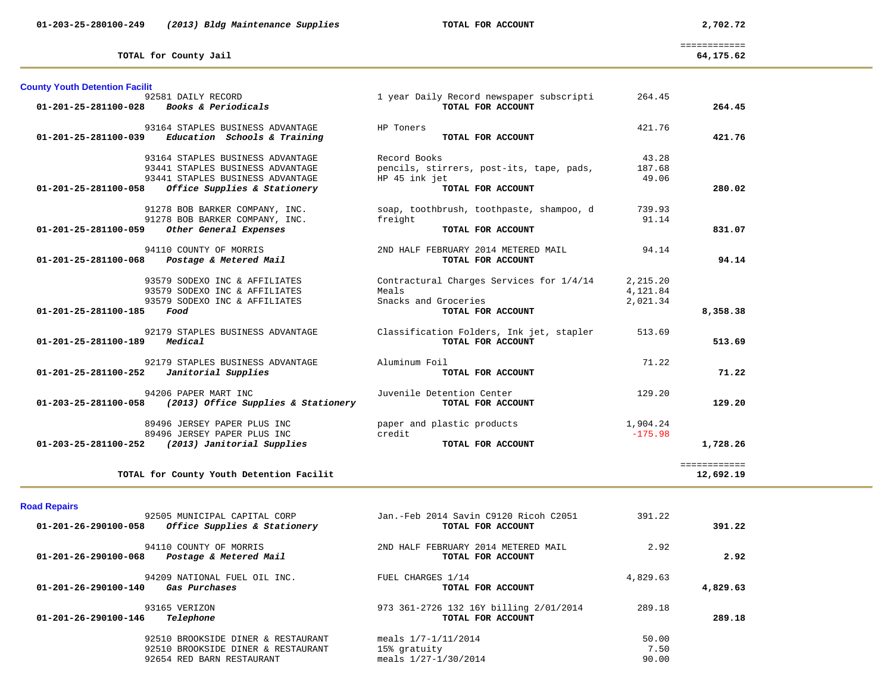| Account / Vendor | Description | Amount | Total |
|---|---|---|---|
| **01-203-25-280100-249** ***(2013) Bldg Maintenance Supplies*** | **TOTAL FOR ACCOUNT** | | **2,702.72** |
| | | | ============ |
| **TOTAL for County Jail** | | | **64,175.62** |

## County Youth Detention Facilit

| Account / Vendor | Description | Amount | Total |
|---|---|---|---|
| 92581 DAILY RECORD | 1 year Daily Record newspaper subscripti | 264.45 | |
| **01-201-25-281100-028** ***Books & Periodicals*** | **TOTAL FOR ACCOUNT** | | **264.45** |
| 93164 STAPLES BUSINESS ADVANTAGE | HP Toners | 421.76 | |
| **01-201-25-281100-039** ***Education Schools & Training*** | **TOTAL FOR ACCOUNT** | | **421.76** |
| 93164 STAPLES BUSINESS ADVANTAGE | Record Books | 43.28 | |
| 93441 STAPLES BUSINESS ADVANTAGE | pencils, stirrers, post-its, tape, pads, | 187.68 | |
| 93441 STAPLES BUSINESS ADVANTAGE | HP 45 ink jet | 49.06 | |
| **01-201-25-281100-058** ***Office Supplies & Stationery*** | **TOTAL FOR ACCOUNT** | | **280.02** |
| 91278 BOB BARKER COMPANY, INC. | soap, toothbrush, toothpaste, shampoo, d | 739.93 | |
| 91278 BOB BARKER COMPANY, INC. | freight | 91.14 | |
| **01-201-25-281100-059** ***Other General Expenses*** | **TOTAL FOR ACCOUNT** | | **831.07** |
| 94110 COUNTY OF MORRIS | 2ND HALF FEBRUARY 2014 METERED MAIL | 94.14 | |
| **01-201-25-281100-068** ***Postage & Metered Mail*** | **TOTAL FOR ACCOUNT** | | **94.14** |
| 93579 SODEXO INC & AFFILIATES | Contractural Charges Services for 1/4/14 | 2,215.20 | |
| 93579 SODEXO INC & AFFILIATES | Meals | 4,121.84 | |
| 93579 SODEXO INC & AFFILIATES | Snacks and Groceries | 2,021.34 | |
| **01-201-25-281100-185** ***Food*** | **TOTAL FOR ACCOUNT** | | **8,358.38** |
| 92179 STAPLES BUSINESS ADVANTAGE | Classification Folders, Ink jet, stapler | 513.69 | |
| **01-201-25-281100-189** ***Medical*** | **TOTAL FOR ACCOUNT** | | **513.69** |
| 92179 STAPLES BUSINESS ADVANTAGE | Aluminum Foil | 71.22 | |
| **01-201-25-281100-252** ***Janitorial Supplies*** | **TOTAL FOR ACCOUNT** | | **71.22** |
| 94206 PAPER MART INC | Juvenile Detention Center | 129.20 | |
| **01-203-25-281100-058** ***(2013) Office Supplies & Stationery*** | **TOTAL FOR ACCOUNT** | | **129.20** |
| 89496 JERSEY PAPER PLUS INC | paper and plastic products | 1,904.24 | |
| 89496 JERSEY PAPER PLUS INC | credit | -175.98 | |
| **01-203-25-281100-252** ***(2013) Janitorial Supplies*** | **TOTAL FOR ACCOUNT** | | **1,728.26** |
| | | | ============ |
| **TOTAL for County Youth Detention Facilit** | | | **12,692.19** |

## Road Repairs

| Account / Vendor | Description | Amount | Total |
|---|---|---|---|
| 92505 MUNICIPAL CAPITAL CORP | Jan.-Feb 2014 Savin C9120 Ricoh C2051 | 391.22 | |
| **01-201-26-290100-058** ***Office Supplies & Stationery*** | **TOTAL FOR ACCOUNT** | | **391.22** |
| 94110 COUNTY OF MORRIS | 2ND HALF FEBRUARY 2014 METERED MAIL | 2.92 | |
| **01-201-26-290100-068** ***Postage & Metered Mail*** | **TOTAL FOR ACCOUNT** | | **2.92** |
| 94209 NATIONAL FUEL OIL INC. | FUEL CHARGES 1/14 | 4,829.63 | |
| **01-201-26-290100-140** ***Gas Purchases*** | **TOTAL FOR ACCOUNT** | | **4,829.63** |
| 93165 VERIZON | 973 361-2726 132 16Y billing 2/01/2014 | 289.18 | |
| **01-201-26-290100-146** ***Telephone*** | **TOTAL FOR ACCOUNT** | | **289.18** |
| 92510 BROOKSIDE DINER & RESTAURANT | meals 1/7-1/11/2014 | 50.00 | |
| 92510 BROOKSIDE DINER & RESTAURANT | 15% gratuity | 7.50 | |
| 92654 RED BARN RESTAURANT | meals 1/27-1/30/2014 | 90.00 | |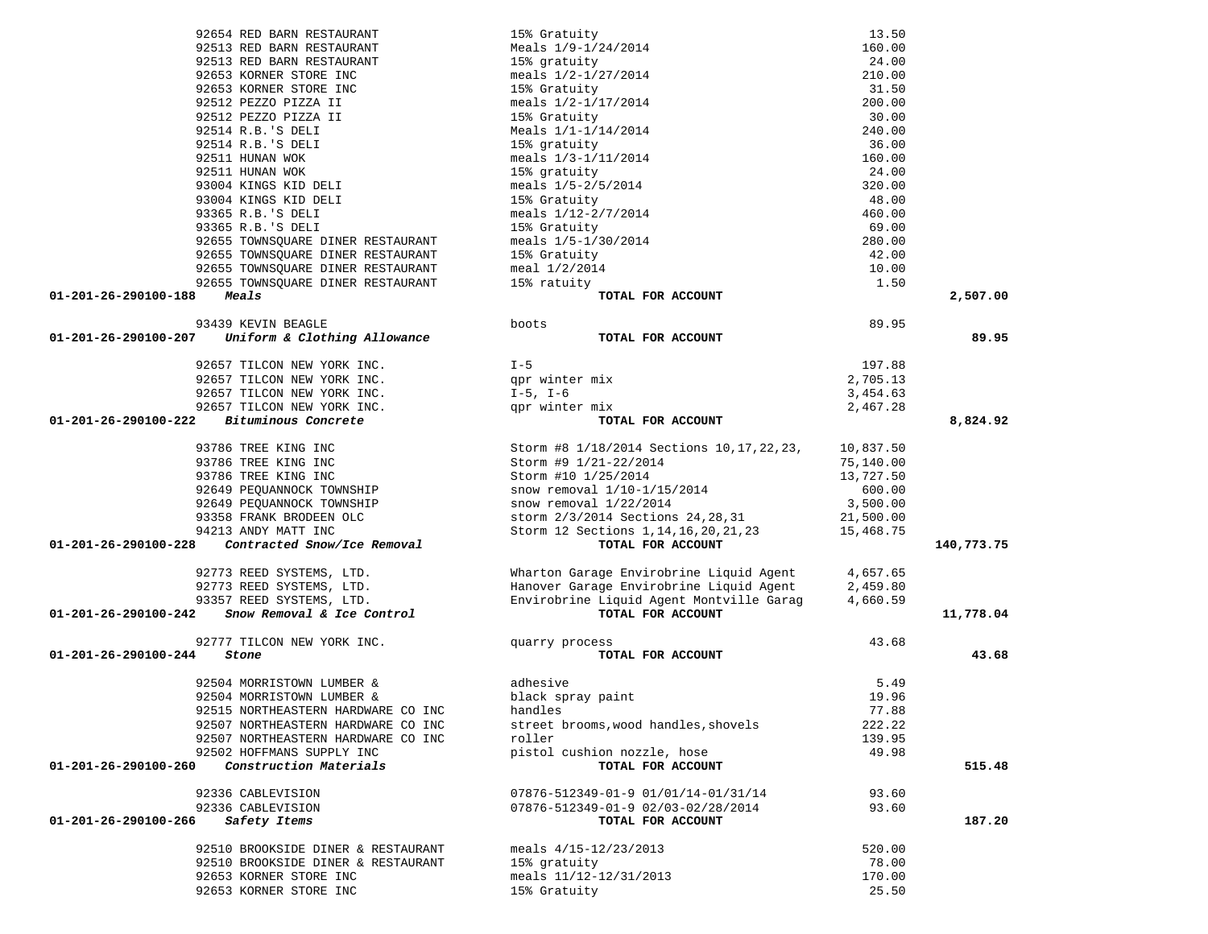| Account | Vendor | Description | Amount | Total |
|---|---|---|---|---|
| | 92654 RED BARN RESTAURANT | 15% Gratuity | 13.50 | |
| | 92513 RED BARN RESTAURANT | Meals 1/9-1/24/2014 | 160.00 | |
| | 92513 RED BARN RESTAURANT | 15% gratuity | 24.00 | |
| | 92653 KORNER STORE INC | meals 1/2-1/27/2014 | 210.00 | |
| | 92653 KORNER STORE INC | 15% Gratuity | 31.50 | |
| | 92512 PEZZO PIZZA II | meals 1/2-1/17/2014 | 200.00 | |
| | 92512 PEZZO PIZZA II | 15% Gratuity | 30.00 | |
| | 92514 R.B.'S DELI | Meals 1/1-1/14/2014 | 240.00 | |
| | 92514 R.B.'S DELI | 15% gratuity | 36.00 | |
| | 92511 HUNAN WOK | meals 1/3-1/11/2014 | 160.00 | |
| | 92511 HUNAN WOK | 15% gratuity | 24.00 | |
| | 93004 KINGS KID DELI | meals 1/5-2/5/2014 | 320.00 | |
| | 93004 KINGS KID DELI | 15% Gratuity | 48.00 | |
| | 93365 R.B.'S DELI | meals 1/12-2/7/2014 | 460.00 | |
| | 93365 R.B.'S DELI | 15% Gratuity | 69.00 | |
| | 92655 TOWNSQUARE DINER RESTAURANT | meals 1/5-1/30/2014 | 280.00 | |
| | 92655 TOWNSQUARE DINER RESTAURANT | 15% Gratuity | 42.00 | |
| | 92655 TOWNSQUARE DINER RESTAURANT | meal 1/2/2014 | 10.00 | |
| | 92655 TOWNSQUARE DINER RESTAURANT | 15% ratuity | 1.50 | |
| **01-201-26-290100-188** | ***Meals*** | **TOTAL FOR ACCOUNT** | | **2,507.00** |
| | 93439 KEVIN BEAGLE | boots | 89.95 | |
| **01-201-26-290100-207** | ***Uniform & Clothing Allowance*** | **TOTAL FOR ACCOUNT** | | **89.95** |
| | 92657 TILCON NEW YORK INC. | I-5 | 197.88 | |
| | 92657 TILCON NEW YORK INC. | qpr winter mix | 2,705.13 | |
| | 92657 TILCON NEW YORK INC. | I-5, I-6 | 3,454.63 | |
| | 92657 TILCON NEW YORK INC. | qpr winter mix | 2,467.28 | |
| **01-201-26-290100-222** | ***Bituminous Concrete*** | **TOTAL FOR ACCOUNT** | | **8,824.92** |
| | 93786 TREE KING INC | Storm #8 1/18/2014 Sections 10,17,22,23, | 10,837.50 | |
| | 93786 TREE KING INC | Storm #9 1/21-22/2014 | 75,140.00 | |
| | 93786 TREE KING INC | Storm #10 1/25/2014 | 13,727.50 | |
| | 92649 PEQUANNOCK TOWNSHIP | snow removal 1/10-1/15/2014 | 600.00 | |
| | 92649 PEQUANNOCK TOWNSHIP | snow removal 1/22/2014 | 3,500.00 | |
| | 93358 FRANK BRODEEN OLC | storm 2/3/2014 Sections 24,28,31 | 21,500.00 | |
| | 94213 ANDY MATT INC | Storm 12 Sections 1,14,16,20,21,23 | 15,468.75 | |
| **01-201-26-290100-228** | ***Contracted Snow/Ice Removal*** | **TOTAL FOR ACCOUNT** | | **140,773.75** |
| | 92773 REED SYSTEMS, LTD. | Wharton Garage Envirobrine Liquid Agent | 4,657.65 | |
| | 92773 REED SYSTEMS, LTD. | Hanover Garage Envirobrine Liquid Agent | 2,459.80 | |
| | 93357 REED SYSTEMS, LTD. | Envirobrine Liquid Agent Montville Garag | 4,660.59 | |
| **01-201-26-290100-242** | ***Snow Removal & Ice Control*** | **TOTAL FOR ACCOUNT** | | **11,778.04** |
| | 92777 TILCON NEW YORK INC. | quarry process | 43.68 | |
| **01-201-26-290100-244** | ***Stone*** | **TOTAL FOR ACCOUNT** | | **43.68** |
| | 92504 MORRISTOWN LUMBER & | adhesive | 5.49 | |
| | 92504 MORRISTOWN LUMBER & | black spray paint | 19.96 | |
| | 92515 NORTHEASTERN HARDWARE CO INC | handles | 77.88 | |
| | 92507 NORTHEASTERN HARDWARE CO INC | street brooms,wood handles,shovels | 222.22 | |
| | 92507 NORTHEASTERN HARDWARE CO INC | roller | 139.95 | |
| | 92502 HOFFMANS SUPPLY INC | pistol cushion nozzle, hose | 49.98 | |
| **01-201-26-290100-260** | ***Construction Materials*** | **TOTAL FOR ACCOUNT** | | **515.48** |
| | 92336 CABLEVISION | 07876-512349-01-9 01/01/14-01/31/14 | 93.60 | |
| | 92336 CABLEVISION | 07876-512349-01-9 02/03-02/28/2014 | 93.60 | |
| **01-201-26-290100-266** | ***Safety Items*** | **TOTAL FOR ACCOUNT** | | **187.20** |
| | 92510 BROOKSIDE DINER & RESTAURANT | meals 4/15-12/23/2013 | 520.00 | |
| | 92510 BROOKSIDE DINER & RESTAURANT | 15% gratuity | 78.00 | |
| | 92653 KORNER STORE INC | meals 11/12-12/31/2013 | 170.00 | |
| | 92653 KORNER STORE INC | 15% Gratuity | 25.50 | |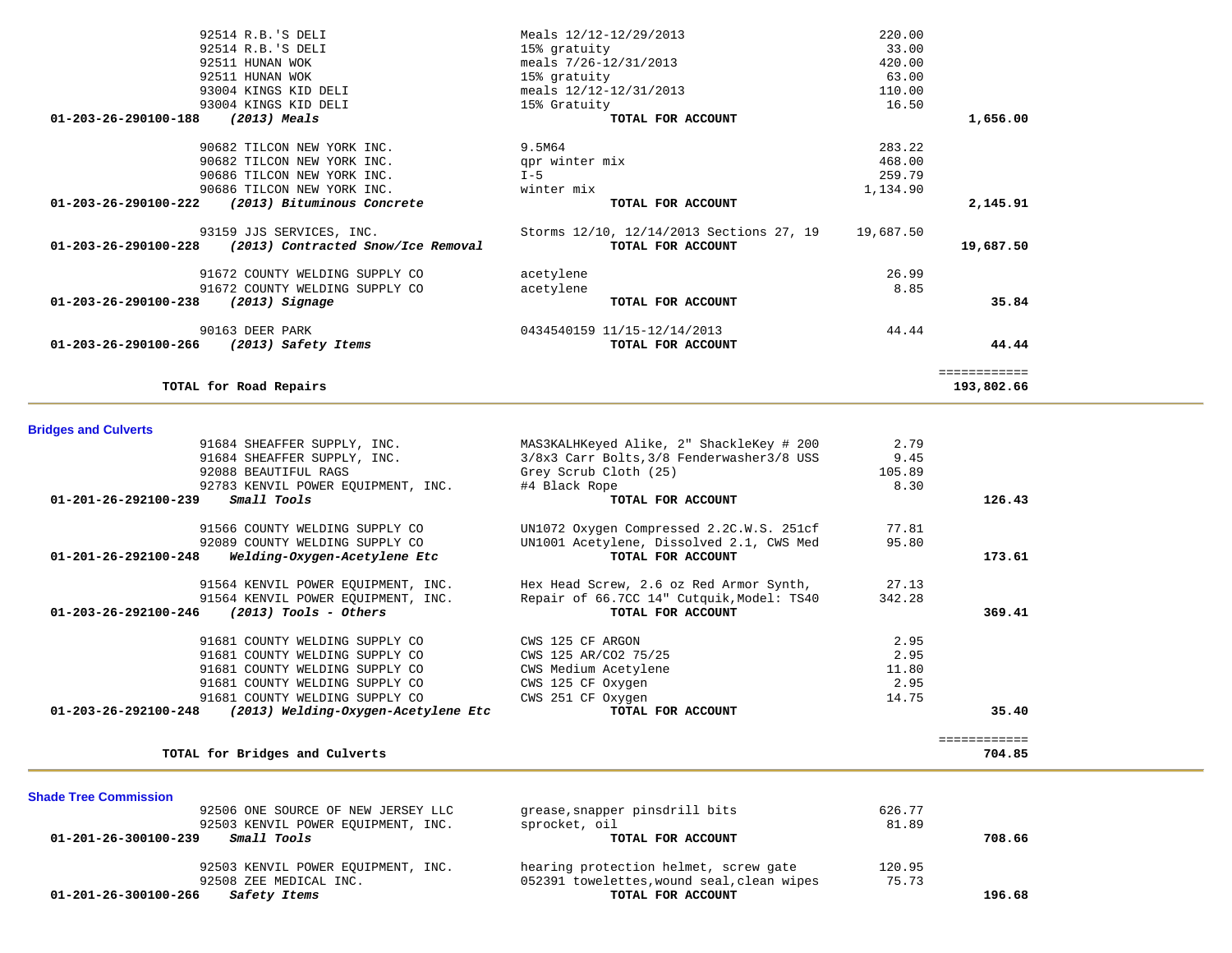| Account | Vendor / Description | Item Description | Amount | Total |
|---|---|---|---|---|
| | 92514 R.B.'S DELI | Meals 12/12-12/29/2013 | 220.00 | |
| | 92514 R.B.'S DELI | 15% gratuity | 33.00 | |
| | 92511 HUNAN WOK | meals 7/26-12/31/2013 | 420.00 | |
| | 92511 HUNAN WOK | 15% gratuity | 63.00 | |
| | 93004 KINGS KID DELI | meals 12/12-12/31/2013 | 110.00 | |
| | 93004 KINGS KID DELI | 15% Gratuity | 16.50 | |
| **01-203-26-290100-188** | ***(2013) Meals*** | **TOTAL FOR ACCOUNT** | | **1,656.00** |
| | 90682 TILCON NEW YORK INC. | 9.5M64 | 283.22 | |
| | 90682 TILCON NEW YORK INC. | qpr winter mix | 468.00 | |
| | 90686 TILCON NEW YORK INC. | I-5 | 259.79 | |
| | 90686 TILCON NEW YORK INC. | winter mix | 1,134.90 | |
| **01-203-26-290100-222** | ***(2013) Bituminous Concrete*** | **TOTAL FOR ACCOUNT** | | **2,145.91** |
| | 93159 JJS SERVICES, INC. | Storms 12/10, 12/14/2013 Sections 27, 19 | 19,687.50 | |
| **01-203-26-290100-228** | ***(2013) Contracted Snow/Ice Removal*** | **TOTAL FOR ACCOUNT** | | **19,687.50** |
| | 91672 COUNTY WELDING SUPPLY CO | acetylene | 26.99 | |
| | 91672 COUNTY WELDING SUPPLY CO | acetylene | 8.85 | |
| **01-203-26-290100-238** | ***(2013) Signage*** | **TOTAL FOR ACCOUNT** | | **35.84** |
| | 90163 DEER PARK | 0434540159 11/15-12/14/2013 | 44.44 | |
| **01-203-26-290100-266** | ***(2013) Safety Items*** | **TOTAL FOR ACCOUNT** | | **44.44** |
| | | | | ============ |
| | **TOTAL for Road Repairs** | | | **193,802.66** |

## Bridges and Culverts

| Account | Vendor / Description | Item Description | Amount | Total |
|---|---|---|---|---|
| | 91684 SHEAFFER SUPPLY, INC. | MAS3KALHKeyed Alike, 2" ShackleKey # 200 | 2.79 | |
| | 91684 SHEAFFER SUPPLY, INC. | 3/8x3 Carr Bolts,3/8 Fenderwasher3/8 USS | 9.45 | |
| | 92088 BEAUTIFUL RAGS | Grey Scrub Cloth (25) | 105.89 | |
| | 92783 KENVIL POWER EQUIPMENT, INC. | #4 Black Rope | 8.30 | |
| **01-201-26-292100-239** | ***Small Tools*** | **TOTAL FOR ACCOUNT** | | **126.43** |
| | 91566 COUNTY WELDING SUPPLY CO | UN1072 Oxygen Compressed 2.2C.W.S. 251cf | 77.81 | |
| | 92089 COUNTY WELDING SUPPLY CO | UN1001 Acetylene, Dissolved 2.1, CWS Med | 95.80 | |
| **01-201-26-292100-248** | ***Welding-Oxygen-Acetylene Etc*** | **TOTAL FOR ACCOUNT** | | **173.61** |
| | 91564 KENVIL POWER EQUIPMENT, INC. | Hex Head Screw, 2.6 oz Red Armor Synth, | 27.13 | |
| | 91564 KENVIL POWER EQUIPMENT, INC. | Repair of 66.7CC 14" Cutquik,Model: TS40 | 342.28 | |
| **01-203-26-292100-246** | ***(2013) Tools - Others*** | **TOTAL FOR ACCOUNT** | | **369.41** |
| | 91681 COUNTY WELDING SUPPLY CO | CWS 125 CF ARGON | 2.95 | |
| | 91681 COUNTY WELDING SUPPLY CO | CWS 125 AR/CO2 75/25 | 2.95 | |
| | 91681 COUNTY WELDING SUPPLY CO | CWS Medium Acetylene | 11.80 | |
| | 91681 COUNTY WELDING SUPPLY CO | CWS 125 CF Oxygen | 2.95 | |
| | 91681 COUNTY WELDING SUPPLY CO | CWS 251 CF Oxygen | 14.75 | |
| **01-203-26-292100-248** | ***(2013) Welding-Oxygen-Acetylene Etc*** | **TOTAL FOR ACCOUNT** | | **35.40** |
| | | | | ============ |
| | **TOTAL for Bridges and Culverts** | | | **704.85** |

## Shade Tree Commission

| Account | Vendor / Description | Item Description | Amount | Total |
|---|---|---|---|---|
| | 92506 ONE SOURCE OF NEW JERSEY LLC | grease,snapper pinsdrill bits | 626.77 | |
| | 92503 KENVIL POWER EQUIPMENT, INC. | sprocket, oil | 81.89 | |
| **01-201-26-300100-239** | ***Small Tools*** | **TOTAL FOR ACCOUNT** | | **708.66** |
| | 92503 KENVIL POWER EQUIPMENT, INC. | hearing protection helmet, screw gate | 120.95 | |
| | 92508 ZEE MEDICAL INC. | 052391 towelettes,wound seal,clean wipes | 75.73 | |
| **01-201-26-300100-266** | ***Safety Items*** | **TOTAL FOR ACCOUNT** | | **196.68** |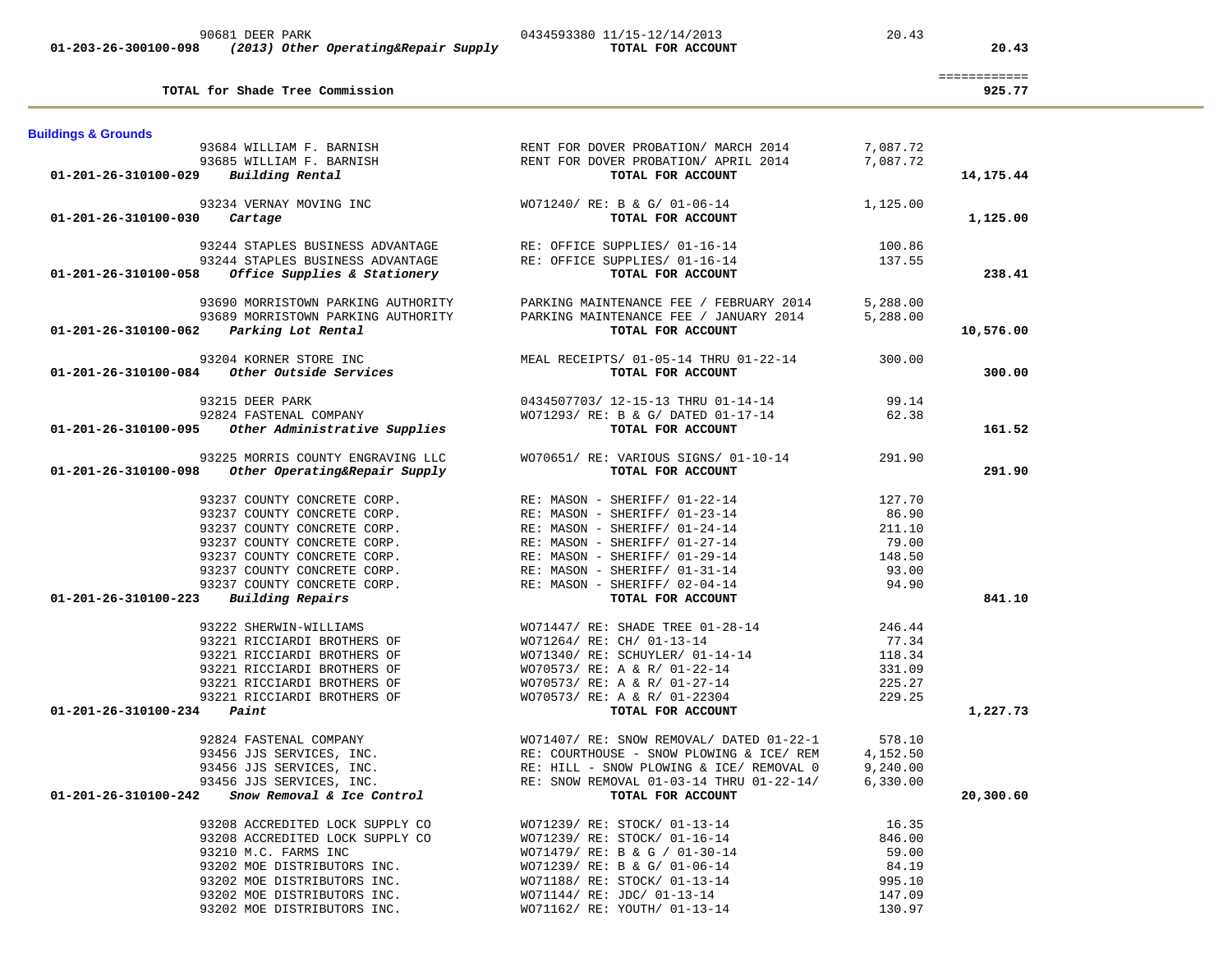| Account | Vendor / Description | Reference | Amount | Total |
|---|---|---|---|---|
| | 90681 DEER PARK | 0434593380 11/15-12/14/2013 | 20.43 | |
| 01-203-26-300100-098 | *(2013) Other Operating&Repair Supply* | **TOTAL FOR ACCOUNT** | | **20.43** |
| | | | | ============ |
| | **TOTAL for Shade Tree Commission** | | | **925.77** |

**Buildings & Grounds**

| Account | Vendor / Description | Reference | Amount | Total |
|---|---|---|---|---|
| | 93684 WILLIAM F. BARNISH | RENT FOR DOVER PROBATION/ MARCH 2014 | 7,087.72 | |
| | 93685 WILLIAM F. BARNISH | RENT FOR DOVER PROBATION/ APRIL 2014 | 7,087.72 | |
| 01-201-26-310100-029 | *Building Rental* | **TOTAL FOR ACCOUNT** | | **14,175.44** |
| | 93234 VERNAY MOVING INC | WO71240/ RE: B & G/ 01-06-14 | 1,125.00 | |
| 01-201-26-310100-030 | *Cartage* | **TOTAL FOR ACCOUNT** | | **1,125.00** |
| | 93244 STAPLES BUSINESS ADVANTAGE | RE: OFFICE SUPPLIES/ 01-16-14 | 100.86 | |
| | 93244 STAPLES BUSINESS ADVANTAGE | RE: OFFICE SUPPLIES/ 01-16-14 | 137.55 | |
| 01-201-26-310100-058 | *Office Supplies & Stationery* | **TOTAL FOR ACCOUNT** | | **238.41** |
| | 93690 MORRISTOWN PARKING AUTHORITY | PARKING MAINTENANCE FEE / FEBRUARY 2014 | 5,288.00 | |
| | 93689 MORRISTOWN PARKING AUTHORITY | PARKING MAINTENANCE FEE / JANUARY 2014 | 5,288.00 | |
| 01-201-26-310100-062 | *Parking Lot Rental* | **TOTAL FOR ACCOUNT** | | **10,576.00** |
| | 93204 KORNER STORE INC | MEAL RECEIPTS/ 01-05-14 THRU 01-22-14 | 300.00 | |
| 01-201-26-310100-084 | *Other Outside Services* | **TOTAL FOR ACCOUNT** | | **300.00** |
| | 93215 DEER PARK | 0434507703/ 12-15-13 THRU 01-14-14 | 99.14 | |
| | 92824 FASTENAL COMPANY | WO71293/ RE: B & G/ DATED 01-17-14 | 62.38 | |
| 01-201-26-310100-095 | *Other Administrative Supplies* | **TOTAL FOR ACCOUNT** | | **161.52** |
| | 93225 MORRIS COUNTY ENGRAVING LLC | WO70651/ RE: VARIOUS SIGNS/ 01-10-14 | 291.90 | |
| 01-201-26-310100-098 | *Other Operating&Repair Supply* | **TOTAL FOR ACCOUNT** | | **291.90** |
| | 93237 COUNTY CONCRETE CORP. | RE: MASON - SHERIFF/ 01-22-14 | 127.70 | |
| | 93237 COUNTY CONCRETE CORP. | RE: MASON - SHERIFF/ 01-23-14 | 86.90 | |
| | 93237 COUNTY CONCRETE CORP. | RE: MASON - SHERIFF/ 01-24-14 | 211.10 | |
| | 93237 COUNTY CONCRETE CORP. | RE: MASON - SHERIFF/ 01-27-14 | 79.00 | |
| | 93237 COUNTY CONCRETE CORP. | RE: MASON - SHERIFF/ 01-29-14 | 148.50 | |
| | 93237 COUNTY CONCRETE CORP. | RE: MASON - SHERIFF/ 01-31-14 | 93.00 | |
| | 93237 COUNTY CONCRETE CORP. | RE: MASON - SHERIFF/ 02-04-14 | 94.90 | |
| 01-201-26-310100-223 | *Building Repairs* | **TOTAL FOR ACCOUNT** | | **841.10** |
| | 93222 SHERWIN-WILLIAMS | WO71447/ RE: SHADE TREE 01-28-14 | 246.44 | |
| | 93221 RICCIARDI BROTHERS OF | WO71264/ RE: CH/ 01-13-14 | 77.34 | |
| | 93221 RICCIARDI BROTHERS OF | WO71340/ RE: SCHUYLER/ 01-14-14 | 118.34 | |
| | 93221 RICCIARDI BROTHERS OF | WO70573/ RE: A & R/ 01-22-14 | 331.09 | |
| | 93221 RICCIARDI BROTHERS OF | WO70573/ RE: A & R/ 01-27-14 | 225.27 | |
| | 93221 RICCIARDI BROTHERS OF | WO70573/ RE: A & R/ 01-22304 | 229.25 | |
| 01-201-26-310100-234 | *Paint* | **TOTAL FOR ACCOUNT** | | **1,227.73** |
| | 92824 FASTENAL COMPANY | WO71407/ RE: SNOW REMOVAL/ DATED 01-22-1 | 578.10 | |
| | 93456 JJS SERVICES, INC. | RE: COURTHOUSE - SNOW PLOWING & ICE/ REM | 4,152.50 | |
| | 93456 JJS SERVICES, INC. | RE: HILL - SNOW PLOWING & ICE/ REMOVAL 0 | 9,240.00 | |
| | 93456 JJS SERVICES, INC. | RE: SNOW REMOVAL 01-03-14 THRU 01-22-14/ | 6,330.00 | |
| 01-201-26-310100-242 | *Snow Removal & Ice Control* | **TOTAL FOR ACCOUNT** | | **20,300.60** |
| | 93208 ACCREDITED LOCK SUPPLY CO | WO71239/ RE: STOCK/ 01-13-14 | 16.35 | |
| | 93208 ACCREDITED LOCK SUPPLY CO | WO71239/ RE: STOCK/ 01-16-14 | 846.00 | |
| | 93210 M.C. FARMS INC | WO71479/ RE: B & G / 01-30-14 | 59.00 | |
| | 93202 MOE DISTRIBUTORS INC. | WO71239/ RE: B & G/ 01-06-14 | 84.19 | |
| | 93202 MOE DISTRIBUTORS INC. | WO71188/ RE: STOCK/ 01-13-14 | 995.10 | |
| | 93202 MOE DISTRIBUTORS INC. | WO71144/ RE: JDC/ 01-13-14 | 147.09 | |
| | 93202 MOE DISTRIBUTORS INC. | WO71162/ RE: YOUTH/ 01-13-14 | 130.97 | |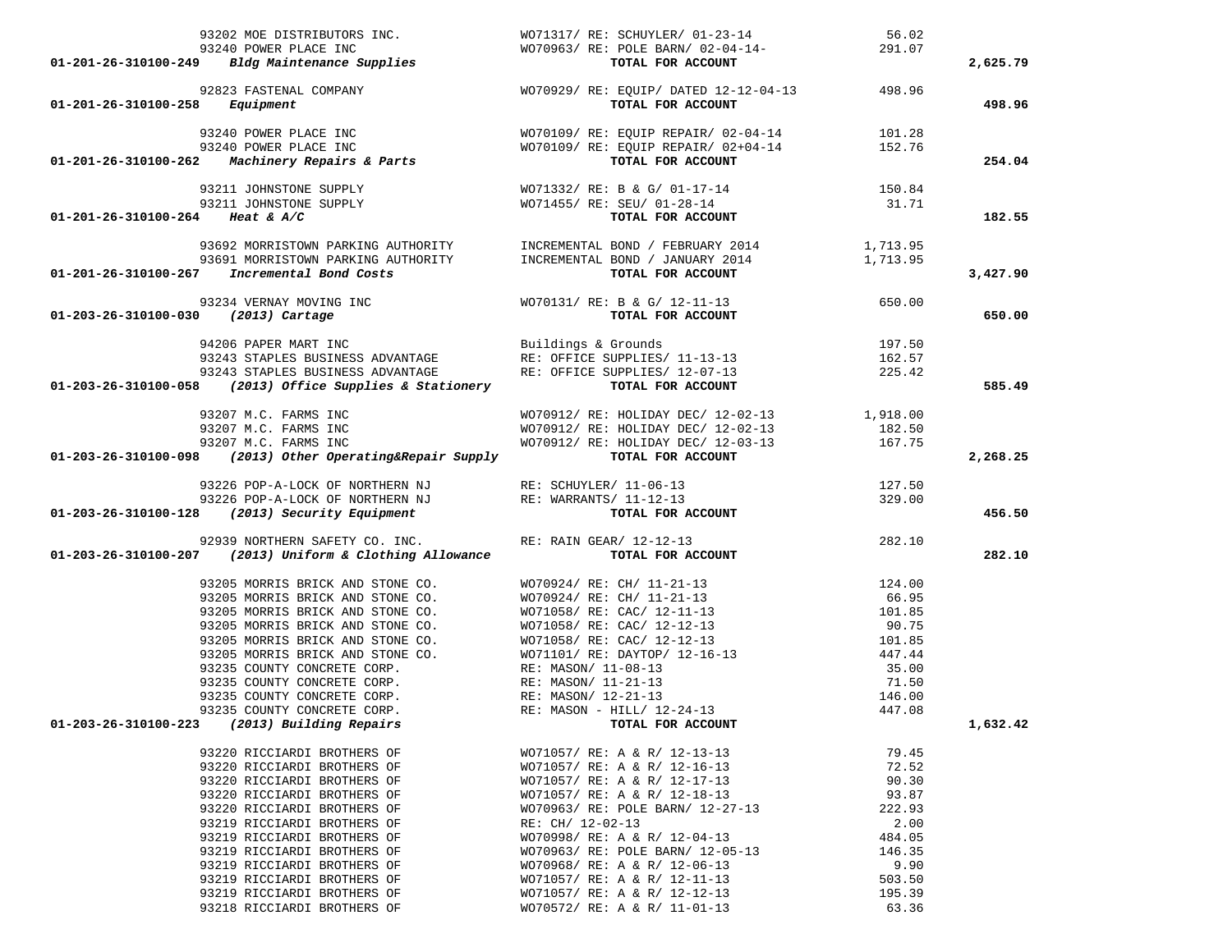| Account | Vendor | Description | Amount | Total |
|---|---|---|---|---|
| | 93202 MOE DISTRIBUTORS INC. | WO71317/ RE: SCHUYLER/ 01-23-14 | 56.02 | |
| | 93240 POWER PLACE INC | WO70963/ RE: POLE BARN/ 02-04-14- | 291.07 | |
| **01-201-26-310100-249** | ***Bldg Maintenance Supplies*** | **TOTAL FOR ACCOUNT** | | **2,625.79** |
| | 92823 FASTENAL COMPANY | WO70929/ RE: EQUIP/ DATED 12-12-04-13 | 498.96 | |
| **01-201-26-310100-258** | ***Equipment*** | **TOTAL FOR ACCOUNT** | | **498.96** |
| | 93240 POWER PLACE INC | WO70109/ RE: EQUIP REPAIR/ 02-04-14 | 101.28 | |
| | 93240 POWER PLACE INC | WO70109/ RE: EQUIP REPAIR/ 02+04-14 | 152.76 | |
| **01-201-26-310100-262** | ***Machinery Repairs & Parts*** | **TOTAL FOR ACCOUNT** | | **254.04** |
| | 93211 JOHNSTONE SUPPLY | WO71332/ RE: B & G/ 01-17-14 | 150.84 | |
| | 93211 JOHNSTONE SUPPLY | WO71455/ RE: SEU/ 01-28-14 | 31.71 | |
| **01-201-26-310100-264** | ***Heat & A/C*** | **TOTAL FOR ACCOUNT** | | **182.55** |
| | 93692 MORRISTOWN PARKING AUTHORITY | INCREMENTAL BOND / FEBRUARY 2014 | 1,713.95 | |
| | 93691 MORRISTOWN PARKING AUTHORITY | INCREMENTAL BOND / JANUARY 2014 | 1,713.95 | |
| **01-201-26-310100-267** | ***Incremental Bond Costs*** | **TOTAL FOR ACCOUNT** | | **3,427.90** |
| | 93234 VERNAY MOVING INC | WO70131/ RE: B & G/ 12-11-13 | 650.00 | |
| **01-203-26-310100-030** | ***(2013) Cartage*** | **TOTAL FOR ACCOUNT** | | **650.00** |
| | 94206 PAPER MART INC | Buildings & Grounds | 197.50 | |
| | 93243 STAPLES BUSINESS ADVANTAGE | RE: OFFICE SUPPLIES/ 11-13-13 | 162.57 | |
| | 93243 STAPLES BUSINESS ADVANTAGE | RE: OFFICE SUPPLIES/ 12-07-13 | 225.42 | |
| **01-203-26-310100-058** | ***(2013) Office Supplies & Stationery*** | **TOTAL FOR ACCOUNT** | | **585.49** |
| | 93207 M.C. FARMS INC | WO70912/ RE: HOLIDAY DEC/ 12-02-13 | 1,918.00 | |
| | 93207 M.C. FARMS INC | WO70912/ RE: HOLIDAY DEC/ 12-02-13 | 182.50 | |
| | 93207 M.C. FARMS INC | WO70912/ RE: HOLIDAY DEC/ 12-03-13 | 167.75 | |
| **01-203-26-310100-098** | ***(2013) Other Operating&Repair Supply*** | **TOTAL FOR ACCOUNT** | | **2,268.25** |
| | 93226 POP-A-LOCK OF NORTHERN NJ | RE: SCHUYLER/ 11-06-13 | 127.50 | |
| | 93226 POP-A-LOCK OF NORTHERN NJ | RE: WARRANTS/ 11-12-13 | 329.00 | |
| **01-203-26-310100-128** | ***(2013) Security Equipment*** | **TOTAL FOR ACCOUNT** | | **456.50** |
| | 92939 NORTHERN SAFETY CO. INC. | RE: RAIN GEAR/ 12-12-13 | 282.10 | |
| **01-203-26-310100-207** | ***(2013) Uniform & Clothing Allowance*** | **TOTAL FOR ACCOUNT** | | **282.10** |
| | 93205 MORRIS BRICK AND STONE CO. | WO70924/ RE: CH/ 11-21-13 | 124.00 | |
| | 93205 MORRIS BRICK AND STONE CO. | WO70924/ RE: CH/ 11-21-13 | 66.95 | |
| | 93205 MORRIS BRICK AND STONE CO. | WO71058/ RE: CAC/ 12-11-13 | 101.85 | |
| | 93205 MORRIS BRICK AND STONE CO. | WO71058/ RE: CAC/ 12-12-13 | 90.75 | |
| | 93205 MORRIS BRICK AND STONE CO. | WO71058/ RE: CAC/ 12-12-13 | 101.85 | |
| | 93205 MORRIS BRICK AND STONE CO. | WO71101/ RE: DAYTOP/ 12-16-13 | 447.44 | |
| | 93235 COUNTY CONCRETE CORP. | RE: MASON/ 11-08-13 | 35.00 | |
| | 93235 COUNTY CONCRETE CORP. | RE: MASON/ 11-21-13 | 71.50 | |
| | 93235 COUNTY CONCRETE CORP. | RE: MASON/ 12-21-13 | 146.00 | |
| | 93235 COUNTY CONCRETE CORP. | RE: MASON - HILL/ 12-24-13 | 447.08 | |
| **01-203-26-310100-223** | ***(2013) Building Repairs*** | **TOTAL FOR ACCOUNT** | | **1,632.42** |
| | 93220 RICCIARDI BROTHERS OF | WO71057/ RE: A & R/ 12-13-13 | 79.45 | |
| | 93220 RICCIARDI BROTHERS OF | WO71057/ RE: A & R/ 12-16-13 | 72.52 | |
| | 93220 RICCIARDI BROTHERS OF | WO71057/ RE: A & R/ 12-17-13 | 90.30 | |
| | 93220 RICCIARDI BROTHERS OF | WO71057/ RE: A & R/ 12-18-13 | 93.87 | |
| | 93220 RICCIARDI BROTHERS OF | WO70963/ RE: POLE BARN/ 12-27-13 | 222.93 | |
| | 93219 RICCIARDI BROTHERS OF | RE: CH/ 12-02-13 | 2.00 | |
| | 93219 RICCIARDI BROTHERS OF | WO70998/ RE: A & R/ 12-04-13 | 484.05 | |
| | 93219 RICCIARDI BROTHERS OF | WO70963/ RE: POLE BARN/ 12-05-13 | 146.35 | |
| | 93219 RICCIARDI BROTHERS OF | WO70968/ RE: A & R/ 12-06-13 | 9.90 | |
| | 93219 RICCIARDI BROTHERS OF | WO71057/ RE: A & R/ 12-11-13 | 503.50 | |
| | 93219 RICCIARDI BROTHERS OF | WO71057/ RE: A & R/ 12-12-13 | 195.39 | |
| | 93218 RICCIARDI BROTHERS OF | WO70572/ RE: A & R/ 11-01-13 | 63.36 | |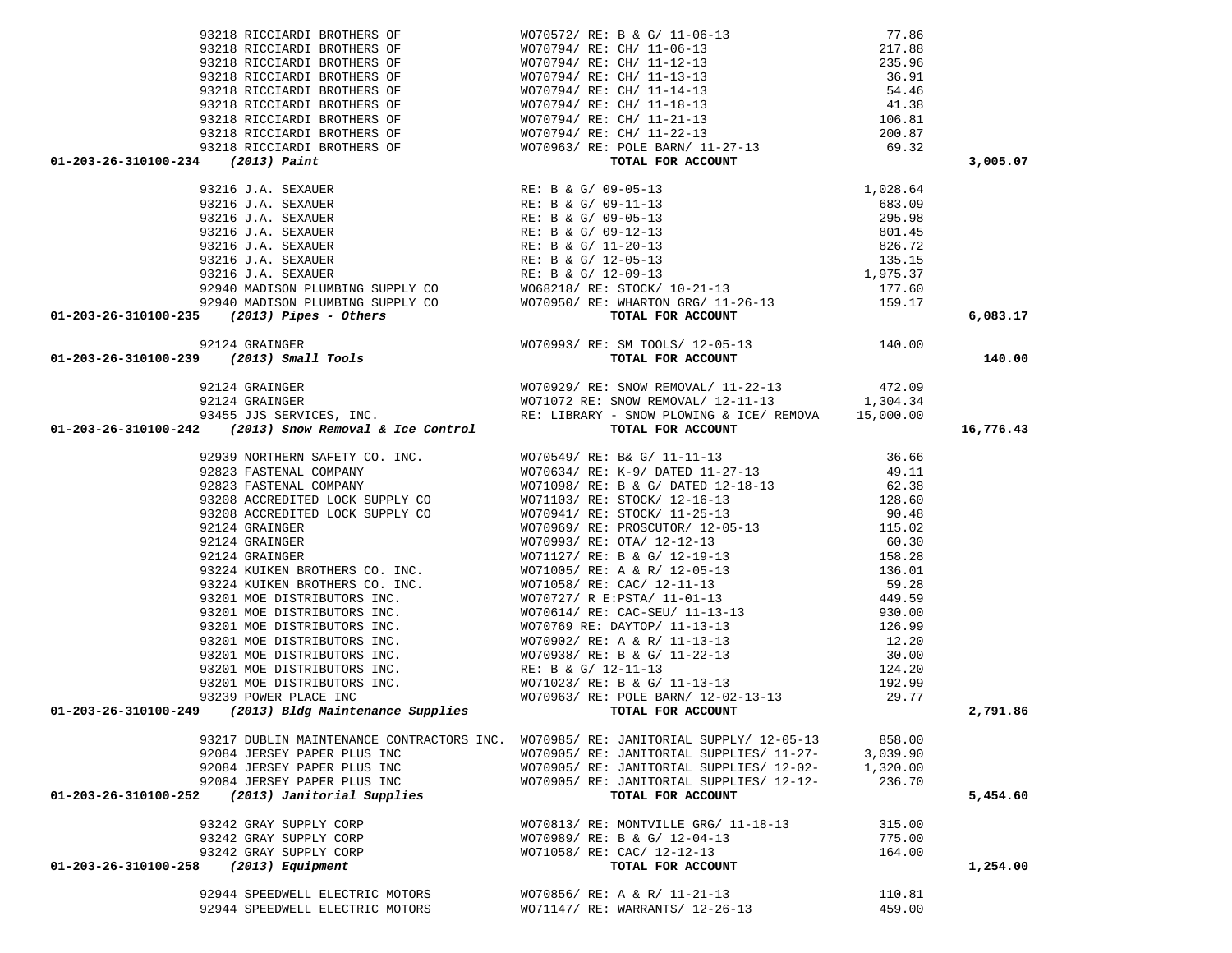| Account | Vendor | Description | Amount | Total |
|---|---|---|---|---|
| | 93218 RICCIARDI BROTHERS OF | WO70572/ RE: B & G/ 11-06-13 | 77.86 | |
| | 93218 RICCIARDI BROTHERS OF | WO70794/ RE: CH/ 11-06-13 | 217.88 | |
| | 93218 RICCIARDI BROTHERS OF | WO70794/ RE: CH/ 11-12-13 | 235.96 | |
| | 93218 RICCIARDI BROTHERS OF | WO70794/ RE: CH/ 11-13-13 | 36.91 | |
| | 93218 RICCIARDI BROTHERS OF | WO70794/ RE: CH/ 11-14-13 | 54.46 | |
| | 93218 RICCIARDI BROTHERS OF | WO70794/ RE: CH/ 11-18-13 | 41.38 | |
| | 93218 RICCIARDI BROTHERS OF | WO70794/ RE: CH/ 11-21-13 | 106.81 | |
| | 93218 RICCIARDI BROTHERS OF | WO70794/ RE: CH/ 11-22-13 | 200.87 | |
| | 93218 RICCIARDI BROTHERS OF | WO70963/ RE: POLE BARN/ 11-27-13 | 69.32 | |
| **01-203-26-310100-234** | ***(2013) Paint*** | **TOTAL FOR ACCOUNT** | | **3,005.07** |
| | 93216 J.A. SEXAUER | RE: B & G/ 09-05-13 | 1,028.64 | |
| | 93216 J.A. SEXAUER | RE: B & G/ 09-11-13 | 683.09 | |
| | 93216 J.A. SEXAUER | RE: B & G/ 09-05-13 | 295.98 | |
| | 93216 J.A. SEXAUER | RE: B & G/ 09-12-13 | 801.45 | |
| | 93216 J.A. SEXAUER | RE: B & G/ 11-20-13 | 826.72 | |
| | 93216 J.A. SEXAUER | RE: B & G/ 12-05-13 | 135.15 | |
| | 93216 J.A. SEXAUER | RE: B & G/ 12-09-13 | 1,975.37 | |
| | 92940 MADISON PLUMBING SUPPLY CO | WO68218/ RE: STOCK/ 10-21-13 | 177.60 | |
| | 92940 MADISON PLUMBING SUPPLY CO | WO70950/ RE: WHARTON GRG/ 11-26-13 | 159.17 | |
| **01-203-26-310100-235** | ***(2013) Pipes - Others*** | **TOTAL FOR ACCOUNT** | | **6,083.17** |
| | 92124 GRAINGER | WO70993/ RE: SM TOOLS/ 12-05-13 | 140.00 | |
| **01-203-26-310100-239** | ***(2013) Small Tools*** | **TOTAL FOR ACCOUNT** | | **140.00** |
| | 92124 GRAINGER | WO70929/ RE: SNOW REMOVAL/ 11-22-13 | 472.09 | |
| | 92124 GRAINGER | WO71072 RE: SNOW REMOVAL/ 12-11-13 | 1,304.34 | |
| | 93455 JJS SERVICES, INC. | RE: LIBRARY - SNOW PLOWING & ICE/ REMOVA | 15,000.00 | |
| **01-203-26-310100-242** | ***(2013) Snow Removal & Ice Control*** | **TOTAL FOR ACCOUNT** | | **16,776.43** |
| | 92939 NORTHERN SAFETY CO. INC. | WO70549/ RE: B& G/ 11-11-13 | 36.66 | |
| | 92823 FASTENAL COMPANY | WO70634/ RE: K-9/ DATED 11-27-13 | 49.11 | |
| | 92823 FASTENAL COMPANY | WO71098/ RE: B & G/ DATED 12-18-13 | 62.38 | |
| | 93208 ACCREDITED LOCK SUPPLY CO | WO71103/ RE: STOCK/ 12-16-13 | 128.60 | |
| | 93208 ACCREDITED LOCK SUPPLY CO | WO70941/ RE: STOCK/ 11-25-13 | 90.48 | |
| | 92124 GRAINGER | WO70969/ RE: PROSCUTOR/ 12-05-13 | 115.02 | |
| | 92124 GRAINGER | WO70993/ RE: OTA/ 12-12-13 | 60.30 | |
| | 92124 GRAINGER | WO71127/ RE: B & G/ 12-19-13 | 158.28 | |
| | 93224 KUIKEN BROTHERS CO. INC. | WO71005/ RE: A & R/ 12-05-13 | 136.01 | |
| | 93224 KUIKEN BROTHERS CO. INC. | WO71058/ RE: CAC/ 12-11-13 | 59.28 | |
| | 93201 MOE DISTRIBUTORS INC. | WO70727/ R E:PSTA/ 11-01-13 | 449.59 | |
| | 93201 MOE DISTRIBUTORS INC. | WO70614/ RE: CAC-SEU/ 11-13-13 | 930.00 | |
| | 93201 MOE DISTRIBUTORS INC. | WO70769 RE: DAYTOP/ 11-13-13 | 126.99 | |
| | 93201 MOE DISTRIBUTORS INC. | WO70902/ RE: A & R/ 11-13-13 | 12.20 | |
| | 93201 MOE DISTRIBUTORS INC. | WO70938/ RE: B & G/ 11-22-13 | 30.00 | |
| | 93201 MOE DISTRIBUTORS INC. | RE: B & G/ 12-11-13 | 124.20 | |
| | 93201 MOE DISTRIBUTORS INC. | WO71023/ RE: B & G/ 11-13-13 | 192.99 | |
| | 93239 POWER PLACE INC | WO70963/ RE: POLE BARN/ 12-02-13-13 | 29.77 | |
| **01-203-26-310100-249** | ***(2013) Bldg Maintenance Supplies*** | **TOTAL FOR ACCOUNT** | | **2,791.86** |
| | 93217 DUBLIN MAINTENANCE CONTRACTORS INC. | WO70985/ RE: JANITORIAL SUPPLY/ 12-05-13 | 858.00 | |
| | 92084 JERSEY PAPER PLUS INC | WO70905/ RE: JANITORIAL SUPPLIES/ 11-27- | 3,039.90 | |
| | 92084 JERSEY PAPER PLUS INC | WO70905/ RE: JANITORIAL SUPPLIES/ 12-02- | 1,320.00 | |
| | 92084 JERSEY PAPER PLUS INC | WO70905/ RE: JANITORIAL SUPPLIES/ 12-12- | 236.70 | |
| **01-203-26-310100-252** | ***(2013) Janitorial Supplies*** | **TOTAL FOR ACCOUNT** | | **5,454.60** |
| | 93242 GRAY SUPPLY CORP | WO70813/ RE: MONTVILLE GRG/ 11-18-13 | 315.00 | |
| | 93242 GRAY SUPPLY CORP | WO70989/ RE: B & G/ 12-04-13 | 775.00 | |
| | 93242 GRAY SUPPLY CORP | WO71058/ RE: CAC/ 12-12-13 | 164.00 | |
| **01-203-26-310100-258** | ***(2013) Equipment*** | **TOTAL FOR ACCOUNT** | | **1,254.00** |
| | 92944 SPEEDWELL ELECTRIC MOTORS | WO70856/ RE: A & R/ 11-21-13 | 110.81 | |
| | 92944 SPEEDWELL ELECTRIC MOTORS | WO71147/ RE: WARRANTS/ 12-26-13 | 459.00 | |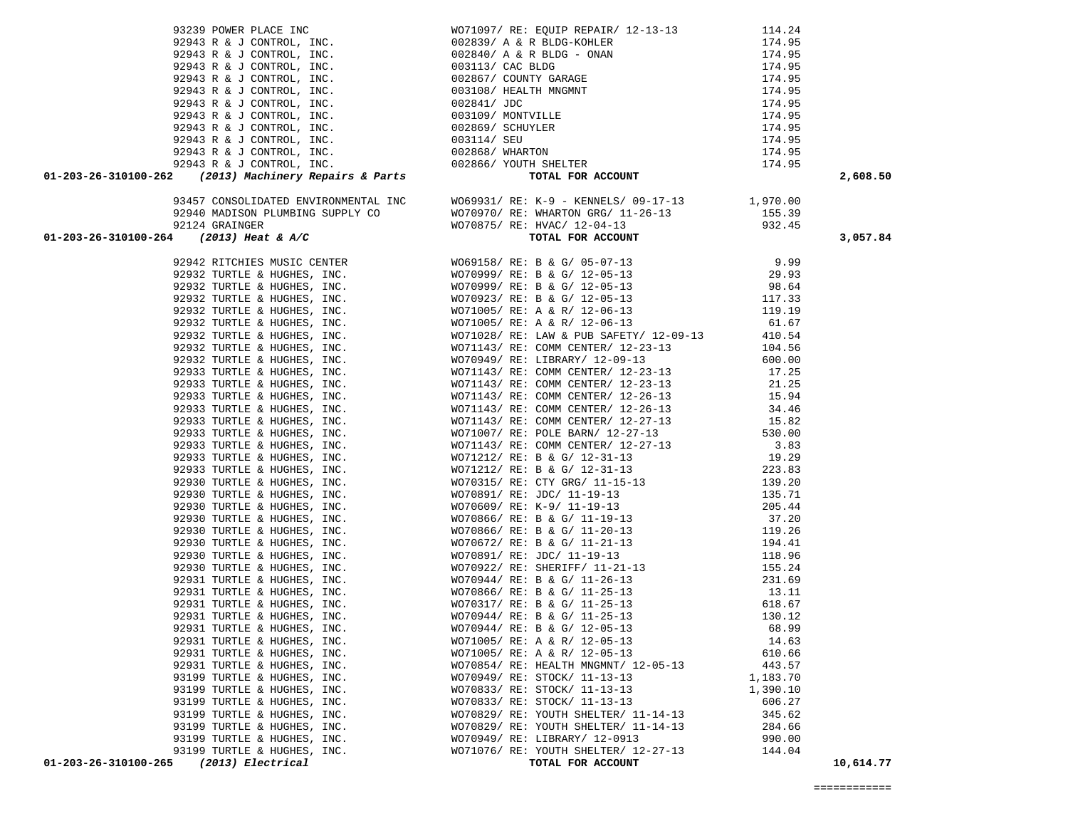| Account | Vendor | Description | Amount | Total |
|---|---|---|---|---|
| | 93239 POWER PLACE INC | WO71097/ RE: EQUIP REPAIR/ 12-13-13 | 114.24 | |
| | 92943 R & J CONTROL, INC. | 002839/ A & R BLDG-KOHLER | 174.95 | |
| | 92943 R & J CONTROL, INC. | 002840/ A & R BLDG - ONAN | 174.95 | |
| | 92943 R & J CONTROL, INC. | 003113/ CAC BLDG | 174.95 | |
| | 92943 R & J CONTROL, INC. | 002867/ COUNTY GARAGE | 174.95 | |
| | 92943 R & J CONTROL, INC. | 003108/ HEALTH MNGMNT | 174.95 | |
| | 92943 R & J CONTROL, INC. | 002841/ JDC | 174.95 | |
| | 92943 R & J CONTROL, INC. | 003109/ MONTVILLE | 174.95 | |
| | 92943 R & J CONTROL, INC. | 002869/ SCHUYLER | 174.95 | |
| | 92943 R & J CONTROL, INC. | 003114/ SEU | 174.95 | |
| | 92943 R & J CONTROL, INC. | 002868/ WHARTON | 174.95 | |
| | 92943 R & J CONTROL, INC. | 002866/ YOUTH SHELTER | 174.95 | |
| **01-203-26-310100-262** | ***(2013) Machinery Repairs & Parts*** | **TOTAL FOR ACCOUNT** | | **2,608.50** |
| | 93457 CONSOLIDATED ENVIRONMENTAL INC | WO69931/ RE: K-9 - KENNELS/ 09-17-13 | 1,970.00 | |
| | 92940 MADISON PLUMBING SUPPLY CO | WO70970/ RE: WHARTON GRG/ 11-26-13 | 155.39 | |
| | 92124 GRAINGER | WO70875/ RE: HVAC/ 12-04-13 | 932.45 | |
| **01-203-26-310100-264** | ***(2013) Heat & A/C*** | **TOTAL FOR ACCOUNT** | | **3,057.84** |
| | 92942 RITCHIES MUSIC CENTER | WO69158/ RE: B & G/ 05-07-13 | 9.99 | |
| | 92932 TURTLE & HUGHES, INC. | WO70999/ RE: B & G/ 12-05-13 | 29.93 | |
| | 92932 TURTLE & HUGHES, INC. | WO70999/ RE: B & G/ 12-05-13 | 98.64 | |
| | 92932 TURTLE & HUGHES, INC. | WO70923/ RE: B & G/ 12-05-13 | 117.33 | |
| | 92932 TURTLE & HUGHES, INC. | WO71005/ RE: A & R/ 12-06-13 | 119.19 | |
| | 92932 TURTLE & HUGHES, INC. | WO71005/ RE: A & R/ 12-06-13 | 61.67 | |
| | 92932 TURTLE & HUGHES, INC. | WO71028/ RE: LAW & PUB SAFETY/ 12-09-13 | 410.54 | |
| | 92932 TURTLE & HUGHES, INC. | WO71143/ RE: COMM CENTER/ 12-23-13 | 104.56 | |
| | 92932 TURTLE & HUGHES, INC. | WO70949/ RE: LIBRARY/ 12-09-13 | 600.00 | |
| | 92933 TURTLE & HUGHES, INC. | WO71143/ RE: COMM CENTER/ 12-23-13 | 17.25 | |
| | 92933 TURTLE & HUGHES, INC. | WO71143/ RE: COMM CENTER/ 12-23-13 | 21.25 | |
| | 92933 TURTLE & HUGHES, INC. | WO71143/ RE: COMM CENTER/ 12-26-13 | 15.94 | |
| | 92933 TURTLE & HUGHES, INC. | WO71143/ RE: COMM CENTER/ 12-26-13 | 34.46 | |
| | 92933 TURTLE & HUGHES, INC. | WO71143/ RE: COMM CENTER/ 12-27-13 | 15.82 | |
| | 92933 TURTLE & HUGHES, INC. | WO71007/ RE: POLE BARN/ 12-27-13 | 530.00 | |
| | 92933 TURTLE & HUGHES, INC. | WO71143/ RE: COMM CENTER/ 12-27-13 | 3.83 | |
| | 92933 TURTLE & HUGHES, INC. | WO71212/ RE: B & G/ 12-31-13 | 19.29 | |
| | 92933 TURTLE & HUGHES, INC. | WO71212/ RE: B & G/ 12-31-13 | 223.83 | |
| | 92930 TURTLE & HUGHES, INC. | WO70315/ RE: CTY GRG/ 11-15-13 | 139.20 | |
| | 92930 TURTLE & HUGHES, INC. | WO70891/ RE: JDC/ 11-19-13 | 135.71 | |
| | 92930 TURTLE & HUGHES, INC. | WO70609/ RE: K-9/ 11-19-13 | 205.44 | |
| | 92930 TURTLE & HUGHES, INC. | WO70866/ RE: B & G/ 11-19-13 | 37.20 | |
| | 92930 TURTLE & HUGHES, INC. | WO70866/ RE: B & G/ 11-20-13 | 119.26 | |
| | 92930 TURTLE & HUGHES, INC. | WO70672/ RE: B & G/ 11-21-13 | 194.41 | |
| | 92930 TURTLE & HUGHES, INC. | WO70891/ RE: JDC/ 11-19-13 | 118.96 | |
| | 92930 TURTLE & HUGHES, INC. | WO70922/ RE: SHERIFF/ 11-21-13 | 155.24 | |
| | 92931 TURTLE & HUGHES, INC. | WO70944/ RE: B & G/ 11-26-13 | 231.69 | |
| | 92931 TURTLE & HUGHES, INC. | WO70866/ RE: B & G/ 11-25-13 | 13.11 | |
| | 92931 TURTLE & HUGHES, INC. | WO70317/ RE: B & G/ 11-25-13 | 618.67 | |
| | 92931 TURTLE & HUGHES, INC. | WO70944/ RE: B & G/ 11-25-13 | 130.12 | |
| | 92931 TURTLE & HUGHES, INC. | WO70944/ RE: B & G/ 12-05-13 | 68.99 | |
| | 92931 TURTLE & HUGHES, INC. | WO71005/ RE: A & R/ 12-05-13 | 14.63 | |
| | 92931 TURTLE & HUGHES, INC. | WO71005/ RE: A & R/ 12-05-13 | 610.66 | |
| | 92931 TURTLE & HUGHES, INC. | WO70854/ RE: HEALTH MNGMNT/ 12-05-13 | 443.57 | |
| | 93199 TURTLE & HUGHES, INC. | WO70949/ RE: STOCK/ 11-13-13 | 1,183.70 | |
| | 93199 TURTLE & HUGHES, INC. | WO70833/ RE: STOCK/ 11-13-13 | 1,390.10 | |
| | 93199 TURTLE & HUGHES, INC. | WO70833/ RE: STOCK/ 11-13-13 | 606.27 | |
| | 93199 TURTLE & HUGHES, INC. | WO70829/ RE: YOUTH SHELTER/ 11-14-13 | 345.62 | |
| | 93199 TURTLE & HUGHES, INC. | WO70829/ RE: YOUTH SHELTER/ 11-14-13 | 284.66 | |
| | 93199 TURTLE & HUGHES, INC. | WO70949/ RE: LIBRARY/ 12-0913 | 990.00 | |
| | 93199 TURTLE & HUGHES, INC. | WO71076/ RE: YOUTH SHELTER/ 12-27-13 | 144.04 | |
| **01-203-26-310100-265** | ***(2013) Electrical*** | **TOTAL FOR ACCOUNT** | | **10,614.77** |
| | | | | ============ |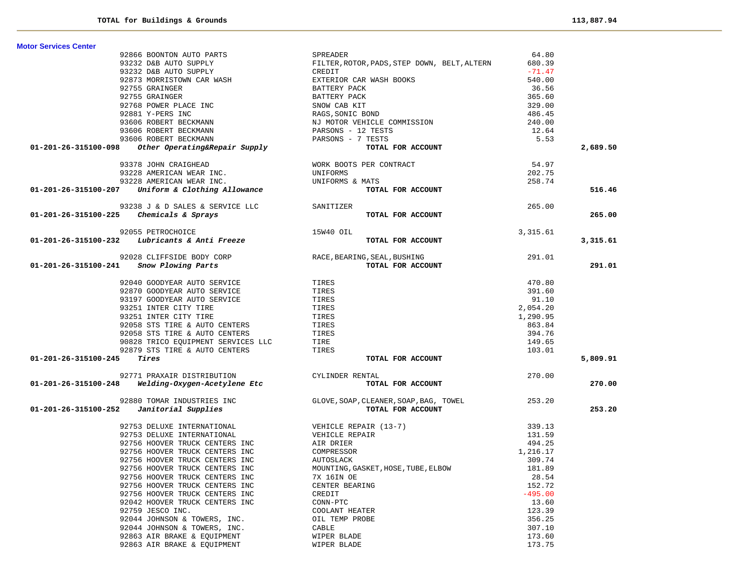| | | | | |
|---|---|---|---|---|
| **TOTAL for Buildings & Grounds** | | | | **113,887.94** |

**Motor Services Center**

| Account | Vendor | Description | Amount | Total |
|---|---|---|---|---|
| | 92866 BOONTON AUTO PARTS | SPREADER | 64.80 | |
| | 93232 D&B AUTO SUPPLY | FILTER,ROTOR,PADS,STEP DOWN, BELT,ALTERN | 680.39 | |
| | 93232 D&B AUTO SUPPLY | CREDIT | -71.47 | |
| | 92873 MORRISTOWN CAR WASH | EXTERIOR CAR WASH BOOKS | 540.00 | |
| | 92755 GRAINGER | BATTERY PACK | 36.56 | |
| | 92755 GRAINGER | BATTERY PACK | 365.60 | |
| | 92768 POWER PLACE INC | SNOW CAB KIT | 329.00 | |
| | 92881 Y-PERS INC | RAGS,SONIC BOND | 486.45 | |
| | 93606 ROBERT BECKMANN | NJ MOTOR VEHICLE COMMISSION | 240.00 | |
| | 93606 ROBERT BECKMANN | PARSONS - 12 TESTS | 12.64 | |
| | 93606 ROBERT BECKMANN | PARSONS - 7 TESTS | 5.53 | |
| **01-201-26-315100-098** | ***Other Operating&Repair Supply*** | **TOTAL FOR ACCOUNT** | | **2,689.50** |
| | 93378 JOHN CRAIGHEAD | WORK BOOTS PER CONTRACT | 54.97 | |
| | 93228 AMERICAN WEAR INC. | UNIFORMS | 202.75 | |
| | 93228 AMERICAN WEAR INC. | UNIFORMS & MATS | 258.74 | |
| **01-201-26-315100-207** | ***Uniform & Clothing Allowance*** | **TOTAL FOR ACCOUNT** | | **516.46** |
| | 93238 J & D SALES & SERVICE LLC | SANITIZER | 265.00 | |
| **01-201-26-315100-225** | ***Chemicals & Sprays*** | **TOTAL FOR ACCOUNT** | | **265.00** |
| | 92055 PETROCHOICE | 15W40 OIL | 3,315.61 | |
| **01-201-26-315100-232** | ***Lubricants & Anti Freeze*** | **TOTAL FOR ACCOUNT** | | **3,315.61** |
| | 92028 CLIFFSIDE BODY CORP | RACE,BEARING,SEAL,BUSHING | 291.01 | |
| **01-201-26-315100-241** | ***Snow Plowing Parts*** | **TOTAL FOR ACCOUNT** | | **291.01** |
| | 92040 GOODYEAR AUTO SERVICE | TIRES | 470.80 | |
| | 92870 GOODYEAR AUTO SERVICE | TIRES | 391.60 | |
| | 93197 GOODYEAR AUTO SERVICE | TIRES | 91.10 | |
| | 93251 INTER CITY TIRE | TIRES | 2,054.20 | |
| | 93251 INTER CITY TIRE | TIRES | 1,290.95 | |
| | 92058 STS TIRE & AUTO CENTERS | TIRES | 863.84 | |
| | 92058 STS TIRE & AUTO CENTERS | TIRES | 394.76 | |
| | 90828 TRICO EQUIPMENT SERVICES LLC | TIRE | 149.65 | |
| | 92879 STS TIRE & AUTO CENTERS | TIRES | 103.01 | |
| **01-201-26-315100-245** | ***Tires*** | **TOTAL FOR ACCOUNT** | | **5,809.91** |
| | 92771 PRAXAIR DISTRIBUTION | CYLINDER RENTAL | 270.00 | |
| **01-201-26-315100-248** | ***Welding-Oxygen-Acetylene Etc*** | **TOTAL FOR ACCOUNT** | | **270.00** |
| | 92880 TOMAR INDUSTRIES INC | GLOVE,SOAP,CLEANER,SOAP,BAG, TOWEL | 253.20 | |
| **01-201-26-315100-252** | ***Janitorial Supplies*** | **TOTAL FOR ACCOUNT** | | **253.20** |
| | 92753 DELUXE INTERNATIONAL | VEHICLE REPAIR (13-7) | 339.13 | |
| | 92753 DELUXE INTERNATIONAL | VEHICLE REPAIR | 131.59 | |
| | 92756 HOOVER TRUCK CENTERS INC | AIR DRIER | 494.25 | |
| | 92756 HOOVER TRUCK CENTERS INC | COMPRESSOR | 1,216.17 | |
| | 92756 HOOVER TRUCK CENTERS INC | AUTOSLACK | 309.74 | |
| | 92756 HOOVER TRUCK CENTERS INC | MOUNTING,GASKET,HOSE,TUBE,ELBOW | 181.89 | |
| | 92756 HOOVER TRUCK CENTERS INC | 7X 16IN OE | 28.54 | |
| | 92756 HOOVER TRUCK CENTERS INC | CENTER BEARING | 152.72 | |
| | 92756 HOOVER TRUCK CENTERS INC | CREDIT | -495.00 | |
| | 92042 HOOVER TRUCK CENTERS INC | CONN-PTC | 13.60 | |
| | 92759 JESCO INC. | COOLANT HEATER | 123.39 | |
| | 92044 JOHNSON & TOWERS, INC. | OIL TEMP PROBE | 356.25 | |
| | 92044 JOHNSON & TOWERS, INC. | CABLE | 307.10 | |
| | 92863 AIR BRAKE & EQUIPMENT | WIPER BLADE | 173.60 | |
| | 92863 AIR BRAKE & EQUIPMENT | WIPER BLADE | 173.75 | |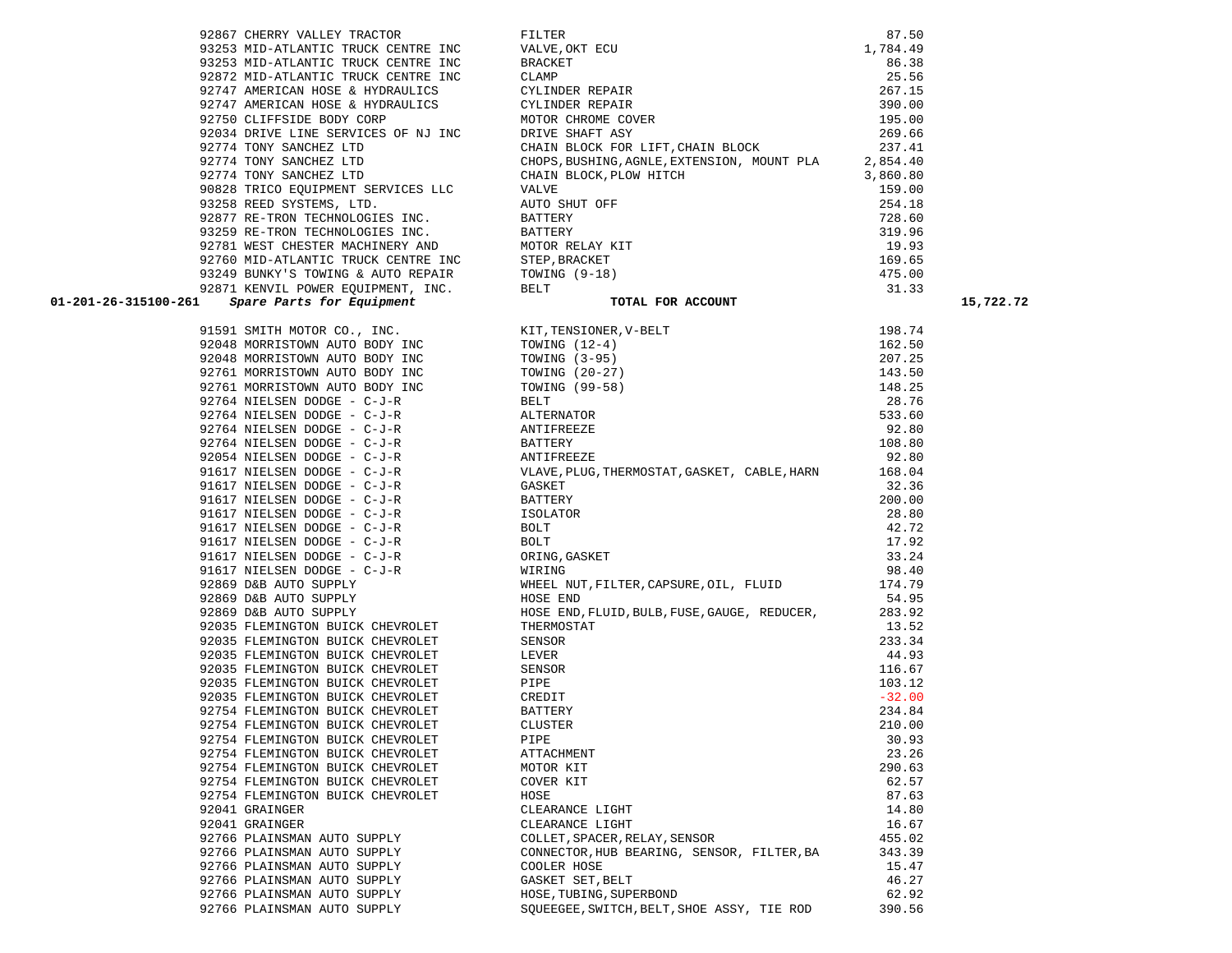| PO | Vendor | Description | Amount | Total |
|---|---|---|---|---|
| 92867 | CHERRY VALLEY TRACTOR | FILTER | 87.50 | |
| 93253 | MID-ATLANTIC TRUCK CENTRE INC | VALVE,OKT ECU | 1,784.49 | |
| 93253 | MID-ATLANTIC TRUCK CENTRE INC | BRACKET | 86.38 | |
| 92872 | MID-ATLANTIC TRUCK CENTRE INC | CLAMP | 25.56 | |
| 92747 | AMERICAN HOSE & HYDRAULICS | CYLINDER REPAIR | 267.15 | |
| 92747 | AMERICAN HOSE & HYDRAULICS | CYLINDER REPAIR | 390.00 | |
| 92750 | CLIFFSIDE BODY CORP | MOTOR CHROME COVER | 195.00 | |
| 92034 | DRIVE LINE SERVICES OF NJ INC | DRIVE SHAFT ASY | 269.66 | |
| 92774 | TONY SANCHEZ LTD | CHAIN BLOCK FOR LIFT,CHAIN BLOCK | 237.41 | |
| 92774 | TONY SANCHEZ LTD | CHOPS,BUSHING,AGNLE,EXTENSION, MOUNT PLA | 2,854.40 | |
| 92774 | TONY SANCHEZ LTD | CHAIN BLOCK,PLOW HITCH | 3,860.80 | |
| 90828 | TRICO EQUIPMENT SERVICES LLC | VALVE | 159.00 | |
| 93258 | REED SYSTEMS, LTD. | AUTO SHUT OFF | 254.18 | |
| 92877 | RE-TRON TECHNOLOGIES INC. | BATTERY | 728.60 | |
| 93259 | RE-TRON TECHNOLOGIES INC. | BATTERY | 319.96 | |
| 92781 | WEST CHESTER MACHINERY AND | MOTOR RELAY KIT | 19.93 | |
| 92760 | MID-ATLANTIC TRUCK CENTRE INC | STEP,BRACKET | 169.65 | |
| 93249 | BUNKY'S TOWING & AUTO REPAIR | TOWING (9-18) | 475.00 | |
| 92871 | KENVIL POWER EQUIPMENT, INC. | BELT | 31.33 | |
| **01-201-26-315100-261** | ***Spare Parts for Equipment*** | **TOTAL FOR ACCOUNT** | | **15,722.72** |
| 91591 | SMITH MOTOR CO., INC. | KIT,TENSIONER,V-BELT | 198.74 | |
| 92048 | MORRISTOWN AUTO BODY INC | TOWING (12-4) | 162.50 | |
| 92048 | MORRISTOWN AUTO BODY INC | TOWING (3-95) | 207.25 | |
| 92761 | MORRISTOWN AUTO BODY INC | TOWING (20-27) | 143.50 | |
| 92761 | MORRISTOWN AUTO BODY INC | TOWING (99-58) | 148.25 | |
| 92764 | NIELSEN DODGE - C-J-R | BELT | 28.76 | |
| 92764 | NIELSEN DODGE - C-J-R | ALTERNATOR | 533.60 | |
| 92764 | NIELSEN DODGE - C-J-R | ANTIFREEZE | 92.80 | |
| 92764 | NIELSEN DODGE - C-J-R | BATTERY | 108.80 | |
| 92054 | NIELSEN DODGE - C-J-R | ANTIFREEZE | 92.80 | |
| 91617 | NIELSEN DODGE - C-J-R | VLAVE,PLUG,THERMOSTAT,GASKET, CABLE,HARN | 168.04 | |
| 91617 | NIELSEN DODGE - C-J-R | GASKET | 32.36 | |
| 91617 | NIELSEN DODGE - C-J-R | BATTERY | 200.00 | |
| 91617 | NIELSEN DODGE - C-J-R | ISOLATOR | 28.80 | |
| 91617 | NIELSEN DODGE - C-J-R | BOLT | 42.72 | |
| 91617 | NIELSEN DODGE - C-J-R | BOLT | 17.92 | |
| 91617 | NIELSEN DODGE - C-J-R | ORING,GASKET | 33.24 | |
| 91617 | NIELSEN DODGE - C-J-R | WIRING | 98.40 | |
| 92869 | D&B AUTO SUPPLY | WHEEL NUT,FILTER,CAPSURE,OIL, FLUID | 174.79 | |
| 92869 | D&B AUTO SUPPLY | HOSE END | 54.95 | |
| 92869 | D&B AUTO SUPPLY | HOSE END,FLUID,BULB,FUSE,GAUGE, REDUCER, | 283.92 | |
| 92035 | FLEMINGTON BUICK CHEVROLET | THERMOSTAT | 13.52 | |
| 92035 | FLEMINGTON BUICK CHEVROLET | SENSOR | 233.34 | |
| 92035 | FLEMINGTON BUICK CHEVROLET | LEVER | 44.93 | |
| 92035 | FLEMINGTON BUICK CHEVROLET | SENSOR | 116.67 | |
| 92035 | FLEMINGTON BUICK CHEVROLET | PIPE | 103.12 | |
| 92035 | FLEMINGTON BUICK CHEVROLET | CREDIT | -32.00 | |
| 92754 | FLEMINGTON BUICK CHEVROLET | BATTERY | 234.84 | |
| 92754 | FLEMINGTON BUICK CHEVROLET | CLUSTER | 210.00 | |
| 92754 | FLEMINGTON BUICK CHEVROLET | PIPE | 30.93 | |
| 92754 | FLEMINGTON BUICK CHEVROLET | ATTACHMENT | 23.26 | |
| 92754 | FLEMINGTON BUICK CHEVROLET | MOTOR KIT | 290.63 | |
| 92754 | FLEMINGTON BUICK CHEVROLET | COVER KIT | 62.57 | |
| 92754 | FLEMINGTON BUICK CHEVROLET | HOSE | 87.63 | |
| 92041 | GRAINGER | CLEARANCE LIGHT | 14.80 | |
| 92041 | GRAINGER | CLEARANCE LIGHT | 16.67 | |
| 92766 | PLAINSMAN AUTO SUPPLY | COLLET,SPACER,RELAY,SENSOR | 455.02 | |
| 92766 | PLAINSMAN AUTO SUPPLY | CONNECTOR,HUB BEARING, SENSOR, FILTER,BA | 343.39 | |
| 92766 | PLAINSMAN AUTO SUPPLY | COOLER HOSE | 15.47 | |
| 92766 | PLAINSMAN AUTO SUPPLY | GASKET SET,BELT | 46.27 | |
| 92766 | PLAINSMAN AUTO SUPPLY | HOSE,TUBING,SUPERBOND | 62.92 | |
| 92766 | PLAINSMAN AUTO SUPPLY | SQUEEGEE,SWITCH,BELT,SHOE ASSY, TIE ROD | 390.56 | |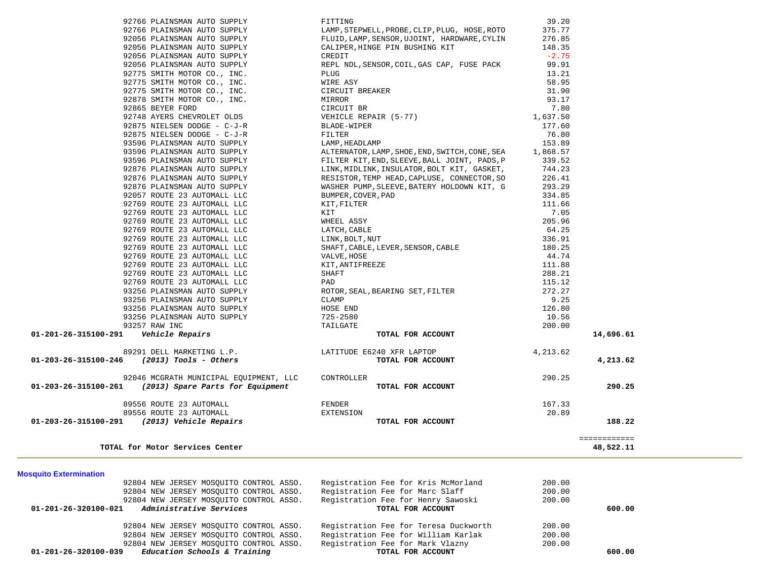| PO # Vendor | Description | Amount | Total |
|---|---|---|---|
| 92766 PLAINSMAN AUTO SUPPLY | FITTING | 39.20 | |
| 92766 PLAINSMAN AUTO SUPPLY | LAMP,STEPWELL,PROBE,CLIP,PLUG, HOSE,ROTO | 375.77 | |
| 92056 PLAINSMAN AUTO SUPPLY | FLUID,LAMP,SENSOR,UJOINT, HARDWARE,CYLIN | 276.85 | |
| 92056 PLAINSMAN AUTO SUPPLY | CALIPER,HINGE PIN BUSHING KIT | 148.35 | |
| 92056 PLAINSMAN AUTO SUPPLY | CREDIT | -2.75 | |
| 92056 PLAINSMAN AUTO SUPPLY | REPL NDL,SENSOR,COIL,GAS CAP, FUSE PACK | 99.91 | |
| 92775 SMITH MOTOR CO., INC. | PLUG | 13.21 | |
| 92775 SMITH MOTOR CO., INC. | WIRE ASY | 58.95 | |
| 92775 SMITH MOTOR CO., INC. | CIRCUIT BREAKER | 31.90 | |
| 92878 SMITH MOTOR CO., INC. | MIRROR | 93.17 | |
| 92865 BEYER FORD | CIRCUIT BR | 7.80 | |
| 92748 AYERS CHEVROLET OLDS | VEHICLE REPAIR (5-77) | 1,637.50 | |
| 92875 NIELSEN DODGE - C-J-R | BLADE-WIPER | 177.60 | |
| 92875 NIELSEN DODGE - C-J-R | FILTER | 76.80 | |
| 93596 PLAINSMAN AUTO SUPPLY | LAMP,HEADLAMP | 153.89 | |
| 93596 PLAINSMAN AUTO SUPPLY | ALTERNATOR,LAMP,SHOE,END,SWITCH,CONE,SEA | 1,868.57 | |
| 93596 PLAINSMAN AUTO SUPPLY | FILTER KIT,END,SLEEVE,BALL JOINT, PADS,P | 339.52 | |
| 92876 PLAINSMAN AUTO SUPPLY | LINK,MIDLINK,INSULATOR,BOLT KIT, GASKET, | 744.23 | |
| 92876 PLAINSMAN AUTO SUPPLY | RESISTOR,TEMP HEAD,CAPLUSE, CONNECTOR,SO | 226.41 | |
| 92876 PLAINSMAN AUTO SUPPLY | WASHER PUMP,SLEEVE,BATERY HOLDOWN KIT, G | 293.29 | |
| 92057 ROUTE 23 AUTOMALL LLC | BUMPER,COVER,PAD | 334.85 | |
| 92769 ROUTE 23 AUTOMALL LLC | KIT,FILTER | 111.66 | |
| 92769 ROUTE 23 AUTOMALL LLC | KIT | 7.05 | |
| 92769 ROUTE 23 AUTOMALL LLC | WHEEL ASSY | 205.96 | |
| 92769 ROUTE 23 AUTOMALL LLC | LATCH,CABLE | 64.25 | |
| 92769 ROUTE 23 AUTOMALL LLC | LINK,BOLT,NUT | 336.91 | |
| 92769 ROUTE 23 AUTOMALL LLC | SHAFT,CABLE,LEVER,SENSOR,CABLE | 180.25 | |
| 92769 ROUTE 23 AUTOMALL LLC | VALVE,HOSE | 44.74 | |
| 92769 ROUTE 23 AUTOMALL LLC | KIT,ANTIFREEZE | 111.88 | |
| 92769 ROUTE 23 AUTOMALL LLC | SHAFT | 288.21 | |
| 92769 ROUTE 23 AUTOMALL LLC | PAD | 115.12 | |
| 93256 PLAINSMAN AUTO SUPPLY | ROTOR,SEAL,BEARING SET,FILTER | 272.27 | |
| 93256 PLAINSMAN AUTO SUPPLY | CLAMP | 9.25 | |
| 93256 PLAINSMAN AUTO SUPPLY | HOSE END | 126.80 | |
| 93256 PLAINSMAN AUTO SUPPLY | 725-2580 | 10.56 | |
| 93257 RAW INC | TAILGATE | 200.00 | |
| **01-201-26-315100-291** ***Vehicle Repairs*** | **TOTAL FOR ACCOUNT** | | **14,696.61** |
| 89291 DELL MARKETING L.P. | LATITUDE E6240 XFR LAPTOP | 4,213.62 | |
| **01-203-26-315100-246** ***(2013) Tools - Others*** | **TOTAL FOR ACCOUNT** | | **4,213.62** |
| 92046 MCGRATH MUNICIPAL EQUIPMENT, LLC | CONTROLLER | 290.25 | |
| **01-203-26-315100-261** ***(2013) Spare Parts for Equipment*** | **TOTAL FOR ACCOUNT** | | **290.25** |
| 89556 ROUTE 23 AUTOMALL | FENDER | 167.33 | |
| 89556 ROUTE 23 AUTOMALL | EXTENSION | 20.89 | |
| **01-203-26-315100-291** ***(2013) Vehicle Repairs*** | **TOTAL FOR ACCOUNT** | | **188.22** |
| | | | ============ |
| **TOTAL for Motor Services Center** | | | **48,522.11** |

**Mosquito Extermination**

| PO # Vendor | Description | Amount | Total |
|---|---|---|---|
| 92804 NEW JERSEY MOSQUITO CONTROL ASSO. | Registration Fee for Kris McMorland | 200.00 | |
| 92804 NEW JERSEY MOSQUITO CONTROL ASSO. | Registration Fee for Marc Slaff | 200.00 | |
| 92804 NEW JERSEY MOSQUITO CONTROL ASSO. | Registration Fee for Henry Sawoski | 200.00 | |
| **01-201-26-320100-021** ***Administrative Services*** | **TOTAL FOR ACCOUNT** | | **600.00** |
| 92804 NEW JERSEY MOSQUITO CONTROL ASSO. | Registration Fee for Teresa Duckworth | 200.00 | |
| 92804 NEW JERSEY MOSQUITO CONTROL ASSO. | Registration Fee for William Karlak | 200.00 | |
| 92804 NEW JERSEY MOSQUITO CONTROL ASSO. | Registration Fee for Mark Vlazny | 200.00 | |
| **01-201-26-320100-039** ***Education Schools & Training*** | **TOTAL FOR ACCOUNT** | | **600.00** |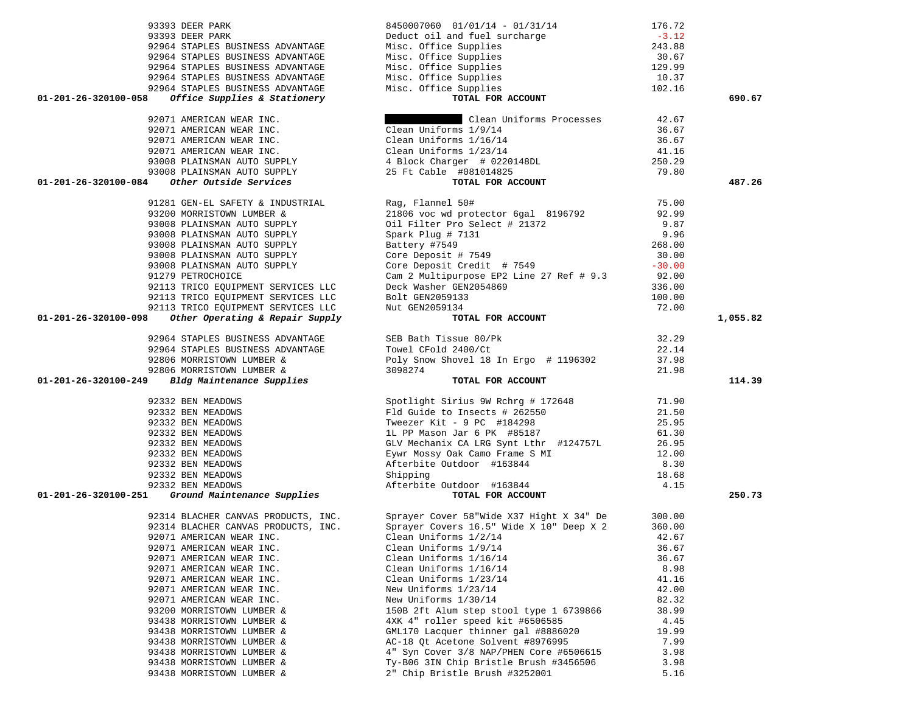| Account | Vendor | Description | Amount | Total |
|---|---|---|---|---|
| | 93393 DEER PARK | 8450007060 01/01/14 - 01/31/14 | 176.72 | |
| | 93393 DEER PARK | Deduct oil and fuel surcharge | -3.12 | |
| | 92964 STAPLES BUSINESS ADVANTAGE | Misc. Office Supplies | 243.88 | |
| | 92964 STAPLES BUSINESS ADVANTAGE | Misc. Office Supplies | 30.67 | |
| | 92964 STAPLES BUSINESS ADVANTAGE | Misc. Office Supplies | 129.99 | |
| | 92964 STAPLES BUSINESS ADVANTAGE | Misc. Office Supplies | 10.37 | |
| | 92964 STAPLES BUSINESS ADVANTAGE | Misc. Office Supplies | 102.16 | |
| **01-201-26-320100-058** | ***Office Supplies & Stationery*** | **TOTAL FOR ACCOUNT** | | **690.67** |
| | 92071 AMERICAN WEAR INC. | [REDACTED] Clean Uniforms Processes | 42.67 | |
| | 92071 AMERICAN WEAR INC. | Clean Uniforms 1/9/14 | 36.67 | |
| | 92071 AMERICAN WEAR INC. | Clean Uniforms 1/16/14 | 36.67 | |
| | 92071 AMERICAN WEAR INC. | Clean Uniforms 1/23/14 | 41.16 | |
| | 93008 PLAINSMAN AUTO SUPPLY | 4 Block Charger # 0220148DL | 250.29 | |
| | 93008 PLAINSMAN AUTO SUPPLY | 25 Ft Cable #081014825 | 79.80 | |
| **01-201-26-320100-084** | ***Other Outside Services*** | **TOTAL FOR ACCOUNT** | | **487.26** |
| | 91281 GEN-EL SAFETY & INDUSTRIAL | Rag, Flannel 50# | 75.00 | |
| | 93200 MORRISTOWN LUMBER & | 21806 voc wd protector 6gal 8196792 | 92.99 | |
| | 93008 PLAINSMAN AUTO SUPPLY | Oil Filter Pro Select # 21372 | 9.87 | |
| | 93008 PLAINSMAN AUTO SUPPLY | Spark Plug # 7131 | 9.96 | |
| | 93008 PLAINSMAN AUTO SUPPLY | Battery #7549 | 268.00 | |
| | 93008 PLAINSMAN AUTO SUPPLY | Core Deposit # 7549 | 30.00 | |
| | 93008 PLAINSMAN AUTO SUPPLY | Core Deposit Credit # 7549 | -30.00 | |
| | 91279 PETROCHOICE | Cam 2 Multipurpose EP2 Line 27 Ref # 9.3 | 92.00 | |
| | 92113 TRICO EQUIPMENT SERVICES LLC | Deck Washer GEN2054869 | 336.00 | |
| | 92113 TRICO EQUIPMENT SERVICES LLC | Bolt GEN2059133 | 100.00 | |
| | 92113 TRICO EQUIPMENT SERVICES LLC | Nut GEN2059134 | 72.00 | |
| **01-201-26-320100-098** | ***Other Operating & Repair Supply*** | **TOTAL FOR ACCOUNT** | | **1,055.82** |
| | 92964 STAPLES BUSINESS ADVANTAGE | SEB Bath Tissue 80/Pk | 32.29 | |
| | 92964 STAPLES BUSINESS ADVANTAGE | Towel CFold 2400/Ct | 22.14 | |
| | 92806 MORRISTOWN LUMBER & | Poly Snow Shovel 18 In Ergo # 1196302 | 37.98 | |
| | 92806 MORRISTOWN LUMBER & | 3098274 | 21.98 | |
| **01-201-26-320100-249** | ***Bldg Maintenance Supplies*** | **TOTAL FOR ACCOUNT** | | **114.39** |
| | 92332 BEN MEADOWS | Spotlight Sirius 9W Rchrg # 172648 | 71.90 | |
| | 92332 BEN MEADOWS | Fld Guide to Insects # 262550 | 21.50 | |
| | 92332 BEN MEADOWS | Tweezer Kit - 9 PC #184298 | 25.95 | |
| | 92332 BEN MEADOWS | 1L PP Mason Jar 6 PK #85187 | 61.30 | |
| | 92332 BEN MEADOWS | GLV Mechanix CA LRG Synt Lthr #124757L | 26.95 | |
| | 92332 BEN MEADOWS | Eywr Mossy Oak Camo Frame S MI | 12.00 | |
| | 92332 BEN MEADOWS | Afterbite Outdoor #163844 | 8.30 | |
| | 92332 BEN MEADOWS | Shipping | 18.68 | |
| | 92332 BEN MEADOWS | Afterbite Outdoor #163844 | 4.15 | |
| **01-201-26-320100-251** | ***Ground Maintenance Supplies*** | **TOTAL FOR ACCOUNT** | | **250.73** |
| | 92314 BLACHER CANVAS PRODUCTS, INC. | Sprayer Cover 58"Wide X37 Hight X 34" De | 300.00 | |
| | 92314 BLACHER CANVAS PRODUCTS, INC. | Sprayer Covers 16.5" Wide X 10" Deep X 2 | 360.00 | |
| | 92071 AMERICAN WEAR INC. | Clean Uniforms 1/2/14 | 42.67 | |
| | 92071 AMERICAN WEAR INC. | Clean Uniforms 1/9/14 | 36.67 | |
| | 92071 AMERICAN WEAR INC. | Clean Uniforms 1/16/14 | 36.67 | |
| | 92071 AMERICAN WEAR INC. | Clean Uniforms 1/16/14 | 8.98 | |
| | 92071 AMERICAN WEAR INC. | Clean Uniforms 1/23/14 | 41.16 | |
| | 92071 AMERICAN WEAR INC. | New Uniforms 1/23/14 | 42.00 | |
| | 92071 AMERICAN WEAR INC. | New Uniforms 1/30/14 | 82.32 | |
| | 93200 MORRISTOWN LUMBER & | 150B 2ft Alum step stool type 1 6739866 | 38.99 | |
| | 93438 MORRISTOWN LUMBER & | 4XK 4" roller speed kit #6506585 | 4.45 | |
| | 93438 MORRISTOWN LUMBER & | GML170 Lacquer thinner gal #8886020 | 19.99 | |
| | 93438 MORRISTOWN LUMBER & | AC-18 Qt Acetone Solvent #8976995 | 7.99 | |
| | 93438 MORRISTOWN LUMBER & | 4" Syn Cover 3/8 NAP/PHEN Core #6506615 | 3.98 | |
| | 93438 MORRISTOWN LUMBER & | Ty-B06 3IN Chip Bristle Brush #3456506 | 3.98 | |
| | 93438 MORRISTOWN LUMBER & | 2" Chip Bristle Brush #3252001 | 5.16 | |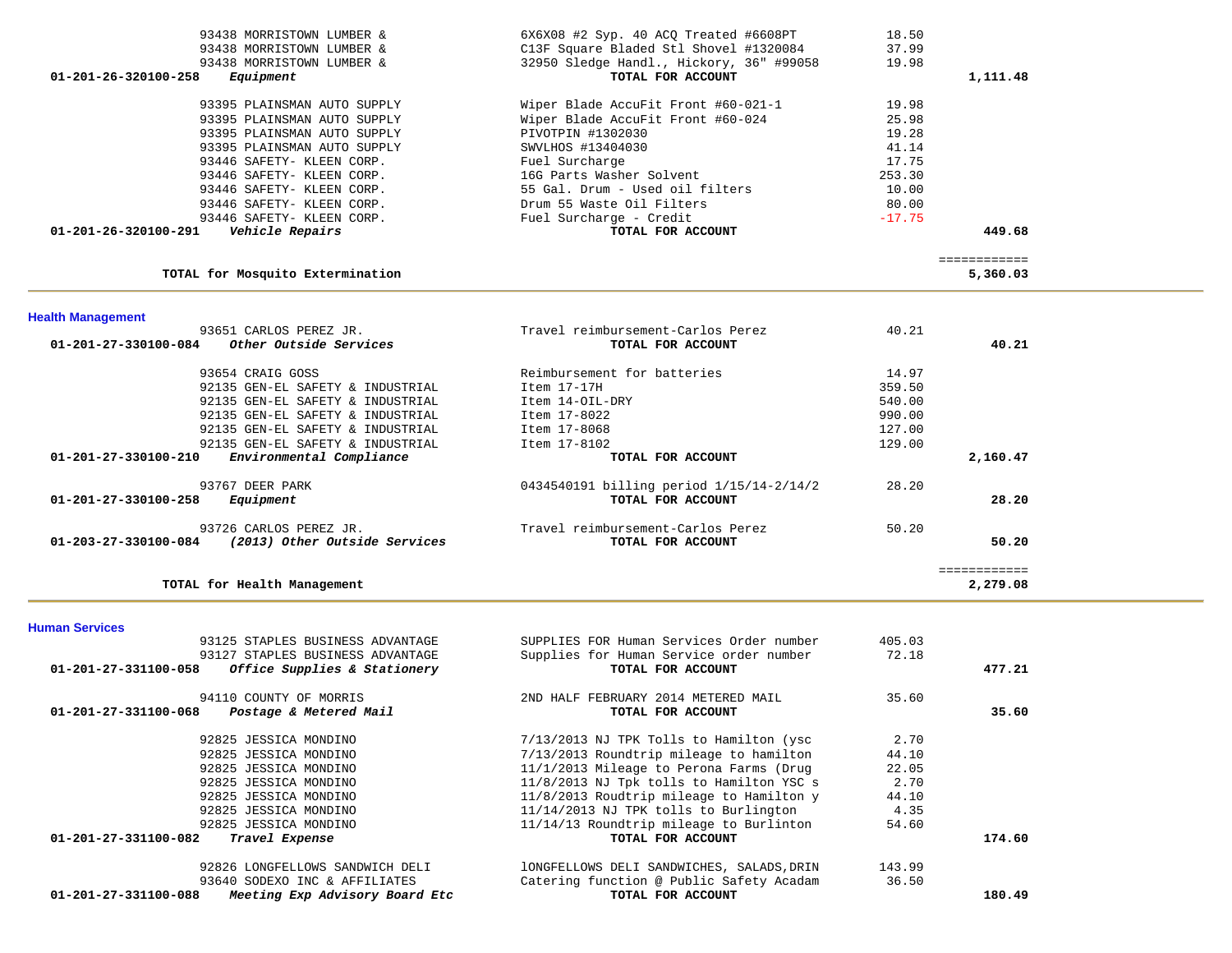| Account / Vendor | Description | Amount | Total |
|---|---|---|---|
| 93438 MORRISTOWN LUMBER & | 6X6X08 #2 Syp. 40 ACQ Treated #6608PT | 18.50 | |
| 93438 MORRISTOWN LUMBER & | C13F Square Bladed Stl Shovel #1320084 | 37.99 | |
| 93438 MORRISTOWN LUMBER & | 32950 Sledge Handl., Hickory, 36" #99058 | 19.98 | |
| **01-201-26-320100-258** ***Equipment*** | **TOTAL FOR ACCOUNT** | | **1,111.48** |
| 93395 PLAINSMAN AUTO SUPPLY | Wiper Blade AccuFit Front #60-021-1 | 19.98 | |
| 93395 PLAINSMAN AUTO SUPPLY | Wiper Blade AccuFit Front #60-024 | 25.98 | |
| 93395 PLAINSMAN AUTO SUPPLY | PIVOTPIN #1302030 | 19.28 | |
| 93395 PLAINSMAN AUTO SUPPLY | SWVLHOS #13404030 | 41.14 | |
| 93446 SAFETY- KLEEN CORP. | Fuel Surcharge | 17.75 | |
| 93446 SAFETY- KLEEN CORP. | 16G Parts Washer Solvent | 253.30 | |
| 93446 SAFETY- KLEEN CORP. | 55 Gal. Drum - Used oil filters | 10.00 | |
| 93446 SAFETY- KLEEN CORP. | Drum 55 Waste Oil Filters | 80.00 | |
| 93446 SAFETY- KLEEN CORP. | Fuel Surcharge - Credit | -17.75 | |
| **01-201-26-320100-291** ***Vehicle Repairs*** | **TOTAL FOR ACCOUNT** | | **449.68** |
| | | | ============ |
| **TOTAL for Mosquito Extermination** | | | **5,360.03** |

## Health Management

| Account / Vendor | Description | Amount | Total |
|---|---|---|---|
| 93651 CARLOS PEREZ JR. | Travel reimbursement-Carlos Perez | 40.21 | |
| **01-201-27-330100-084** ***Other Outside Services*** | **TOTAL FOR ACCOUNT** | | **40.21** |
| 93654 CRAIG GOSS | Reimbursement for batteries | 14.97 | |
| 92135 GEN-EL SAFETY & INDUSTRIAL | Item 17-17H | 359.50 | |
| 92135 GEN-EL SAFETY & INDUSTRIAL | Item 14-OIL-DRY | 540.00 | |
| 92135 GEN-EL SAFETY & INDUSTRIAL | Item 17-8022 | 990.00 | |
| 92135 GEN-EL SAFETY & INDUSTRIAL | Item 17-8068 | 127.00 | |
| 92135 GEN-EL SAFETY & INDUSTRIAL | Item 17-8102 | 129.00 | |
| **01-201-27-330100-210** ***Environmental Compliance*** | **TOTAL FOR ACCOUNT** | | **2,160.47** |
| 93767 DEER PARK | 0434540191 billing period 1/15/14-2/14/2 | 28.20 | |
| **01-201-27-330100-258** ***Equipment*** | **TOTAL FOR ACCOUNT** | | **28.20** |
| 93726 CARLOS PEREZ JR. | Travel reimbursement-Carlos Perez | 50.20 | |
| **01-203-27-330100-084** ***(2013) Other Outside Services*** | **TOTAL FOR ACCOUNT** | | **50.20** |
| | | | ============ |
| **TOTAL for Health Management** | | | **2,279.08** |

## Human Services

| Account / Vendor | Description | Amount | Total |
|---|---|---|---|
| 93125 STAPLES BUSINESS ADVANTAGE | SUPPLIES FOR Human Services Order number | 405.03 | |
| 93127 STAPLES BUSINESS ADVANTAGE | Supplies for Human Service order number | 72.18 | |
| **01-201-27-331100-058** ***Office Supplies & Stationery*** | **TOTAL FOR ACCOUNT** | | **477.21** |
| 94110 COUNTY OF MORRIS | 2ND HALF FEBRUARY 2014 METERED MAIL | 35.60 | |
| **01-201-27-331100-068** ***Postage & Metered Mail*** | **TOTAL FOR ACCOUNT** | | **35.60** |
| 92825 JESSICA MONDINO | 7/13/2013 NJ TPK Tolls to Hamilton (ysc | 2.70 | |
| 92825 JESSICA MONDINO | 7/13/2013 Roundtrip mileage to hamilton | 44.10 | |
| 92825 JESSICA MONDINO | 11/1/2013 Mileage to Perona Farms (Drug | 22.05 | |
| 92825 JESSICA MONDINO | 11/8/2013 NJ Tpk tolls to Hamilton YSC s | 2.70 | |
| 92825 JESSICA MONDINO | 11/8/2013 Roudtrip mileage to Hamilton y | 44.10 | |
| 92825 JESSICA MONDINO | 11/14/2013 NJ TPK tolls to Burlington | 4.35 | |
| 92825 JESSICA MONDINO | 11/14/13 Roundtrip mileage to Burlinton | 54.60 | |
| **01-201-27-331100-082** ***Travel Expense*** | **TOTAL FOR ACCOUNT** | | **174.60** |
| 92826 LONGFELLOWS SANDWICH DELI | lONGFELLOWS DELI SANDWICHES, SALADS,DRIN | 143.99 | |
| 93640 SODEXO INC & AFFILIATES | Catering function @ Public Safety Acadam | 36.50 | |
| **01-201-27-331100-088** ***Meeting Exp Advisory Board Etc*** | **TOTAL FOR ACCOUNT** | | **180.49** |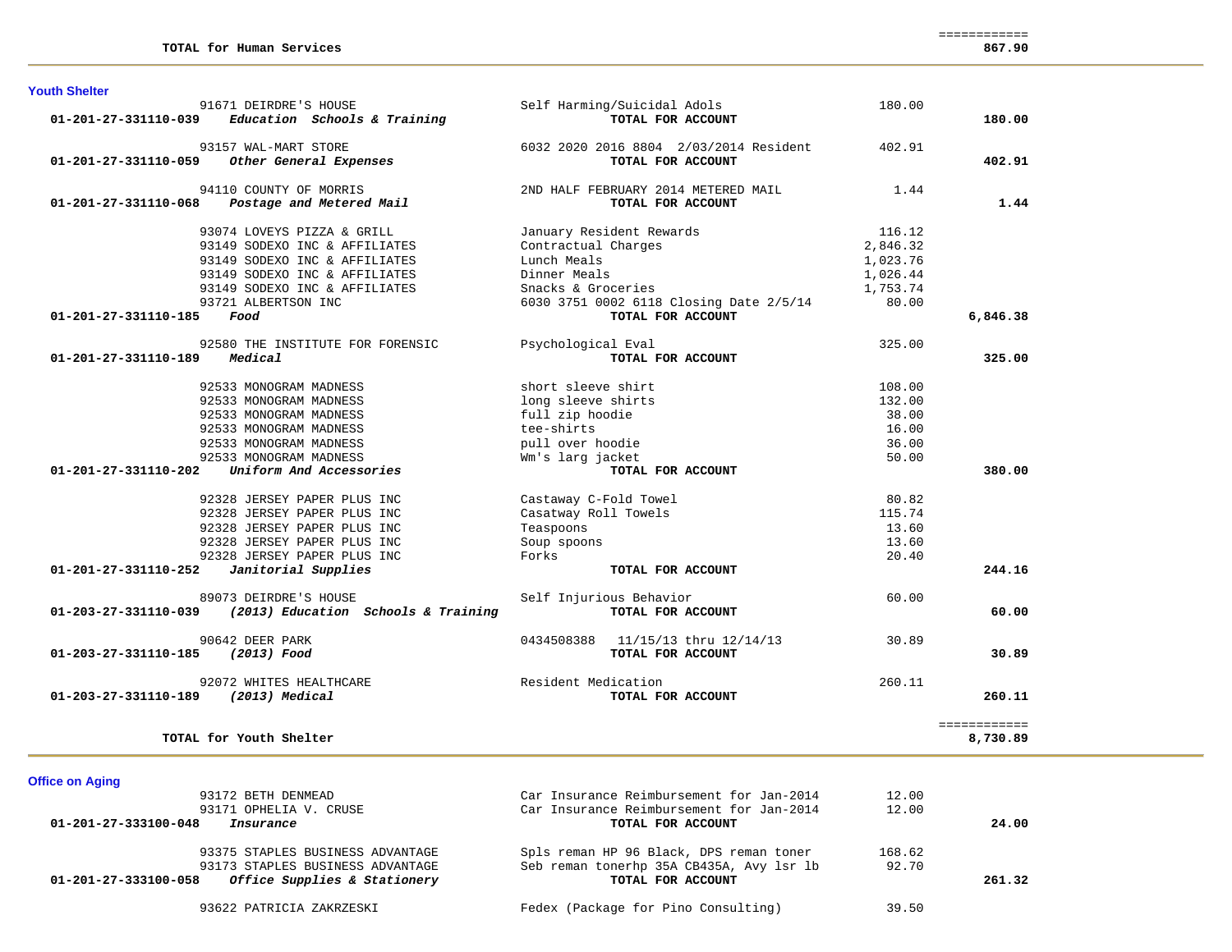| | | | |
|---|---|---|---|
| **TOTAL for Human Services** | | | ============ **867.90** |

## Youth Shelter

| Account / Vendor | Description | Amount | Total |
|---|---|---|---|
| 91671 DEIRDRE'S HOUSE | Self Harming/Suicidal Adols | 180.00 | |
| **01-201-27-331110-039** ***Education Schools & Training*** | **TOTAL FOR ACCOUNT** | | **180.00** |
| 93157 WAL-MART STORE | 6032 2020 2016 8804 2/03/2014 Resident | 402.91 | |
| **01-201-27-331110-059** ***Other General Expenses*** | **TOTAL FOR ACCOUNT** | | **402.91** |
| 94110 COUNTY OF MORRIS | 2ND HALF FEBRUARY 2014 METERED MAIL | 1.44 | |
| **01-201-27-331110-068** ***Postage and Metered Mail*** | **TOTAL FOR ACCOUNT** | | **1.44** |
| 93074 LOVEYS PIZZA & GRILL | January Resident Rewards | 116.12 | |
| 93149 SODEXO INC & AFFILIATES | Contractual Charges | 2,846.32 | |
| 93149 SODEXO INC & AFFILIATES | Lunch Meals | 1,023.76 | |
| 93149 SODEXO INC & AFFILIATES | Dinner Meals | 1,026.44 | |
| 93149 SODEXO INC & AFFILIATES | Snacks & Groceries | 1,753.74 | |
| 93721 ALBERTSON INC | 6030 3751 0002 6118 Closing Date 2/5/14 | 80.00 | |
| **01-201-27-331110-185** ***Food*** | **TOTAL FOR ACCOUNT** | | **6,846.38** |
| 92580 THE INSTITUTE FOR FORENSIC | Psychological Eval | 325.00 | |
| **01-201-27-331110-189** ***Medical*** | **TOTAL FOR ACCOUNT** | | **325.00** |
| 92533 MONOGRAM MADNESS | short sleeve shirt | 108.00 | |
| 92533 MONOGRAM MADNESS | long sleeve shirts | 132.00 | |
| 92533 MONOGRAM MADNESS | full zip hoodie | 38.00 | |
| 92533 MONOGRAM MADNESS | tee-shirts | 16.00 | |
| 92533 MONOGRAM MADNESS | pull over hoodie | 36.00 | |
| 92533 MONOGRAM MADNESS | Wm's larg jacket | 50.00 | |
| **01-201-27-331110-202** ***Uniform And Accessories*** | **TOTAL FOR ACCOUNT** | | **380.00** |
| 92328 JERSEY PAPER PLUS INC | Castaway C-Fold Towel | 80.82 | |
| 92328 JERSEY PAPER PLUS INC | Casatway Roll Towels | 115.74 | |
| 92328 JERSEY PAPER PLUS INC | Teaspoons | 13.60 | |
| 92328 JERSEY PAPER PLUS INC | Soup spoons | 13.60 | |
| 92328 JERSEY PAPER PLUS INC | Forks | 20.40 | |
| **01-201-27-331110-252** ***Janitorial Supplies*** | **TOTAL FOR ACCOUNT** | | **244.16** |
| 89073 DEIRDRE'S HOUSE | Self Injurious Behavior | 60.00 | |
| **01-203-27-331110-039** ***(2013) Education Schools & Training*** | **TOTAL FOR ACCOUNT** | | **60.00** |
| 90642 DEER PARK | 0434508388 11/15/13 thru 12/14/13 | 30.89 | |
| **01-203-27-331110-185** ***(2013) Food*** | **TOTAL FOR ACCOUNT** | | **30.89** |
| 92072 WHITES HEALTHCARE | Resident Medication | 260.11 | |
| **01-203-27-331110-189** ***(2013) Medical*** | **TOTAL FOR ACCOUNT** | | **260.11** |
| **TOTAL for Youth Shelter** | | | ============ **8,730.89** |

## Office on Aging

| Account / Vendor | Description | Amount | Total |
|---|---|---|---|
| 93172 BETH DENMEAD | Car Insurance Reimbursement for Jan-2014 | 12.00 | |
| 93171 OPHELIA V. CRUSE | Car Insurance Reimbursement for Jan-2014 | 12.00 | |
| **01-201-27-333100-048** ***Insurance*** | **TOTAL FOR ACCOUNT** | | **24.00** |
| 93375 STAPLES BUSINESS ADVANTAGE | Spls reman HP 96 Black, DPS reman toner | 168.62 | |
| 93173 STAPLES BUSINESS ADVANTAGE | Seb reman tonerhp 35A CB435A, Avy lsr lb | 92.70 | |
| **01-201-27-333100-058** ***Office Supplies & Stationery*** | **TOTAL FOR ACCOUNT** | | **261.32** |
| 93622 PATRICIA ZAKRZESKI | Fedex (Package for Pino Consulting) | 39.50 | |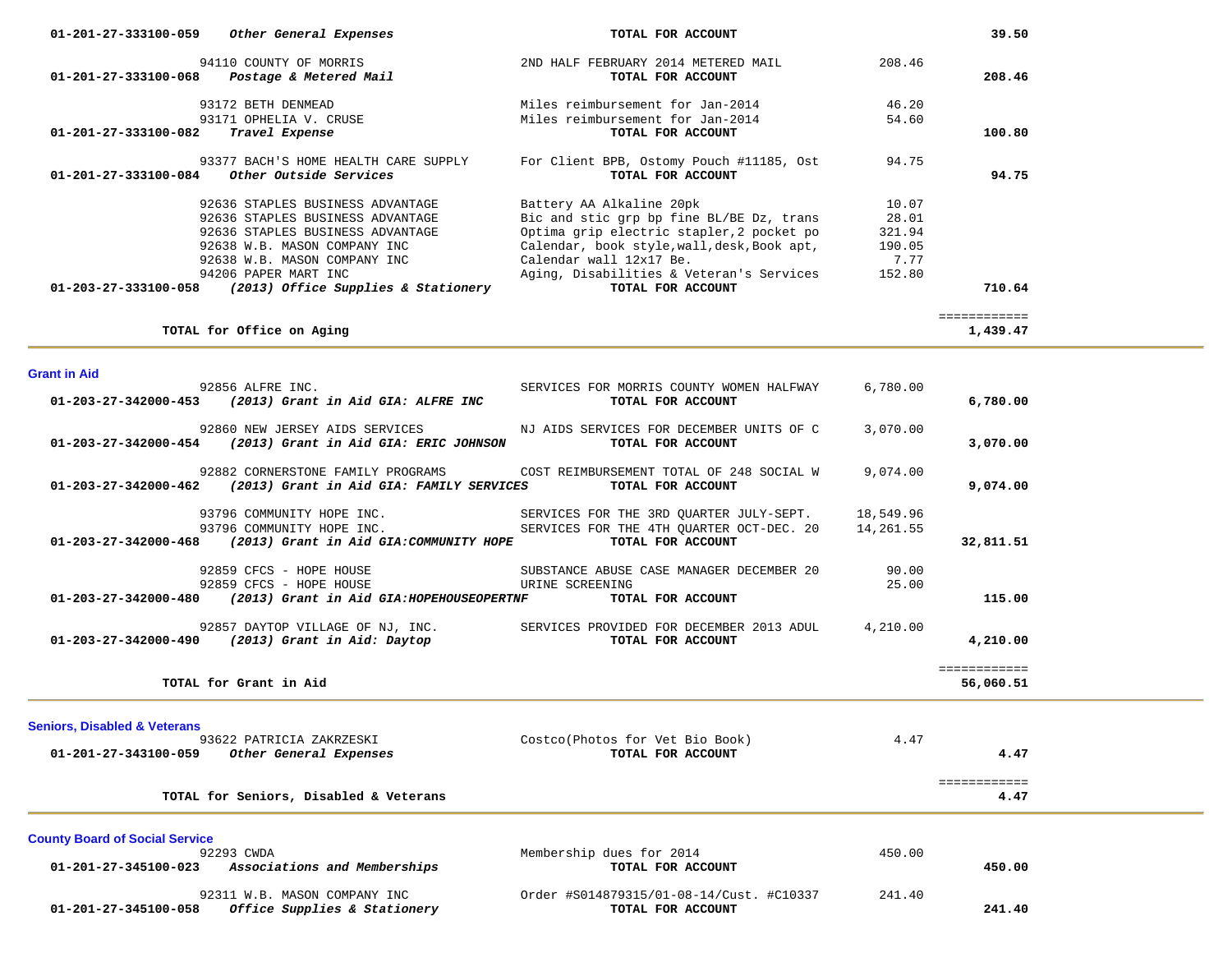| Account | Vendor / Description | Item Description | Amount | Total |
|---|---|---|---|---|
| 01-201-27-333100-059 | *Other General Expenses* | **TOTAL FOR ACCOUNT** | | **39.50** |
| | 94110 COUNTY OF MORRIS | 2ND HALF FEBRUARY 2014 METERED MAIL | 208.46 | |
| 01-201-27-333100-068 | *Postage & Metered Mail* | **TOTAL FOR ACCOUNT** | | **208.46** |
| | 93172 BETH DENMEAD | Miles reimbursement for Jan-2014 | 46.20 | |
| | 93171 OPHELIA V. CRUSE | Miles reimbursement for Jan-2014 | 54.60 | |
| 01-201-27-333100-082 | *Travel Expense* | **TOTAL FOR ACCOUNT** | | **100.80** |
| | 93377 BACH'S HOME HEALTH CARE SUPPLY | For Client BPB, Ostomy Pouch #11185, Ost | 94.75 | |
| 01-201-27-333100-084 | *Other Outside Services* | **TOTAL FOR ACCOUNT** | | **94.75** |
| | 92636 STAPLES BUSINESS ADVANTAGE | Battery AA Alkaline 20pk | 10.07 | |
| | 92636 STAPLES BUSINESS ADVANTAGE | Bic and stic grp bp fine BL/BE Dz, trans | 28.01 | |
| | 92636 STAPLES BUSINESS ADVANTAGE | Optima grip electric stapler,2 pocket po | 321.94 | |
| | 92638 W.B. MASON COMPANY INC | Calendar, book style,wall,desk,Book apt, | 190.05 | |
| | 92638 W.B. MASON COMPANY INC | Calendar wall 12x17 Be. | 7.77 | |
| | 94206 PAPER MART INC | Aging, Disabilities & Veteran's Services | 152.80 | |
| 01-203-27-333100-058 | *(2013) Office Supplies & Stationery* | **TOTAL FOR ACCOUNT** | | **710.64** |
| | **TOTAL for Office on Aging** | | | **1,439.47** |

## Grant in Aid

| Account | Vendor / Description | Item Description | Amount | Total |
|---|---|---|---|---|
| | 92856 ALFRE INC. | SERVICES FOR MORRIS COUNTY WOMEN HALFWAY | 6,780.00 | |
| 01-203-27-342000-453 | *(2013) Grant in Aid GIA: ALFRE INC* | **TOTAL FOR ACCOUNT** | | **6,780.00** |
| | 92860 NEW JERSEY AIDS SERVICES | NJ AIDS SERVICES FOR DECEMBER UNITS OF C | 3,070.00 | |
| 01-203-27-342000-454 | *(2013) Grant in Aid GIA: ERIC JOHNSON* | **TOTAL FOR ACCOUNT** | | **3,070.00** |
| | 92882 CORNERSTONE FAMILY PROGRAMS | COST REIMBURSEMENT TOTAL OF 248 SOCIAL W | 9,074.00 | |
| 01-203-27-342000-462 | *(2013) Grant in Aid GIA: FAMILY SERVICES* | **TOTAL FOR ACCOUNT** | | **9,074.00** |
| | 93796 COMMUNITY HOPE INC. | SERVICES FOR THE 3RD QUARTER JULY-SEPT. | 18,549.96 | |
| | 93796 COMMUNITY HOPE INC. | SERVICES FOR THE 4TH QUARTER OCT-DEC. 20 | 14,261.55 | |
| 01-203-27-342000-468 | *(2013) Grant in Aid GIA:COMMUNITY HOPE* | **TOTAL FOR ACCOUNT** | | **32,811.51** |
| | 92859 CFCS - HOPE HOUSE | SUBSTANCE ABUSE CASE MANAGER DECEMBER 20 | 90.00 | |
| | 92859 CFCS - HOPE HOUSE | URINE SCREENING | 25.00 | |
| 01-203-27-342000-480 | *(2013) Grant in Aid GIA:HOPEHOUSEOPERTNF* | **TOTAL FOR ACCOUNT** | | **115.00** |
| | 92857 DAYTOP VILLAGE OF NJ, INC. | SERVICES PROVIDED FOR DECEMBER 2013 ADUL | 4,210.00 | |
| 01-203-27-342000-490 | *(2013) Grant in Aid: Daytop* | **TOTAL FOR ACCOUNT** | | **4,210.00** |
| | **TOTAL for Grant in Aid** | | | **56,060.51** |

## Seniors, Disabled & Veterans

| Account | Vendor / Description | Item Description | Amount | Total |
|---|---|---|---|---|
| | 93622 PATRICIA ZAKRZESKI | Costco(Photos for Vet Bio Book) | 4.47 | |
| 01-201-27-343100-059 | *Other General Expenses* | **TOTAL FOR ACCOUNT** | | **4.47** |
| | **TOTAL for Seniors, Disabled & Veterans** | | | **4.47** |

## County Board of Social Service

| Account | Vendor / Description | Item Description | Amount | Total |
|---|---|---|---|---|
| | 92293 CWDA | Membership dues for 2014 | 450.00 | |
| 01-201-27-345100-023 | *Associations and Memberships* | **TOTAL FOR ACCOUNT** | | **450.00** |
| | 92311 W.B. MASON COMPANY INC | Order #S014879315/01-08-14/Cust. #C10337 | 241.40 | |
| 01-201-27-345100-058 | *Office Supplies & Stationery* | **TOTAL FOR ACCOUNT** | | **241.40** |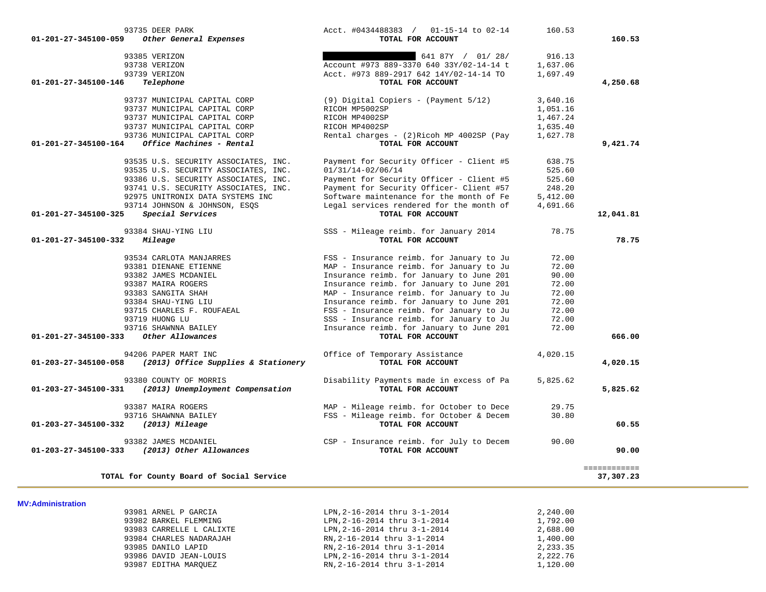| Account | Vendor | Description | Amount | Total |
|---|---|---|---|---|
| | 93735 DEER PARK | Acct. #0434488383 / 01-15-14 to 02-14 | 160.53 | |
| **01-201-27-345100-059** | ***Other General Expenses*** | **TOTAL FOR ACCOUNT** | | **160.53** |
| | 93385 VERIZON | [REDACTED] 641 87Y / 01/ 28/ | 916.13 | |
| | 93738 VERIZON | Account #973 889-3370 640 33Y/02-14-14 t | 1,637.06 | |
| | 93739 VERIZON | Acct. #973 889-2917 642 14Y/02-14-14 TO | 1,697.49 | |
| **01-201-27-345100-146** | ***Telephone*** | **TOTAL FOR ACCOUNT** | | **4,250.68** |
| | 93737 MUNICIPAL CAPITAL CORP | (9) Digital Copiers - (Payment 5/12) | 3,640.16 | |
| | 93737 MUNICIPAL CAPITAL CORP | RICOH MP5002SP | 1,051.16 | |
| | 93737 MUNICIPAL CAPITAL CORP | RICOH MP4002SP | 1,467.24 | |
| | 93737 MUNICIPAL CAPITAL CORP | RICOH MP4002SP | 1,635.40 | |
| | 93736 MUNICIPAL CAPITAL CORP | Rental charges - (2)Ricoh MP 4002SP (Pay | 1,627.78 | |
| **01-201-27-345100-164** | ***Office Machines - Rental*** | **TOTAL FOR ACCOUNT** | | **9,421.74** |
| | 93535 U.S. SECURITY ASSOCIATES, INC. | Payment for Security Officer - Client #5 | 638.75 | |
| | 93535 U.S. SECURITY ASSOCIATES, INC. | 01/31/14-02/06/14 | 525.60 | |
| | 93386 U.S. SECURITY ASSOCIATES, INC. | Payment for Security Officer - Client #5 | 525.60 | |
| | 93741 U.S. SECURITY ASSOCIATES, INC. | Payment for Security Officer- Client #57 | 248.20 | |
| | 92975 UNITRONIX DATA SYSTEMS INC | Software maintenance for the month of Fe | 5,412.00 | |
| | 93714 JOHNSON & JOHNSON, ESQS | Legal services rendered for the month of | 4,691.66 | |
| **01-201-27-345100-325** | ***Special Services*** | **TOTAL FOR ACCOUNT** | | **12,041.81** |
| | 93384 SHAU-YING LIU | SSS - Mileage reimb. for January 2014 | 78.75 | |
| **01-201-27-345100-332** | ***Mileage*** | **TOTAL FOR ACCOUNT** | | **78.75** |
| | 93534 CARLOTA MANJARRES | FSS - Insurance reimb. for January to Ju | 72.00 | |
| | 93381 DIENANE ETIENNE | MAP - Insurance reimb. for January to Ju | 72.00 | |
| | 93382 JAMES MCDANIEL | Insurance reimb. for January to June 201 | 90.00 | |
| | 93387 MAIRA ROGERS | Insurance reimb. for January to June 201 | 72.00 | |
| | 93383 SANGITA SHAH | MAP - Insurance reimb. for January to Ju | 72.00 | |
| | 93384 SHAU-YING LIU | Insurance reimb. for January to June 201 | 72.00 | |
| | 93715 CHARLES F. ROUFAEAL | FSS - Insurance reimb. for January to Ju | 72.00 | |
| | 93719 HUONG LU | SSS - Insurance reimb. for January to Ju | 72.00 | |
| | 93716 SHAWNNA BAILEY | Insurance reimb. for January to June 201 | 72.00 | |
| **01-201-27-345100-333** | ***Other Allowances*** | **TOTAL FOR ACCOUNT** | | **666.00** |
| | 94206 PAPER MART INC | Office of Temporary Assistance | 4,020.15 | |
| **01-203-27-345100-058** | ***(2013) Office Supplies & Stationery*** | **TOTAL FOR ACCOUNT** | | **4,020.15** |
| | 93380 COUNTY OF MORRIS | Disability Payments made in excess of Pa | 5,825.62 | |
| **01-203-27-345100-331** | ***(2013) Unemployment Compensation*** | **TOTAL FOR ACCOUNT** | | **5,825.62** |
| | 93387 MAIRA ROGERS | MAP - Mileage reimb. for October to Dece | 29.75 | |
| | 93716 SHAWNNA BAILEY | FSS - Mileage reimb. for October & Decem | 30.80 | |
| **01-203-27-345100-332** | ***(2013) Mileage*** | **TOTAL FOR ACCOUNT** | | **60.55** |
| | 93382 JAMES MCDANIEL | CSP - Insurance reimb. for July to Decem | 90.00 | |
| **01-203-27-345100-333** | ***(2013) Other Allowances*** | **TOTAL FOR ACCOUNT** | | **90.00** |
| | | | | ============ |
| **TOTAL for County Board of Social Service** | | | | **37,307.23** |

**MV:Administration**

| Vendor | Description | Amount |
|---|---|---|
| 93981 ARNEL P GARCIA | LPN,2-16-2014 thru 3-1-2014 | 2,240.00 |
| 93982 BARKEL FLEMMING | LPN,2-16-2014 thru 3-1-2014 | 1,792.00 |
| 93983 CARRELLE L CALIXTE | LPN,2-16-2014 thru 3-1-2014 | 2,688.00 |
| 93984 CHARLES NADARAJAH | RN,2-16-2014 thru 3-1-2014 | 1,400.00 |
| 93985 DANILO LAPID | RN,2-16-2014 thru 3-1-2014 | 2,233.35 |
| 93986 DAVID JEAN-LOUIS | LPN,2-16-2014 thru 3-1-2014 | 2,222.76 |
| 93987 EDITHA MARQUEZ | RN,2-16-2014 thru 3-1-2014 | 1,120.00 |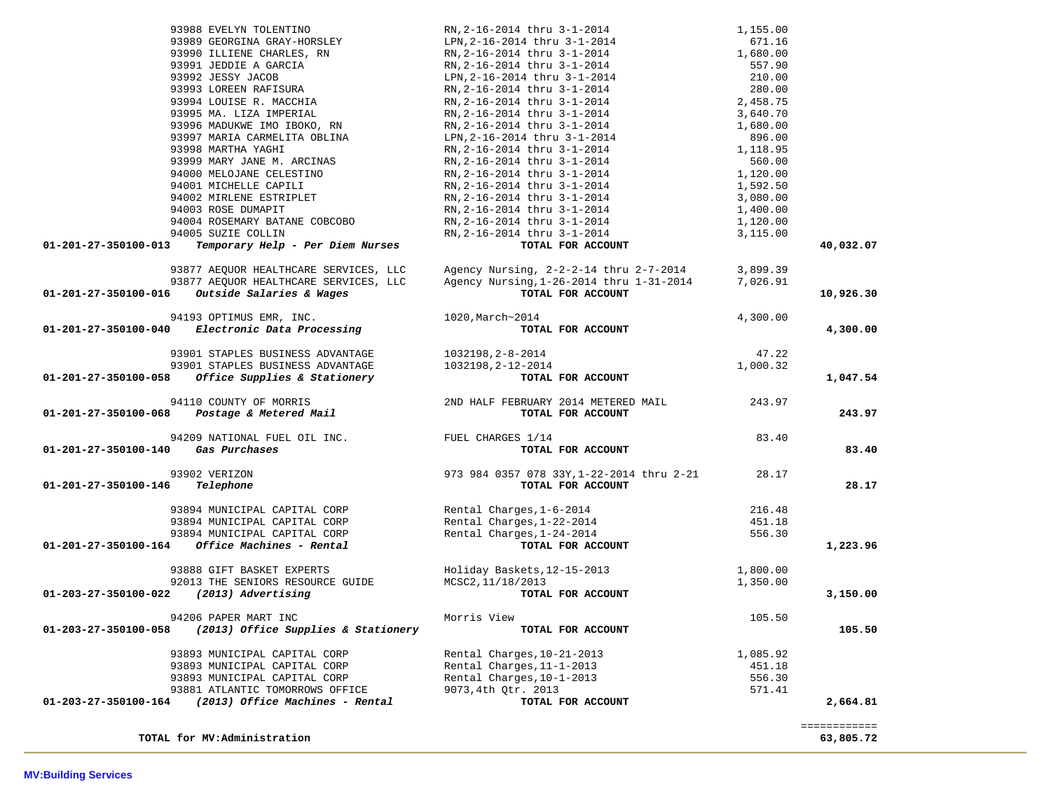| Account | Vendor / Description | Details | Amount | Total |
|---|---|---|---|---|
| | 93988 EVELYN TOLENTINO | RN,2-16-2014 thru 3-1-2014 | 1,155.00 | |
| | 93989 GEORGINA GRAY-HORSLEY | LPN,2-16-2014 thru 3-1-2014 | 671.16 | |
| | 93990 ILLIENE CHARLES, RN | RN,2-16-2014 thru 3-1-2014 | 1,680.00 | |
| | 93991 JEDDIE A GARCIA | RN,2-16-2014 thru 3-1-2014 | 557.90 | |
| | 93992 JESSY JACOB | LPN,2-16-2014 thru 3-1-2014 | 210.00 | |
| | 93993 LOREEN RAFISURA | RN,2-16-2014 thru 3-1-2014 | 280.00 | |
| | 93994 LOUISE R. MACCHIA | RN,2-16-2014 thru 3-1-2014 | 2,458.75 | |
| | 93995 MA. LIZA IMPERIAL | RN,2-16-2014 thru 3-1-2014 | 3,640.70 | |
| | 93996 MADUKWE IMO IBOKO, RN | RN,2-16-2014 thru 3-1-2014 | 1,680.00 | |
| | 93997 MARIA CARMELITA OBLINA | LPN,2-16-2014 thru 3-1-2014 | 896.00 | |
| | 93998 MARTHA YAGHI | RN,2-16-2014 thru 3-1-2014 | 1,118.95 | |
| | 93999 MARY JANE M. ARCINAS | RN,2-16-2014 thru 3-1-2014 | 560.00 | |
| | 94000 MELOJANE CELESTINO | RN,2-16-2014 thru 3-1-2014 | 1,120.00 | |
| | 94001 MICHELLE CAPILI | RN,2-16-2014 thru 3-1-2014 | 1,592.50 | |
| | 94002 MIRLENE ESTRIPLET | RN,2-16-2014 thru 3-1-2014 | 3,080.00 | |
| | 94003 ROSE DUMAPIT | RN,2-16-2014 thru 3-1-2014 | 1,400.00 | |
| | 94004 ROSEMARY BATANE COBCOBO | RN,2-16-2014 thru 3-1-2014 | 1,120.00 | |
| | 94005 SUZIE COLLIN | RN,2-16-2014 thru 3-1-2014 | 3,115.00 | |
| **01-201-27-350100-013** | ***Temporary Help - Per Diem Nurses*** | **TOTAL FOR ACCOUNT** | | **40,032.07** |
| | 93877 AEQUOR HEALTHCARE SERVICES, LLC | Agency Nursing, 2-2-2-14 thru 2-7-2014 | 3,899.39 | |
| | 93877 AEQUOR HEALTHCARE SERVICES, LLC | Agency Nursing,1-26-2014 thru 1-31-2014 | 7,026.91 | |
| **01-201-27-350100-016** | ***Outside Salaries & Wages*** | **TOTAL FOR ACCOUNT** | | **10,926.30** |
| | 94193 OPTIMUS EMR, INC. | 1020,March~2014 | 4,300.00 | |
| **01-201-27-350100-040** | ***Electronic Data Processing*** | **TOTAL FOR ACCOUNT** | | **4,300.00** |
| | 93901 STAPLES BUSINESS ADVANTAGE | 1032198,2-8-2014 | 47.22 | |
| | 93901 STAPLES BUSINESS ADVANTAGE | 1032198,2-12-2014 | 1,000.32 | |
| **01-201-27-350100-058** | ***Office Supplies & Stationery*** | **TOTAL FOR ACCOUNT** | | **1,047.54** |
| | 94110 COUNTY OF MORRIS | 2ND HALF FEBRUARY 2014 METERED MAIL | 243.97 | |
| **01-201-27-350100-068** | ***Postage & Metered Mail*** | **TOTAL FOR ACCOUNT** | | **243.97** |
| | 94209 NATIONAL FUEL OIL INC. | FUEL CHARGES 1/14 | 83.40 | |
| **01-201-27-350100-140** | ***Gas Purchases*** | **TOTAL FOR ACCOUNT** | | **83.40** |
| | 93902 VERIZON | 973 984 0357 078 33Y,1-22-2014 thru 2-21 | 28.17 | |
| **01-201-27-350100-146** | ***Telephone*** | **TOTAL FOR ACCOUNT** | | **28.17** |
| | 93894 MUNICIPAL CAPITAL CORP | Rental Charges,1-6-2014 | 216.48 | |
| | 93894 MUNICIPAL CAPITAL CORP | Rental Charges,1-22-2014 | 451.18 | |
| | 93894 MUNICIPAL CAPITAL CORP | Rental Charges,1-24-2014 | 556.30 | |
| **01-201-27-350100-164** | ***Office Machines - Rental*** | **TOTAL FOR ACCOUNT** | | **1,223.96** |
| | 93888 GIFT BASKET EXPERTS | Holiday Baskets,12-15-2013 | 1,800.00 | |
| | 92013 THE SENIORS RESOURCE GUIDE | MCSC2,11/18/2013 | 1,350.00 | |
| **01-203-27-350100-022** | ***(2013) Advertising*** | **TOTAL FOR ACCOUNT** | | **3,150.00** |
| | 94206 PAPER MART INC | Morris View | 105.50 | |
| **01-203-27-350100-058** | ***(2013) Office Supplies & Stationery*** | **TOTAL FOR ACCOUNT** | | **105.50** |
| | 93893 MUNICIPAL CAPITAL CORP | Rental Charges,10-21-2013 | 1,085.92 | |
| | 93893 MUNICIPAL CAPITAL CORP | Rental Charges,11-1-2013 | 451.18 | |
| | 93893 MUNICIPAL CAPITAL CORP | Rental Charges,10-1-2013 | 556.30 | |
| | 93881 ATLANTIC TOMORROWS OFFICE | 9073,4th Qtr. 2013 | 571.41 | |
| **01-203-27-350100-164** | ***(2013) Office Machines - Rental*** | **TOTAL FOR ACCOUNT** | | **2,664.81** |
| | | | | ============ |
| | **TOTAL for MV:Administration** | | | **63,805.72** |

**MV:Building Services**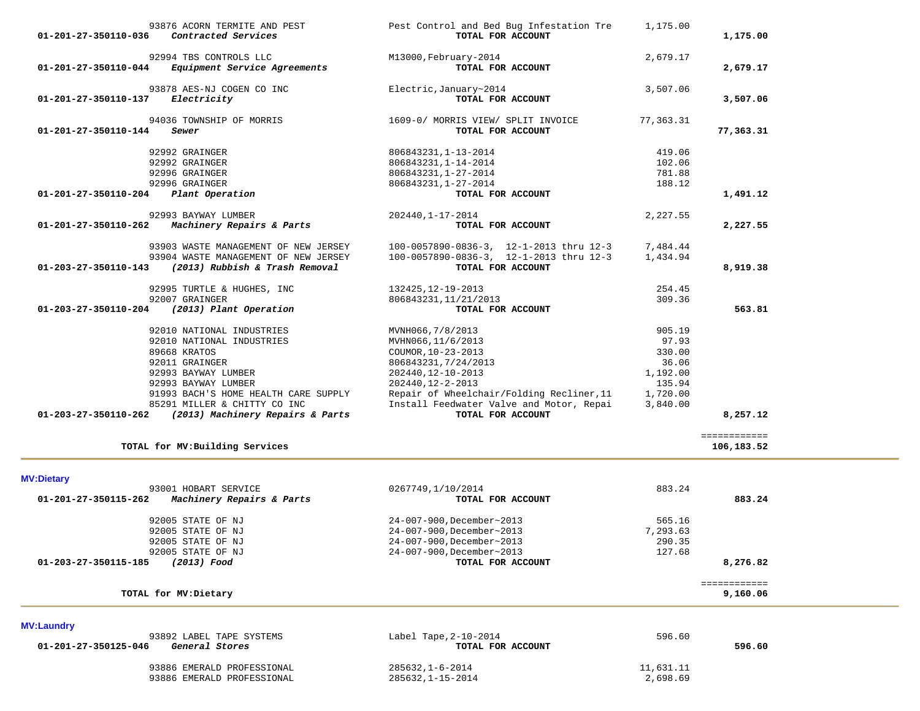| Account | Vendor / Description | Reference | Amount | Total |
|---|---|---|---|---|
| | 93876 ACORN TERMITE AND PEST | Pest Control and Bed Bug Infestation Tre | 1,175.00 | |
| 01-201-27-350110-036 | *Contracted Services* | **TOTAL FOR ACCOUNT** | | **1,175.00** |
| | 92994 TBS CONTROLS LLC | M13000,February-2014 | 2,679.17 | |
| 01-201-27-350110-044 | *Equipment Service Agreements* | **TOTAL FOR ACCOUNT** | | **2,679.17** |
| | 93878 AES-NJ COGEN CO INC | Electric,January~2014 | 3,507.06 | |
| 01-201-27-350110-137 | *Electricity* | **TOTAL FOR ACCOUNT** | | **3,507.06** |
| | 94036 TOWNSHIP OF MORRIS | 1609-0/ MORRIS VIEW/ SPLIT INVOICE | 77,363.31 | |
| 01-201-27-350110-144 | *Sewer* | **TOTAL FOR ACCOUNT** | | **77,363.31** |
| | 92992 GRAINGER | 806843231,1-13-2014 | 419.06 | |
| | 92992 GRAINGER | 806843231,1-14-2014 | 102.06 | |
| | 92996 GRAINGER | 806843231,1-27-2014 | 781.88 | |
| | 92996 GRAINGER | 806843231,1-27-2014 | 188.12 | |
| 01-201-27-350110-204 | *Plant Operation* | **TOTAL FOR ACCOUNT** | | **1,491.12** |
| | 92993 BAYWAY LUMBER | 202440,1-17-2014 | 2,227.55 | |
| 01-201-27-350110-262 | *Machinery Repairs & Parts* | **TOTAL FOR ACCOUNT** | | **2,227.55** |
| | 93903 WASTE MANAGEMENT OF NEW JERSEY | 100-0057890-0836-3, 12-1-2013 thru 12-3 | 7,484.44 | |
| | 93904 WASTE MANAGEMENT OF NEW JERSEY | 100-0057890-0836-3, 12-1-2013 thru 12-3 | 1,434.94 | |
| 01-203-27-350110-143 | *(2013) Rubbish & Trash Removal* | **TOTAL FOR ACCOUNT** | | **8,919.38** |
| | 92995 TURTLE & HUGHES, INC | 132425,12-19-2013 | 254.45 | |
| | 92007 GRAINGER | 806843231,11/21/2013 | 309.36 | |
| 01-203-27-350110-204 | *(2013) Plant Operation* | **TOTAL FOR ACCOUNT** | | **563.81** |
| | 92010 NATIONAL INDUSTRIES | MVNH066,7/8/2013 | 905.19 | |
| | 92010 NATIONAL INDUSTRIES | MVHN066,11/6/2013 | 97.93 | |
| | 89668 KRATOS | COUMOR,10-23-2013 | 330.00 | |
| | 92011 GRAINGER | 806843231,7/24/2013 | 36.06 | |
| | 92993 BAYWAY LUMBER | 202440,12-10-2013 | 1,192.00 | |
| | 92993 BAYWAY LUMBER | 202440,12-2-2013 | 135.94 | |
| | 91993 BACH'S HOME HEALTH CARE SUPPLY | Repair of Wheelchair/Folding Recliner,11 | 1,720.00 | |
| | 85291 MILLER & CHITTY CO INC | Install Feedwater Valve and Motor, Repai | 3,840.00 | |
| 01-203-27-350110-262 | *(2013) Machinery Repairs & Parts* | **TOTAL FOR ACCOUNT** | | **8,257.12** |
| | **TOTAL for MV:Building Services** | | | **106,183.52** |

**MV:Dietary**

| Account | Vendor / Description | Reference | Amount | Total |
|---|---|---|---|---|
| | 93001 HOBART SERVICE | 0267749,1/10/2014 | 883.24 | |
| 01-201-27-350115-262 | *Machinery Repairs & Parts* | **TOTAL FOR ACCOUNT** | | **883.24** |
| | 92005 STATE OF NJ | 24-007-900,December~2013 | 565.16 | |
| | 92005 STATE OF NJ | 24-007-900,December~2013 | 7,293.63 | |
| | 92005 STATE OF NJ | 24-007-900,December~2013 | 290.35 | |
| | 92005 STATE OF NJ | 24-007-900,December~2013 | 127.68 | |
| 01-203-27-350115-185 | *(2013) Food* | **TOTAL FOR ACCOUNT** | | **8,276.82** |
| | **TOTAL for MV:Dietary** | | | **9,160.06** |

**MV:Laundry**

| Account | Vendor / Description | Reference | Amount | Total |
|---|---|---|---|---|
| | 93892 LABEL TAPE SYSTEMS | Label Tape,2-10-2014 | 596.60 | |
| 01-201-27-350125-046 | *General Stores* | **TOTAL FOR ACCOUNT** | | **596.60** |
| | 93886 EMERALD PROFESSIONAL | 285632,1-6-2014 | 11,631.11 | |
| | 93886 EMERALD PROFESSIONAL | 285632,1-15-2014 | 2,698.69 | |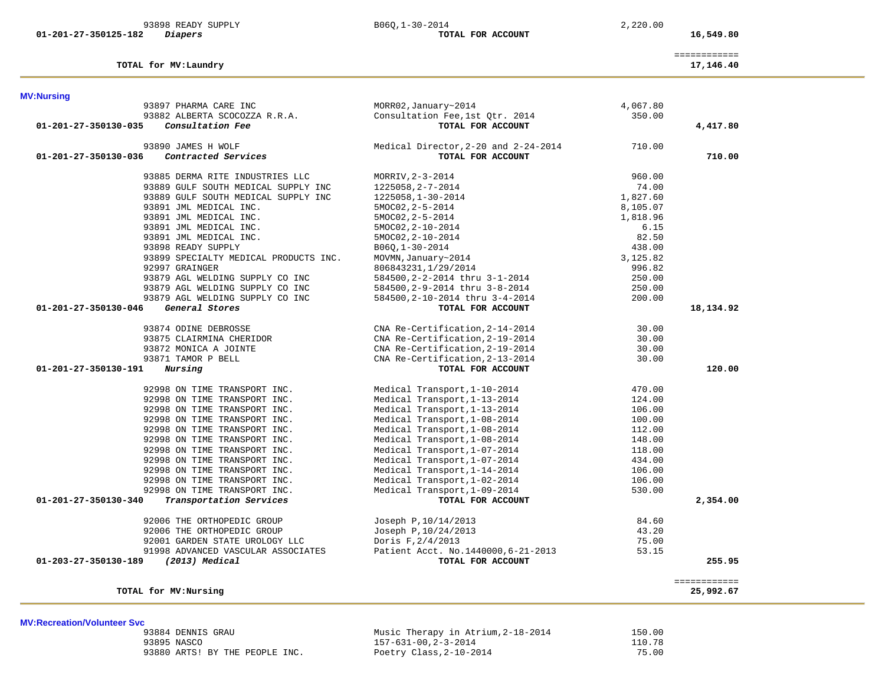| Account | Vendor / Description | Reference | Amount | Total |
|---|---|---|---|---|
| | 93898 READY SUPPLY | B06Q,1-30-2014 | 2,220.00 | |
| **01-201-27-350125-182** | ***Diapers*** | **TOTAL FOR ACCOUNT** | | **16,549.80** |
| | | | | ============ |
| | **TOTAL for MV:Laundry** | | | **17,146.40** |

## MV:Nursing

| Account | Vendor / Description | Reference | Amount | Total |
|---|---|---|---|---|
| | 93897 PHARMA CARE INC | MORR02,January~2014 | 4,067.80 | |
| | 93882 ALBERTA SCOCOZZA R.R.A. | Consultation Fee,1st Qtr. 2014 | 350.00 | |
| **01-201-27-350130-035** | ***Consultation Fee*** | **TOTAL FOR ACCOUNT** | | **4,417.80** |
| | 93890 JAMES H WOLF | Medical Director,2-20 and 2-24-2014 | 710.00 | |
| **01-201-27-350130-036** | ***Contracted Services*** | **TOTAL FOR ACCOUNT** | | **710.00** |
| | 93885 DERMA RITE INDUSTRIES LLC | MORRIV,2-3-2014 | 960.00 | |
| | 93889 GULF SOUTH MEDICAL SUPPLY INC | 1225058,2-7-2014 | 74.00 | |
| | 93889 GULF SOUTH MEDICAL SUPPLY INC | 1225058,1-30-2014 | 1,827.60 | |
| | 93891 JML MEDICAL INC. | 5MOC02,2-5-2014 | 8,105.07 | |
| | 93891 JML MEDICAL INC. | 5MOC02,2-5-2014 | 1,818.96 | |
| | 93891 JML MEDICAL INC. | 5MOC02,2-10-2014 | 6.15 | |
| | 93891 JML MEDICAL INC. | 5MOC02,2-10-2014 | 82.50 | |
| | 93898 READY SUPPLY | B06Q,1-30-2014 | 438.00 | |
| | 93899 SPECIALTY MEDICAL PRODUCTS INC. | MOVMN,January~2014 | 3,125.82 | |
| | 92997 GRAINGER | 806843231,1/29/2014 | 996.82 | |
| | 93879 AGL WELDING SUPPLY CO INC | 584500,2-2-2014 thru 3-1-2014 | 250.00 | |
| | 93879 AGL WELDING SUPPLY CO INC | 584500,2-9-2014 thru 3-8-2014 | 250.00 | |
| | 93879 AGL WELDING SUPPLY CO INC | 584500,2-10-2014 thru 3-4-2014 | 200.00 | |
| **01-201-27-350130-046** | ***General Stores*** | **TOTAL FOR ACCOUNT** | | **18,134.92** |
| | 93874 ODINE DEBROSSE | CNA Re-Certification,2-14-2014 | 30.00 | |
| | 93875 CLAIRMINA CHERIDOR | CNA Re-Certification,2-19-2014 | 30.00 | |
| | 93872 MONICA A JOINTE | CNA Re-Certification,2-19-2014 | 30.00 | |
| | 93871 TAMOR P BELL | CNA Re-Certification,2-13-2014 | 30.00 | |
| **01-201-27-350130-191** | ***Nursing*** | **TOTAL FOR ACCOUNT** | | **120.00** |
| | 92998 ON TIME TRANSPORT INC. | Medical Transport,1-10-2014 | 470.00 | |
| | 92998 ON TIME TRANSPORT INC. | Medical Transport,1-13-2014 | 124.00 | |
| | 92998 ON TIME TRANSPORT INC. | Medical Transport,1-13-2014 | 106.00 | |
| | 92998 ON TIME TRANSPORT INC. | Medical Transport,1-08-2014 | 100.00 | |
| | 92998 ON TIME TRANSPORT INC. | Medical Transport,1-08-2014 | 112.00 | |
| | 92998 ON TIME TRANSPORT INC. | Medical Transport,1-08-2014 | 148.00 | |
| | 92998 ON TIME TRANSPORT INC. | Medical Transport,1-07-2014 | 118.00 | |
| | 92998 ON TIME TRANSPORT INC. | Medical Transport,1-07-2014 | 434.00 | |
| | 92998 ON TIME TRANSPORT INC. | Medical Transport,1-14-2014 | 106.00 | |
| | 92998 ON TIME TRANSPORT INC. | Medical Transport,1-02-2014 | 106.00 | |
| | 92998 ON TIME TRANSPORT INC. | Medical Transport,1-09-2014 | 530.00 | |
| **01-201-27-350130-340** | ***Transportation Services*** | **TOTAL FOR ACCOUNT** | | **2,354.00** |
| | 92006 THE ORTHOPEDIC GROUP | Joseph P,10/14/2013 | 84.60 | |
| | 92006 THE ORTHOPEDIC GROUP | Joseph P,10/24/2013 | 43.20 | |
| | 92001 GARDEN STATE UROLOGY LLC | Doris F,2/4/2013 | 75.00 | |
| | 91998 ADVANCED VASCULAR ASSOCIATES | Patient Acct. No.1440000,6-21-2013 | 53.15 | |
| **01-203-27-350130-189** | ***(2013) Medical*** | **TOTAL FOR ACCOUNT** | | **255.95** |
| | | | | ============ |
| | **TOTAL for MV:Nursing** | | | **25,992.67** |

## MV:Recreation/Volunteer Svc

| Account | Vendor / Description | Reference | Amount | Total |
|---|---|---|---|---|
| | 93884 DENNIS GRAU | Music Therapy in Atrium,2-18-2014 | 150.00 | |
| | 93895 NASCO | 157-631-00,2-3-2014 | 110.78 | |
| | 93880 ARTS! BY THE PEOPLE INC. | Poetry Class,2-10-2014 | 75.00 | |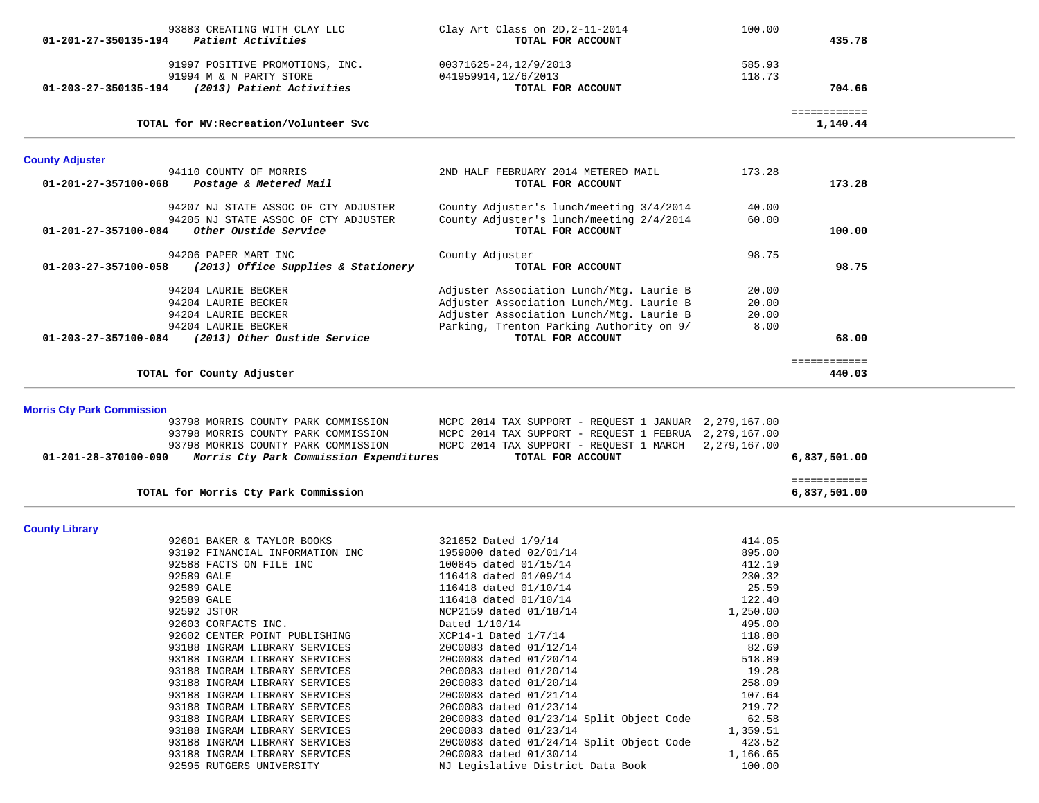| Account | Vendor / Description | Details | Amount | Total |
|---|---|---|---|---|
| | 93883 CREATING WITH CLAY LLC | Clay Art Class on 2D,2-11-2014 | 100.00 | |
| 01-201-27-350135-194 | *Patient Activities* | **TOTAL FOR ACCOUNT** | | **435.78** |
| | 91997 POSITIVE PROMOTIONS, INC. | 00371625-24,12/9/2013 | 585.93 | |
| | 91994 M & N PARTY STORE | 041959914,12/6/2013 | 118.73 | |
| 01-203-27-350135-194 | *(2013) Patient Activities* | **TOTAL FOR ACCOUNT** | | **704.66** |
| | **TOTAL for MV:Recreation/Volunteer Svc** | | | **1,140.44** |

## County Adjuster

| Account | Vendor / Description | Details | Amount | Total |
|---|---|---|---|---|
| | 94110 COUNTY OF MORRIS | 2ND HALF FEBRUARY 2014 METERED MAIL | 173.28 | |
| 01-201-27-357100-068 | *Postage & Metered Mail* | **TOTAL FOR ACCOUNT** | | **173.28** |
| | 94207 NJ STATE ASSOC OF CTY ADJUSTER | County Adjuster's lunch/meeting 3/4/2014 | 40.00 | |
| | 94205 NJ STATE ASSOC OF CTY ADJUSTER | County Adjuster's lunch/meeting 2/4/2014 | 60.00 | |
| 01-201-27-357100-084 | *Other Oustide Service* | **TOTAL FOR ACCOUNT** | | **100.00** |
| | 94206 PAPER MART INC | County Adjuster | 98.75 | |
| 01-203-27-357100-058 | *(2013) Office Supplies & Stationery* | **TOTAL FOR ACCOUNT** | | **98.75** |
| | 94204 LAURIE BECKER | Adjuster Association Lunch/Mtg. Laurie B | 20.00 | |
| | 94204 LAURIE BECKER | Adjuster Association Lunch/Mtg. Laurie B | 20.00 | |
| | 94204 LAURIE BECKER | Adjuster Association Lunch/Mtg. Laurie B | 20.00 | |
| | 94204 LAURIE BECKER | Parking, Trenton Parking Authority on 9/ | 8.00 | |
| 01-203-27-357100-084 | *(2013) Other Oustide Service* | **TOTAL FOR ACCOUNT** | | **68.00** |
| | **TOTAL for County Adjuster** | | | **440.03** |

## Morris Cty Park Commission

| Account | Vendor / Description | Details | Amount | Total |
|---|---|---|---|---|
| | 93798 MORRIS COUNTY PARK COMMISSION | MCPC 2014 TAX SUPPORT - REQUEST 1 JANUAR | 2,279,167.00 | |
| | 93798 MORRIS COUNTY PARK COMMISSION | MCPC 2014 TAX SUPPORT - REQUEST 1 FEBRUA | 2,279,167.00 | |
| | 93798 MORRIS COUNTY PARK COMMISSION | MCPC 2014 TAX SUPPORT - REQUEST 1 MARCH | 2,279,167.00 | |
| 01-201-28-370100-090 | *Morris Cty Park Commission Expenditures* | **TOTAL FOR ACCOUNT** | | **6,837,501.00** |
| | **TOTAL for Morris Cty Park Commission** | | | **6,837,501.00** |

## County Library

| Account | Vendor / Description | Details | Amount | Total |
|---|---|---|---|---|
| | 92601 BAKER & TAYLOR BOOKS | 321652 Dated 1/9/14 | 414.05 | |
| | 93192 FINANCIAL INFORMATION INC | 1959000 dated 02/01/14 | 895.00 | |
| | 92588 FACTS ON FILE INC | 100845 dated 01/15/14 | 412.19 | |
| | 92589 GALE | 116418 dated 01/09/14 | 230.32 | |
| | 92589 GALE | 116418 dated 01/10/14 | 25.59 | |
| | 92589 GALE | 116418 dated 01/10/14 | 122.40 | |
| | 92592 JSTOR | NCP2159 dated 01/18/14 | 1,250.00 | |
| | 92603 CORFACTS INC. | Dated 1/10/14 | 495.00 | |
| | 92602 CENTER POINT PUBLISHING | XCP14-1 Dated 1/7/14 | 118.80 | |
| | 93188 INGRAM LIBRARY SERVICES | 20C0083 dated 01/12/14 | 82.69 | |
| | 93188 INGRAM LIBRARY SERVICES | 20C0083 dated 01/20/14 | 518.89 | |
| | 93188 INGRAM LIBRARY SERVICES | 20C0083 dated 01/20/14 | 19.28 | |
| | 93188 INGRAM LIBRARY SERVICES | 20C0083 dated 01/20/14 | 258.09 | |
| | 93188 INGRAM LIBRARY SERVICES | 20C0083 dated 01/21/14 | 107.64 | |
| | 93188 INGRAM LIBRARY SERVICES | 20C0083 dated 01/23/14 | 219.72 | |
| | 93188 INGRAM LIBRARY SERVICES | 20C0083 dated 01/23/14 Split Object Code | 62.58 | |
| | 93188 INGRAM LIBRARY SERVICES | 20C0083 dated 01/23/14 | 1,359.51 | |
| | 93188 INGRAM LIBRARY SERVICES | 20C0083 dated 01/24/14 Split Object Code | 423.52 | |
| | 93188 INGRAM LIBRARY SERVICES | 20C0083 dated 01/30/14 | 1,166.65 | |
| | 92595 RUTGERS UNIVERSITY | NJ Legislative District Data Book | 100.00 | |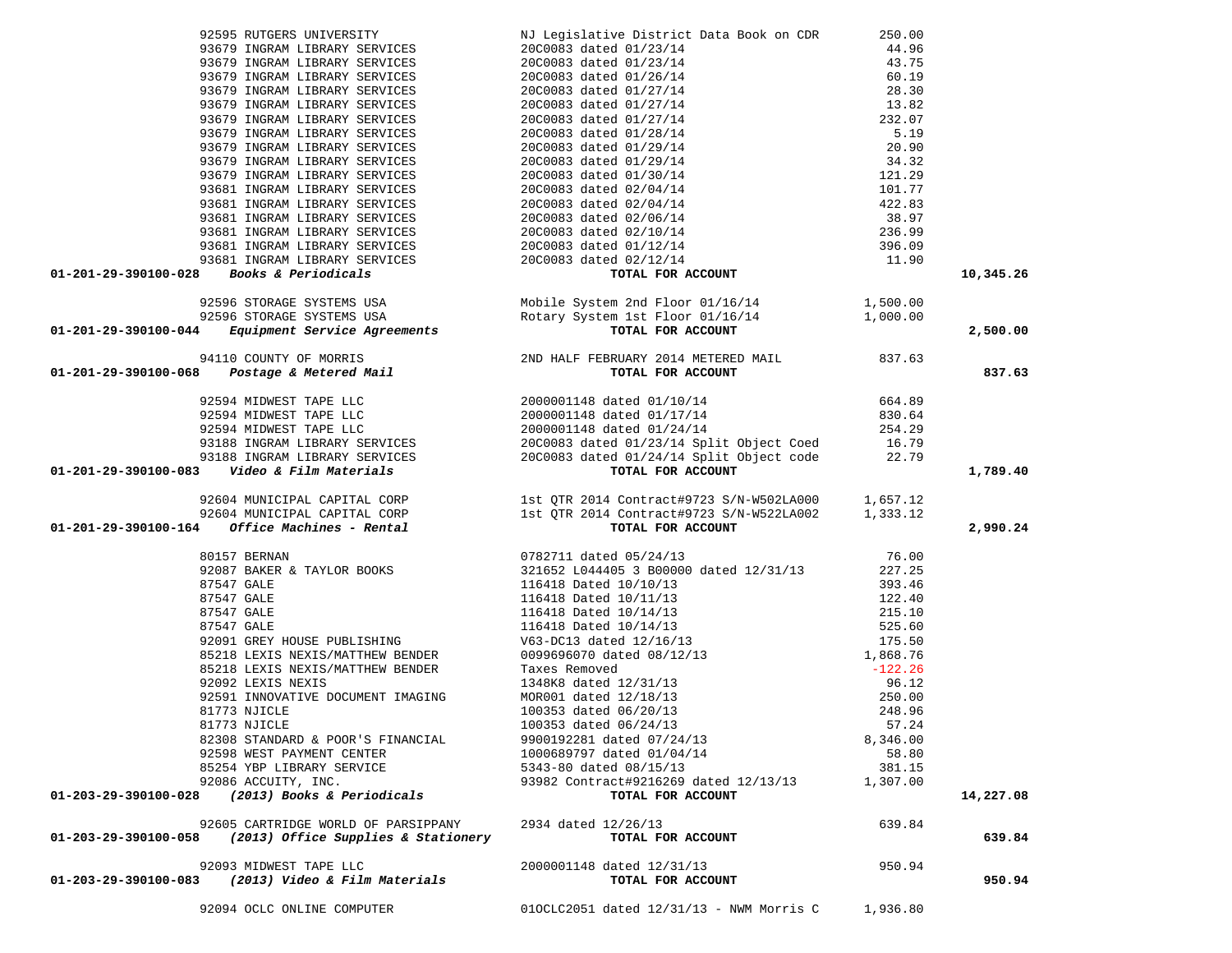| Account | Vendor | Description | Amount | Total |
|---|---|---|---|---|
| | 92595 RUTGERS UNIVERSITY | NJ Legislative District Data Book on CDR | 250.00 | |
| | 93679 INGRAM LIBRARY SERVICES | 20C0083 dated 01/23/14 | 44.96 | |
| | 93679 INGRAM LIBRARY SERVICES | 20C0083 dated 01/23/14 | 43.75 | |
| | 93679 INGRAM LIBRARY SERVICES | 20C0083 dated 01/26/14 | 60.19 | |
| | 93679 INGRAM LIBRARY SERVICES | 20C0083 dated 01/27/14 | 28.30 | |
| | 93679 INGRAM LIBRARY SERVICES | 20C0083 dated 01/27/14 | 13.82 | |
| | 93679 INGRAM LIBRARY SERVICES | 20C0083 dated 01/27/14 | 232.07 | |
| | 93679 INGRAM LIBRARY SERVICES | 20C0083 dated 01/28/14 | 5.19 | |
| | 93679 INGRAM LIBRARY SERVICES | 20C0083 dated 01/29/14 | 20.90 | |
| | 93679 INGRAM LIBRARY SERVICES | 20C0083 dated 01/29/14 | 34.32 | |
| | 93679 INGRAM LIBRARY SERVICES | 20C0083 dated 01/30/14 | 121.29 | |
| | 93681 INGRAM LIBRARY SERVICES | 20C0083 dated 02/04/14 | 101.77 | |
| | 93681 INGRAM LIBRARY SERVICES | 20C0083 dated 02/04/14 | 422.83 | |
| | 93681 INGRAM LIBRARY SERVICES | 20C0083 dated 02/06/14 | 38.97 | |
| | 93681 INGRAM LIBRARY SERVICES | 20C0083 dated 02/10/14 | 236.99 | |
| | 93681 INGRAM LIBRARY SERVICES | 20C0083 dated 01/12/14 | 396.09 | |
| | 93681 INGRAM LIBRARY SERVICES | 20C0083 dated 02/12/14 | 11.90 | |
| **01-201-29-390100-028** | ***Books & Periodicals*** | **TOTAL FOR ACCOUNT** | | **10,345.26** |
| | 92596 STORAGE SYSTEMS USA | Mobile System 2nd Floor 01/16/14 | 1,500.00 | |
| | 92596 STORAGE SYSTEMS USA | Rotary System 1st Floor 01/16/14 | 1,000.00 | |
| **01-201-29-390100-044** | ***Equipment Service Agreements*** | **TOTAL FOR ACCOUNT** | | **2,500.00** |
| | 94110 COUNTY OF MORRIS | 2ND HALF FEBRUARY 2014 METERED MAIL | 837.63 | |
| **01-201-29-390100-068** | ***Postage & Metered Mail*** | **TOTAL FOR ACCOUNT** | | **837.63** |
| | 92594 MIDWEST TAPE LLC | 2000001148 dated 01/10/14 | 664.89 | |
| | 92594 MIDWEST TAPE LLC | 2000001148 dated 01/17/14 | 830.64 | |
| | 92594 MIDWEST TAPE LLC | 2000001148 dated 01/24/14 | 254.29 | |
| | 93188 INGRAM LIBRARY SERVICES | 20C0083 dated 01/23/14 Split Object Coed | 16.79 | |
| | 93188 INGRAM LIBRARY SERVICES | 20C0083 dated 01/24/14 Split Object code | 22.79 | |
| **01-201-29-390100-083** | ***Video & Film Materials*** | **TOTAL FOR ACCOUNT** | | **1,789.40** |
| | 92604 MUNICIPAL CAPITAL CORP | 1st QTR 2014 Contract#9723 S/N-W502LA000 | 1,657.12 | |
| | 92604 MUNICIPAL CAPITAL CORP | 1st QTR 2014 Contract#9723 S/N-W522LA002 | 1,333.12 | |
| **01-201-29-390100-164** | ***Office Machines - Rental*** | **TOTAL FOR ACCOUNT** | | **2,990.24** |
| | 80157 BERNAN | 0782711 dated 05/24/13 | 76.00 | |
| | 92087 BAKER & TAYLOR BOOKS | 321652 L044405 3 B00000 dated 12/31/13 | 227.25 | |
| | 87547 GALE | 116418 Dated 10/10/13 | 393.46 | |
| | 87547 GALE | 116418 Dated 10/11/13 | 122.40 | |
| | 87547 GALE | 116418 Dated 10/14/13 | 215.10 | |
| | 87547 GALE | 116418 Dated 10/14/13 | 525.60 | |
| | 92091 GREY HOUSE PUBLISHING | V63-DC13 dated 12/16/13 | 175.50 | |
| | 85218 LEXIS NEXIS/MATTHEW BENDER | 0099696070 dated 08/12/13 | 1,868.76 | |
| | 85218 LEXIS NEXIS/MATTHEW BENDER | Taxes Removed | -122.26 | |
| | 92092 LEXIS NEXIS | 1348K8 dated 12/31/13 | 96.12 | |
| | 92591 INNOVATIVE DOCUMENT IMAGING | MOR001 dated 12/18/13 | 250.00 | |
| | 81773 NJICLE | 100353 dated 06/20/13 | 248.96 | |
| | 81773 NJICLE | 100353 dated 06/24/13 | 57.24 | |
| | 82308 STANDARD & POOR'S FINANCIAL | 9900192281 dated 07/24/13 | 8,346.00 | |
| | 92598 WEST PAYMENT CENTER | 1000689797 dated 01/04/14 | 58.80 | |
| | 85254 YBP LIBRARY SERVICE | 5343-80 dated 08/15/13 | 381.15 | |
| | 92086 ACCUITY, INC. | 93982 Contract#9216269 dated 12/13/13 | 1,307.00 | |
| **01-203-29-390100-028** | ***(2013) Books & Periodicals*** | **TOTAL FOR ACCOUNT** | | **14,227.08** |
| | 92605 CARTRIDGE WORLD OF PARSIPPANY | 2934 dated 12/26/13 | 639.84 | |
| **01-203-29-390100-058** | ***(2013) Office Supplies & Stationery*** | **TOTAL FOR ACCOUNT** | | **639.84** |
| | 92093 MIDWEST TAPE LLC | 2000001148 dated 12/31/13 | 950.94 | |
| **01-203-29-390100-083** | ***(2013) Video & Film Materials*** | **TOTAL FOR ACCOUNT** | | **950.94** |
| | 92094 OCLC ONLINE COMPUTER | 01OCLC2051 dated 12/31/13 - NWM Morris C | 1,936.80 | |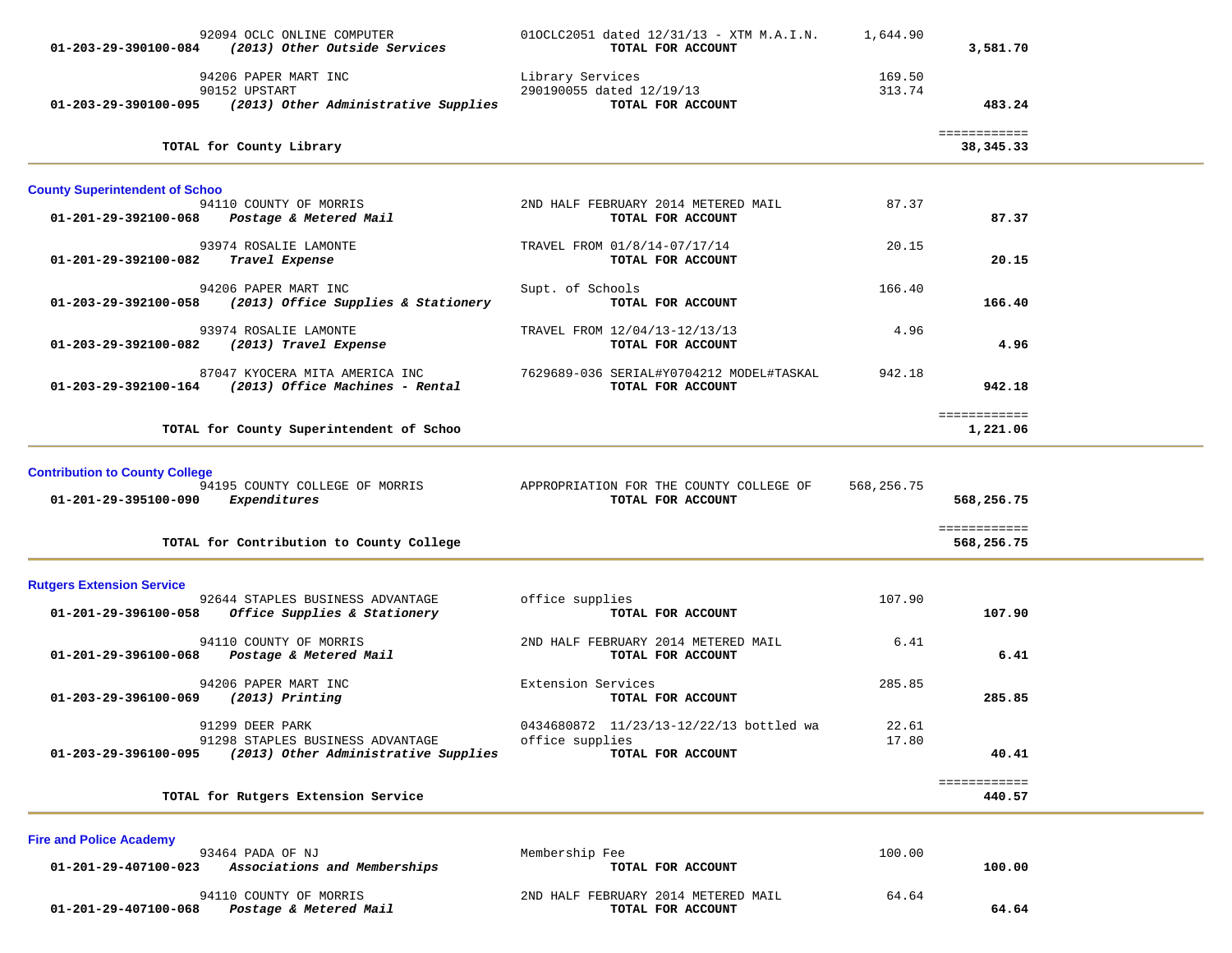| Account | Vendor / Description | Detail | Amount | Total |
|---|---|---|---|---|
| | 92094 OCLC ONLINE COMPUTER | 01OCLC2051 dated 12/31/13 - XTM M.A.I.N. | 1,644.90 | |
| 01-203-29-390100-084 | *(2013) Other Outside Services* | **TOTAL FOR ACCOUNT** | | **3,581.70** |
| | 94206 PAPER MART INC | Library Services | 169.50 | |
| | 90152 UPSTART | 290190055 dated 12/19/13 | 313.74 | |
| 01-203-29-390100-095 | *(2013) Other Administrative Supplies* | **TOTAL FOR ACCOUNT** | | **483.24** |
| | **TOTAL for County Library** | | | ============ **38,345.33** |

**County Superintendent of Schoo**

| Account | Vendor / Description | Detail | Amount | Total |
|---|---|---|---|---|
| | 94110 COUNTY OF MORRIS | 2ND HALF FEBRUARY 2014 METERED MAIL | 87.37 | |
| 01-201-29-392100-068 | *Postage & Metered Mail* | **TOTAL FOR ACCOUNT** | | **87.37** |
| | 93974 ROSALIE LAMONTE | TRAVEL FROM 01/8/14-07/17/14 | 20.15 | |
| 01-201-29-392100-082 | *Travel Expense* | **TOTAL FOR ACCOUNT** | | **20.15** |
| | 94206 PAPER MART INC | Supt. of Schools | 166.40 | |
| 01-203-29-392100-058 | *(2013) Office Supplies & Stationery* | **TOTAL FOR ACCOUNT** | | **166.40** |
| | 93974 ROSALIE LAMONTE | TRAVEL FROM 12/04/13-12/13/13 | 4.96 | |
| 01-203-29-392100-082 | *(2013) Travel Expense* | **TOTAL FOR ACCOUNT** | | **4.96** |
| | 87047 KYOCERA MITA AMERICA INC | 7629689-036 SERIAL#Y0704212 MODEL#TASKAL | 942.18 | |
| 01-203-29-392100-164 | *(2013) Office Machines - Rental* | **TOTAL FOR ACCOUNT** | | **942.18** |
| | **TOTAL for County Superintendent of Schoo** | | | ============ **1,221.06** |

**Contribution to County College**

| Account | Vendor / Description | Detail | Amount | Total |
|---|---|---|---|---|
| | 94195 COUNTY COLLEGE OF MORRIS | APPROPRIATION FOR THE COUNTY COLLEGE OF | 568,256.75 | |
| 01-201-29-395100-090 | *Expenditures* | **TOTAL FOR ACCOUNT** | | **568,256.75** |
| | **TOTAL for Contribution to County College** | | | ============ **568,256.75** |

**Rutgers Extension Service**

| Account | Vendor / Description | Detail | Amount | Total |
|---|---|---|---|---|
| | 92644 STAPLES BUSINESS ADVANTAGE | office supplies | 107.90 | |
| 01-201-29-396100-058 | *Office Supplies & Stationery* | **TOTAL FOR ACCOUNT** | | **107.90** |
| | 94110 COUNTY OF MORRIS | 2ND HALF FEBRUARY 2014 METERED MAIL | 6.41 | |
| 01-201-29-396100-068 | *Postage & Metered Mail* | **TOTAL FOR ACCOUNT** | | **6.41** |
| | 94206 PAPER MART INC | Extension Services | 285.85 | |
| 01-203-29-396100-069 | *(2013) Printing* | **TOTAL FOR ACCOUNT** | | **285.85** |
| | 91299 DEER PARK | 0434680872 11/23/13-12/22/13 bottled wa | 22.61 | |
| | 91298 STAPLES BUSINESS ADVANTAGE | office supplies | 17.80 | |
| 01-203-29-396100-095 | *(2013) Other Administrative Supplies* | **TOTAL FOR ACCOUNT** | | **40.41** |
| | **TOTAL for Rutgers Extension Service** | | | ============ **440.57** |

**Fire and Police Academy**

| Account | Vendor / Description | Detail | Amount | Total |
|---|---|---|---|---|
| | 93464 PADA OF NJ | Membership Fee | 100.00 | |
| 01-201-29-407100-023 | *Associations and Memberships* | **TOTAL FOR ACCOUNT** | | **100.00** |
| | 94110 COUNTY OF MORRIS | 2ND HALF FEBRUARY 2014 METERED MAIL | 64.64 | |
| 01-201-29-407100-068 | *Postage & Metered Mail* | **TOTAL FOR ACCOUNT** | | **64.64** |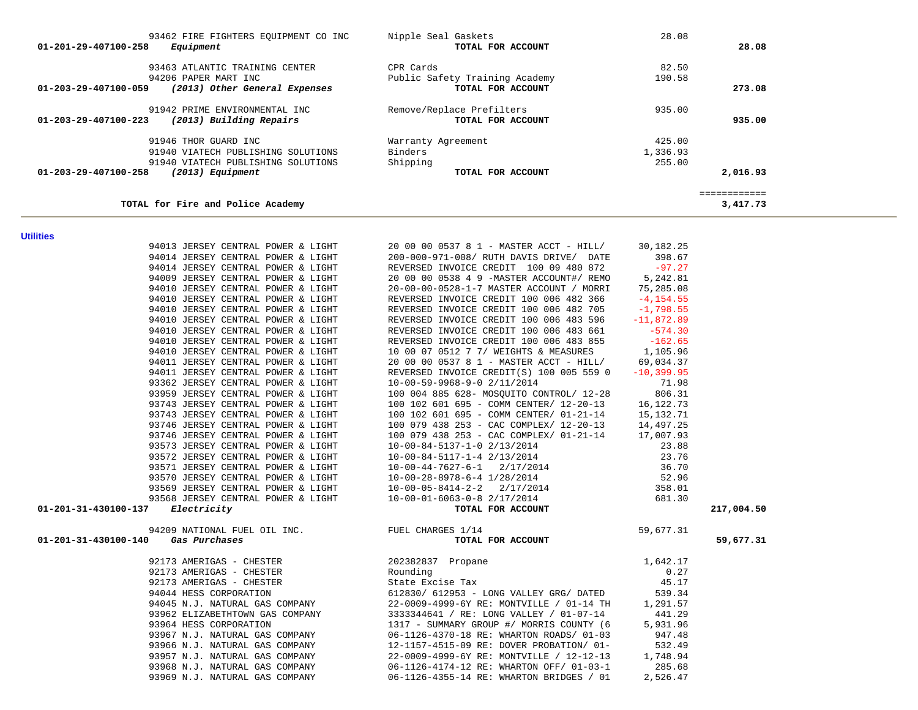| Account | Vendor | Description | Amount | Total |
|---|---|---|---|---|
| | 93462 FIRE FIGHTERS EQUIPMENT CO INC | Nipple Seal Gaskets | 28.08 | |
| **01-201-29-407100-258** | ***Equipment*** | **TOTAL FOR ACCOUNT** | | **28.08** |
| | 93463 ATLANTIC TRAINING CENTER | CPR Cards | 82.50 | |
| | 94206 PAPER MART INC | Public Safety Training Academy | 190.58 | |
| **01-203-29-407100-059** | ***(2013) Other General Expenses*** | **TOTAL FOR ACCOUNT** | | **273.08** |
| | 91942 PRIME ENVIRONMENTAL INC | Remove/Replace Prefilters | 935.00 | |
| **01-203-29-407100-223** | ***(2013) Building Repairs*** | **TOTAL FOR ACCOUNT** | | **935.00** |
| | 91946 THOR GUARD INC | Warranty Agreement | 425.00 | |
| | 91940 VIATECH PUBLISHING SOLUTIONS | Binders | 1,336.93 | |
| | 91940 VIATECH PUBLISHING SOLUTIONS | Shipping | 255.00 | |
| **01-203-29-407100-258** | ***(2013) Equipment*** | **TOTAL FOR ACCOUNT** | | **2,016.93** |
| | | | | ============ |
| | **TOTAL for Fire and Police Academy** | | | **3,417.73** |

**Utilities**

| Account | Vendor | Description | Amount | Total |
|---|---|---|---|---|
| | 94013 JERSEY CENTRAL POWER & LIGHT | 20 00 00 0537 8 1 - MASTER ACCT - HILL/ | 30,182.25 | |
| | 94014 JERSEY CENTRAL POWER & LIGHT | 200-000-971-008/ RUTH DAVIS DRIVE/ DATE | 398.67 | |
| | 94014 JERSEY CENTRAL POWER & LIGHT | REVERSED INVOICE CREDIT 100 09 480 872 | -97.27 | |
| | 94009 JERSEY CENTRAL POWER & LIGHT | 20 00 00 0538 4 9 -MASTER ACCOUNT#/ REMO | 5,242.81 | |
| | 94010 JERSEY CENTRAL POWER & LIGHT | 20-00-00-0528-1-7 MASTER ACCOUNT / MORRI | 75,285.08 | |
| | 94010 JERSEY CENTRAL POWER & LIGHT | REVERSED INVOICE CREDIT 100 006 482 366 | -4,154.55 | |
| | 94010 JERSEY CENTRAL POWER & LIGHT | REVERSED INVOICE CREDIT 100 006 482 705 | -1,798.55 | |
| | 94010 JERSEY CENTRAL POWER & LIGHT | REVERSED INVOICE CREDIT 100 006 483 596 | -11,872.89 | |
| | 94010 JERSEY CENTRAL POWER & LIGHT | REVERSED INVOICE CREDIT 100 006 483 661 | -574.30 | |
| | 94010 JERSEY CENTRAL POWER & LIGHT | REVERSED INVOICE CREDIT 100 006 483 855 | -162.65 | |
| | 94010 JERSEY CENTRAL POWER & LIGHT | 10 00 07 0512 7 7/ WEIGHTS & MEASURES | 1,105.96 | |
| | 94011 JERSEY CENTRAL POWER & LIGHT | 20 00 00 0537 8 1 - MASTER ACCT - HILL/ | 69,034.37 | |
| | 94011 JERSEY CENTRAL POWER & LIGHT | REVERSED INVOICE CREDIT(S) 100 005 559 0 | -10,399.95 | |
| | 93362 JERSEY CENTRAL POWER & LIGHT | 10-00-59-9968-9-0 2/11/2014 | 71.98 | |
| | 93959 JERSEY CENTRAL POWER & LIGHT | 100 004 885 628- MOSQUITO CONTROL/ 12-28 | 806.31 | |
| | 93743 JERSEY CENTRAL POWER & LIGHT | 100 102 601 695 - COMM CENTER/ 12-20-13 | 16,122.73 | |
| | 93743 JERSEY CENTRAL POWER & LIGHT | 100 102 601 695 - COMM CENTER/ 01-21-14 | 15,132.71 | |
| | 93746 JERSEY CENTRAL POWER & LIGHT | 100 079 438 253 - CAC COMPLEX/ 12-20-13 | 14,497.25 | |
| | 93746 JERSEY CENTRAL POWER & LIGHT | 100 079 438 253 - CAC COMPLEX/ 01-21-14 | 17,007.93 | |
| | 93573 JERSEY CENTRAL POWER & LIGHT | 10-00-84-5137-1-0 2/13/2014 | 23.88 | |
| | 93572 JERSEY CENTRAL POWER & LIGHT | 10-00-84-5117-1-4 2/13/2014 | 23.76 | |
| | 93571 JERSEY CENTRAL POWER & LIGHT | 10-00-44-7627-6-1 2/17/2014 | 36.70 | |
| | 93570 JERSEY CENTRAL POWER & LIGHT | 10-00-28-8978-6-4 1/28/2014 | 52.96 | |
| | 93569 JERSEY CENTRAL POWER & LIGHT | 10-00-05-8414-2-2 2/17/2014 | 358.01 | |
| | 93568 JERSEY CENTRAL POWER & LIGHT | 10-00-01-6063-0-8 2/17/2014 | 681.30 | |
| **01-201-31-430100-137** | ***Electricity*** | **TOTAL FOR ACCOUNT** | | **217,004.50** |
| | 94209 NATIONAL FUEL OIL INC. | FUEL CHARGES 1/14 | 59,677.31 | |
| **01-201-31-430100-140** | ***Gas Purchases*** | **TOTAL FOR ACCOUNT** | | **59,677.31** |
| | 92173 AMERIGAS - CHESTER | 202382837 Propane | 1,642.17 | |
| | 92173 AMERIGAS - CHESTER | Rounding | 0.27 | |
| | 92173 AMERIGAS - CHESTER | State Excise Tax | 45.17 | |
| | 94044 HESS CORPORATION | 612830/ 612953 - LONG VALLEY GRG/ DATED | 539.34 | |
| | 94045 N.J. NATURAL GAS COMPANY | 22-0009-4999-6Y RE: MONTVILLE / 01-14 TH | 1,291.57 | |
| | 93962 ELIZABETHTOWN GAS COMPANY | 3333344641 / RE: LONG VALLEY / 01-07-14 | 441.29 | |
| | 93964 HESS CORPORATION | 1317 - SUMMARY GROUP #/ MORRIS COUNTY (6 | 5,931.96 | |
| | 93967 N.J. NATURAL GAS COMPANY | 06-1126-4370-18 RE: WHARTON ROADS/ 01-03 | 947.48 | |
| | 93966 N.J. NATURAL GAS COMPANY | 12-1157-4515-09 RE: DOVER PROBATION/ 01- | 532.49 | |
| | 93957 N.J. NATURAL GAS COMPANY | 22-0009-4999-6Y RE: MONTVILLE / 12-12-13 | 1,748.94 | |
| | 93968 N.J. NATURAL GAS COMPANY | 06-1126-4174-12 RE: WHARTON OFF/ 01-03-1 | 285.68 | |
| | 93969 N.J. NATURAL GAS COMPANY | 06-1126-4355-14 RE: WHARTON BRIDGES / 01 | 2,526.47 | |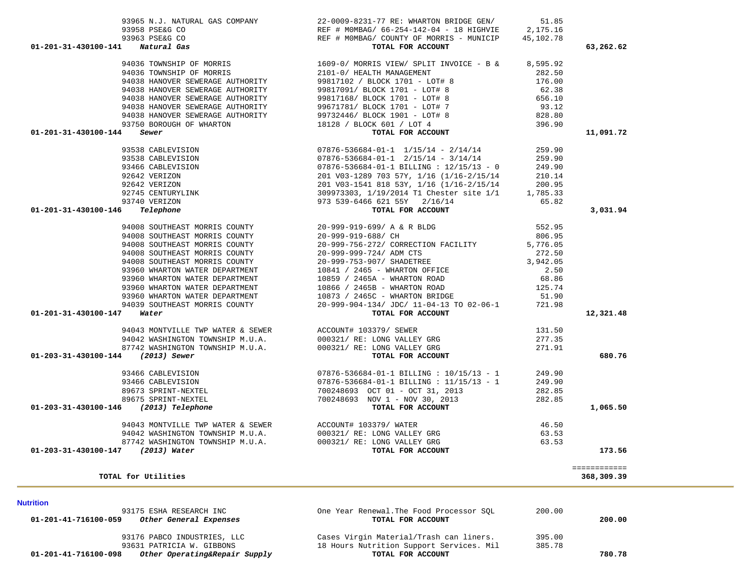| Account | Vendor | Description | Amount | Total |
|---|---|---|---|---|
| | 93965 N.J. NATURAL GAS COMPANY | 22-0009-8231-77 RE: WHARTON BRIDGE GEN/ | 51.85 | |
| | 93958 PSE&G CO | REF # M0MBAG/ 66-254-142-04 - 18 HIGHVIE | 2,175.16 | |
| | 93963 PSE&G CO | REF # M0MBAG/ COUNTY OF MORRIS - MUNICIP | 45,102.78 | |
| 01-201-31-430100-141 | *Natural Gas* | **TOTAL FOR ACCOUNT** | | 63,262.62 |
| | 94036 TOWNSHIP OF MORRIS | 1609-0/ MORRIS VIEW/ SPLIT INVOICE - B & | 8,595.92 | |
| | 94036 TOWNSHIP OF MORRIS | 2101-0/ HEALTH MANAGEMENT | 282.50 | |
| | 94038 HANOVER SEWERAGE AUTHORITY | 99817102 / BLOCK 1701 - LOT# 8 | 176.00 | |
| | 94038 HANOVER SEWERAGE AUTHORITY | 99817091/ BLOCK 1701 - LOT# 8 | 62.38 | |
| | 94038 HANOVER SEWERAGE AUTHORITY | 99817168/ BLOCK 1701 - LOT# 8 | 656.10 | |
| | 94038 HANOVER SEWERAGE AUTHORITY | 99671781/ BLOCK 1701 - LOT# 7 | 93.12 | |
| | 94038 HANOVER SEWERAGE AUTHORITY | 99732446/ BLOCK 1901 - LOT# 8 | 828.80 | |
| | 93750 BOROUGH OF WHARTON | 18128 / BLOCK 601 / LOT 4 | 396.90 | |
| 01-201-31-430100-144 | *Sewer* | **TOTAL FOR ACCOUNT** | | 11,091.72 |
| | 93538 CABLEVISION | 07876-536684-01-1 1/15/14 - 2/14/14 | 259.90 | |
| | 93538 CABLEVISION | 07876-536684-01-1 2/15/14 - 3/14/14 | 259.90 | |
| | 93466 CABLEVISION | 07876-536684-01-1 BILLING : 12/15/13 - 0 | 249.90 | |
| | 92642 VERIZON | 201 V03-1289 703 57Y, 1/16 (1/16-2/15/14 | 210.14 | |
| | 92642 VERIZON | 201 V03-1541 818 53Y, 1/16 (1/16-2/15/14 | 200.95 | |
| | 92745 CENTURYLINK | 309973303, 1/19/2014 T1 Chester site 1/1 | 1,785.33 | |
| | 93740 VERIZON | 973 539-6466 621 55Y 2/16/14 | 65.82 | |
| 01-201-31-430100-146 | *Telephone* | **TOTAL FOR ACCOUNT** | | 3,031.94 |
| | 94008 SOUTHEAST MORRIS COUNTY | 20-999-919-699/ A & R BLDG | 552.95 | |
| | 94008 SOUTHEAST MORRIS COUNTY | 20-999-919-688/ CH | 806.95 | |
| | 94008 SOUTHEAST MORRIS COUNTY | 20-999-756-272/ CORRECTION FACILITY | 5,776.05 | |
| | 94008 SOUTHEAST MORRIS COUNTY | 20-999-999-724/ ADM CTS | 272.50 | |
| | 94008 SOUTHEAST MORRIS COUNTY | 20-999-753-907/ SHADETREE | 3,942.05 | |
| | 93960 WHARTON WATER DEPARTMENT | 10841 / 2465 - WHARTON OFFICE | 2.50 | |
| | 93960 WHARTON WATER DEPARTMENT | 10859 / 2465A - WHARTON ROAD | 68.86 | |
| | 93960 WHARTON WATER DEPARTMENT | 10866 / 2465B - WHARTON ROAD | 125.74 | |
| | 93960 WHARTON WATER DEPARTMENT | 10873 / 2465C - WHARTON BRIDGE | 51.90 | |
| | 94039 SOUTHEAST MORRIS COUNTY | 20-999-904-134/ JDC/ 11-04-13 TO 02-06-1 | 721.98 | |
| 01-201-31-430100-147 | *Water* | **TOTAL FOR ACCOUNT** | | 12,321.48 |
| | 94043 MONTVILLE TWP WATER & SEWER | ACCOUNT# 103379/ SEWER | 131.50 | |
| | 94042 WASHINGTON TOWNSHIP M.U.A. | 000321/ RE: LONG VALLEY GRG | 277.35 | |
| | 87742 WASHINGTON TOWNSHIP M.U.A. | 000321/ RE: LONG VALLEY GRG | 271.91 | |
| 01-203-31-430100-144 | *(2013) Sewer* | **TOTAL FOR ACCOUNT** | | 680.76 |
| | 93466 CABLEVISION | 07876-536684-01-1 BILLING : 10/15/13 - 1 | 249.90 | |
| | 93466 CABLEVISION | 07876-536684-01-1 BILLING : 11/15/13 - 1 | 249.90 | |
| | 89673 SPRINT-NEXTEL | 700248693 OCT 01 - OCT 31, 2013 | 282.85 | |
| | 89675 SPRINT-NEXTEL | 700248693 NOV 1 - NOV 30, 2013 | 282.85 | |
| 01-203-31-430100-146 | *(2013) Telephone* | **TOTAL FOR ACCOUNT** | | 1,065.50 |
| | 94043 MONTVILLE TWP WATER & SEWER | ACCOUNT# 103379/ WATER | 46.50 | |
| | 94042 WASHINGTON TOWNSHIP M.U.A. | 000321/ RE: LONG VALLEY GRG | 63.53 | |
| | 87742 WASHINGTON TOWNSHIP M.U.A. | 000321/ RE: LONG VALLEY GRG | 63.53 | |
| 01-203-31-430100-147 | *(2013) Water* | **TOTAL FOR ACCOUNT** | | 173.56 |
| | | | | ============ |
| | **TOTAL for Utilities** | | | **368,309.39** |

## Nutrition

| Account | Vendor | Description | Amount | Total |
|---|---|---|---|---|
| | 93175 ESHA RESEARCH INC | One Year Renewal.The Food Processor SQL | 200.00 | |
| 01-201-41-716100-059 | *Other General Expenses* | **TOTAL FOR ACCOUNT** | | 200.00 |
| | 93176 PABCO INDUSTRIES, LLC | Cases Virgin Material/Trash can liners. | 395.00 | |
| | 93631 PATRICIA W. GIBBONS | 18 Hours Nutrition Support Services. Mil | 385.78 | |
| 01-201-41-716100-098 | *Other Operating&Repair Supply* | **TOTAL FOR ACCOUNT** | | 780.78 |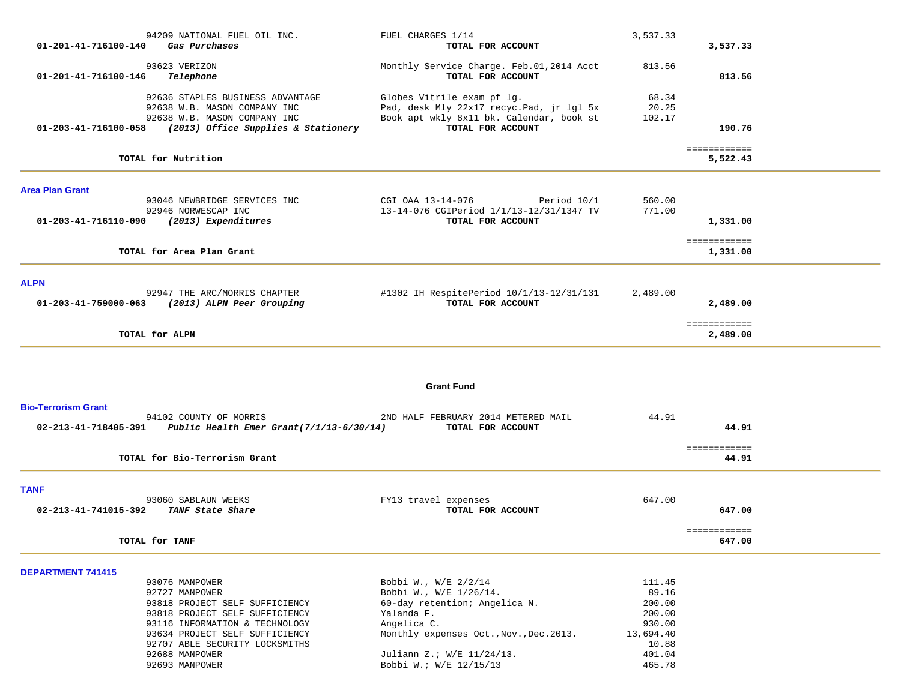| Account | Vendor / Description | Item Description | Amount | Total |
|---|---|---|---|---|
| | 94209 NATIONAL FUEL OIL INC. | FUEL CHARGES 1/14 | 3,537.33 | |
| **01-201-41-716100-140** | ***Gas Purchases*** | **TOTAL FOR ACCOUNT** | | **3,537.33** |
| | 93623 VERIZON | Monthly Service Charge. Feb.01,2014 Acct | 813.56 | |
| **01-201-41-716100-146** | ***Telephone*** | **TOTAL FOR ACCOUNT** | | **813.56** |
| | 92636 STAPLES BUSINESS ADVANTAGE | Globes Vitrile exam pf lg. | 68.34 | |
| | 92638 W.B. MASON COMPANY INC | Pad, desk Mly 22x17 recyc.Pad, jr lgl 5x | 20.25 | |
| | 92638 W.B. MASON COMPANY INC | Book apt wkly 8x11 bk. Calendar, book st | 102.17 | |
| **01-203-41-716100-058** | ***(2013) Office Supplies & Stationery*** | **TOTAL FOR ACCOUNT** | | **190.76** |
| | **TOTAL for Nutrition** | | | **5,522.43** |

**Area Plan Grant**

| Account | Vendor / Description | Item Description | Amount | Total |
|---|---|---|---|---|
| | 93046 NEWBRIDGE SERVICES INC | CGI OAA 13-14-076 Period 10/1 | 560.00 | |
| | 92946 NORWESCAP INC | 13-14-076 CGIPeriod 1/1/13-12/31/1347 TV | 771.00 | |
| **01-203-41-716110-090** | ***(2013) Expenditures*** | **TOTAL FOR ACCOUNT** | | **1,331.00** |
| | **TOTAL for Area Plan Grant** | | | **1,331.00** |

**ALPN**

| Account | Vendor / Description | Item Description | Amount | Total |
|---|---|---|---|---|
| | 92947 THE ARC/MORRIS CHAPTER | #1302 IH RespitePeriod 10/1/13-12/31/131 | 2,489.00 | |
| **01-203-41-759000-063** | ***(2013) ALPN Peer Grouping*** | **TOTAL FOR ACCOUNT** | | **2,489.00** |
| | **TOTAL for ALPN** | | | **2,489.00** |

## Grant Fund

**Bio-Terrorism Grant**

| Account | Vendor / Description | Item Description | Amount | Total |
|---|---|---|---|---|
| | 94102 COUNTY OF MORRIS | 2ND HALF FEBRUARY 2014 METERED MAIL | 44.91 | |
| **02-213-41-718405-391** | ***Public Health Emer Grant(7/1/13-6/30/14)*** | **TOTAL FOR ACCOUNT** | | **44.91** |
| | **TOTAL for Bio-Terrorism Grant** | | | **44.91** |

**TANF**

| Account | Vendor / Description | Item Description | Amount | Total |
|---|---|---|---|---|
| | 93060 SABLAUN WEEKS | FY13 travel expenses | 647.00 | |
| **02-213-41-741015-392** | ***TANF State Share*** | **TOTAL FOR ACCOUNT** | | **647.00** |
| | **TOTAL for TANF** | | | **647.00** |

**DEPARTMENT 741415**

| Account | Vendor / Description | Item Description | Amount | Total |
|---|---|---|---|---|
| | 93076 MANPOWER | Bobbi W., W/E 2/2/14 | 111.45 | |
| | 92727 MANPOWER | Bobbi W., W/E 1/26/14. | 89.16 | |
| | 93818 PROJECT SELF SUFFICIENCY | 60-day retention; Angelica N. | 200.00 | |
| | 93818 PROJECT SELF SUFFICIENCY | Yalanda F. | 200.00 | |
| | 93116 INFORMATION & TECHNOLOGY | Angelica C. | 930.00 | |
| | 93634 PROJECT SELF SUFFICIENCY | Monthly expenses Oct.,Nov.,Dec.2013. | 13,694.40 | |
| | 92707 ABLE SECURITY LOCKSMITHS | | 10.88 | |
| | 92688 MANPOWER | Juliann Z.; W/E 11/24/13. | 401.04 | |
| | 92693 MANPOWER | Bobbi W.; W/E 12/15/13 | 465.78 | |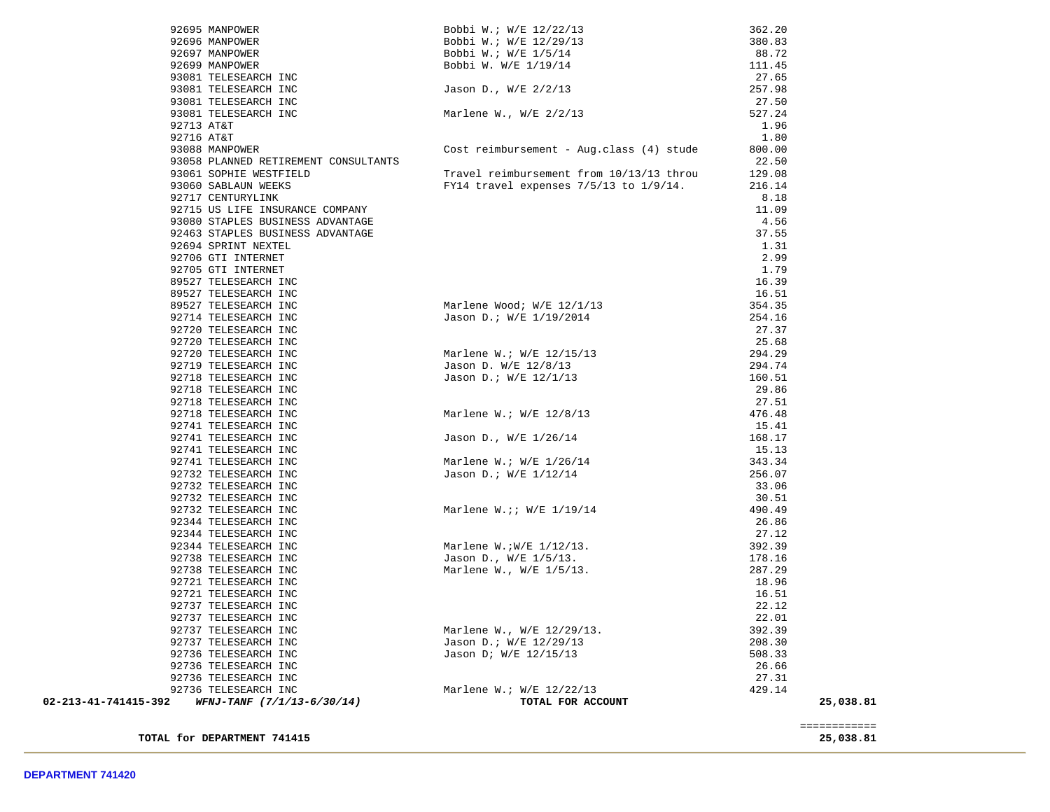| Account | Vendor | Description | Amount | Total |
|---|---|---|---|---|
| | 92695 MANPOWER | Bobbi W.; W/E 12/22/13 | 362.20 | |
| | 92696 MANPOWER | Bobbi W.; W/E 12/29/13 | 380.83 | |
| | 92697 MANPOWER | Bobbi W.; W/E 1/5/14 | 88.72 | |
| | 92699 MANPOWER | Bobbi W. W/E 1/19/14 | 111.45 | |
| | 93081 TELESEARCH INC | | 27.65 | |
| | 93081 TELESEARCH INC | Jason D., W/E 2/2/13 | 257.98 | |
| | 93081 TELESEARCH INC | | 27.50 | |
| | 93081 TELESEARCH INC | Marlene W., W/E 2/2/13 | 527.24 | |
| | 92713 AT&T | | 1.96 | |
| | 92716 AT&T | | 1.80 | |
| | 93088 MANPOWER | Cost reimbursement - Aug.class (4) stude | 800.00 | |
| | 93058 PLANNED RETIREMENT CONSULTANTS | | 22.50 | |
| | 93061 SOPHIE WESTFIELD | Travel reimbursement from 10/13/13 throu | 129.08 | |
| | 93060 SABLAUN WEEKS | FY14 travel expenses 7/5/13 to 1/9/14. | 216.14 | |
| | 92717 CENTURYLINK | | 8.18 | |
| | 92715 US LIFE INSURANCE COMPANY | | 11.09 | |
| | 93080 STAPLES BUSINESS ADVANTAGE | | 4.56 | |
| | 92463 STAPLES BUSINESS ADVANTAGE | | 37.55 | |
| | 92694 SPRINT NEXTEL | | 1.31 | |
| | 92706 GTI INTERNET | | 2.99 | |
| | 92705 GTI INTERNET | | 1.79 | |
| | 89527 TELESEARCH INC | | 16.39 | |
| | 89527 TELESEARCH INC | | 16.51 | |
| | 89527 TELESEARCH INC | Marlene Wood; W/E 12/1/13 | 354.35 | |
| | 92714 TELESEARCH INC | Jason D.; W/E 1/19/2014 | 254.16 | |
| | 92720 TELESEARCH INC | | 27.37 | |
| | 92720 TELESEARCH INC | | 25.68 | |
| | 92720 TELESEARCH INC | Marlene W.; W/E 12/15/13 | 294.29 | |
| | 92719 TELESEARCH INC | Jason D. W/E 12/8/13 | 294.74 | |
| | 92718 TELESEARCH INC | Jason D.; W/E 12/1/13 | 160.51 | |
| | 92718 TELESEARCH INC | | 29.86 | |
| | 92718 TELESEARCH INC | | 27.51 | |
| | 92718 TELESEARCH INC | Marlene W.; W/E 12/8/13 | 476.48 | |
| | 92741 TELESEARCH INC | | 15.41 | |
| | 92741 TELESEARCH INC | Jason D., W/E 1/26/14 | 168.17 | |
| | 92741 TELESEARCH INC | | 15.13 | |
| | 92741 TELESEARCH INC | Marlene W.; W/E 1/26/14 | 343.34 | |
| | 92732 TELESEARCH INC | Jason D.; W/E 1/12/14 | 256.07 | |
| | 92732 TELESEARCH INC | | 33.06 | |
| | 92732 TELESEARCH INC | | 30.51 | |
| | 92732 TELESEARCH INC | Marlene W.;; W/E 1/19/14 | 490.49 | |
| | 92344 TELESEARCH INC | | 26.86 | |
| | 92344 TELESEARCH INC | | 27.12 | |
| | 92344 TELESEARCH INC | Marlene W.;W/E 1/12/13. | 392.39 | |
| | 92738 TELESEARCH INC | Jason D., W/E 1/5/13. | 178.16 | |
| | 92738 TELESEARCH INC | Marlene W., W/E 1/5/13. | 287.29 | |
| | 92721 TELESEARCH INC | | 18.96 | |
| | 92721 TELESEARCH INC | | 16.51 | |
| | 92737 TELESEARCH INC | | 22.12 | |
| | 92737 TELESEARCH INC | | 22.01 | |
| | 92737 TELESEARCH INC | Marlene W., W/E 12/29/13. | 392.39 | |
| | 92737 TELESEARCH INC | Jason D.; W/E 12/29/13 | 208.30 | |
| | 92736 TELESEARCH INC | Jason D; W/E 12/15/13 | 508.33 | |
| | 92736 TELESEARCH INC | | 26.66 | |
| | 92736 TELESEARCH INC | | 27.31 | |
| | 92736 TELESEARCH INC | Marlene W.; W/E 12/22/13 | 429.14 | |
| **02-213-41-741415-392** | ***WFNJ-TANF (7/1/13-6/30/14)*** | **TOTAL FOR ACCOUNT** | | **25,038.81** |

**TOTAL for DEPARTMENT 741415** ============ **25,038.81**

**DEPARTMENT 741420**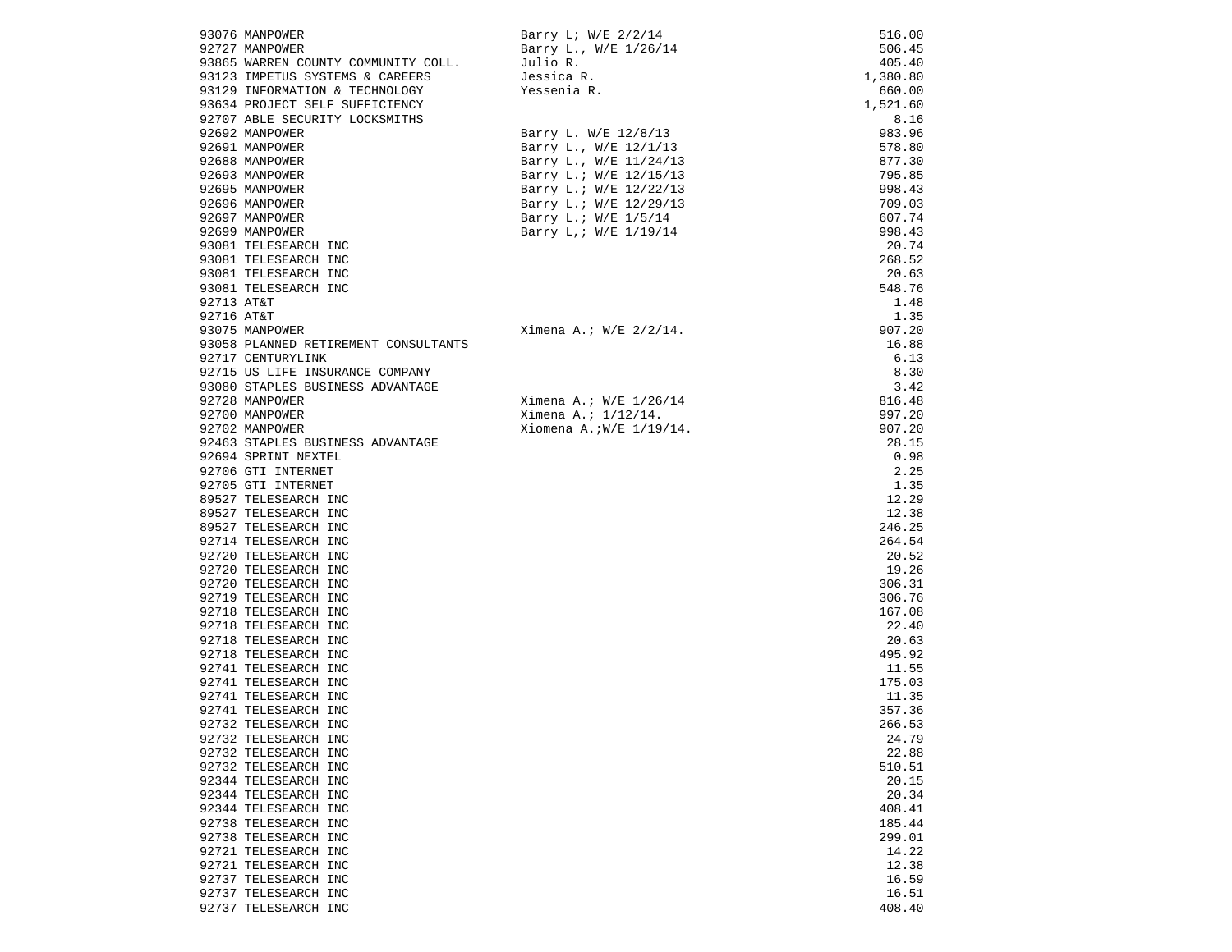| | | |
|---|---|---|
| 93076 MANPOWER | Barry L; W/E 2/2/14 | 516.00 |
| 92727 MANPOWER | Barry L., W/E 1/26/14 | 506.45 |
| 93865 WARREN COUNTY COMMUNITY COLL. | Julio R. | 405.40 |
| 93123 IMPETUS SYSTEMS & CAREERS | Jessica R. | 1,380.80 |
| 93129 INFORMATION & TECHNOLOGY | Yessenia R. | 660.00 |
| 93634 PROJECT SELF SUFFICIENCY | | 1,521.60 |
| 92707 ABLE SECURITY LOCKSMITHS | | 8.16 |
| 92692 MANPOWER | Barry L. W/E 12/8/13 | 983.96 |
| 92691 MANPOWER | Barry L., W/E 12/1/13 | 578.80 |
| 92688 MANPOWER | Barry L., W/E 11/24/13 | 877.30 |
| 92693 MANPOWER | Barry L.; W/E 12/15/13 | 795.85 |
| 92695 MANPOWER | Barry L.; W/E 12/22/13 | 998.43 |
| 92696 MANPOWER | Barry L.; W/E 12/29/13 | 709.03 |
| 92697 MANPOWER | Barry L.; W/E 1/5/14 | 607.74 |
| 92699 MANPOWER | Barry L,; W/E 1/19/14 | 998.43 |
| 93081 TELESEARCH INC | | 20.74 |
| 93081 TELESEARCH INC | | 268.52 |
| 93081 TELESEARCH INC | | 20.63 |
| 93081 TELESEARCH INC | | 548.76 |
| 92713 AT&T | | 1.48 |
| 92716 AT&T | | 1.35 |
| 93075 MANPOWER | Ximena A.; W/E 2/2/14. | 907.20 |
| 93058 PLANNED RETIREMENT CONSULTANTS | | 16.88 |
| 92717 CENTURYLINK | | 6.13 |
| 92715 US LIFE INSURANCE COMPANY | | 8.30 |
| 93080 STAPLES BUSINESS ADVANTAGE | | 3.42 |
| 92728 MANPOWER | Ximena A.; W/E 1/26/14 | 816.48 |
| 92700 MANPOWER | Ximena A.; 1/12/14. | 997.20 |
| 92702 MANPOWER | Xiomena A.;W/E 1/19/14. | 907.20 |
| 92463 STAPLES BUSINESS ADVANTAGE | | 28.15 |
| 92694 SPRINT NEXTEL | | 0.98 |
| 92706 GTI INTERNET | | 2.25 |
| 92705 GTI INTERNET | | 1.35 |
| 89527 TELESEARCH INC | | 12.29 |
| 89527 TELESEARCH INC | | 12.38 |
| 89527 TELESEARCH INC | | 246.25 |
| 92714 TELESEARCH INC | | 264.54 |
| 92720 TELESEARCH INC | | 20.52 |
| 92720 TELESEARCH INC | | 19.26 |
| 92720 TELESEARCH INC | | 306.31 |
| 92719 TELESEARCH INC | | 306.76 |
| 92718 TELESEARCH INC | | 167.08 |
| 92718 TELESEARCH INC | | 22.40 |
| 92718 TELESEARCH INC | | 20.63 |
| 92718 TELESEARCH INC | | 495.92 |
| 92741 TELESEARCH INC | | 11.55 |
| 92741 TELESEARCH INC | | 175.03 |
| 92741 TELESEARCH INC | | 11.35 |
| 92741 TELESEARCH INC | | 357.36 |
| 92732 TELESEARCH INC | | 266.53 |
| 92732 TELESEARCH INC | | 24.79 |
| 92732 TELESEARCH INC | | 22.88 |
| 92732 TELESEARCH INC | | 510.51 |
| 92344 TELESEARCH INC | | 20.15 |
| 92344 TELESEARCH INC | | 20.34 |
| 92344 TELESEARCH INC | | 408.41 |
| 92738 TELESEARCH INC | | 185.44 |
| 92738 TELESEARCH INC | | 299.01 |
| 92721 TELESEARCH INC | | 14.22 |
| 92721 TELESEARCH INC | | 12.38 |
| 92737 TELESEARCH INC | | 16.59 |
| 92737 TELESEARCH INC | | 16.51 |
| 92737 TELESEARCH INC | | 408.40 |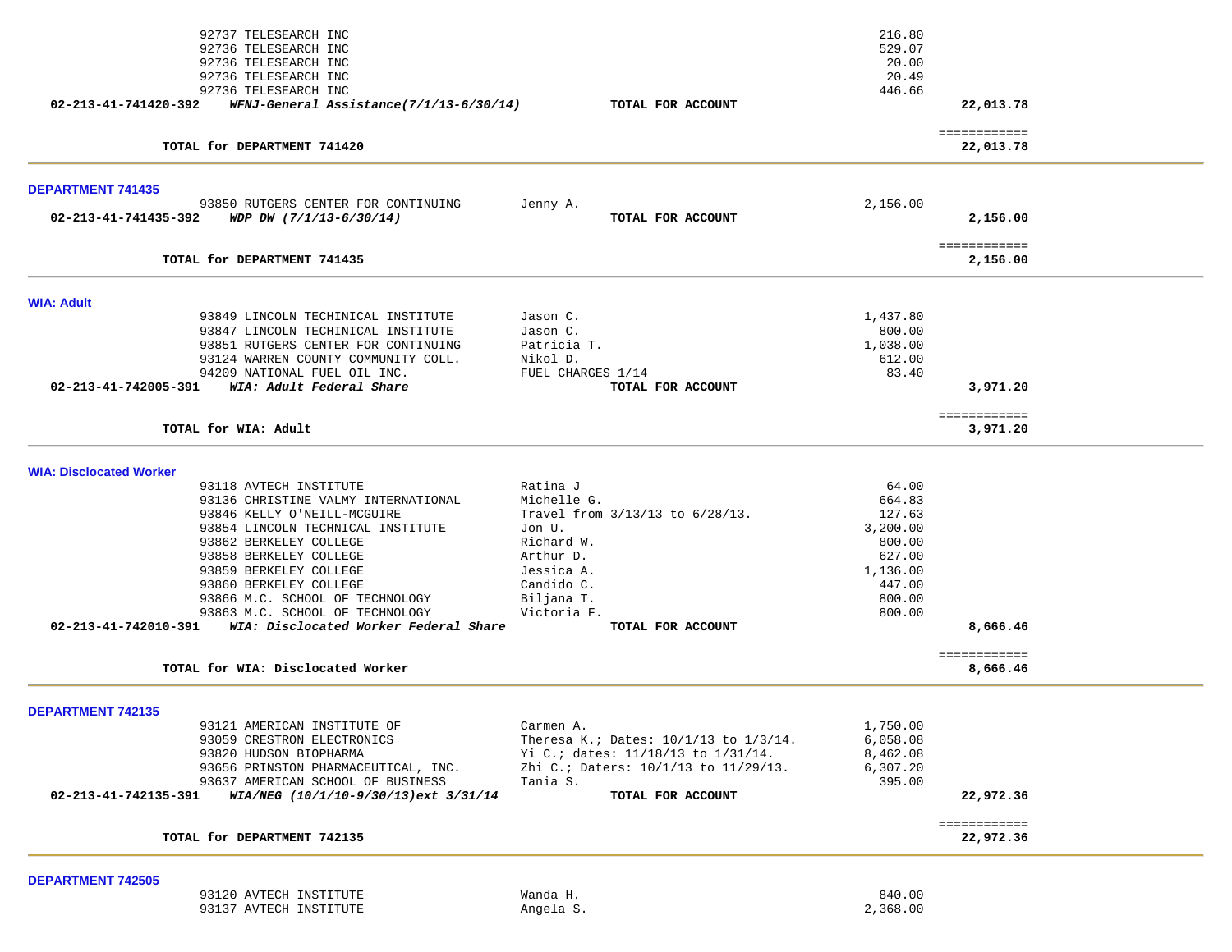| | | | |
|---|---|---|---|
| 92737 TELESEARCH INC | | 216.80 | |
| 92736 TELESEARCH INC | | 529.07 | |
| 92736 TELESEARCH INC | | 20.00 | |
| 92736 TELESEARCH INC | | 20.49 | |
| 92736 TELESEARCH INC | | 446.66 | |
| **02-213-41-741420-392** ***WFNJ-General Assistance(7/1/13-6/30/14)*** | **TOTAL FOR ACCOUNT** | | **22,013.78** |
| | | | ============ |
| **TOTAL for DEPARTMENT 741420** | | | **22,013.78** |

## DEPARTMENT 741435

| | | | |
|---|---|---|---|
| 93850 RUTGERS CENTER FOR CONTINUING | Jenny A. | 2,156.00 | |
| **02-213-41-741435-392** ***WDP DW (7/1/13-6/30/14)*** | **TOTAL FOR ACCOUNT** | | **2,156.00** |
| | | | ============ |
| **TOTAL for DEPARTMENT 741435** | | | **2,156.00** |

## WIA: Adult

| | | | |
|---|---|---|---|
| 93849 LINCOLN TECHINICAL INSTITUTE | Jason C. | 1,437.80 | |
| 93847 LINCOLN TECHINICAL INSTITUTE | Jason C. | 800.00 | |
| 93851 RUTGERS CENTER FOR CONTINUING | Patricia T. | 1,038.00 | |
| 93124 WARREN COUNTY COMMUNITY COLL. | Nikol D. | 612.00 | |
| 94209 NATIONAL FUEL OIL INC. | FUEL CHARGES 1/14 | 83.40 | |
| **02-213-41-742005-391** ***WIA: Adult Federal Share*** | **TOTAL FOR ACCOUNT** | | **3,971.20** |
| | | | ============ |
| **TOTAL for WIA: Adult** | | | **3,971.20** |

## WIA: Disclocated Worker

| | | | |
|---|---|---|---|
| 93118 AVTECH INSTITUTE | Ratina J | 64.00 | |
| 93136 CHRISTINE VALMY INTERNATIONAL | Michelle G. | 664.83 | |
| 93846 KELLY O'NEILL-MCGUIRE | Travel from 3/13/13 to 6/28/13. | 127.63 | |
| 93854 LINCOLN TECHNICAL INSTITUTE | Jon U. | 3,200.00 | |
| 93862 BERKELEY COLLEGE | Richard W. | 800.00 | |
| 93858 BERKELEY COLLEGE | Arthur D. | 627.00 | |
| 93859 BERKELEY COLLEGE | Jessica A. | 1,136.00 | |
| 93860 BERKELEY COLLEGE | Candido C. | 447.00 | |
| 93866 M.C. SCHOOL OF TECHNOLOGY | Biljana T. | 800.00 | |
| 93863 M.C. SCHOOL OF TECHNOLOGY | Victoria F. | 800.00 | |
| **02-213-41-742010-391** ***WIA: Disclocated Worker Federal Share*** | **TOTAL FOR ACCOUNT** | | **8,666.46** |
| | | | ============ |
| **TOTAL for WIA: Disclocated Worker** | | | **8,666.46** |

## DEPARTMENT 742135

| | | | |
|---|---|---|---|
| 93121 AMERICAN INSTITUTE OF | Carmen A. | 1,750.00 | |
| 93059 CRESTRON ELECTRONICS | Theresa K.; Dates: 10/1/13 to 1/3/14. | 6,058.08 | |
| 93820 HUDSON BIOPHARMA | Yi C.; dates: 11/18/13 to 1/31/14. | 8,462.08 | |
| 93656 PRINSTON PHARMACEUTICAL, INC. | Zhi C.; Daters: 10/1/13 to 11/29/13. | 6,307.20 | |
| 93637 AMERICAN SCHOOL OF BUSINESS | Tania S. | 395.00 | |
| **02-213-41-742135-391** ***WIA/NEG (10/1/10-9/30/13)ext 3/31/14*** | **TOTAL FOR ACCOUNT** | | **22,972.36** |
| | | | ============ |
| **TOTAL for DEPARTMENT 742135** | | | **22,972.36** |

## DEPARTMENT 742505

| | | | |
|---|---|---|---|
| 93120 AVTECH INSTITUTE | Wanda H. | 840.00 | |
| 93137 AVTECH INSTITUTE | Angela S. | 2,368.00 | |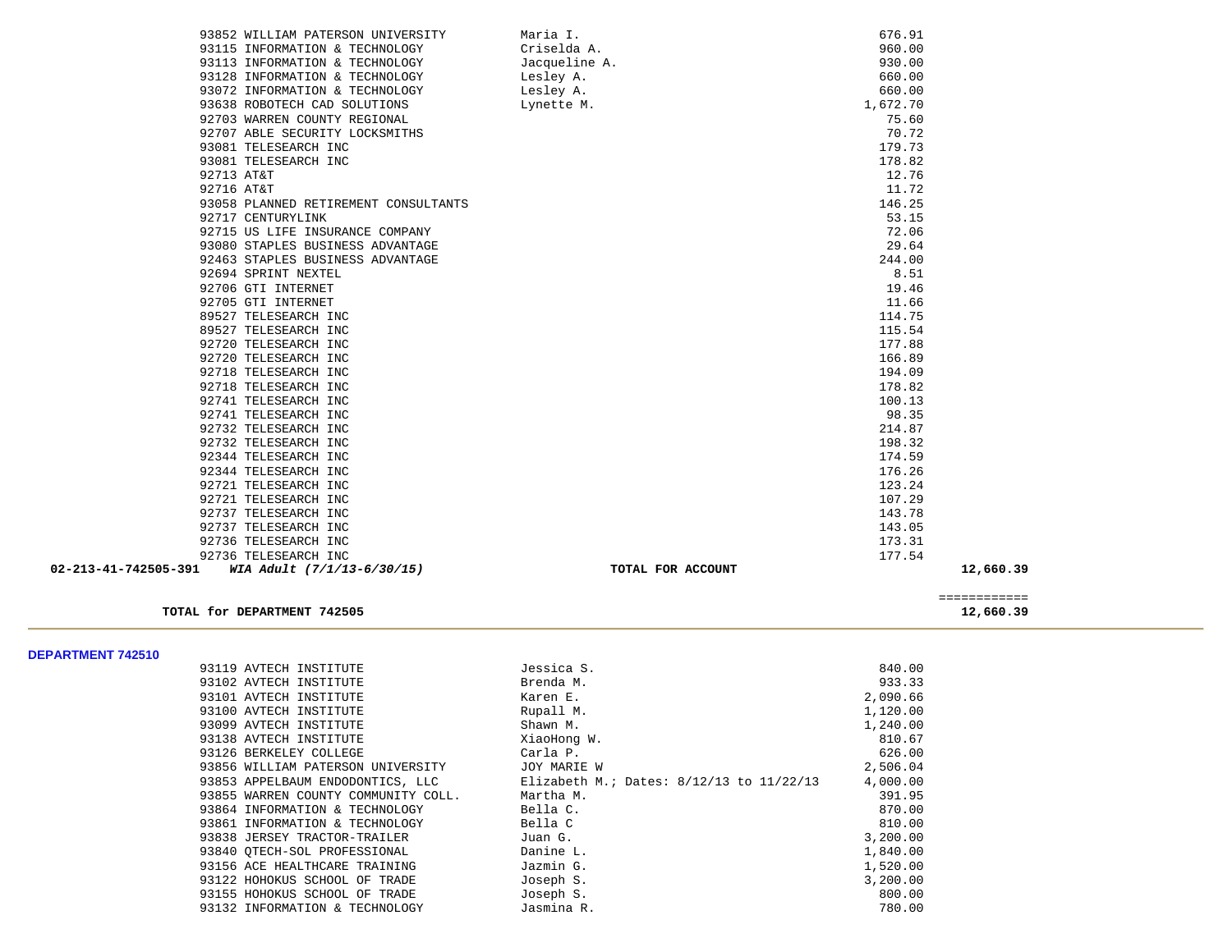| PO # | Vendor | Description | Amount | Total |
|---|---|---|---|---|
| 93852 | WILLIAM PATERSON UNIVERSITY | Maria I. | 676.91 | |
| 93115 | INFORMATION & TECHNOLOGY | Criselda A. | 960.00 | |
| 93113 | INFORMATION & TECHNOLOGY | Jacqueline A. | 930.00 | |
| 93128 | INFORMATION & TECHNOLOGY | Lesley A. | 660.00 | |
| 93072 | INFORMATION & TECHNOLOGY | Lesley A. | 660.00 | |
| 93638 | ROBOTECH CAD SOLUTIONS | Lynette M. | 1,672.70 | |
| 92703 | WARREN COUNTY REGIONAL | | 75.60 | |
| 92707 | ABLE SECURITY LOCKSMITHS | | 70.72 | |
| 93081 | TELESEARCH INC | | 179.73 | |
| 93081 | TELESEARCH INC | | 178.82 | |
| 92713 | AT&T | | 12.76 | |
| 92716 | AT&T | | 11.72 | |
| 93058 | PLANNED RETIREMENT CONSULTANTS | | 146.25 | |
| 92717 | CENTURYLINK | | 53.15 | |
| 92715 | US LIFE INSURANCE COMPANY | | 72.06 | |
| 93080 | STAPLES BUSINESS ADVANTAGE | | 29.64 | |
| 92463 | STAPLES BUSINESS ADVANTAGE | | 244.00 | |
| 92694 | SPRINT NEXTEL | | 8.51 | |
| 92706 | GTI INTERNET | | 19.46 | |
| 92705 | GTI INTERNET | | 11.66 | |
| 89527 | TELESEARCH INC | | 114.75 | |
| 89527 | TELESEARCH INC | | 115.54 | |
| 92720 | TELESEARCH INC | | 177.88 | |
| 92720 | TELESEARCH INC | | 166.89 | |
| 92718 | TELESEARCH INC | | 194.09 | |
| 92718 | TELESEARCH INC | | 178.82 | |
| 92741 | TELESEARCH INC | | 100.13 | |
| 92741 | TELESEARCH INC | | 98.35 | |
| 92732 | TELESEARCH INC | | 214.87 | |
| 92732 | TELESEARCH INC | | 198.32 | |
| 92344 | TELESEARCH INC | | 174.59 | |
| 92344 | TELESEARCH INC | | 176.26 | |
| 92721 | TELESEARCH INC | | 123.24 | |
| 92721 | TELESEARCH INC | | 107.29 | |
| 92737 | TELESEARCH INC | | 143.78 | |
| 92737 | TELESEARCH INC | | 143.05 | |
| 92736 | TELESEARCH INC | | 173.31 | |
| 92736 | TELESEARCH INC | | 177.54 | |
| **02-213-41-742505-391** | ***WIA Adult (7/1/13-6/30/15)*** | **TOTAL FOR ACCOUNT** | | **12,660.39** |

**TOTAL for DEPARTMENT 742505** — ============ **12,660.39**

---

**DEPARTMENT 742510**

| PO # | Vendor | Description | Amount |
|---|---|---|---|
| 93119 | AVTECH INSTITUTE | Jessica S. | 840.00 |
| 93102 | AVTECH INSTITUTE | Brenda M. | 933.33 |
| 93101 | AVTECH INSTITUTE | Karen E. | 2,090.66 |
| 93100 | AVTECH INSTITUTE | Rupall M. | 1,120.00 |
| 93099 | AVTECH INSTITUTE | Shawn M. | 1,240.00 |
| 93138 | AVTECH INSTITUTE | XiaoHong W. | 810.67 |
| 93126 | BERKELEY COLLEGE | Carla P. | 626.00 |
| 93856 | WILLIAM PATERSON UNIVERSITY | JOY MARIE W | 2,506.04 |
| 93853 | APPELBAUM ENDODONTICS, LLC | Elizabeth M.; Dates: 8/12/13 to 11/22/13 | 4,000.00 |
| 93855 | WARREN COUNTY COMMUNITY COLL. | Martha M. | 391.95 |
| 93864 | INFORMATION & TECHNOLOGY | Bella C. | 870.00 |
| 93861 | INFORMATION & TECHNOLOGY | Bella C | 810.00 |
| 93838 | JERSEY TRACTOR-TRAILER | Juan G. | 3,200.00 |
| 93840 | QTECH-SOL PROFESSIONAL | Danine L. | 1,840.00 |
| 93156 | ACE HEALTHCARE TRAINING | Jazmin G. | 1,520.00 |
| 93122 | HOHOKUS SCHOOL OF TRADE | Joseph S. | 3,200.00 |
| 93155 | HOHOKUS SCHOOL OF TRADE | Joseph S. | 800.00 |
| 93132 | INFORMATION & TECHNOLOGY | Jasmina R. | 780.00 |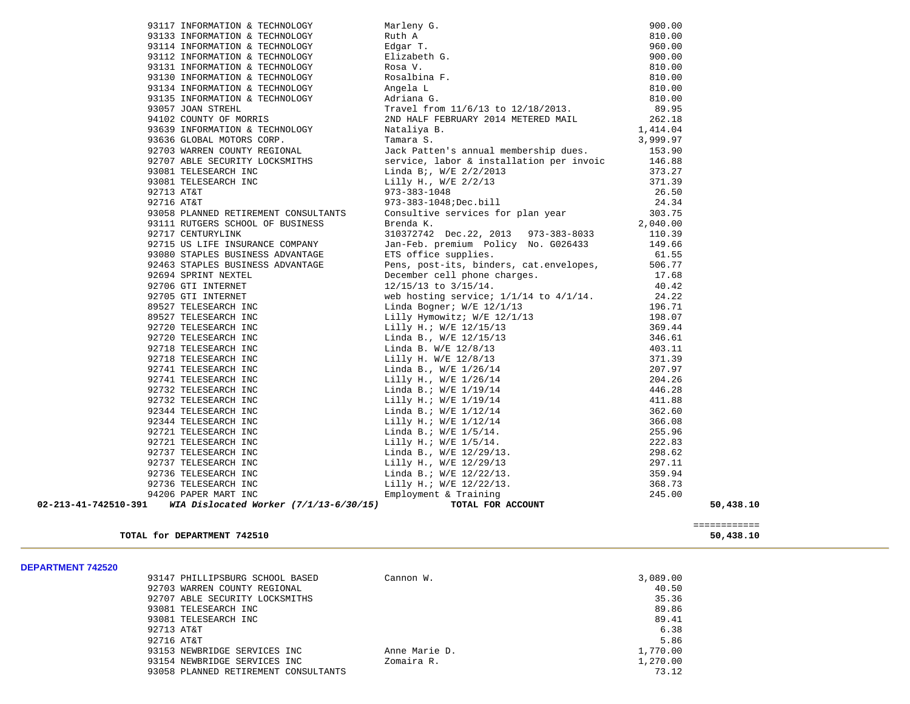| PO # | Vendor | Description | Amount | Account Total |
|---|---|---|---|---|
| 93117 | INFORMATION & TECHNOLOGY | Marleny G. | 900.00 | |
| 93133 | INFORMATION & TECHNOLOGY | Ruth A | 810.00 | |
| 93114 | INFORMATION & TECHNOLOGY | Edgar T. | 960.00 | |
| 93112 | INFORMATION & TECHNOLOGY | Elizabeth G. | 900.00 | |
| 93131 | INFORMATION & TECHNOLOGY | Rosa V. | 810.00 | |
| 93130 | INFORMATION & TECHNOLOGY | Rosalbina F. | 810.00 | |
| 93134 | INFORMATION & TECHNOLOGY | Angela L | 810.00 | |
| 93135 | INFORMATION & TECHNOLOGY | Adriana G. | 810.00 | |
| 93057 | JOAN STREHL | Travel from 11/6/13 to 12/18/2013. | 89.95 | |
| 94102 | COUNTY OF MORRIS | 2ND HALF FEBRUARY 2014 METERED MAIL | 262.18 | |
| 93639 | INFORMATION & TECHNOLOGY | Nataliya B. | 1,414.04 | |
| 93636 | GLOBAL MOTORS CORP. | Tamara S. | 3,999.97 | |
| 92703 | WARREN COUNTY REGIONAL | Jack Patten's annual membership dues. | 153.90 | |
| 92707 | ABLE SECURITY LOCKSMITHS | service, labor & installation per invoic | 146.88 | |
| 93081 | TELESEARCH INC | Linda B;, W/E 2/2/2013 | 373.27 | |
| 93081 | TELESEARCH INC | Lilly H., W/E 2/2/13 | 371.39 | |
| 92713 | AT&T | 973-383-1048 | 26.50 | |
| 92716 | AT&T | 973-383-1048;Dec.bill | 24.34 | |
| 93058 | PLANNED RETIREMENT CONSULTANTS | Consultive services for plan year | 303.75 | |
| 93111 | RUTGERS SCHOOL OF BUSINESS | Brenda K. | 2,040.00 | |
| 92717 | CENTURYLINK | 310372742 Dec.22, 2013 973-383-8033 | 110.39 | |
| 92715 | US LIFE INSURANCE COMPANY | Jan-Feb. premium Policy No. G026433 | 149.66 | |
| 93080 | STAPLES BUSINESS ADVANTAGE | ETS office supplies. | 61.55 | |
| 92463 | STAPLES BUSINESS ADVANTAGE | Pens, post-its, binders, cat.envelopes, | 506.77 | |
| 92694 | SPRINT NEXTEL | December cell phone charges. | 17.68 | |
| 92706 | GTI INTERNET | 12/15/13 to 3/15/14. | 40.42 | |
| 92705 | GTI INTERNET | web hosting service; 1/1/14 to 4/1/14. | 24.22 | |
| 89527 | TELESEARCH INC | Linda Bogner; W/E 12/1/13 | 196.71 | |
| 89527 | TELESEARCH INC | Lilly Hymowitz; W/E 12/1/13 | 198.07 | |
| 92720 | TELESEARCH INC | Lilly H.; W/E 12/15/13 | 369.44 | |
| 92720 | TELESEARCH INC | Linda B., W/E 12/15/13 | 346.61 | |
| 92718 | TELESEARCH INC | Linda B. W/E 12/8/13 | 403.11 | |
| 92718 | TELESEARCH INC | Lilly H. W/E 12/8/13 | 371.39 | |
| 92741 | TELESEARCH INC | Linda B., W/E 1/26/14 | 207.97 | |
| 92741 | TELESEARCH INC | Lilly H., W/E 1/26/14 | 204.26 | |
| 92732 | TELESEARCH INC | Linda B.; W/E 1/19/14 | 446.28 | |
| 92732 | TELESEARCH INC | Lilly H.; W/E 1/19/14 | 411.88 | |
| 92344 | TELESEARCH INC | Linda B.; W/E 1/12/14 | 362.60 | |
| 92344 | TELESEARCH INC | Lilly H.; W/E 1/12/14 | 366.08 | |
| 92721 | TELESEARCH INC | Linda B.; W/E 1/5/14. | 255.96 | |
| 92721 | TELESEARCH INC | Lilly H.; W/E 1/5/14. | 222.83 | |
| 92737 | TELESEARCH INC | Linda B., W/E 12/29/13. | 298.62 | |
| 92737 | TELESEARCH INC | Lilly H., W/E 12/29/13 | 297.11 | |
| 92736 | TELESEARCH INC | Linda B.; W/E 12/22/13. | 359.94 | |
| 92736 | TELESEARCH INC | Lilly H.; W/E 12/22/13. | 368.73 | |
| 94206 | PAPER MART INC | Employment & Training | 245.00 | |
| **02-213-41-742510-391** | ***WIA Dislocated Worker (7/1/13-6/30/15)*** | **TOTAL FOR ACCOUNT** | | **50,438.10** |

**TOTAL for DEPARTMENT 742510** **50,438.10**

**DEPARTMENT 742520**

| PO # | Vendor | Description | Amount |
|---|---|---|---|
| 93147 | PHILLIPSBURG SCHOOL BASED | Cannon W. | 3,089.00 |
| 92703 | WARREN COUNTY REGIONAL | | 40.50 |
| 92707 | ABLE SECURITY LOCKSMITHS | | 35.36 |
| 93081 | TELESEARCH INC | | 89.86 |
| 93081 | TELESEARCH INC | | 89.41 |
| 92713 | AT&T | | 6.38 |
| 92716 | AT&T | | 5.86 |
| 93153 | NEWBRIDGE SERVICES INC | Anne Marie D. | 1,770.00 |
| 93154 | NEWBRIDGE SERVICES INC | Zomaira R. | 1,270.00 |
| 93058 | PLANNED RETIREMENT CONSULTANTS | | 73.12 |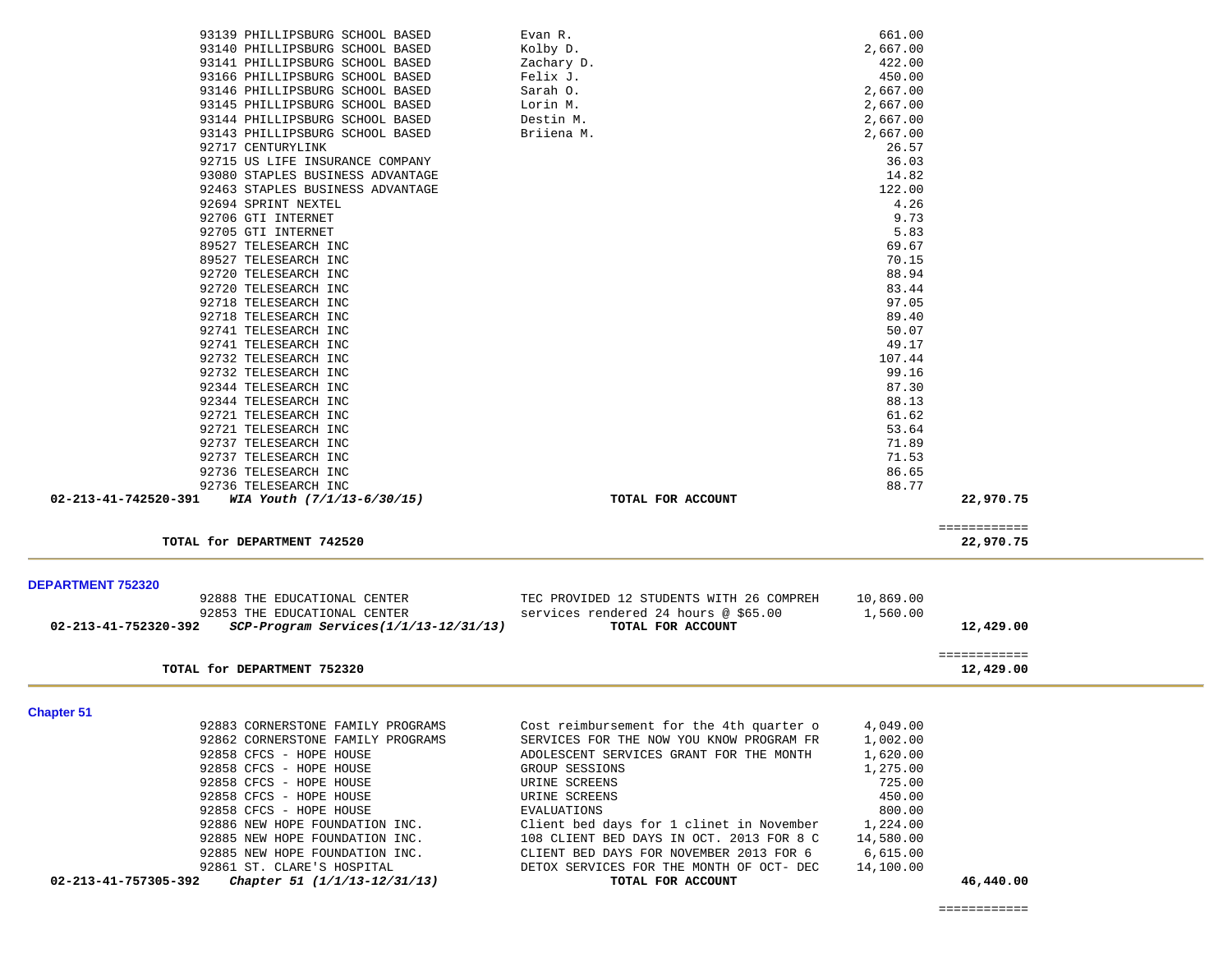| Vendor | Description | Amount | Total |
|---|---|---|---|
| 93139 PHILLIPSBURG SCHOOL BASED | Evan R. | 661.00 | |
| 93140 PHILLIPSBURG SCHOOL BASED | Kolby D. | 2,667.00 | |
| 93141 PHILLIPSBURG SCHOOL BASED | Zachary D. | 422.00 | |
| 93166 PHILLIPSBURG SCHOOL BASED | Felix J. | 450.00 | |
| 93146 PHILLIPSBURG SCHOOL BASED | Sarah O. | 2,667.00 | |
| 93145 PHILLIPSBURG SCHOOL BASED | Lorin M. | 2,667.00 | |
| 93144 PHILLIPSBURG SCHOOL BASED | Destin M. | 2,667.00 | |
| 93143 PHILLIPSBURG SCHOOL BASED | Briiena M. | 2,667.00 | |
| 92717 CENTURYLINK | | 26.57 | |
| 92715 US LIFE INSURANCE COMPANY | | 36.03 | |
| 93080 STAPLES BUSINESS ADVANTAGE | | 14.82 | |
| 92463 STAPLES BUSINESS ADVANTAGE | | 122.00 | |
| 92694 SPRINT NEXTEL | | 4.26 | |
| 92706 GTI INTERNET | | 9.73 | |
| 92705 GTI INTERNET | | 5.83 | |
| 89527 TELESEARCH INC | | 69.67 | |
| 89527 TELESEARCH INC | | 70.15 | |
| 92720 TELESEARCH INC | | 88.94 | |
| 92720 TELESEARCH INC | | 83.44 | |
| 92718 TELESEARCH INC | | 97.05 | |
| 92718 TELESEARCH INC | | 89.40 | |
| 92741 TELESEARCH INC | | 50.07 | |
| 92741 TELESEARCH INC | | 49.17 | |
| 92732 TELESEARCH INC | | 107.44 | |
| 92732 TELESEARCH INC | | 99.16 | |
| 92344 TELESEARCH INC | | 87.30 | |
| 92344 TELESEARCH INC | | 88.13 | |
| 92721 TELESEARCH INC | | 61.62 | |
| 92721 TELESEARCH INC | | 53.64 | |
| 92737 TELESEARCH INC | | 71.89 | |
| 92737 TELESEARCH INC | | 71.53 | |
| 92736 TELESEARCH INC | | 86.65 | |
| 92736 TELESEARCH INC | | 88.77 | |
| **02-213-41-742520-391** *WIA Youth (7/1/13-6/30/15)* | **TOTAL FOR ACCOUNT** | | **22,970.75** |

============

**TOTAL for DEPARTMENT 742520** **22,970.75**

## DEPARTMENT 752320

| Vendor | Description | Amount | Total |
|---|---|---|---|
| 92888 THE EDUCATIONAL CENTER | TEC PROVIDED 12 STUDENTS WITH 26 COMPREH | 10,869.00 | |
| 92853 THE EDUCATIONAL CENTER | services rendered 24 hours @ $65.00 | 1,560.00 | |
| **02-213-41-752320-392** *SCP-Program Services(1/1/13-12/31/13)* | **TOTAL FOR ACCOUNT** | | **12,429.00** |

============

**TOTAL for DEPARTMENT 752320** **12,429.00**

## Chapter 51

| Vendor | Description | Amount | Total |
|---|---|---|---|
| 92883 CORNERSTONE FAMILY PROGRAMS | Cost reimbursement for the 4th quarter o | 4,049.00 | |
| 92862 CORNERSTONE FAMILY PROGRAMS | SERVICES FOR THE NOW YOU KNOW PROGRAM FR | 1,002.00 | |
| 92858 CFCS - HOPE HOUSE | ADOLESCENT SERVICES GRANT FOR THE MONTH | 1,620.00 | |
| 92858 CFCS - HOPE HOUSE | GROUP SESSIONS | 1,275.00 | |
| 92858 CFCS - HOPE HOUSE | URINE SCREENS | 725.00 | |
| 92858 CFCS - HOPE HOUSE | URINE SCREENS | 450.00 | |
| 92858 CFCS - HOPE HOUSE | EVALUATIONS | 800.00 | |
| 92886 NEW HOPE FOUNDATION INC. | Client bed days for 1 clinet in November | 1,224.00 | |
| 92885 NEW HOPE FOUNDATION INC. | 108 CLIENT BED DAYS IN OCT. 2013 FOR 8 C | 14,580.00 | |
| 92885 NEW HOPE FOUNDATION INC. | CLIENT BED DAYS FOR NOVEMBER 2013 FOR 6 | 6,615.00 | |
| 92861 ST. CLARE'S HOSPITAL | DETOX SERVICES FOR THE MONTH OF OCT- DEC | 14,100.00 | |
| **02-213-41-757305-392** *Chapter 51 (1/1/13-12/31/13)* | **TOTAL FOR ACCOUNT** | | **46,440.00** |

============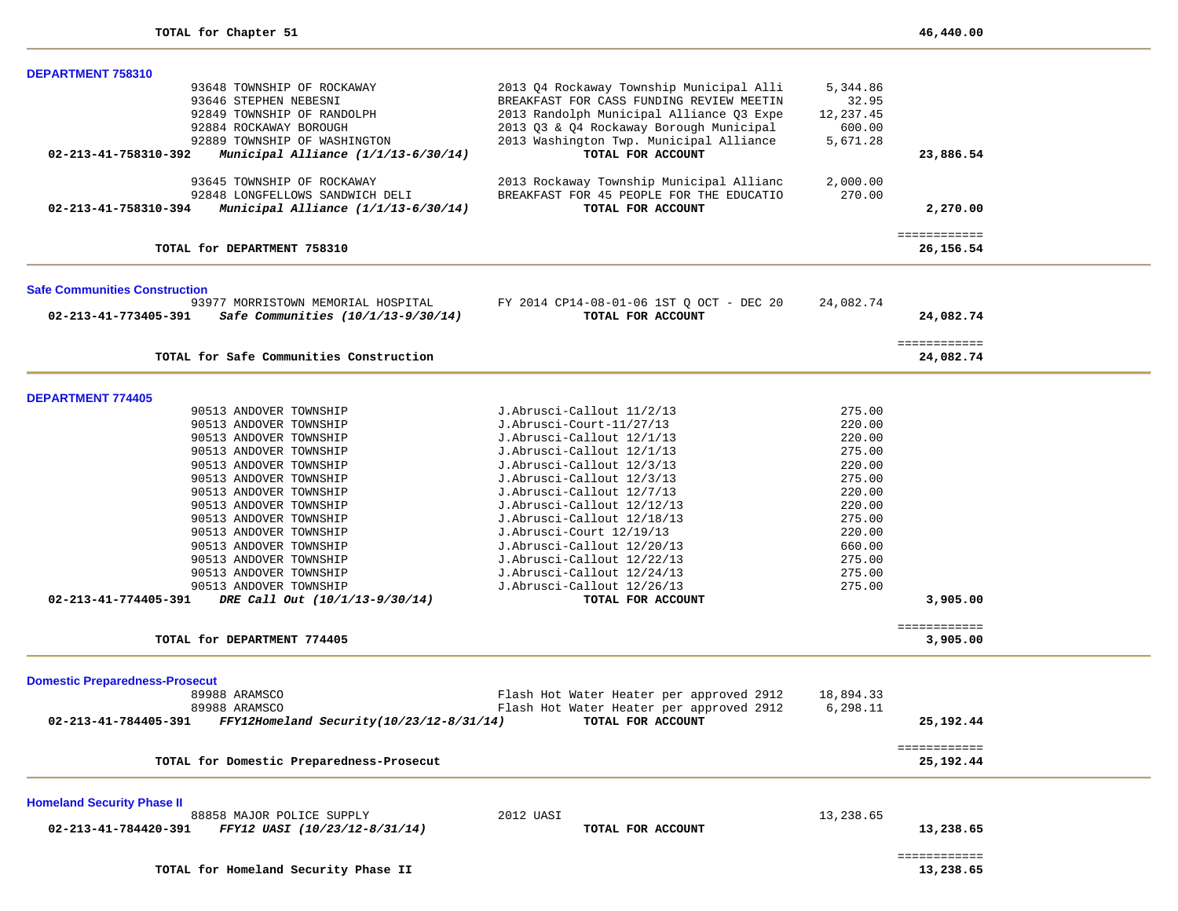**TOTAL for Chapter 51** **46,440.00**

---

### DEPARTMENT 758310

| Account | Vendor | Description | Amount | Total |
|---|---|---|---|---|
| | 93648 TOWNSHIP OF ROCKAWAY | 2013 Q4 Rockaway Township Municipal Alli | 5,344.86 | |
| | 93646 STEPHEN NEBESNI | BREAKFAST FOR CASS FUNDING REVIEW MEETIN | 32.95 | |
| | 92849 TOWNSHIP OF RANDOLPH | 2013 Randolph Municipal Alliance Q3 Expe | 12,237.45 | |
| | 92884 ROCKAWAY BOROUGH | 2013 Q3 & Q4 Rockaway Borough Municipal | 600.00 | |
| | 92889 TOWNSHIP OF WASHINGTON | 2013 Washington Twp. Municipal Alliance | 5,671.28 | |
| **02-213-41-758310-392** | ***Municipal Alliance (1/1/13-6/30/14)*** | **TOTAL FOR ACCOUNT** | | **23,886.54** |
| | 93645 TOWNSHIP OF ROCKAWAY | 2013 Rockaway Township Municipal Allianc | 2,000.00 | |
| | 92848 LONGFELLOWS SANDWICH DELI | BREAKFAST FOR 45 PEOPLE FOR THE EDUCATIO | 270.00 | |
| **02-213-41-758310-394** | ***Municipal Alliance (1/1/13-6/30/14)*** | **TOTAL FOR ACCOUNT** | | **2,270.00** |

**TOTAL for DEPARTMENT 758310** **26,156.54**

---

### Safe Communities Construction

| Account | Vendor | Description | Amount | Total |
|---|---|---|---|---|
| | 93977 MORRISTOWN MEMORIAL HOSPITAL | FY 2014 CP14-08-01-06 1ST Q OCT - DEC 20 | 24,082.74 | |
| **02-213-41-773405-391** | ***Safe Communities (10/1/13-9/30/14)*** | **TOTAL FOR ACCOUNT** | | **24,082.74** |

**TOTAL for Safe Communities Construction** **24,082.74**

---

### DEPARTMENT 774405

| Account | Vendor | Description | Amount | Total |
|---|---|---|---|---|
| | 90513 ANDOVER TOWNSHIP | J.Abrusci-Callout 11/2/13 | 275.00 | |
| | 90513 ANDOVER TOWNSHIP | J.Abrusci-Court-11/27/13 | 220.00 | |
| | 90513 ANDOVER TOWNSHIP | J.Abrusci-Callout 12/1/13 | 220.00 | |
| | 90513 ANDOVER TOWNSHIP | J.Abrusci-Callout 12/1/13 | 275.00 | |
| | 90513 ANDOVER TOWNSHIP | J.Abrusci-Callout 12/3/13 | 220.00 | |
| | 90513 ANDOVER TOWNSHIP | J.Abrusci-Callout 12/3/13 | 275.00 | |
| | 90513 ANDOVER TOWNSHIP | J.Abrusci-Callout 12/7/13 | 220.00 | |
| | 90513 ANDOVER TOWNSHIP | J.Abrusci-Callout 12/12/13 | 220.00 | |
| | 90513 ANDOVER TOWNSHIP | J.Abrusci-Callout 12/18/13 | 275.00 | |
| | 90513 ANDOVER TOWNSHIP | J.Abrusci-Court 12/19/13 | 220.00 | |
| | 90513 ANDOVER TOWNSHIP | J.Abrusci-Callout 12/20/13 | 660.00 | |
| | 90513 ANDOVER TOWNSHIP | J.Abrusci-Callout 12/22/13 | 275.00 | |
| | 90513 ANDOVER TOWNSHIP | J.Abrusci-Callout 12/24/13 | 275.00 | |
| | 90513 ANDOVER TOWNSHIP | J.Abrusci-Callout 12/26/13 | 275.00 | |
| **02-213-41-774405-391** | ***DRE Call Out (10/1/13-9/30/14)*** | **TOTAL FOR ACCOUNT** | | **3,905.00** |

**TOTAL for DEPARTMENT 774405** **3,905.00**

---

### Domestic Preparedness-Prosecut

| Account | Vendor | Description | Amount | Total |
|---|---|---|---|---|
| | 89988 ARAMSCO | Flash Hot Water Heater per approved 2912 | 18,894.33 | |
| | 89988 ARAMSCO | Flash Hot Water Heater per approved 2912 | 6,298.11 | |
| **02-213-41-784405-391** | ***FFY12Homeland Security(10/23/12-8/31/14)*** | **TOTAL FOR ACCOUNT** | | **25,192.44** |

**TOTAL for Domestic Preparedness-Prosecut** **25,192.44**

---

### Homeland Security Phase II

| Account | Vendor | Description | Amount | Total |
|---|---|---|---|---|
| | 88858 MAJOR POLICE SUPPLY | 2012 UASI | 13,238.65 | |
| **02-213-41-784420-391** | ***FFY12 UASI (10/23/12-8/31/14)*** | **TOTAL FOR ACCOUNT** | | **13,238.65** |

**TOTAL for Homeland Security Phase II** **13,238.65**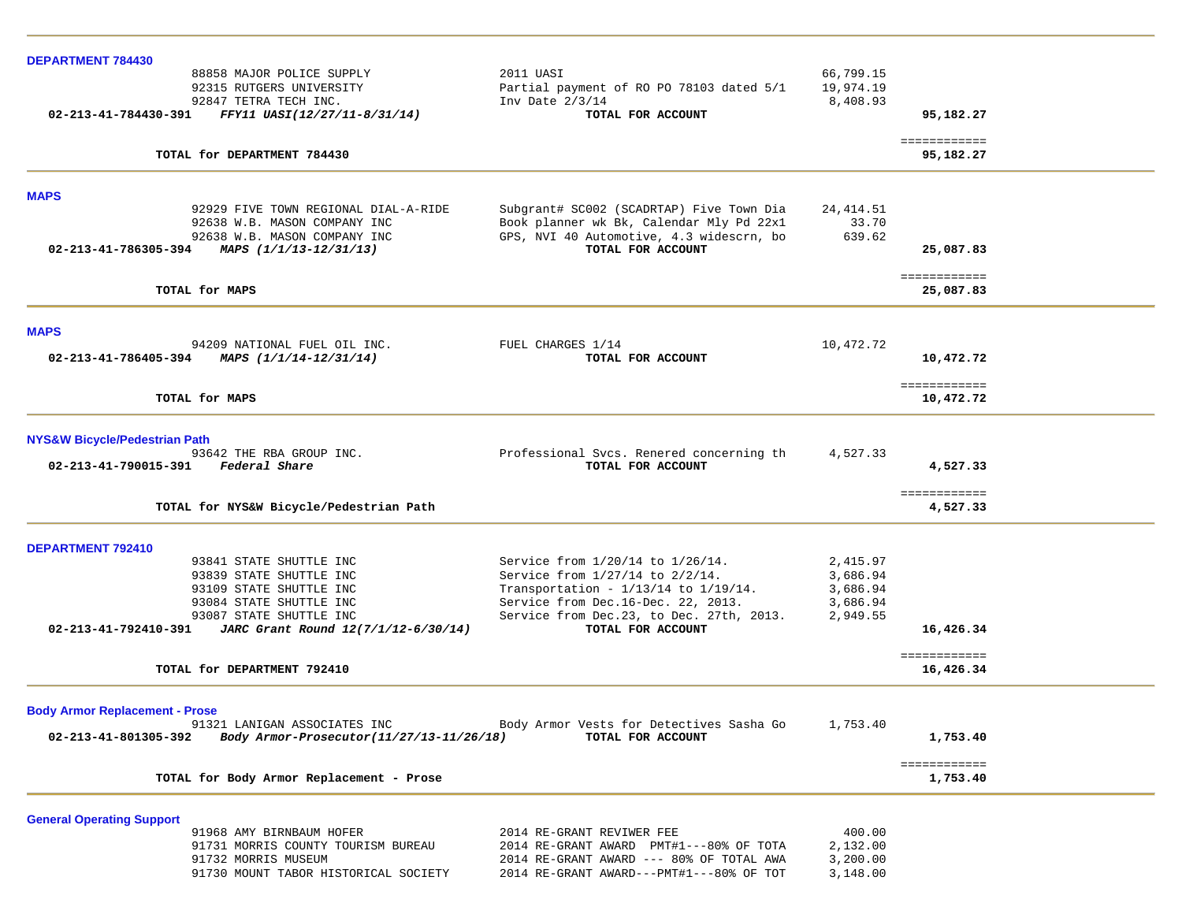**DEPARTMENT 784430**

| | Vendor | Description | Amount | Total |
|---|---|---|---|---|
| | 88858 MAJOR POLICE SUPPLY | 2011 UASI | 66,799.15 | |
| | 92315 RUTGERS UNIVERSITY | Partial payment of RO PO 78103 dated 5/1 | 19,974.19 | |
| | 92847 TETRA TECH INC. | Inv Date 2/3/14 | 8,408.93 | |
| **02-213-41-784430-391** | ***FFY11 UASI(12/27/11-8/31/14)*** | **TOTAL FOR ACCOUNT** | | **95,182.27** |
| | **TOTAL for DEPARTMENT 784430** | | | **95,182.27** |

**MAPS**

| | Vendor | Description | Amount | Total |
|---|---|---|---|---|
| | 92929 FIVE TOWN REGIONAL DIAL-A-RIDE | Subgrant# SC002 (SCADRTAP) Five Town Dia | 24,414.51 | |
| | 92638 W.B. MASON COMPANY INC | Book planner wk Bk, Calendar Mly Pd 22x1 | 33.70 | |
| | 92638 W.B. MASON COMPANY INC | GPS, NVI 40 Automotive, 4.3 widescrn, bo | 639.62 | |
| **02-213-41-786305-394** | ***MAPS (1/1/13-12/31/13)*** | **TOTAL FOR ACCOUNT** | | **25,087.83** |
| | **TOTAL for MAPS** | | | **25,087.83** |

**MAPS**

| | Vendor | Description | Amount | Total |
|---|---|---|---|---|
| | 94209 NATIONAL FUEL OIL INC. | FUEL CHARGES 1/14 | 10,472.72 | |
| **02-213-41-786405-394** | ***MAPS (1/1/14-12/31/14)*** | **TOTAL FOR ACCOUNT** | | **10,472.72** |
| | **TOTAL for MAPS** | | | **10,472.72** |

**NYS&W Bicycle/Pedestrian Path**

| | Vendor | Description | Amount | Total |
|---|---|---|---|---|
| | 93642 THE RBA GROUP INC. | Professional Svcs. Renered concerning th | 4,527.33 | |
| **02-213-41-790015-391** | ***Federal Share*** | **TOTAL FOR ACCOUNT** | | **4,527.33** |
| | **TOTAL for NYS&W Bicycle/Pedestrian Path** | | | **4,527.33** |

**DEPARTMENT 792410**

| | Vendor | Description | Amount | Total |
|---|---|---|---|---|
| | 93841 STATE SHUTTLE INC | Service from 1/20/14 to 1/26/14. | 2,415.97 | |
| | 93839 STATE SHUTTLE INC | Service from 1/27/14 to 2/2/14. | 3,686.94 | |
| | 93109 STATE SHUTTLE INC | Transportation - 1/13/14 to 1/19/14. | 3,686.94 | |
| | 93084 STATE SHUTTLE INC | Service from Dec.16-Dec. 22, 2013. | 3,686.94 | |
| | 93087 STATE SHUTTLE INC | Service from Dec.23, to Dec. 27th, 2013. | 2,949.55 | |
| **02-213-41-792410-391** | ***JARC Grant Round 12(7/1/12-6/30/14)*** | **TOTAL FOR ACCOUNT** | | **16,426.34** |
| | **TOTAL for DEPARTMENT 792410** | | | **16,426.34** |

**Body Armor Replacement - Prose**

| | Vendor | Description | Amount | Total |
|---|---|---|---|---|
| | 91321 LANIGAN ASSOCIATES INC | Body Armor Vests for Detectives Sasha Go | 1,753.40 | |
| **02-213-41-801305-392** | ***Body Armor-Prosecutor(11/27/13-11/26/18)*** | **TOTAL FOR ACCOUNT** | | **1,753.40** |
| | **TOTAL for Body Armor Replacement - Prose** | | | **1,753.40** |

**General Operating Support**

| | Vendor | Description | Amount | Total |
|---|---|---|---|---|
| | 91968 AMY BIRNBAUM HOFER | 2014 RE-GRANT REVIWER FEE | 400.00 | |
| | 91731 MORRIS COUNTY TOURISM BUREAU | 2014 RE-GRANT AWARD PMT#1---80% OF TOTA | 2,132.00 | |
| | 91732 MORRIS MUSEUM | 2014 RE-GRANT AWARD --- 80% OF TOTAL AWA | 3,200.00 | |
| | 91730 MOUNT TABOR HISTORICAL SOCIETY | 2014 RE-GRANT AWARD---PMT#1---80% OF TOT | 3,148.00 | |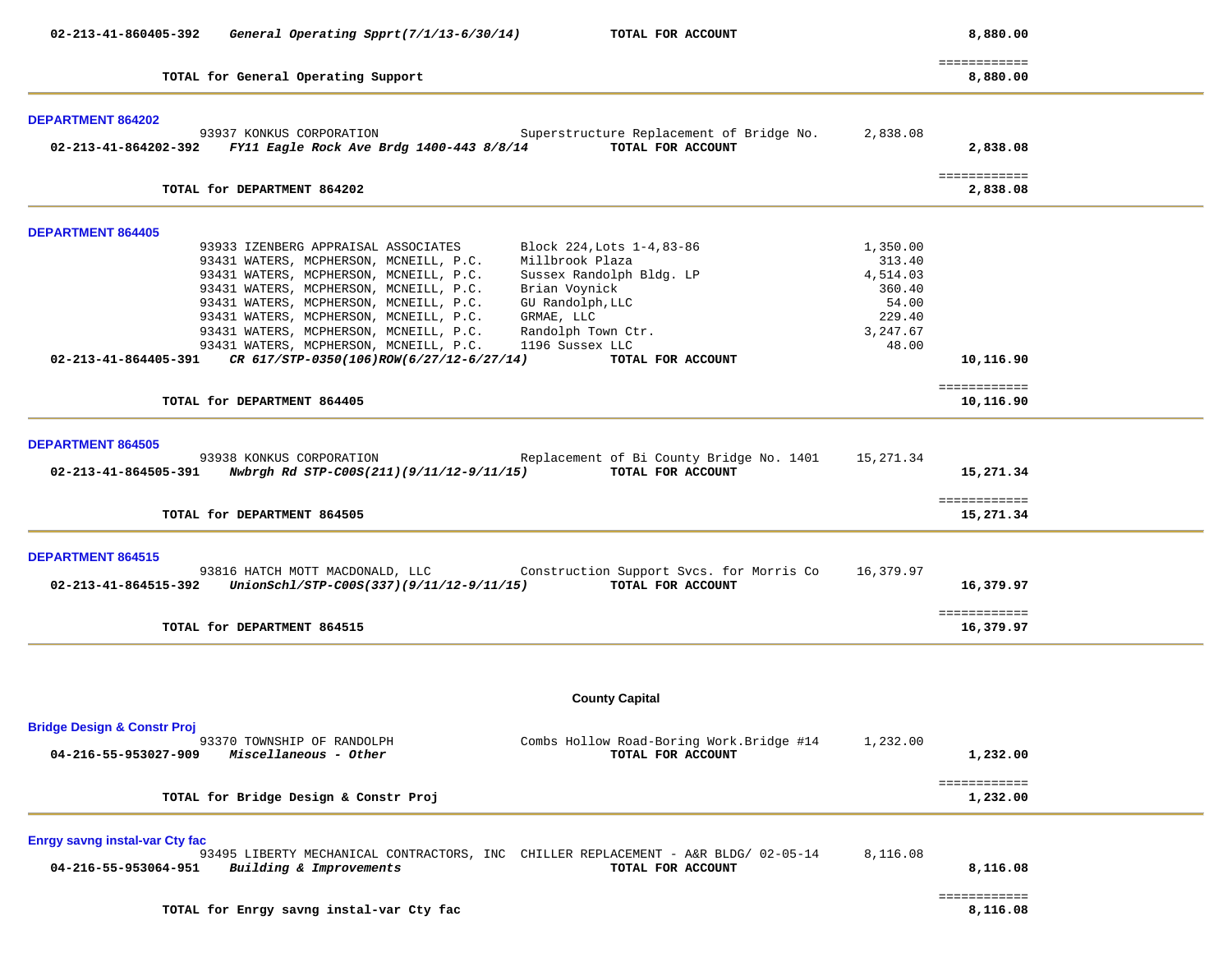| | | | | |
|---|---|---|---|---|
| 02-213-41-860405-392 | *General Operating Spprt(7/1/13-6/30/14)* | **TOTAL FOR ACCOUNT** | | **8,880.00** |
| | **TOTAL for General Operating Support** | | | ============ **8,880.00** |

**DEPARTMENT 864202**

| | | | | |
|---|---|---|---|---|
| | 93937 KONKUS CORPORATION | Superstructure Replacement of Bridge No. | 2,838.08 | |
| 02-213-41-864202-392 | *FY11 Eagle Rock Ave Brdg 1400-443 8/8/14* | **TOTAL FOR ACCOUNT** | | **2,838.08** |
| | **TOTAL for DEPARTMENT 864202** | | | ============ **2,838.08** |

**DEPARTMENT 864405**

| | | | | |
|---|---|---|---|---|
| | 93933 IZENBERG APPRAISAL ASSOCIATES | Block 224,Lots 1-4,83-86 | 1,350.00 | |
| | 93431 WATERS, MCPHERSON, MCNEILL, P.C. | Millbrook Plaza | 313.40 | |
| | 93431 WATERS, MCPHERSON, MCNEILL, P.C. | Sussex Randolph Bldg. LP | 4,514.03 | |
| | 93431 WATERS, MCPHERSON, MCNEILL, P.C. | Brian Voynick | 360.40 | |
| | 93431 WATERS, MCPHERSON, MCNEILL, P.C. | GU Randolph,LLC | 54.00 | |
| | 93431 WATERS, MCPHERSON, MCNEILL, P.C. | GRMAE, LLC | 229.40 | |
| | 93431 WATERS, MCPHERSON, MCNEILL, P.C. | Randolph Town Ctr. | 3,247.67 | |
| | 93431 WATERS, MCPHERSON, MCNEILL, P.C. | 1196 Sussex LLC | 48.00 | |
| 02-213-41-864405-391 | *CR 617/STP-0350(106)ROW(6/27/12-6/27/14)* | **TOTAL FOR ACCOUNT** | | **10,116.90** |
| | **TOTAL for DEPARTMENT 864405** | | | ============ **10,116.90** |

**DEPARTMENT 864505**

| | | | | |
|---|---|---|---|---|
| | 93938 KONKUS CORPORATION | Replacement of Bi County Bridge No. 1401 | 15,271.34 | |
| 02-213-41-864505-391 | *Nwbrgh Rd STP-C00S(211)(9/11/12-9/11/15)* | **TOTAL FOR ACCOUNT** | | **15,271.34** |
| | **TOTAL for DEPARTMENT 864505** | | | ============ **15,271.34** |

**DEPARTMENT 864515**

| | | | | |
|---|---|---|---|---|
| | 93816 HATCH MOTT MACDONALD, LLC | Construction Support Svcs. for Morris Co | 16,379.97 | |
| 02-213-41-864515-392 | *UnionSchl/STP-C00S(337)(9/11/12-9/11/15)* | **TOTAL FOR ACCOUNT** | | **16,379.97** |
| | **TOTAL for DEPARTMENT 864515** | | | ============ **16,379.97** |

## County Capital

**Bridge Design & Constr Proj**

| | | | | |
|---|---|---|---|---|
| | 93370 TOWNSHIP OF RANDOLPH | Combs Hollow Road-Boring Work.Bridge #14 | 1,232.00 | |
| 04-216-55-953027-909 | *Miscellaneous - Other* | **TOTAL FOR ACCOUNT** | | **1,232.00** |
| | **TOTAL for Bridge Design & Constr Proj** | | | ============ **1,232.00** |

**Enrgy savng instal-var Cty fac**

| | | | | |
|---|---|---|---|---|
| | 93495 LIBERTY MECHANICAL CONTRACTORS, INC | CHILLER REPLACEMENT - A&R BLDG/ 02-05-14 | 8,116.08 | |
| 04-216-55-953064-951 | *Building & Improvements* | **TOTAL FOR ACCOUNT** | | **8,116.08** |
| | **TOTAL for Enrgy savng instal-var Cty fac** | | | ============ **8,116.08** |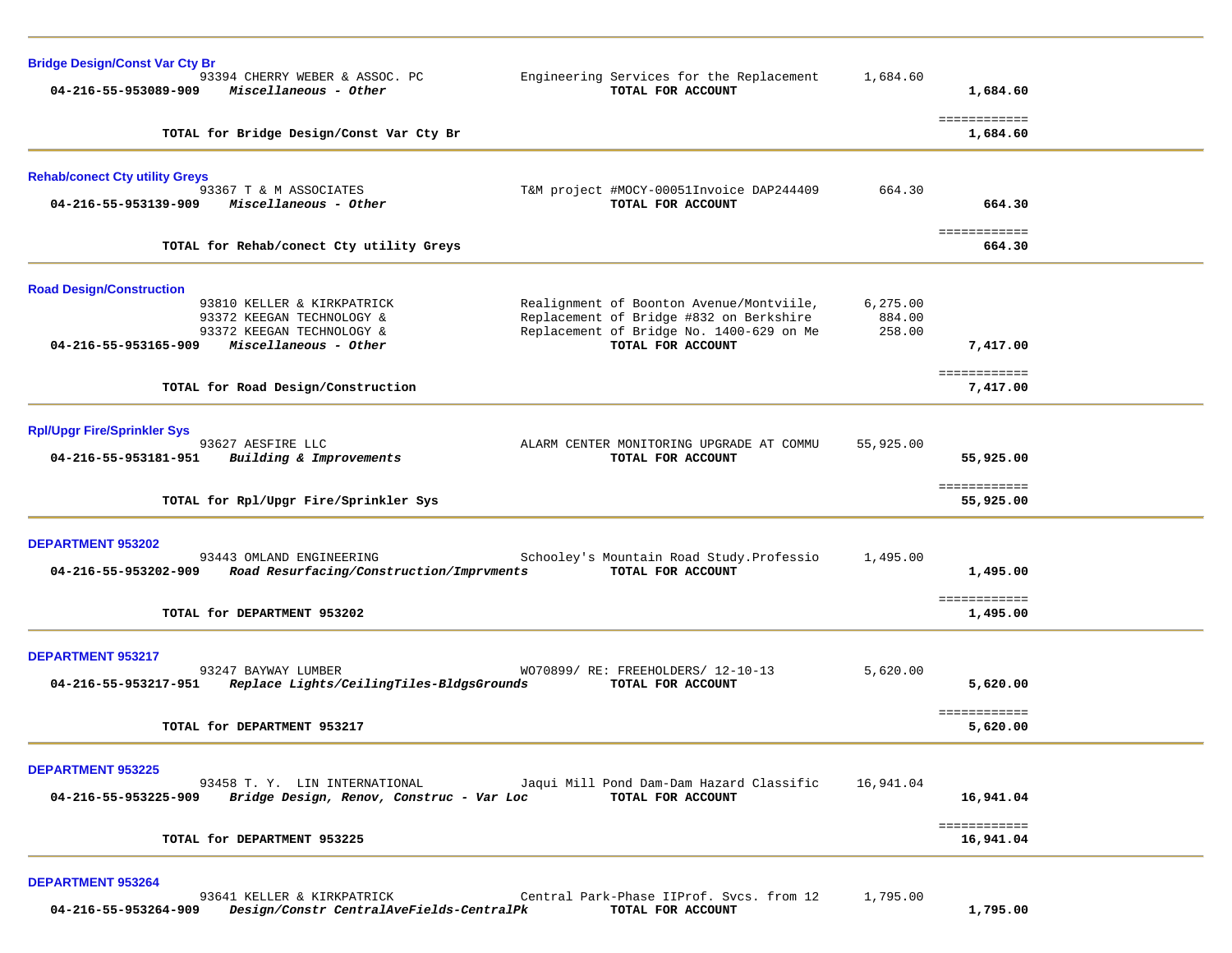**Bridge Design/Const Var Cty Br**

| Account | Vendor / Description | Detail | Amount | Total |
|---|---|---|---|---|
| | 93394 CHERRY WEBER & ASSOC. PC | Engineering Services for the Replacement | 1,684.60 | |
| 04-216-55-953089-909 | *Miscellaneous - Other* | **TOTAL FOR ACCOUNT** | | **1,684.60** |

**TOTAL for Bridge Design/Const Var Cty Br** — **1,684.60**

**Rehab/conect Cty utility Greys**

| Account | Vendor / Description | Detail | Amount | Total |
|---|---|---|---|---|
| | 93367 T & M ASSOCIATES | T&M project #MOCY-00051Invoice DAP244409 | 664.30 | |
| 04-216-55-953139-909 | *Miscellaneous - Other* | **TOTAL FOR ACCOUNT** | | **664.30** |

**TOTAL for Rehab/conect Cty utility Greys** — **664.30**

**Road Design/Construction**

| Account | Vendor / Description | Detail | Amount | Total |
|---|---|---|---|---|
| | 93810 KELLER & KIRKPATRICK | Realignment of Boonton Avenue/Montviile, | 6,275.00 | |
| | 93372 KEEGAN TECHNOLOGY & | Replacement of Bridge #832 on Berkshire | 884.00 | |
| | 93372 KEEGAN TECHNOLOGY & | Replacement of Bridge No. 1400-629 on Me | 258.00 | |
| 04-216-55-953165-909 | *Miscellaneous - Other* | **TOTAL FOR ACCOUNT** | | **7,417.00** |

**TOTAL for Road Design/Construction** — **7,417.00**

**Rpl/Upgr Fire/Sprinkler Sys**

| Account | Vendor / Description | Detail | Amount | Total |
|---|---|---|---|---|
| | 93627 AESFIRE LLC | ALARM CENTER MONITORING UPGRADE AT COMMU | 55,925.00 | |
| 04-216-55-953181-951 | *Building & Improvements* | **TOTAL FOR ACCOUNT** | | **55,925.00** |

**TOTAL for Rpl/Upgr Fire/Sprinkler Sys** — **55,925.00**

**DEPARTMENT 953202**

| Account | Vendor / Description | Detail | Amount | Total |
|---|---|---|---|---|
| | 93443 OMLAND ENGINEERING | Schooley's Mountain Road Study.Professio | 1,495.00 | |
| 04-216-55-953202-909 | *Road Resurfacing/Construction/Imprvments* | **TOTAL FOR ACCOUNT** | | **1,495.00** |

**TOTAL for DEPARTMENT 953202** — **1,495.00**

**DEPARTMENT 953217**

| Account | Vendor / Description | Detail | Amount | Total |
|---|---|---|---|---|
| | 93247 BAYWAY LUMBER | WO70899/ RE: FREEHOLDERS/ 12-10-13 | 5,620.00 | |
| 04-216-55-953217-951 | *Replace Lights/CeilingTiles-BldgsGrounds* | **TOTAL FOR ACCOUNT** | | **5,620.00** |

**TOTAL for DEPARTMENT 953217** — **5,620.00**

**DEPARTMENT 953225**

| Account | Vendor / Description | Detail | Amount | Total |
|---|---|---|---|---|
| | 93458 T. Y. LIN INTERNATIONAL | Jaqui Mill Pond Dam-Dam Hazard Classific | 16,941.04 | |
| 04-216-55-953225-909 | *Bridge Design, Renov, Construc - Var Loc* | **TOTAL FOR ACCOUNT** | | **16,941.04** |

**TOTAL for DEPARTMENT 953225** — **16,941.04**

**DEPARTMENT 953264**

| Account | Vendor / Description | Detail | Amount | Total |
|---|---|---|---|---|
| | 93641 KELLER & KIRKPATRICK | Central Park-Phase IIProf. Svcs. from 12 | 1,795.00 | |
| 04-216-55-953264-909 | *Design/Constr CentralAveFields-CentralPk* | **TOTAL FOR ACCOUNT** | | **1,795.00** |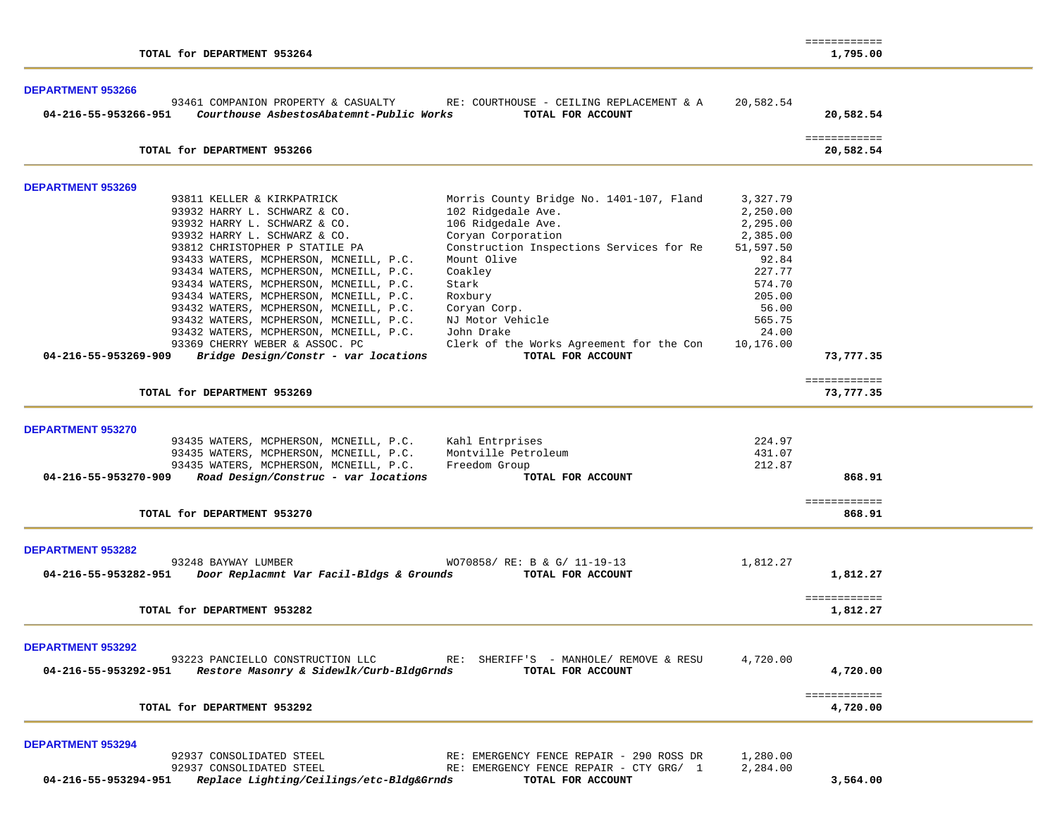| | | | | |
|---|---|---|---|---|
| | TOTAL for DEPARTMENT 953264 | | | ============ 1,795.00 |

**DEPARTMENT 953266**

| Account | Vendor | Description | Amount | Total |
|---|---|---|---|---|
| | 93461 COMPANION PROPERTY & CASUALTY | RE: COURTHOUSE - CEILING REPLACEMENT & A | 20,582.54 | |
| **04-216-55-953266-951** | ***Courthouse AsbestosAbatemnt-Public Works*** | **TOTAL FOR ACCOUNT** | | **20,582.54** |
| | **TOTAL for DEPARTMENT 953266** | | | ============ **20,582.54** |

**DEPARTMENT 953269**

| Account | Vendor | Description | Amount | Total |
|---|---|---|---|---|
| | 93811 KELLER & KIRKPATRICK | Morris County Bridge No. 1401-107, Fland | 3,327.79 | |
| | 93932 HARRY L. SCHWARZ & CO. | 102 Ridgedale Ave. | 2,250.00 | |
| | 93932 HARRY L. SCHWARZ & CO. | 106 Ridgedale Ave. | 2,295.00 | |
| | 93932 HARRY L. SCHWARZ & CO. | Coryan Corporation | 2,385.00 | |
| | 93812 CHRISTOPHER P STATILE PA | Construction Inspections Services for Re | 51,597.50 | |
| | 93433 WATERS, MCPHERSON, MCNEILL, P.C. | Mount Olive | 92.84 | |
| | 93434 WATERS, MCPHERSON, MCNEILL, P.C. | Coakley | 227.77 | |
| | 93434 WATERS, MCPHERSON, MCNEILL, P.C. | Stark | 574.70 | |
| | 93434 WATERS, MCPHERSON, MCNEILL, P.C. | Roxbury | 205.00 | |
| | 93432 WATERS, MCPHERSON, MCNEILL, P.C. | Coryan Corp. | 56.00 | |
| | 93432 WATERS, MCPHERSON, MCNEILL, P.C. | NJ Motor Vehicle | 565.75 | |
| | 93432 WATERS, MCPHERSON, MCNEILL, P.C. | John Drake | 24.00 | |
| | 93369 CHERRY WEBER & ASSOC. PC | Clerk of the Works Agreement for the Con | 10,176.00 | |
| **04-216-55-953269-909** | ***Bridge Design/Constr - var locations*** | **TOTAL FOR ACCOUNT** | | **73,777.35** |
| | **TOTAL for DEPARTMENT 953269** | | | ============ **73,777.35** |

**DEPARTMENT 953270**

| Account | Vendor | Description | Amount | Total |
|---|---|---|---|---|
| | 93435 WATERS, MCPHERSON, MCNEILL, P.C. | Kahl Entrprises | 224.97 | |
| | 93435 WATERS, MCPHERSON, MCNEILL, P.C. | Montville Petroleum | 431.07 | |
| | 93435 WATERS, MCPHERSON, MCNEILL, P.C. | Freedom Group | 212.87 | |
| **04-216-55-953270-909** | ***Road Design/Construc - var locations*** | **TOTAL FOR ACCOUNT** | | **868.91** |
| | **TOTAL for DEPARTMENT 953270** | | | ============ **868.91** |

**DEPARTMENT 953282**

| Account | Vendor | Description | Amount | Total |
|---|---|---|---|---|
| | 93248 BAYWAY LUMBER | WO70858/ RE: B & G/ 11-19-13 | 1,812.27 | |
| **04-216-55-953282-951** | ***Door Replacmnt Var Facil-Bldgs & Grounds*** | **TOTAL FOR ACCOUNT** | | **1,812.27** |
| | **TOTAL for DEPARTMENT 953282** | | | ============ **1,812.27** |

**DEPARTMENT 953292**

| Account | Vendor | Description | Amount | Total |
|---|---|---|---|---|
| | 93223 PANCIELLO CONSTRUCTION LLC | RE: SHERIFF'S - MANHOLE/ REMOVE & RESU | 4,720.00 | |
| **04-216-55-953292-951** | ***Restore Masonry & Sidewlk/Curb-BldgGrnds*** | **TOTAL FOR ACCOUNT** | | **4,720.00** |
| | **TOTAL for DEPARTMENT 953292** | | | ============ **4,720.00** |

**DEPARTMENT 953294**

| Account | Vendor | Description | Amount | Total |
|---|---|---|---|---|
| | 92937 CONSOLIDATED STEEL | RE: EMERGENCY FENCE REPAIR - 290 ROSS DR | 1,280.00 | |
| | 92937 CONSOLIDATED STEEL | RE: EMERGENCY FENCE REPAIR - CTY GRG/ 1 | 2,284.00 | |
| **04-216-55-953294-951** | ***Replace Lighting/Ceilings/etc-Bldg&Grnds*** | **TOTAL FOR ACCOUNT** | | **3,564.00** |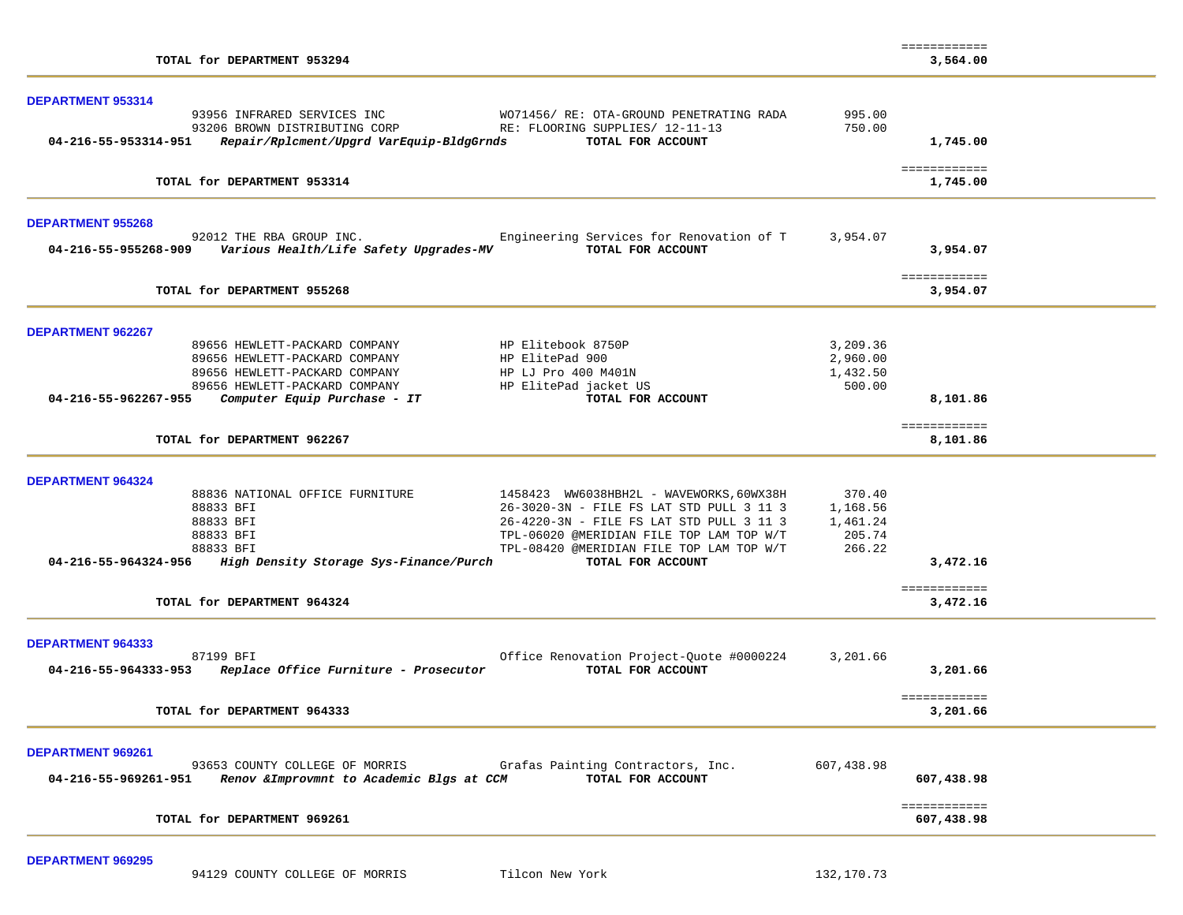| | | | |
|---|---|---|---|
| **TOTAL for DEPARTMENT 953294** | | | ============ **3,564.00** |

**DEPARTMENT 953314**

| | | | |
|---|---|---|---|
| 93956 INFRARED SERVICES INC | WO71456/ RE: OTA-GROUND PENETRATING RADA | 995.00 | |
| 93206 BROWN DISTRIBUTING CORP | RE: FLOORING SUPPLIES/ 12-11-13 | 750.00 | |
| **04-216-55-953314-951** ***Repair/Rplcment/Upgrd VarEquip-BldgGrnds*** | **TOTAL FOR ACCOUNT** | | **1,745.00** |
| **TOTAL for DEPARTMENT 953314** | | | ============ **1,745.00** |

**DEPARTMENT 955268**

| | | | |
|---|---|---|---|
| 92012 THE RBA GROUP INC. | Engineering Services for Renovation of T | 3,954.07 | |
| **04-216-55-955268-909** ***Various Health/Life Safety Upgrades-MV*** | **TOTAL FOR ACCOUNT** | | **3,954.07** |
| **TOTAL for DEPARTMENT 955268** | | | ============ **3,954.07** |

**DEPARTMENT 962267**

| | | | |
|---|---|---|---|
| 89656 HEWLETT-PACKARD COMPANY | HP Elitebook 8750P | 3,209.36 | |
| 89656 HEWLETT-PACKARD COMPANY | HP ElitePad 900 | 2,960.00 | |
| 89656 HEWLETT-PACKARD COMPANY | HP LJ Pro 400 M401N | 1,432.50 | |
| 89656 HEWLETT-PACKARD COMPANY | HP ElitePad jacket US | 500.00 | |
| **04-216-55-962267-955** ***Computer Equip Purchase - IT*** | **TOTAL FOR ACCOUNT** | | **8,101.86** |
| **TOTAL for DEPARTMENT 962267** | | | ============ **8,101.86** |

**DEPARTMENT 964324**

| | | | |
|---|---|---|---|
| 88836 NATIONAL OFFICE FURNITURE | 1458423 WW6038HBH2L - WAVEWORKS,60WX38H | 370.40 | |
| 88833 BFI | 26-3020-3N - FILE FS LAT STD PULL 3 11 3 | 1,168.56 | |
| 88833 BFI | 26-4220-3N - FILE FS LAT STD PULL 3 11 3 | 1,461.24 | |
| 88833 BFI | TPL-06020 @MERIDIAN FILE TOP LAM TOP W/T | 205.74 | |
| 88833 BFI | TPL-08420 @MERIDIAN FILE TOP LAM TOP W/T | 266.22 | |
| **04-216-55-964324-956** ***High Density Storage Sys-Finance/Purch*** | **TOTAL FOR ACCOUNT** | | **3,472.16** |
| **TOTAL for DEPARTMENT 964324** | | | ============ **3,472.16** |

**DEPARTMENT 964333**

| | | | |
|---|---|---|---|
| 87199 BFI | Office Renovation Project-Quote #0000224 | 3,201.66 | |
| **04-216-55-964333-953** ***Replace Office Furniture - Prosecutor*** | **TOTAL FOR ACCOUNT** | | **3,201.66** |
| **TOTAL for DEPARTMENT 964333** | | | ============ **3,201.66** |

**DEPARTMENT 969261**

| | | | |
|---|---|---|---|
| 93653 COUNTY COLLEGE OF MORRIS | Grafas Painting Contractors, Inc. | 607,438.98 | |
| **04-216-55-969261-951** ***Renov &Improvmnt to Academic Blgs at CCM*** | **TOTAL FOR ACCOUNT** | | **607,438.98** |
| **TOTAL for DEPARTMENT 969261** | | | ============ **607,438.98** |

**DEPARTMENT 969295**

| | | | |
|---|---|---|---|
| 94129 COUNTY COLLEGE OF MORRIS | Tilcon New York | 132,170.73 | |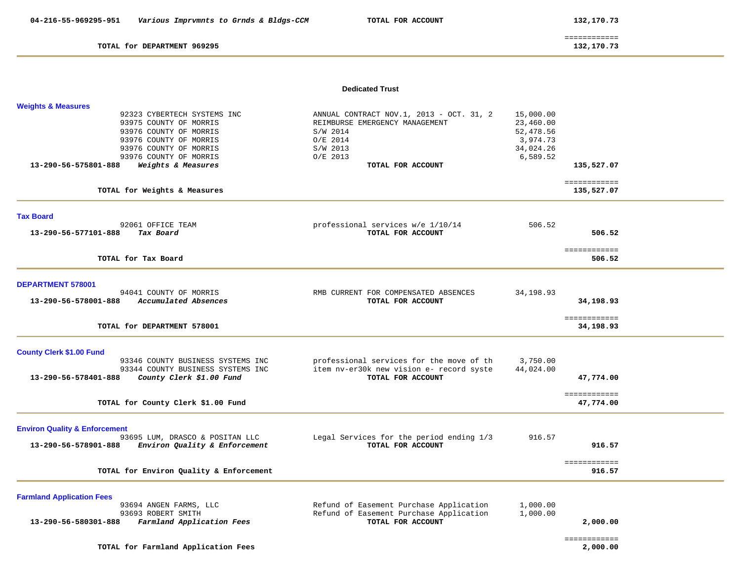| | | | | |
|---|---|---|---|---|
| 04-216-55-969295-951 | *Various Imprvmnts to Grnds & Bldgs-CCM* | **TOTAL FOR ACCOUNT** | | **132,170.73** |
| | **TOTAL for DEPARTMENT 969295** | | | ============ **132,170.73** |

## Dedicated Trust

### Weights & Measures

| | | | | |
|---|---|---|---|---|
| | 92323 CYBERTECH SYSTEMS INC | ANNUAL CONTRACT NOV.1, 2013 - OCT. 31, 2 | 15,000.00 | |
| | 93975 COUNTY OF MORRIS | REIMBURSE EMERGENCY MANAGEMENT | 23,460.00 | |
| | 93976 COUNTY OF MORRIS | S/W 2014 | 52,478.56 | |
| | 93976 COUNTY OF MORRIS | O/E 2014 | 3,974.73 | |
| | 93976 COUNTY OF MORRIS | S/W 2013 | 34,024.26 | |
| | 93976 COUNTY OF MORRIS | O/E 2013 | 6,589.52 | |
| **13-290-56-575801-888** | ***Weights & Measures*** | **TOTAL FOR ACCOUNT** | | **135,527.07** |
| | **TOTAL for Weights & Measures** | | | ============ **135,527.07** |

### Tax Board

| | | | | |
|---|---|---|---|---|
| | 92061 OFFICE TEAM | professional services w/e 1/10/14 | 506.52 | |
| **13-290-56-577101-888** | ***Tax Board*** | **TOTAL FOR ACCOUNT** | | **506.52** |
| | **TOTAL for Tax Board** | | | ============ **506.52** |

### DEPARTMENT 578001

| | | | | |
|---|---|---|---|---|
| | 94041 COUNTY OF MORRIS | RMB CURRENT FOR COMPENSATED ABSENCES | 34,198.93 | |
| **13-290-56-578001-888** | ***Accumulated Absences*** | **TOTAL FOR ACCOUNT** | | **34,198.93** |
| | **TOTAL for DEPARTMENT 578001** | | | ============ **34,198.93** |

### County Clerk $1.00 Fund

| | | | | |
|---|---|---|---|---|
| | 93346 COUNTY BUSINESS SYSTEMS INC | professional services for the move of th | 3,750.00 | |
| | 93344 COUNTY BUSINESS SYSTEMS INC | item nv-er30k new vision e- record syste | 44,024.00 | |
| **13-290-56-578401-888** | ***County Clerk $1.00 Fund*** | **TOTAL FOR ACCOUNT** | | **47,774.00** |
| | **TOTAL for County Clerk $1.00 Fund** | | | ============ **47,774.00** |

### Environ Quality & Enforcement

| | | | | |
|---|---|---|---|---|
| | 93695 LUM, DRASCO & POSITAN LLC | Legal Services for the period ending 1/3 | 916.57 | |
| **13-290-56-578901-888** | ***Environ Quality & Enforcement*** | **TOTAL FOR ACCOUNT** | | **916.57** |
| | **TOTAL for Environ Quality & Enforcement** | | | ============ **916.57** |

### Farmland Application Fees

| | | | | |
|---|---|---|---|---|
| | 93694 ANGEN FARMS, LLC | Refund of Easement Purchase Application | 1,000.00 | |
| | 93693 ROBERT SMITH | Refund of Easement Purchase Application | 1,000.00 | |
| **13-290-56-580301-888** | ***Farmland Application Fees*** | **TOTAL FOR ACCOUNT** | | **2,000.00** |
| | **TOTAL for Farmland Application Fees** | | | ============ **2,000.00** |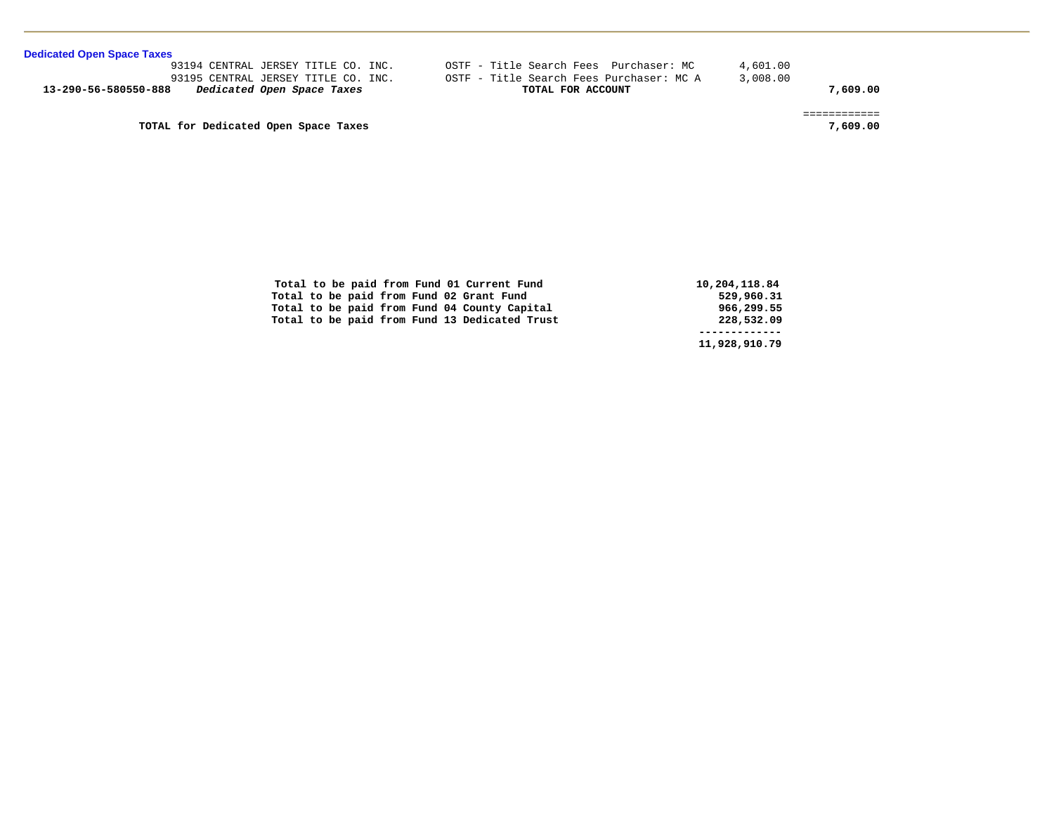## Dedicated Open Space Taxes

| | | | | |
|---|---|---|---|---|
| | 93194 CENTRAL JERSEY TITLE CO. INC. | OSTF - Title Search Fees Purchaser: MC | 4,601.00 | |
| | 93195 CENTRAL JERSEY TITLE CO. INC. | OSTF - Title Search Fees Purchaser: MC A | 3,008.00 | |
| **13-290-56-580550-888** | ***Dedicated Open Space Taxes*** | **TOTAL FOR ACCOUNT** | | **7,609.00** |

============

**TOTAL for Dedicated Open Space Taxes** **7,609.00**

| | |
|---|---|
| **Total to be paid from Fund 01 Current Fund** | **10,204,118.84** |
| **Total to be paid from Fund 02 Grant Fund** | **529,960.31** |
| **Total to be paid from Fund 04 County Capital** | **966,299.55** |
| **Total to be paid from Fund 13 Dedicated Trust** | **228,532.09** |
| | ------------- |
| | **11,928,910.79** |